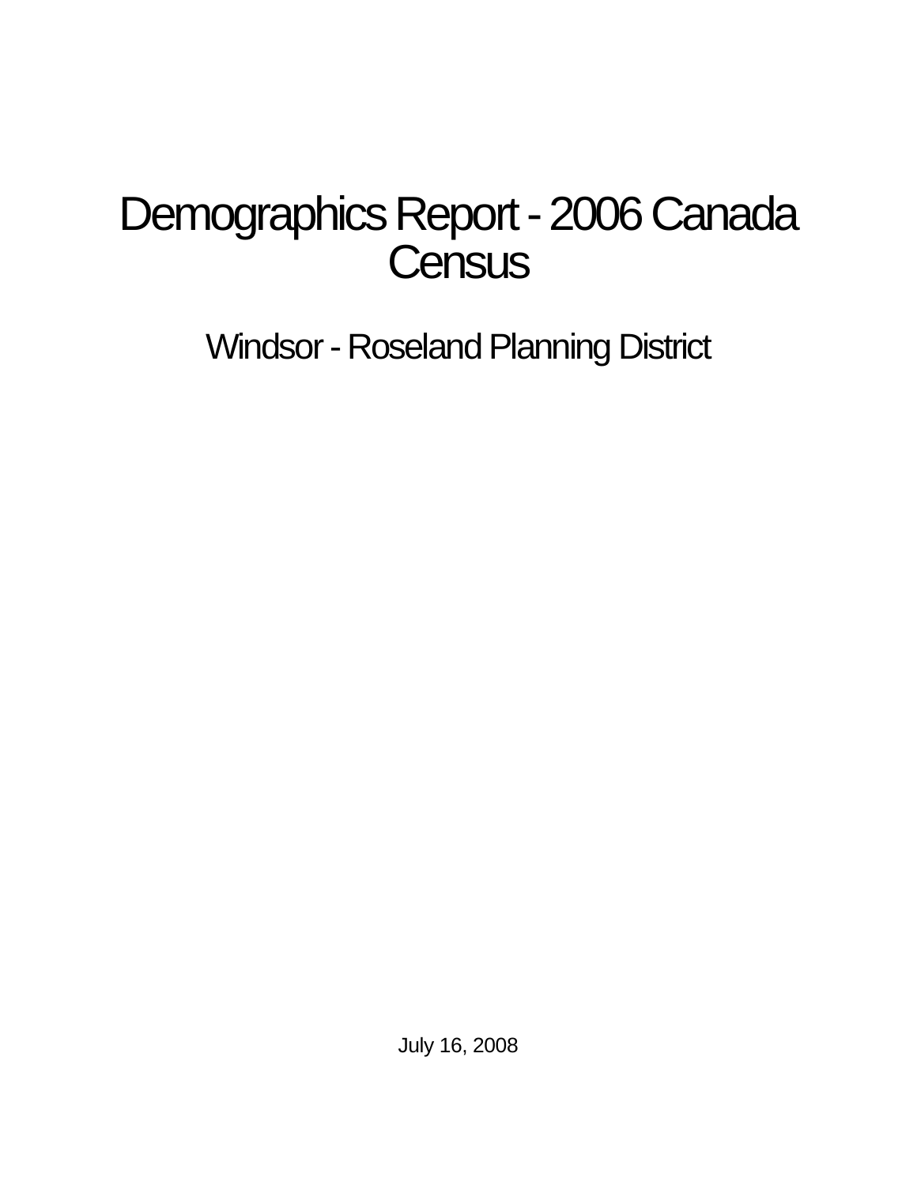# Demographics Report - 2006 Canada Census

## Windsor - Roseland Planning District

July 16, 2008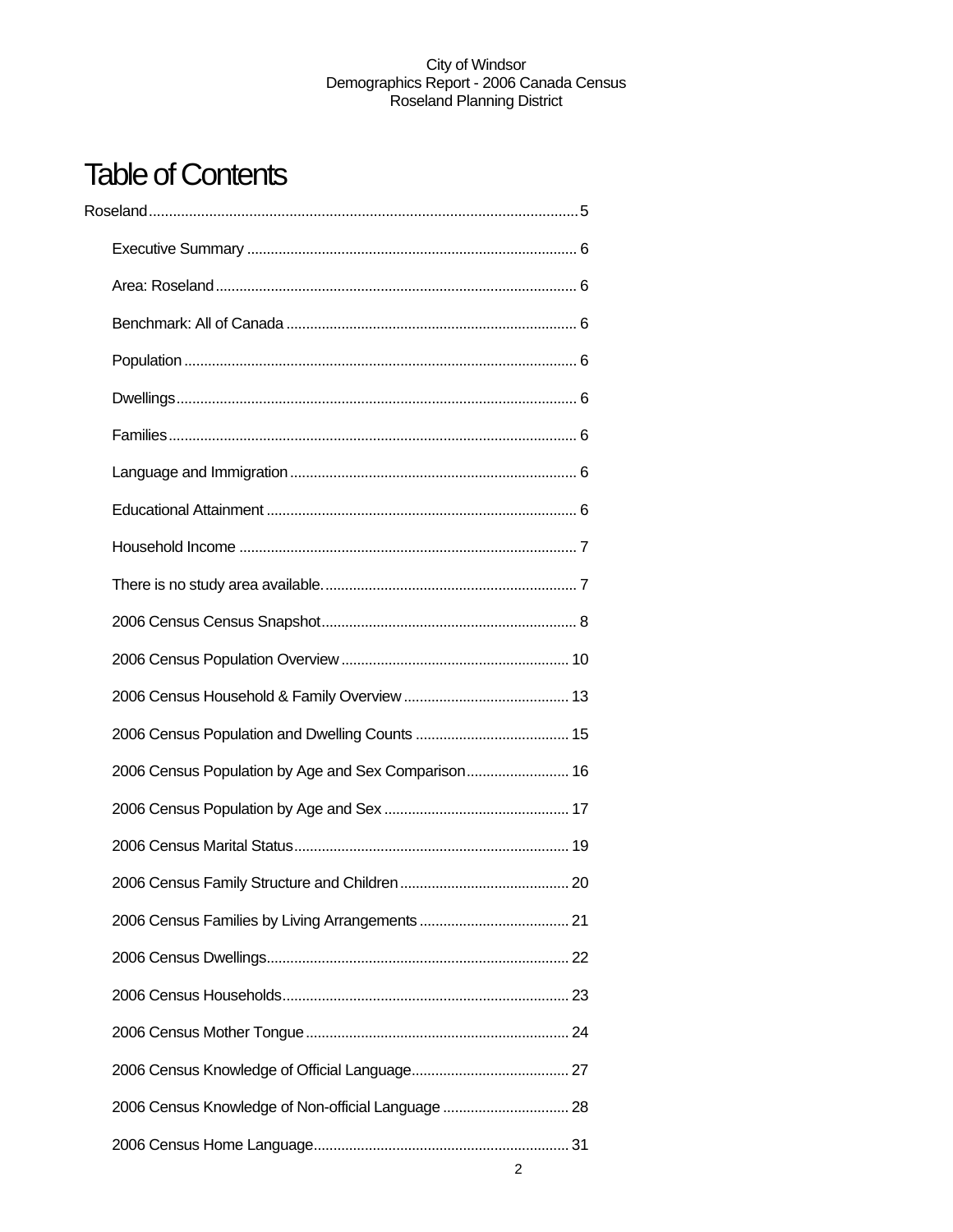# Table of Contents

Roseland ........................................................................................................ 5

- Executive Summary ........................................................................ 6
- Area: Roseland ................................................................................ 6
- Benchmark: All of Canada ............................................................. 6
- Population ....................................................................................... 6
- Dwellings ......................................................................................... 6
- Families ........................................................................................... 6
- Language and Immigration ............................................................. 6
- Educational Attainment ................................................................... 6
- Household Income ........................................................................... 7
- There is no study area available. .................................................... 7
- 2006 Census Census Snapshot ....................................................... 8
- 2006 Census Population Overview ................................................. 10
- 2006 Census Household & Family Overview ................................... 13
- 2006 Census Population and Dwelling Counts ................................ 15
- 2006 Census Population by Age and Sex Comparison ..................... 16
- 2006 Census Population by Age and Sex ........................................ 17
- 2006 Census Marital Status ............................................................. 19
- 2006 Census Family Structure and Children .................................... 20
- 2006 Census Families by Living Arrangements ................................ 21
- 2006 Census Dwellings ................................................................... 22
- 2006 Census Households ................................................................ 23
- 2006 Census Mother Tongue ........................................................... 24
- 2006 Census Knowledge of Official Language .................................. 27
- 2006 Census Knowledge of Non-official Language ........................... 28
- 2006 Census Home Language ......................................................... 31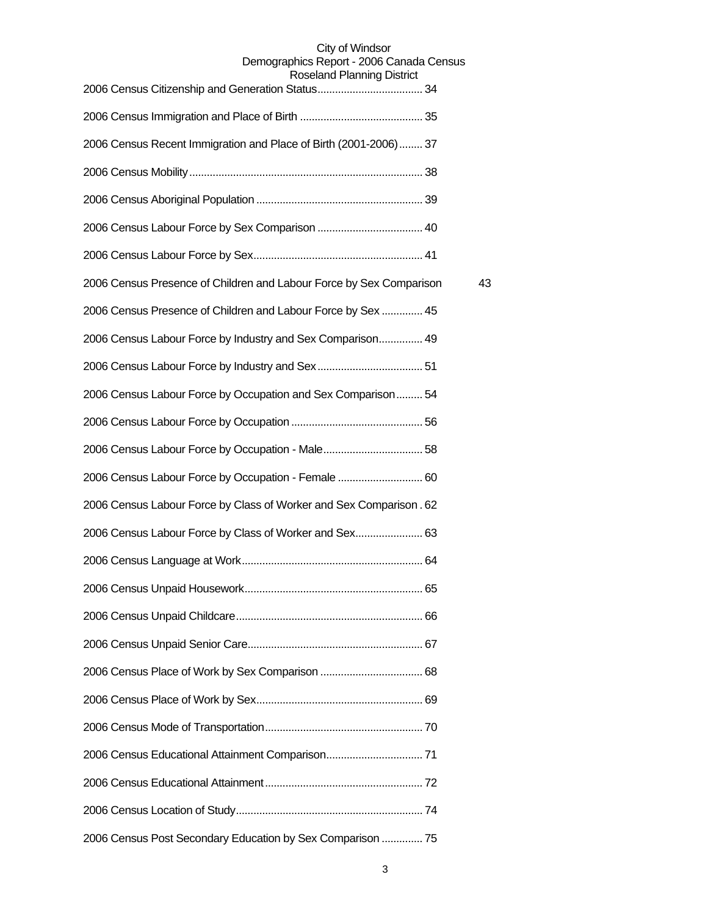2006 Census Citizenship and Generation Status.................................... 34

2006 Census Immigration and Place of Birth .......................................... 35

2006 Census Recent Immigration and Place of Birth (2001-2006)........ 37

2006 Census Mobility............................................................................... 38

2006 Census Aboriginal Population ......................................................... 39

2006 Census Labour Force by Sex Comparison .................................... 40

2006 Census Labour Force by Sex.......................................................... 41

2006 Census Presence of Children and Labour Force by Sex Comparison 43

2006 Census Presence of Children and Labour Force by Sex .............. 45

2006 Census Labour Force by Industry and Sex Comparison............... 49

2006 Census Labour Force by Industry and Sex.................................... 51

2006 Census Labour Force by Occupation and Sex Comparison......... 54

2006 Census Labour Force by Occupation ............................................. 56

2006 Census Labour Force by Occupation - Male.................................. 58

2006 Census Labour Force by Occupation - Female ............................. 60

2006 Census Labour Force by Class of Worker and Sex Comparison . 62

2006 Census Labour Force by Class of Worker and Sex....................... 63

2006 Census Language at Work.............................................................. 64

2006 Census Unpaid Housework............................................................. 65

2006 Census Unpaid Childcare................................................................ 66

2006 Census Unpaid Senior Care............................................................ 67

2006 Census Place of Work by Sex Comparison ................................... 68

2006 Census Place of Work by Sex......................................................... 69

2006 Census Mode of Transportation...................................................... 70

2006 Census Educational Attainment Comparison................................. 71

2006 Census Educational Attainment...................................................... 72

2006 Census Location of Study................................................................ 74

2006 Census Post Secondary Education by Sex Comparison .............. 75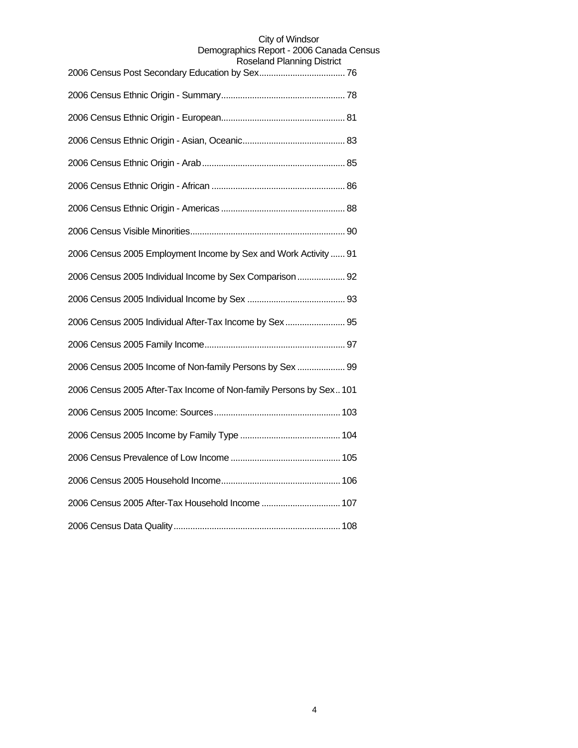2006 Census Post Secondary Education by Sex.................................... 76

2006 Census Ethnic Origin - Summary.................................................... 78

2006 Census Ethnic Origin - European.................................................... 81

2006 Census Ethnic Origin - Asian, Oceanic........................................... 83

2006 Census Ethnic Origin - Arab............................................................ 85

2006 Census Ethnic Origin - African ........................................................ 86

2006 Census Ethnic Origin - Americas .................................................... 88

2006 Census Visible Minorities................................................................. 90

2006 Census 2005 Employment Income by Sex and Work Activity ...... 91

2006 Census 2005 Individual Income by Sex Comparison .................... 92

2006 Census 2005 Individual Income by Sex ......................................... 93

2006 Census 2005 Individual After-Tax Income by Sex ......................... 95

2006 Census 2005 Family Income........................................................... 97

2006 Census 2005 Income of Non-family Persons by Sex .................... 99

2006 Census 2005 After-Tax Income of Non-family Persons by Sex.. 101

2006 Census 2005 Income: Sources..................................................... 103

2006 Census 2005 Income by Family Type .......................................... 104

2006 Census Prevalence of Low Income .............................................. 105

2006 Census 2005 Household Income.................................................. 106

2006 Census 2005 After-Tax Household Income ................................. 107

2006 Census Data Quality...................................................................... 108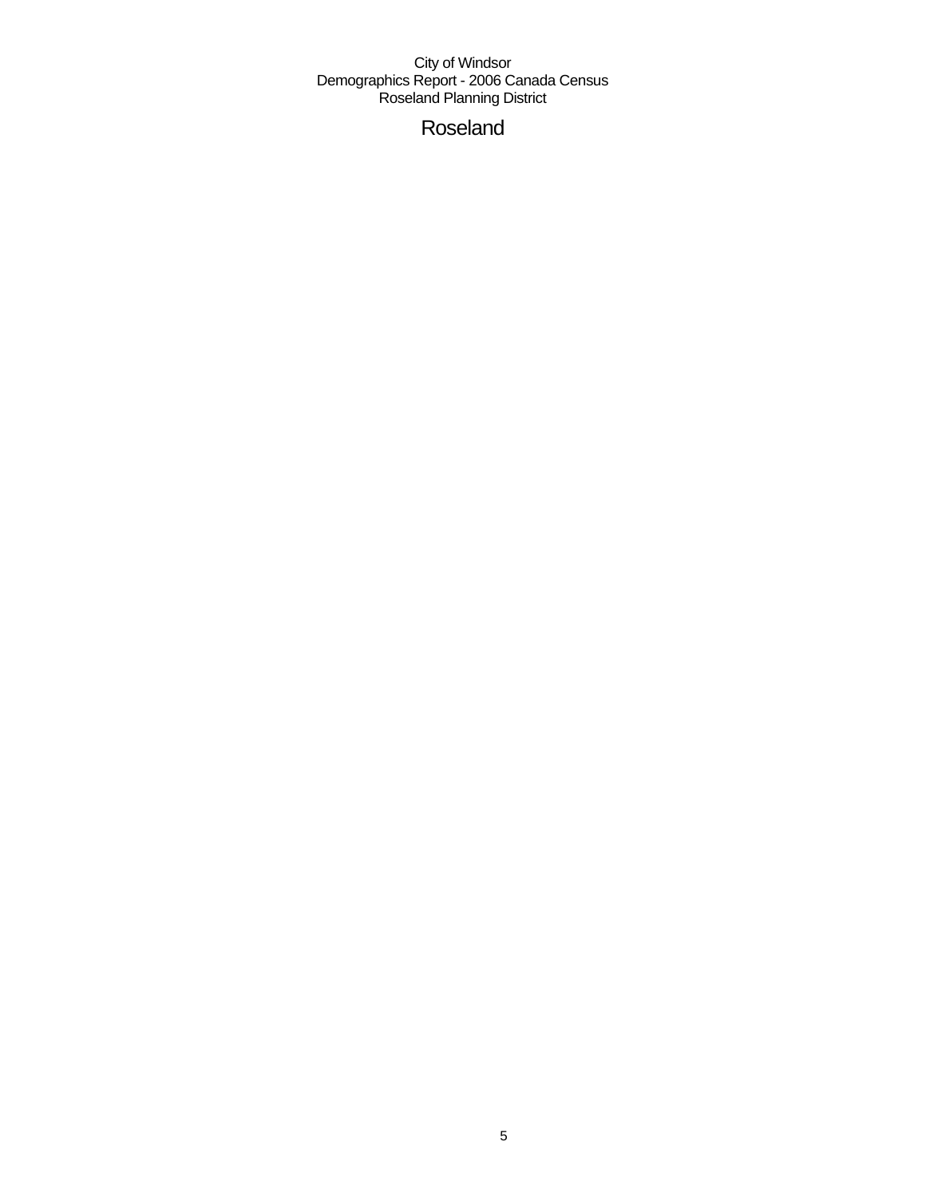# Roseland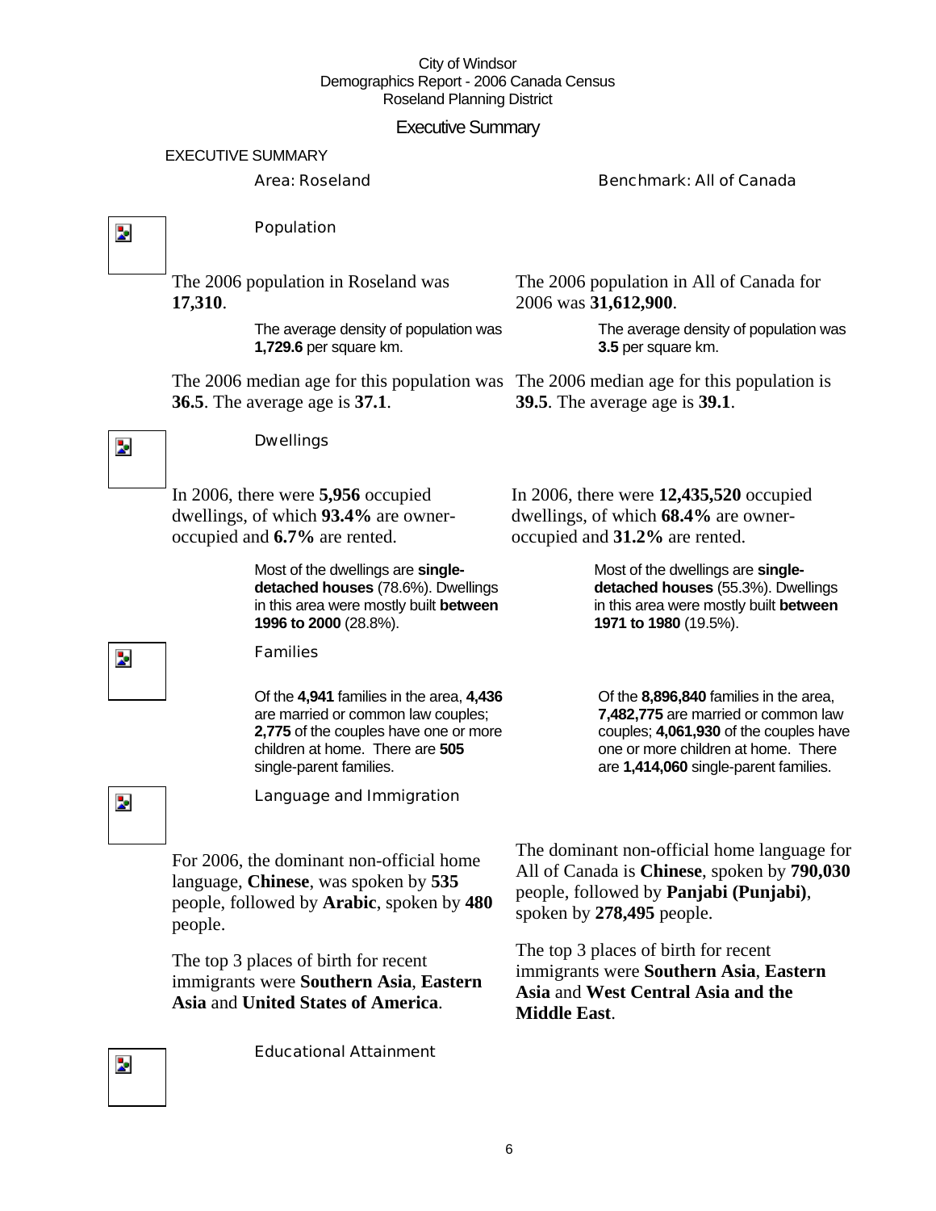City of Windsor
Demographics Report - 2006 Canada Census
Roseland Planning District

# Executive Summary

## EXECUTIVE SUMMARY

Area: Roseland

Benchmark: All of Canada

### Population

The 2006 population in Roseland was **17,310**.

The average density of population was **1,729.6** per square km.

The 2006 median age for this population was **36.5**. The average age is **37.1**.

The 2006 population in All of Canada for 2006 was **31,612,900**.

The average density of population was **3.5** per square km.

The 2006 median age for this population is **39.5**. The average age is **39.1**.

### Dwellings

In 2006, there were **5,956** occupied dwellings, of which **93.4%** are owner-occupied and **6.7%** are rented.

Most of the dwellings are **single-detached houses** (78.6%). Dwellings in this area were mostly built **between 1996 to 2000** (28.8%).

In 2006, there were **12,435,520** occupied dwellings, of which **68.4%** are owner-occupied and **31.2%** are rented.

Most of the dwellings are **single-detached houses** (55.3%). Dwellings in this area were mostly built **between 1971 to 1980** (19.5%).

### Families

Of the **4,941** families in the area, **4,436** are married or common law couples; **2,775** of the couples have one or more children at home. There are **505** single-parent families.

Of the **8,896,840** families in the area, **7,482,775** are married or common law couples; **4,061,930** of the couples have one or more children at home. There are **1,414,060** single-parent families.

### Language and Immigration

For 2006, the dominant non-official home language, **Chinese**, was spoken by **535** people, followed by **Arabic**, spoken by **480** people.

The top 3 places of birth for recent immigrants were **Southern Asia**, **Eastern Asia** and **United States of America**.

The dominant non-official home language for All of Canada is **Chinese**, spoken by **790,030** people, followed by **Panjabi (Punjabi)**, spoken by **278,495** people.

The top 3 places of birth for recent immigrants were **Southern Asia**, **Eastern Asia** and **West Central Asia and the Middle East**.

### Educational Attainment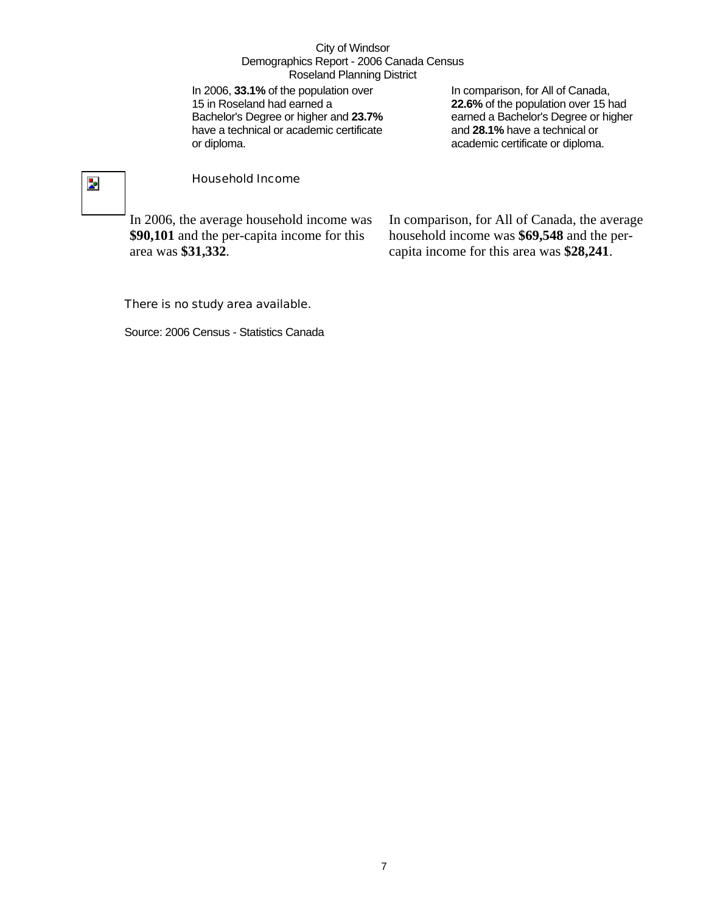City of Windsor
Demographics Report - 2006 Canada Census
Roseland Planning District

In 2006, **33.1%** of the population over 15 in Roseland had earned a Bachelor's Degree or higher and **23.7%** have a technical or academic certificate or diploma.

In comparison, for All of Canada, **22.6%** of the population over 15 had earned a Bachelor's Degree or higher and **28.1%** have a technical or academic certificate or diploma.

## Household Income

In 2006, the average household income was **$90,101** and the per-capita income for this area was **$31,332**.

In comparison, for All of Canada, the average household income was **$69,548** and the per-capita income for this area was **$28,241**.

There is no study area available.

Source: 2006 Census - Statistics Canada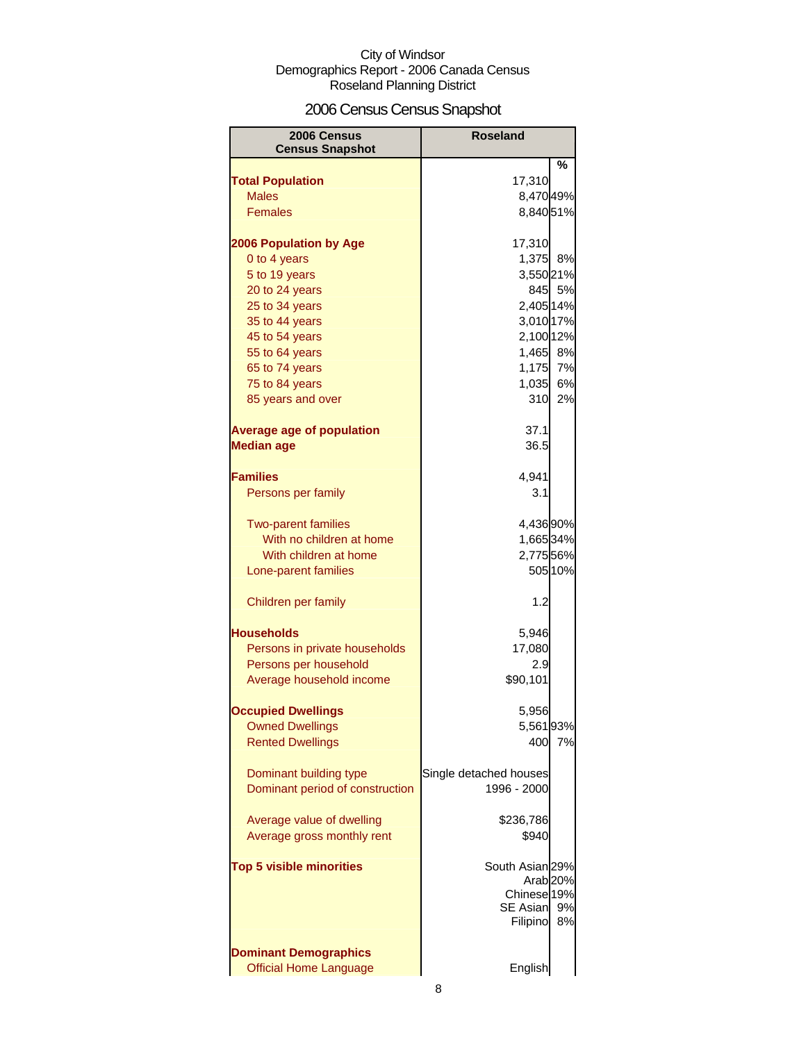City of Windsor
Demographics Report - 2006 Canada Census
Roseland Planning District

# 2006 Census Census Snapshot

| 2006 Census Census Snapshot | Roseland | |
|---|---|---|
| | | % |
| **Total Population** | 17,310 | |
| Males | 8,470 | 49% |
| Females | 8,840 | 51% |
| | | |
| **2006 Population by Age** | 17,310 | |
| 0 to 4 years | 1,375 | 8% |
| 5 to 19 years | 3,550 | 21% |
| 20 to 24 years | 845 | 5% |
| 25 to 34 years | 2,405 | 14% |
| 35 to 44 years | 3,010 | 17% |
| 45 to 54 years | 2,100 | 12% |
| 55 to 64 years | 1,465 | 8% |
| 65 to 74 years | 1,175 | 7% |
| 75 to 84 years | 1,035 | 6% |
| 85 years and over | 310 | 2% |
| | | |
| **Average age of population** | 37.1 | |
| **Median age** | 36.5 | |
| | | |
| **Families** | 4,941 | |
| Persons per family | 3.1 | |
| | | |
| Two-parent families | 4,436 | 90% |
| With no children at home | 1,665 | 34% |
| With children at home | 2,775 | 56% |
| Lone-parent families | 505 | 10% |
| | | |
| Children per family | 1.2 | |
| | | |
| **Households** | 5,946 | |
| Persons in private households | 17,080 | |
| Persons per household | 2.9 | |
| Average household income | $90,101 | |
| | | |
| **Occupied Dwellings** | 5,956 | |
| Owned Dwellings | 5,561 | 93% |
| Rented Dwellings | 400 | 7% |
| | | |
| Dominant building type | Single detached houses | |
| Dominant period of construction | 1996 - 2000 | |
| | | |
| Average value of dwelling | $236,786 | |
| Average gross monthly rent | $940 | |
| | | |
| **Top 5 visible minorities** | South Asian | 29% |
| | Arab | 20% |
| | Chinese | 19% |
| | SE Asian | 9% |
| | Filipino | 8% |
| | | |
| **Dominant Demographics** | | |
| Official Home Language | English | |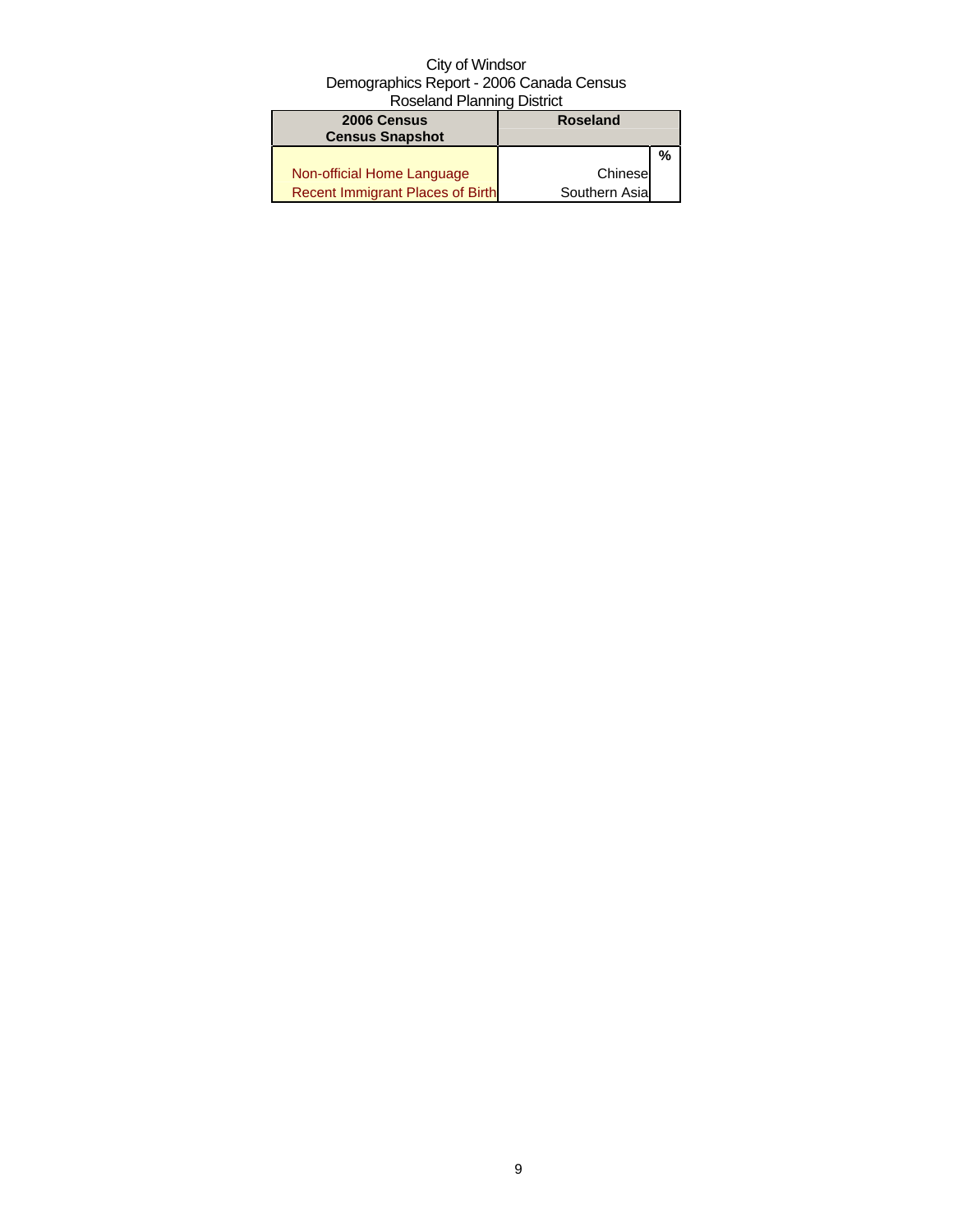City of Windsor
Demographics Report - 2006 Canada Census
Roseland Planning District

| 2006 Census<br>Census Snapshot | Roseland | |
|---|---|---|
| | | % |
| Non-official Home Language | Chinese | |
| Recent Immigrant Places of Birth | Southern Asia | |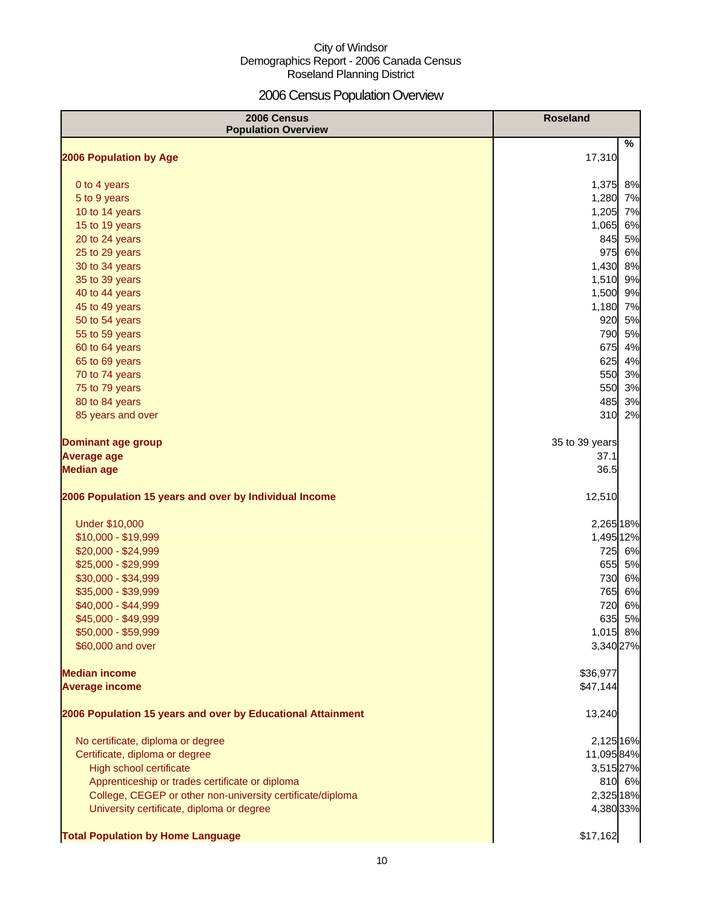City of Windsor
Demographics Report - 2006 Canada Census
Roseland Planning District

# 2006 Census Population Overview

| 2006 Census Population Overview | Roseland | |
|---|---|---|
| | | % |
| **2006 Population by Age** | 17,310 | |
| 0 to 4 years | 1,375 | 8% |
| 5 to 9 years | 1,280 | 7% |
| 10 to 14 years | 1,205 | 7% |
| 15 to 19 years | 1,065 | 6% |
| 20 to 24 years | 845 | 5% |
| 25 to 29 years | 975 | 6% |
| 30 to 34 years | 1,430 | 8% |
| 35 to 39 years | 1,510 | 9% |
| 40 to 44 years | 1,500 | 9% |
| 45 to 49 years | 1,180 | 7% |
| 50 to 54 years | 920 | 5% |
| 55 to 59 years | 790 | 5% |
| 60 to 64 years | 675 | 4% |
| 65 to 69 years | 625 | 4% |
| 70 to 74 years | 550 | 3% |
| 75 to 79 years | 550 | 3% |
| 80 to 84 years | 485 | 3% |
| 85 years and over | 310 | 2% |
| **Dominant age group** | 35 to 39 years | |
| **Average age** | 37.1 | |
| **Median age** | 36.5 | |
| **2006 Population 15 years and over by Individual Income** | 12,510 | |
| Under $10,000 | 2,265 | 18% |
| $10,000 - $19,999 | 1,495 | 12% |
| $20,000 - $24,999 | 725 | 6% |
| $25,000 - $29,999 | 655 | 5% |
| $30,000 - $34,999 | 730 | 6% |
| $35,000 - $39,999 | 765 | 6% |
| $40,000 - $44,999 | 720 | 6% |
| $45,000 - $49,999 | 635 | 5% |
| $50,000 - $59,999 | 1,015 | 8% |
| $60,000 and over | 3,340 | 27% |
| **Median income** | $36,977 | |
| **Average income** | $47,144 | |
| **2006 Population 15 years and over by Educational Attainment** | 13,240 | |
| No certificate, diploma or degree | 2,125 | 16% |
| Certificate, diploma or degree | 11,095 | 84% |
| High school certificate | 3,515 | 27% |
| Apprenticeship or trades certificate or diploma | 810 | 6% |
| College, CEGEP or other non-university certificate/diploma | 2,325 | 18% |
| University certificate, diploma or degree | 4,380 | 33% |
| **Total Population by Home Language** | $17,162 | |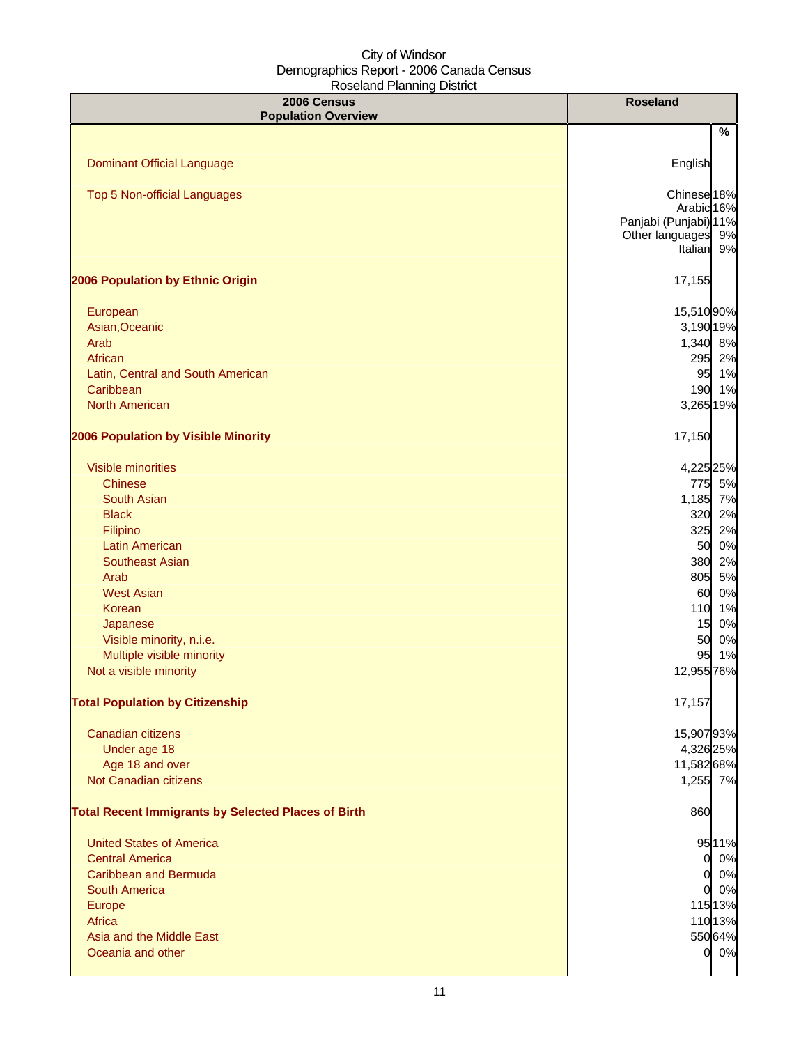City of Windsor
Demographics Report - 2006 Canada Census
Roseland Planning District

| 2006 Census Population Overview | Roseland | % |
|---|---|---|
| Dominant Official Language | English | |
| Top 5 Non-official Languages | Chinese | 18% |
| | Arabic | 16% |
| | Panjabi (Punjabi) | 11% |
| | Other languages | 9% |
| | Italian | 9% |
| **2006 Population by Ethnic Origin** | 17,155 | |
| European | 15,510 | 90% |
| Asian,Oceanic | 3,190 | 19% |
| Arab | 1,340 | 8% |
| African | 295 | 2% |
| Latin, Central and South American | 95 | 1% |
| Caribbean | 190 | 1% |
| North American | 3,265 | 19% |
| **2006 Population by Visible Minority** | 17,150 | |
| Visible minorities | 4,225 | 25% |
| Chinese | 775 | 5% |
| South Asian | 1,185 | 7% |
| Black | 320 | 2% |
| Filipino | 325 | 2% |
| Latin American | 50 | 0% |
| Southeast Asian | 380 | 2% |
| Arab | 805 | 5% |
| West Asian | 60 | 0% |
| Korean | 110 | 1% |
| Japanese | 15 | 0% |
| Visible minority, n.i.e. | 50 | 0% |
| Multiple visible minority | 95 | 1% |
| Not a visible minority | 12,955 | 76% |
| **Total Population by Citizenship** | 17,157 | |
| Canadian citizens | 15,907 | 93% |
| Under age 18 | 4,326 | 25% |
| Age 18 and over | 11,582 | 68% |
| Not Canadian citizens | 1,255 | 7% |
| **Total Recent Immigrants by Selected Places of Birth** | 860 | |
| United States of America | 95 | 11% |
| Central America | 0 | 0% |
| Caribbean and Bermuda | 0 | 0% |
| South America | 0 | 0% |
| Europe | 115 | 13% |
| Africa | 110 | 13% |
| Asia and the Middle East | 550 | 64% |
| Oceania and other | 0 | 0% |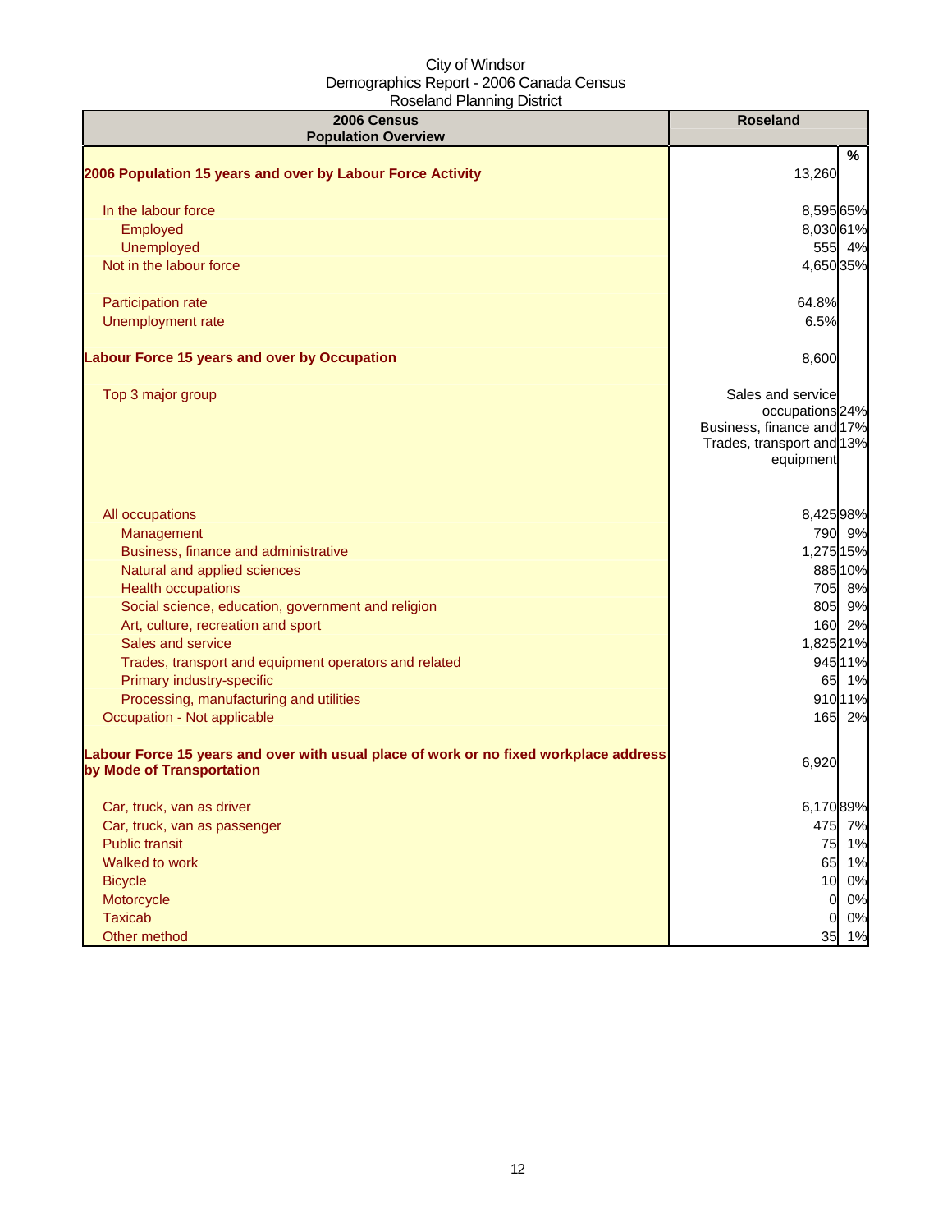City of Windsor
Demographics Report - 2006 Canada Census
Roseland Planning District

| 2006 Census Population Overview | Roseland | % |
|---|---|---|
| **2006 Population 15 years and over by Labour Force Activity** | 13,260 | |
| In the labour force | 8,595 | 65% |
| Employed | 8,030 | 61% |
| Unemployed | 555 | 4% |
| Not in the labour force | 4,650 | 35% |
| Participation rate | 64.8% | |
| Unemployment rate | 6.5% | |
| **Labour Force 15 years and over by Occupation** | 8,600 | |
| Top 3 major group | Sales and service occupations | 24% |
| | Business, finance and | 17% |
| | Trades, transport and equipment | 13% |
| All occupations | 8,425 | 98% |
| Management | 790 | 9% |
| Business, finance and administrative | 1,275 | 15% |
| Natural and applied sciences | 885 | 10% |
| Health occupations | 705 | 8% |
| Social science, education, government and religion | 805 | 9% |
| Art, culture, recreation and sport | 160 | 2% |
| Sales and service | 1,825 | 21% |
| Trades, transport and equipment operators and related | 945 | 11% |
| Primary industry-specific | 65 | 1% |
| Processing, manufacturing and utilities | 910 | 11% |
| Occupation - Not applicable | 165 | 2% |
| **Labour Force 15 years and over with usual place of work or no fixed workplace address by Mode of Transportation** | 6,920 | |
| Car, truck, van as driver | 6,170 | 89% |
| Car, truck, van as passenger | 475 | 7% |
| Public transit | 75 | 1% |
| Walked to work | 65 | 1% |
| Bicycle | 10 | 0% |
| Motorcycle | 0 | 0% |
| Taxicab | 0 | 0% |
| Other method | 35 | 1% |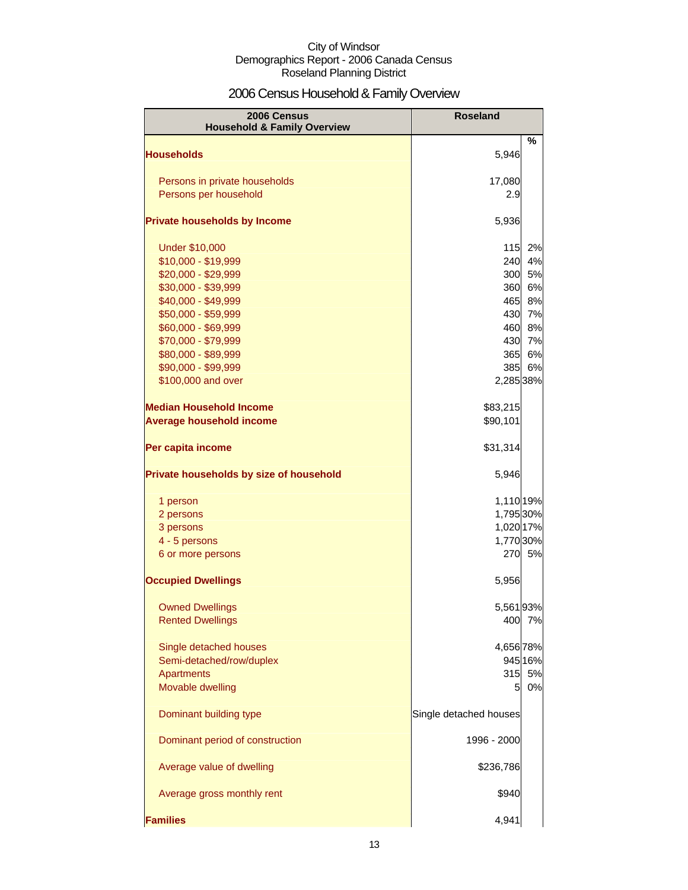City of Windsor
Demographics Report - 2006 Canada Census
Roseland Planning District

# 2006 Census Household & Family Overview

| 2006 Census Household & Family Overview | Roseland | |
|---|---|---|
| | | % |
| **Households** | 5,946 | |
| Persons in private households | 17,080 | |
| Persons per household | 2.9 | |
| **Private households by Income** | 5,936 | |
| Under $10,000 | 115 | 2% |
| $10,000 - $19,999 | 240 | 4% |
| $20,000 - $29,999 | 300 | 5% |
| $30,000 - $39,999 | 360 | 6% |
| $40,000 - $49,999 | 465 | 8% |
| $50,000 - $59,999 | 430 | 7% |
| $60,000 - $69,999 | 460 | 8% |
| $70,000 - $79,999 | 430 | 7% |
| $80,000 - $89,999 | 365 | 6% |
| $90,000 - $99,999 | 385 | 6% |
| $100,000 and over | 2,285 | 38% |
| **Median Household Income** | $83,215 | |
| **Average household income** | $90,101 | |
| **Per capita income** | $31,314 | |
| **Private households by size of household** | 5,946 | |
| 1 person | 1,110 | 19% |
| 2 persons | 1,795 | 30% |
| 3 persons | 1,020 | 17% |
| 4 - 5 persons | 1,770 | 30% |
| 6 or more persons | 270 | 5% |
| **Occupied Dwellings** | 5,956 | |
| Owned Dwellings | 5,561 | 93% |
| Rented Dwellings | 400 | 7% |
| Single detached houses | 4,656 | 78% |
| Semi-detached/row/duplex | 945 | 16% |
| Apartments | 315 | 5% |
| Movable dwelling | 5 | 0% |
| Dominant building type | Single detached houses | |
| Dominant period of construction | 1996 - 2000 | |
| Average value of dwelling | $236,786 | |
| Average gross monthly rent | $940 | |
| **Families** | 4,941 | |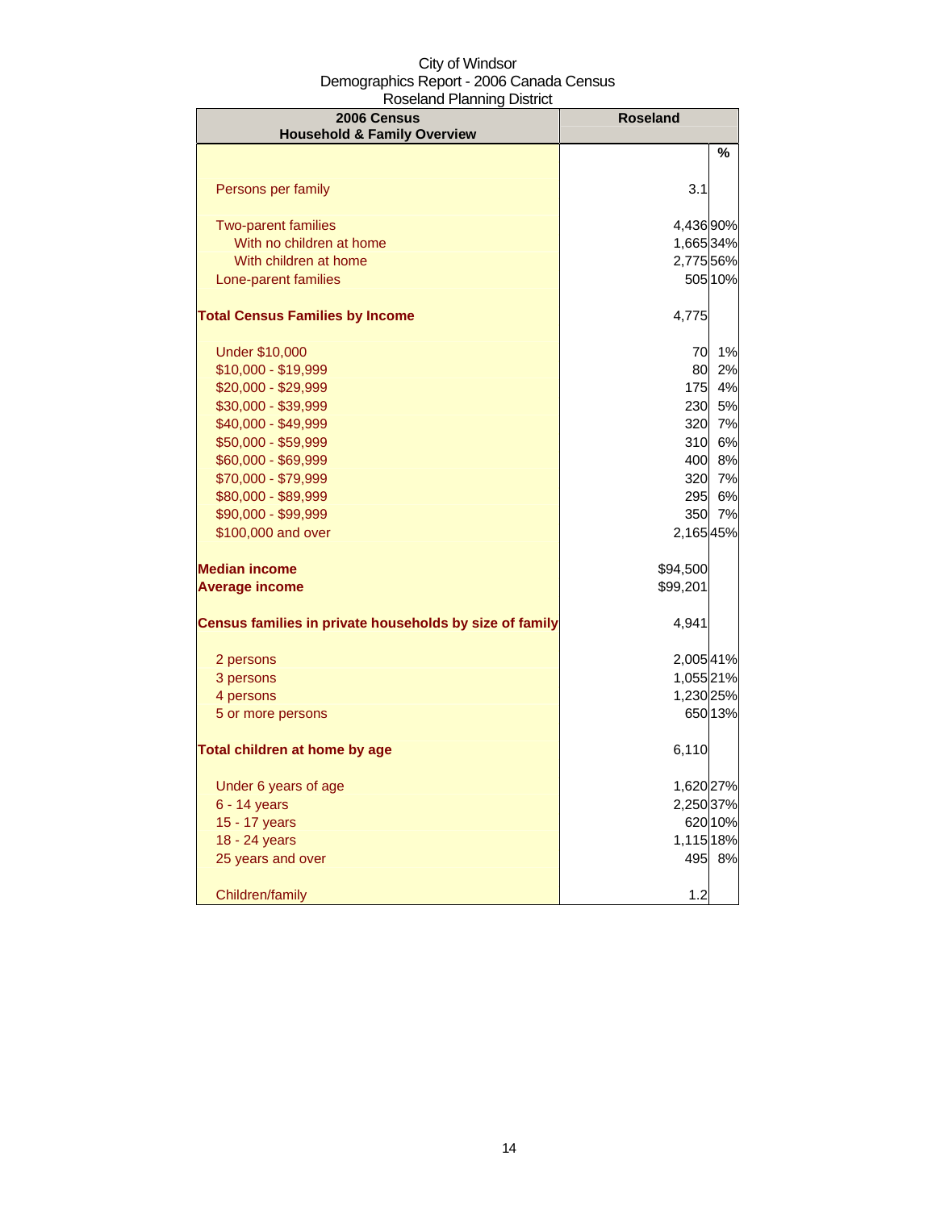City of Windsor
Demographics Report - 2006 Canada Census
Roseland Planning District

| 2006 Census<br>Household & Family Overview | Roseland | |
|---|---|---|
| | | % |
| Persons per family | 3.1 | |
| Two-parent families | 4,436 | 90% |
| With no children at home | 1,665 | 34% |
| With children at home | 2,775 | 56% |
| Lone-parent families | 505 | 10% |
| **Total Census Families by Income** | 4,775 | |
| Under $10,000 | 70 | 1% |
| $10,000 - $19,999 | 80 | 2% |
| $20,000 - $29,999 | 175 | 4% |
| $30,000 - $39,999 | 230 | 5% |
| $40,000 - $49,999 | 320 | 7% |
| $50,000 - $59,999 | 310 | 6% |
| $60,000 - $69,999 | 400 | 8% |
| $70,000 - $79,999 | 320 | 7% |
| $80,000 - $89,999 | 295 | 6% |
| $90,000 - $99,999 | 350 | 7% |
| $100,000 and over | 2,165 | 45% |
| **Median income** | $94,500 | |
| **Average income** | $99,201 | |
| **Census families in private households by size of family** | 4,941 | |
| 2 persons | 2,005 | 41% |
| 3 persons | 1,055 | 21% |
| 4 persons | 1,230 | 25% |
| 5 or more persons | 650 | 13% |
| **Total children at home by age** | 6,110 | |
| Under 6 years of age | 1,620 | 27% |
| 6 - 14 years | 2,250 | 37% |
| 15 - 17 years | 620 | 10% |
| 18 - 24 years | 1,115 | 18% |
| 25 years and over | 495 | 8% |
| Children/family | 1.2 | |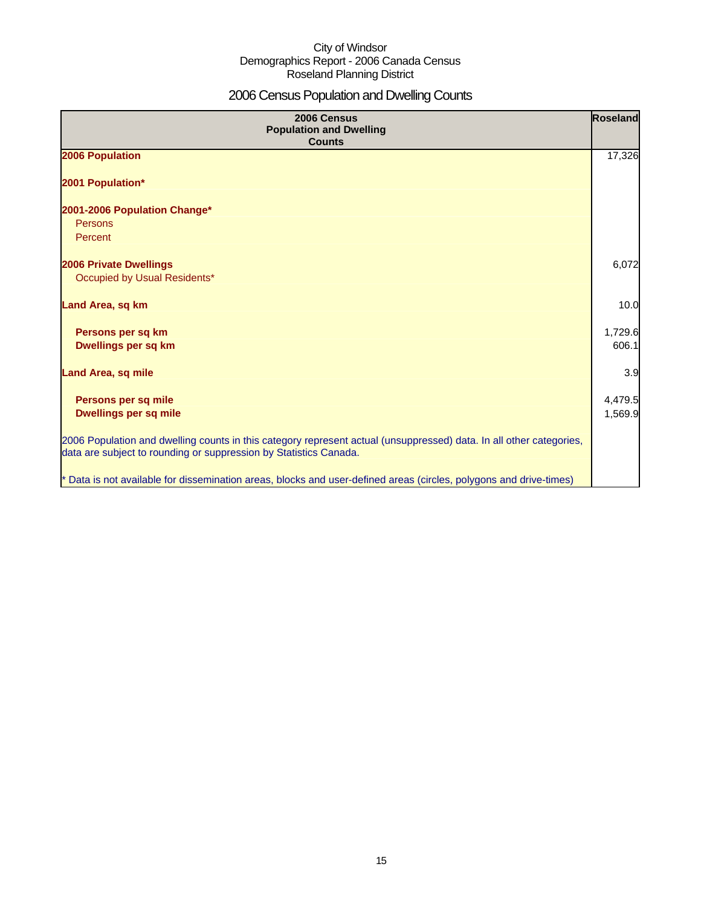City of Windsor
Demographics Report - 2006 Canada Census
Roseland Planning District

# 2006 Census Population and Dwelling Counts

| 2006 Census Population and Dwelling Counts | Roseland |
|---|---|
| **2006 Population** | 17,326 |
| **2001 Population*** | |
| **2001-2006 Population Change*** | |
| Persons | |
| Percent | |
| **2006 Private Dwellings** | 6,072 |
| Occupied by Usual Residents* | |
| **Land Area, sq km** | 10.0 |
| **Persons per sq km** | 1,729.6 |
| **Dwellings per sq km** | 606.1 |
| **Land Area, sq mile** | 3.9 |
| **Persons per sq mile** | 4,479.5 |
| **Dwellings per sq mile** | 1,569.9 |

2006 Population and dwelling counts in this category represent actual (unsuppressed) data. In all other categories, data are subject to rounding or suppression by Statistics Canada.

* Data is not available for dissemination areas, blocks and user-defined areas (circles, polygons and drive-times)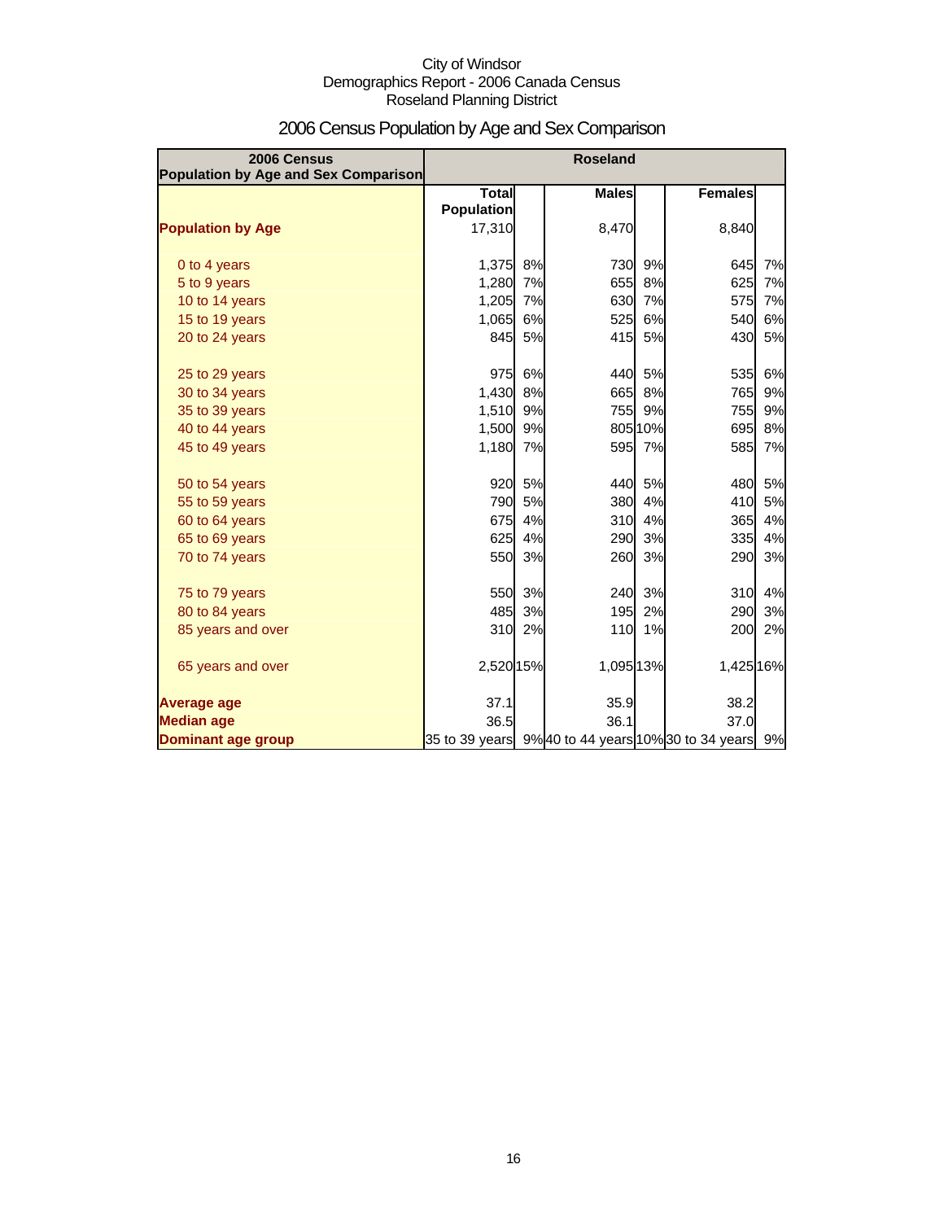City of Windsor
Demographics Report - 2006 Canada Census
Roseland Planning District

# 2006 Census Population by Age and Sex Comparison

| 2006 Census Population by Age and Sex Comparison | Roseland | | | | | |
|---|---|---|---|---|---|---|
| | **Total Population** | | **Males** | | **Females** | |
| **Population by Age** | 17,310 | | 8,470 | | 8,840 | |
| 0 to 4 years | 1,375 | 8% | 730 | 9% | 645 | 7% |
| 5 to 9 years | 1,280 | 7% | 655 | 8% | 625 | 7% |
| 10 to 14 years | 1,205 | 7% | 630 | 7% | 575 | 7% |
| 15 to 19 years | 1,065 | 6% | 525 | 6% | 540 | 6% |
| 20 to 24 years | 845 | 5% | 415 | 5% | 430 | 5% |
| 25 to 29 years | 975 | 6% | 440 | 5% | 535 | 6% |
| 30 to 34 years | 1,430 | 8% | 665 | 8% | 765 | 9% |
| 35 to 39 years | 1,510 | 9% | 755 | 9% | 755 | 9% |
| 40 to 44 years | 1,500 | 9% | 805 | 10% | 695 | 8% |
| 45 to 49 years | 1,180 | 7% | 595 | 7% | 585 | 7% |
| 50 to 54 years | 920 | 5% | 440 | 5% | 480 | 5% |
| 55 to 59 years | 790 | 5% | 380 | 4% | 410 | 5% |
| 60 to 64 years | 675 | 4% | 310 | 4% | 365 | 4% |
| 65 to 69 years | 625 | 4% | 290 | 3% | 335 | 4% |
| 70 to 74 years | 550 | 3% | 260 | 3% | 290 | 3% |
| 75 to 79 years | 550 | 3% | 240 | 3% | 310 | 4% |
| 80 to 84 years | 485 | 3% | 195 | 2% | 290 | 3% |
| 85 years and over | 310 | 2% | 110 | 1% | 200 | 2% |
| 65 years and over | 2,520 | 15% | 1,095 | 13% | 1,425 | 16% |
| **Average age** | 37.1 | | 35.9 | | 38.2 | |
| **Median age** | 36.5 | | 36.1 | | 37.0 | |
| **Dominant age group** | 35 to 39 years | 9% | 40 to 44 years | 10% | 30 to 34 years | 9% |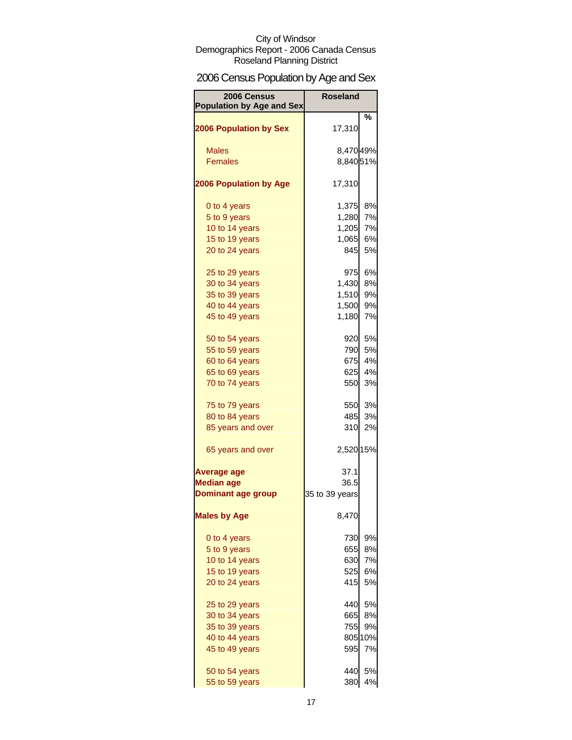City of Windsor
Demographics Report - 2006 Canada Census
Roseland Planning District

## 2006 Census Population by Age and Sex

| 2006 Census Population by Age and Sex | Roseland | |
|---|---|---|
| | | % |
| **2006 Population by Sex** | 17,310 | |
| Males | 8,470 | 49% |
| Females | 8,840 | 51% |
| **2006 Population by Age** | 17,310 | |
| 0 to 4 years | 1,375 | 8% |
| 5 to 9 years | 1,280 | 7% |
| 10 to 14 years | 1,205 | 7% |
| 15 to 19 years | 1,065 | 6% |
| 20 to 24 years | 845 | 5% |
| 25 to 29 years | 975 | 6% |
| 30 to 34 years | 1,430 | 8% |
| 35 to 39 years | 1,510 | 9% |
| 40 to 44 years | 1,500 | 9% |
| 45 to 49 years | 1,180 | 7% |
| 50 to 54 years | 920 | 5% |
| 55 to 59 years | 790 | 5% |
| 60 to 64 years | 675 | 4% |
| 65 to 69 years | 625 | 4% |
| 70 to 74 years | 550 | 3% |
| 75 to 79 years | 550 | 3% |
| 80 to 84 years | 485 | 3% |
| 85 years and over | 310 | 2% |
| 65 years and over | 2,520 | 15% |
| **Average age** | 37.1 | |
| **Median age** | 36.5 | |
| **Dominant age group** | 35 to 39 years | |
| **Males by Age** | 8,470 | |
| 0 to 4 years | 730 | 9% |
| 5 to 9 years | 655 | 8% |
| 10 to 14 years | 630 | 7% |
| 15 to 19 years | 525 | 6% |
| 20 to 24 years | 415 | 5% |
| 25 to 29 years | 440 | 5% |
| 30 to 34 years | 665 | 8% |
| 35 to 39 years | 755 | 9% |
| 40 to 44 years | 805 | 10% |
| 45 to 49 years | 595 | 7% |
| 50 to 54 years | 440 | 5% |
| 55 to 59 years | 380 | 4% |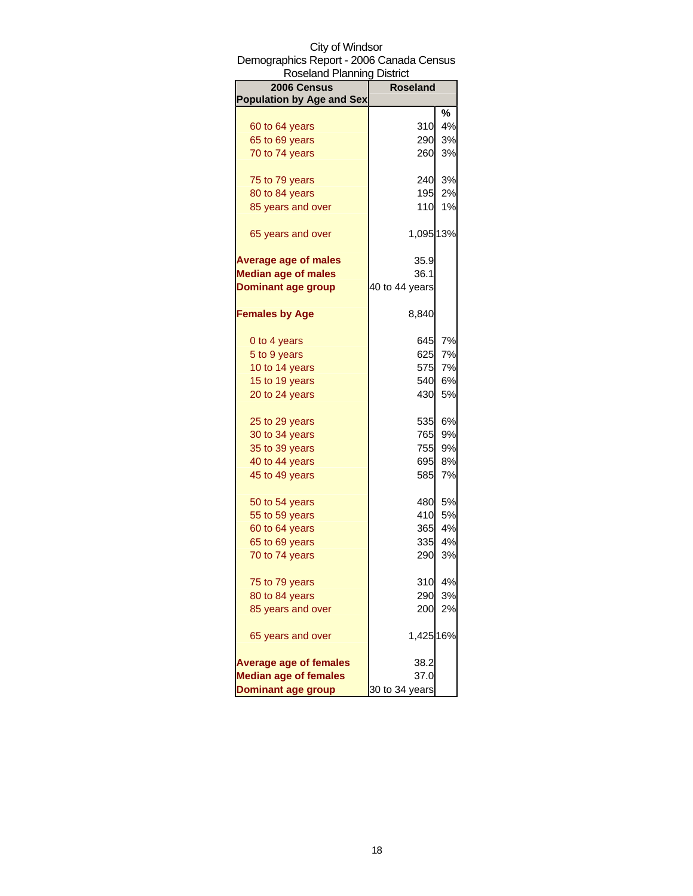City of Windsor
Demographics Report - 2006 Canada Census
Roseland Planning District

| 2006 Census Population by Age and Sex | Roseland | |
|---|---|---|
| | | % |
| 60 to 64 years | 310 | 4% |
| 65 to 69 years | 290 | 3% |
| 70 to 74 years | 260 | 3% |
| 75 to 79 years | 240 | 3% |
| 80 to 84 years | 195 | 2% |
| 85 years and over | 110 | 1% |
| 65 years and over | 1,095 | 13% |
| **Average age of males** | 35.9 | |
| **Median age of males** | 36.1 | |
| **Dominant age group** | 40 to 44 years | |
| **Females by Age** | 8,840 | |
| 0 to 4 years | 645 | 7% |
| 5 to 9 years | 625 | 7% |
| 10 to 14 years | 575 | 7% |
| 15 to 19 years | 540 | 6% |
| 20 to 24 years | 430 | 5% |
| 25 to 29 years | 535 | 6% |
| 30 to 34 years | 765 | 9% |
| 35 to 39 years | 755 | 9% |
| 40 to 44 years | 695 | 8% |
| 45 to 49 years | 585 | 7% |
| 50 to 54 years | 480 | 5% |
| 55 to 59 years | 410 | 5% |
| 60 to 64 years | 365 | 4% |
| 65 to 69 years | 335 | 4% |
| 70 to 74 years | 290 | 3% |
| 75 to 79 years | 310 | 4% |
| 80 to 84 years | 290 | 3% |
| 85 years and over | 200 | 2% |
| 65 years and over | 1,425 | 16% |
| **Average age of females** | 38.2 | |
| **Median age of females** | 37.0 | |
| **Dominant age group** | 30 to 34 years | |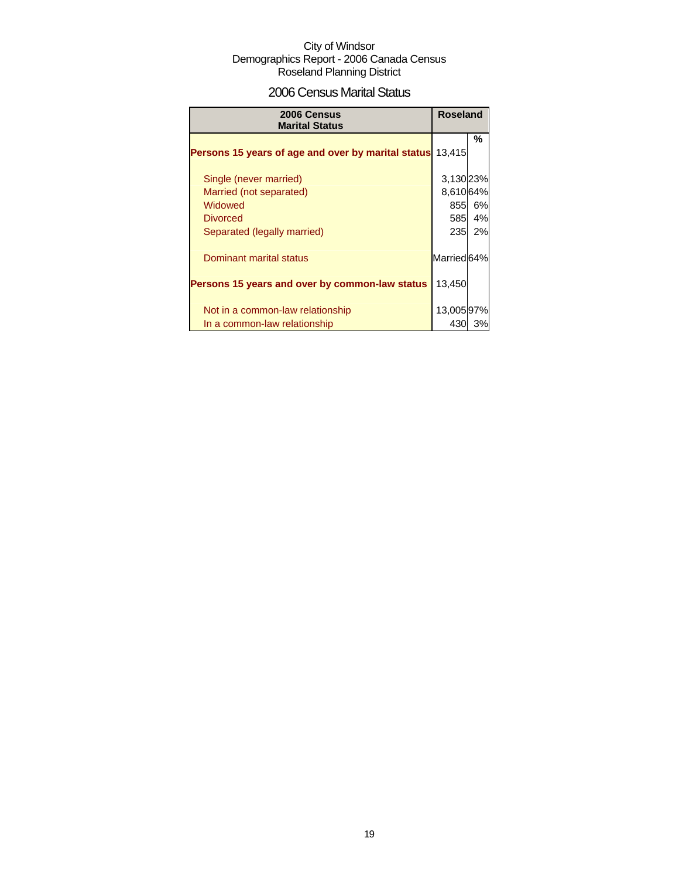City of Windsor
Demographics Report - 2006 Canada Census
Roseland Planning District

## 2006 Census Marital Status

| 2006 Census Marital Status | Roseland | |
|---|---|---|
| | | % |
| **Persons 15 years of age and over by marital status** | 13,415 | |
| Single (never married) | 3,130 | 23% |
| Married (not separated) | 8,610 | 64% |
| Widowed | 855 | 6% |
| Divorced | 585 | 4% |
| Separated (legally married) | 235 | 2% |
| Dominant marital status | Married | 64% |
| **Persons 15 years and over by common-law status** | 13,450 | |
| Not in a common-law relationship | 13,005 | 97% |
| In a common-law relationship | 430 | 3% |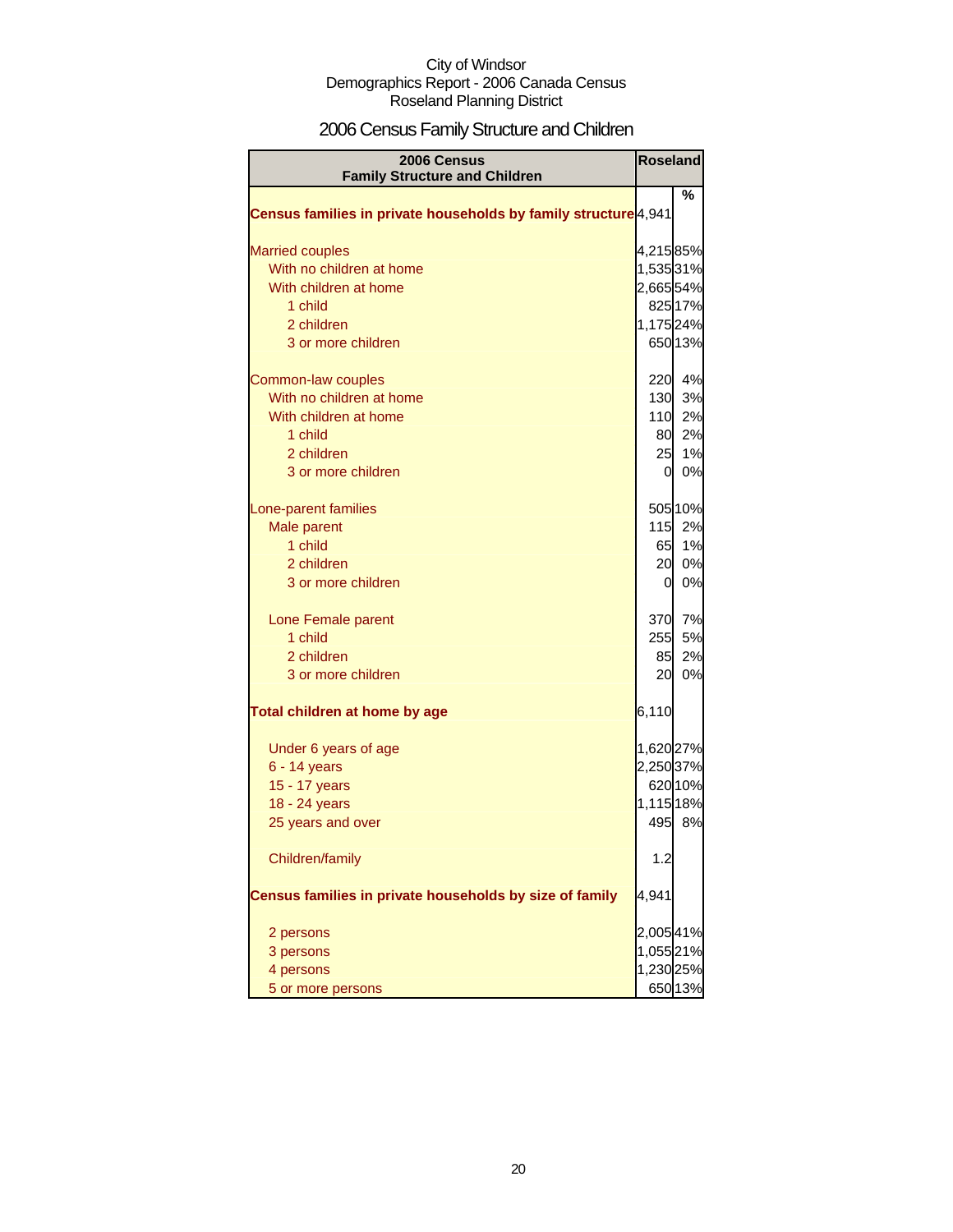City of Windsor
Demographics Report - 2006 Canada Census
Roseland Planning District

# 2006 Census Family Structure and Children

| 2006 Census Family Structure and Children | Roseland | |
|---|---|---|
| | | % |
| **Census families in private households by family structure** | 4,941 | |
| Married couples | 4,215 | 85% |
| With no children at home | 1,535 | 31% |
| With children at home | 2,665 | 54% |
| 1 child | 825 | 17% |
| 2 children | 1,175 | 24% |
| 3 or more children | 650 | 13% |
| Common-law couples | 220 | 4% |
| With no children at home | 130 | 3% |
| With children at home | 110 | 2% |
| 1 child | 80 | 2% |
| 2 children | 25 | 1% |
| 3 or more children | 0 | 0% |
| Lone-parent families | 505 | 10% |
| Male parent | 115 | 2% |
| 1 child | 65 | 1% |
| 2 children | 20 | 0% |
| 3 or more children | 0 | 0% |
| Lone Female parent | 370 | 7% |
| 1 child | 255 | 5% |
| 2 children | 85 | 2% |
| 3 or more children | 20 | 0% |
| **Total children at home by age** | 6,110 | |
| Under 6 years of age | 1,620 | 27% |
| 6 - 14 years | 2,250 | 37% |
| 15 - 17 years | 620 | 10% |
| 18 - 24 years | 1,115 | 18% |
| 25 years and over | 495 | 8% |
| Children/family | 1.2 | |
| **Census families in private households by size of family** | 4,941 | |
| 2 persons | 2,005 | 41% |
| 3 persons | 1,055 | 21% |
| 4 persons | 1,230 | 25% |
| 5 or more persons | 650 | 13% |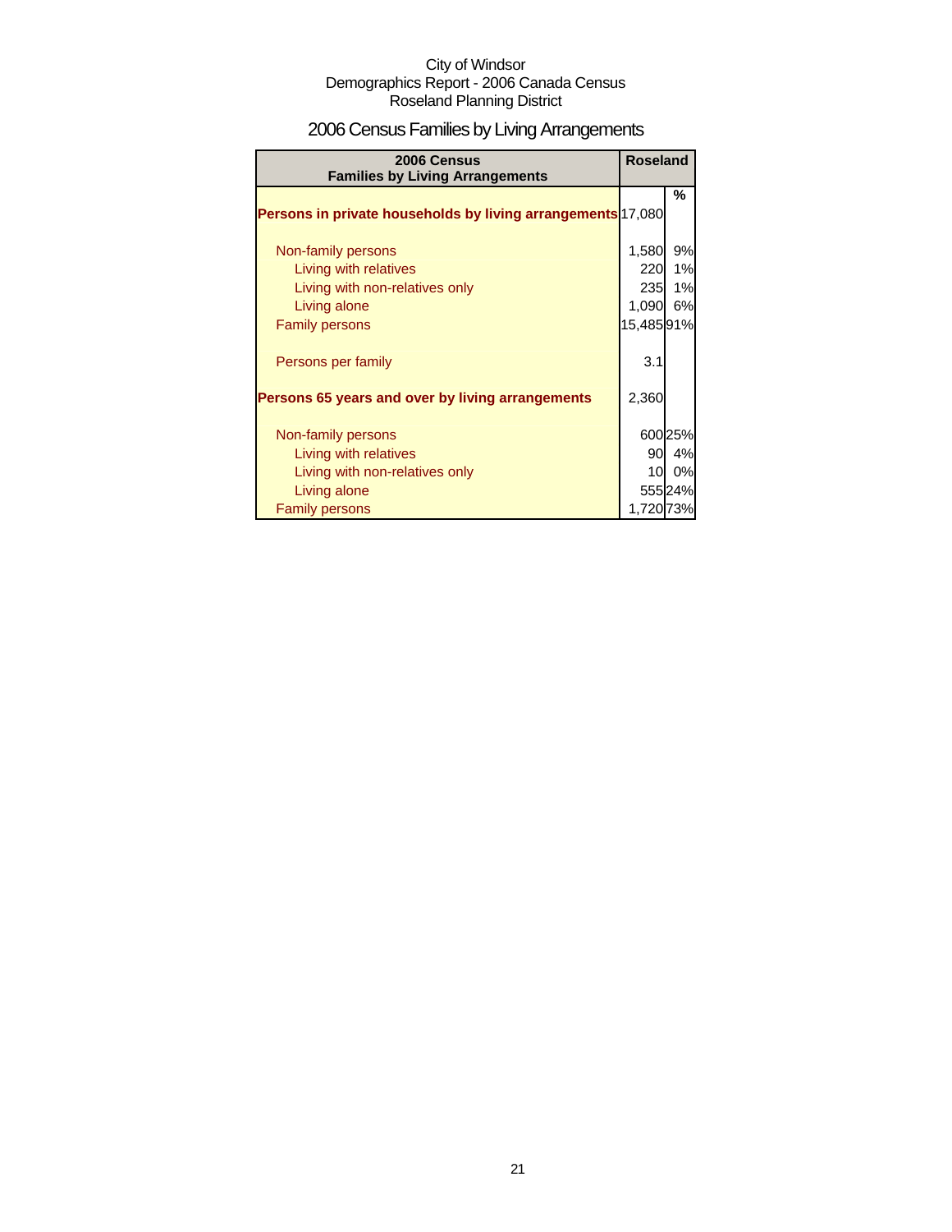City of Windsor
Demographics Report - 2006 Canada Census
Roseland Planning District

# 2006 Census Families by Living Arrangements

| 2006 Census Families by Living Arrangements | Roseland | |
|---|---|---|
| | | % |
| **Persons in private households by living arrangements** | 17,080 | |
| Non-family persons | 1,580 | 9% |
| Living with relatives | 220 | 1% |
| Living with non-relatives only | 235 | 1% |
| Living alone | 1,090 | 6% |
| Family persons | 15,485 | 91% |
| Persons per family | 3.1 | |
| **Persons 65 years and over by living arrangements** | 2,360 | |
| Non-family persons | 600 | 25% |
| Living with relatives | 90 | 4% |
| Living with non-relatives only | 10 | 0% |
| Living alone | 555 | 24% |
| Family persons | 1,720 | 73% |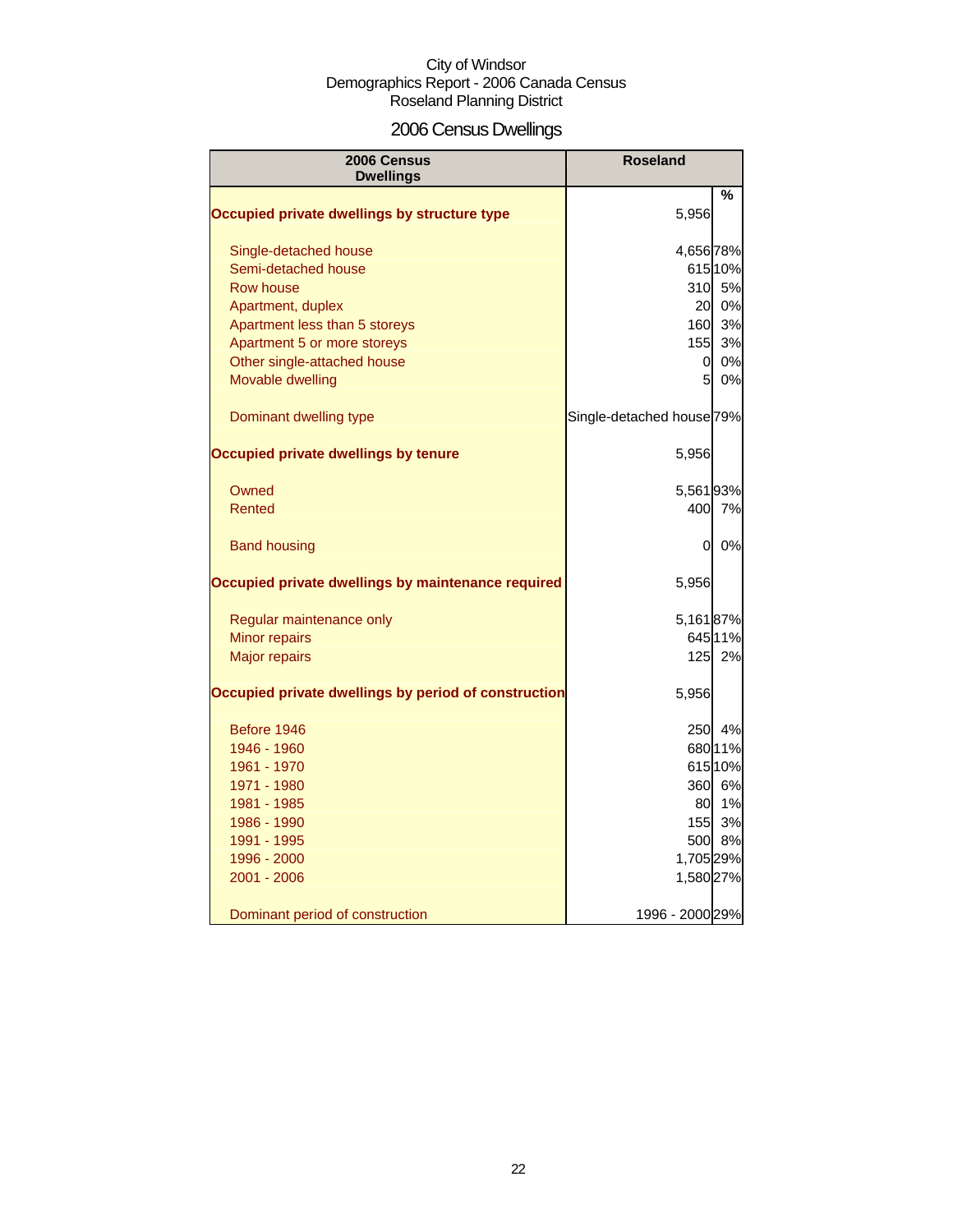City of Windsor
Demographics Report - 2006 Canada Census
Roseland Planning District

# 2006 Census Dwellings

| 2006 Census Dwellings | Roseland | % |
|---|---|---|
| **Occupied private dwellings by structure type** | 5,956 | |
| Single-detached house | 4,656 | 78% |
| Semi-detached house | 615 | 10% |
| Row house | 310 | 5% |
| Apartment, duplex | 20 | 0% |
| Apartment less than 5 storeys | 160 | 3% |
| Apartment 5 or more storeys | 155 | 3% |
| Other single-attached house | 0 | 0% |
| Movable dwelling | 5 | 0% |
| Dominant dwelling type | Single-detached house | 79% |
| **Occupied private dwellings by tenure** | 5,956 | |
| Owned | 5,561 | 93% |
| Rented | 400 | 7% |
| Band housing | 0 | 0% |
| **Occupied private dwellings by maintenance required** | 5,956 | |
| Regular maintenance only | 5,161 | 87% |
| Minor repairs | 645 | 11% |
| Major repairs | 125 | 2% |
| **Occupied private dwellings by period of construction** | 5,956 | |
| Before 1946 | 250 | 4% |
| 1946 - 1960 | 680 | 11% |
| 1961 - 1970 | 615 | 10% |
| 1971 - 1980 | 360 | 6% |
| 1981 - 1985 | 80 | 1% |
| 1986 - 1990 | 155 | 3% |
| 1991 - 1995 | 500 | 8% |
| 1996 - 2000 | 1,705 | 29% |
| 2001 - 2006 | 1,580 | 27% |
| Dominant period of construction | 1996 - 2000 | 29% |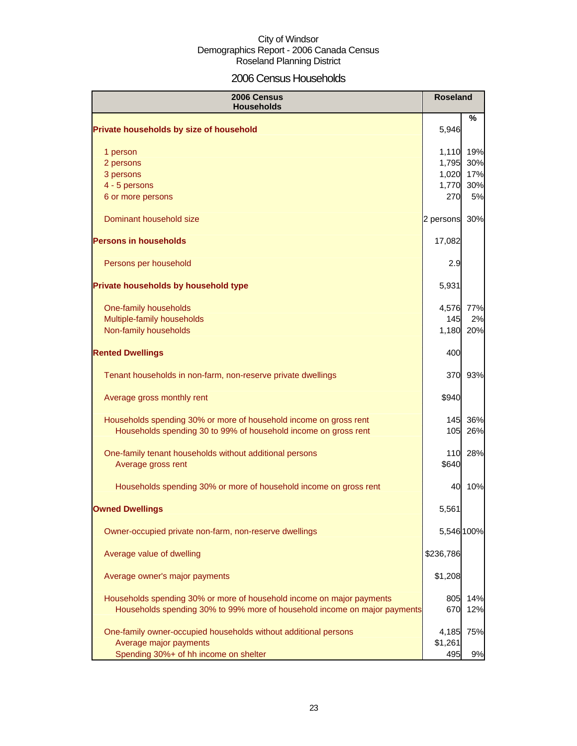City of Windsor
Demographics Report - 2006 Canada Census
Roseland Planning District

# 2006 Census Households

| 2006 Census Households | Roseland | |
|---|---|---|
| | | % |
| **Private households by size of household** | 5,946 | |
| 1 person | 1,110 | 19% |
| 2 persons | 1,795 | 30% |
| 3 persons | 1,020 | 17% |
| 4 - 5 persons | 1,770 | 30% |
| 6 or more persons | 270 | 5% |
| Dominant household size | 2 persons | 30% |
| **Persons in households** | 17,082 | |
| Persons per household | 2.9 | |
| **Private households by household type** | 5,931 | |
| One-family households | 4,576 | 77% |
| Multiple-family households | 145 | 2% |
| Non-family households | 1,180 | 20% |
| **Rented Dwellings** | 400 | |
| Tenant households in non-farm, non-reserve private dwellings | 370 | 93% |
| Average gross monthly rent | $940 | |
| Households spending 30% or more of household income on gross rent | 145 | 36% |
| Households spending 30 to 99% of household income on gross rent | 105 | 26% |
| One-family tenant households without additional persons | 110 | 28% |
| Average gross rent | $640 | |
| Households spending 30% or more of household income on gross rent | 40 | 10% |
| **Owned Dwellings** | 5,561 | |
| Owner-occupied private non-farm, non-reserve dwellings | 5,546 | 100% |
| Average value of dwelling | $236,786 | |
| Average owner's major payments | $1,208 | |
| Households spending 30% or more of household income on major payments | 805 | 14% |
| Households spending 30% to 99% more of household income on major payments | 670 | 12% |
| One-family owner-occupied households without additional persons | 4,185 | 75% |
| Average major payments | $1,261 | |
| Spending 30%+ of hh income on shelter | 495 | 9% |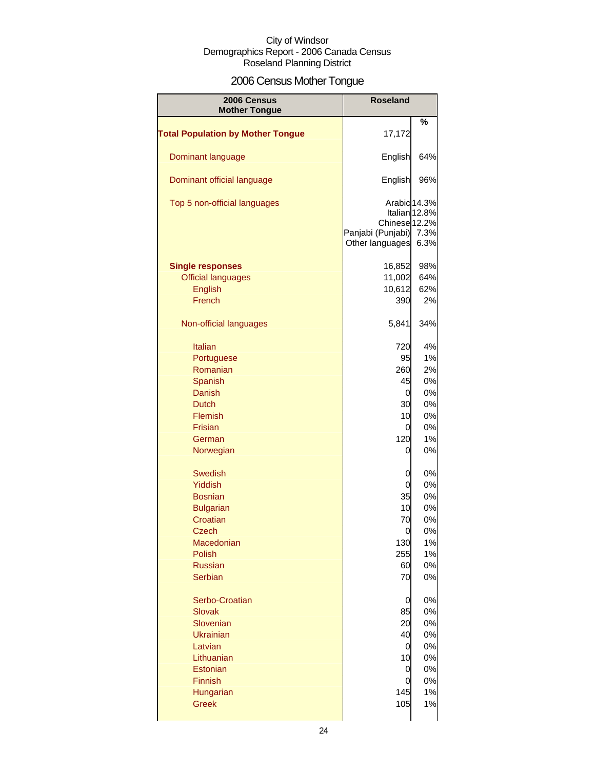City of Windsor
Demographics Report - 2006 Canada Census
Roseland Planning District

# 2006 Census Mother Tongue

| 2006 Census Mother Tongue | Roseland | |
|---|---|---|
| | | % |
| **Total Population by Mother Tongue** | 17,172 | |
| Dominant language | English | 64% |
| Dominant official language | English | 96% |
| Top 5 non-official languages | Arabic | 14.3% |
| | Italian | 12.8% |
| | Chinese | 12.2% |
| | Panjabi (Punjabi) | 7.3% |
| | Other languages | 6.3% |
| **Single responses** | 16,852 | 98% |
| Official languages | 11,002 | 64% |
| English | 10,612 | 62% |
| French | 390 | 2% |
| Non-official languages | 5,841 | 34% |
| Italian | 720 | 4% |
| Portuguese | 95 | 1% |
| Romanian | 260 | 2% |
| Spanish | 45 | 0% |
| Danish | 0 | 0% |
| Dutch | 30 | 0% |
| Flemish | 10 | 0% |
| Frisian | 0 | 0% |
| German | 120 | 1% |
| Norwegian | 0 | 0% |
| Swedish | 0 | 0% |
| Yiddish | 0 | 0% |
| Bosnian | 35 | 0% |
| Bulgarian | 10 | 0% |
| Croatian | 70 | 0% |
| Czech | 0 | 0% |
| Macedonian | 130 | 1% |
| Polish | 255 | 1% |
| Russian | 60 | 0% |
| Serbian | 70 | 0% |
| Serbo-Croatian | 0 | 0% |
| Slovak | 85 | 0% |
| Slovenian | 20 | 0% |
| Ukrainian | 40 | 0% |
| Latvian | 0 | 0% |
| Lithuanian | 10 | 0% |
| Estonian | 0 | 0% |
| Finnish | 0 | 0% |
| Hungarian | 145 | 1% |
| Greek | 105 | 1% |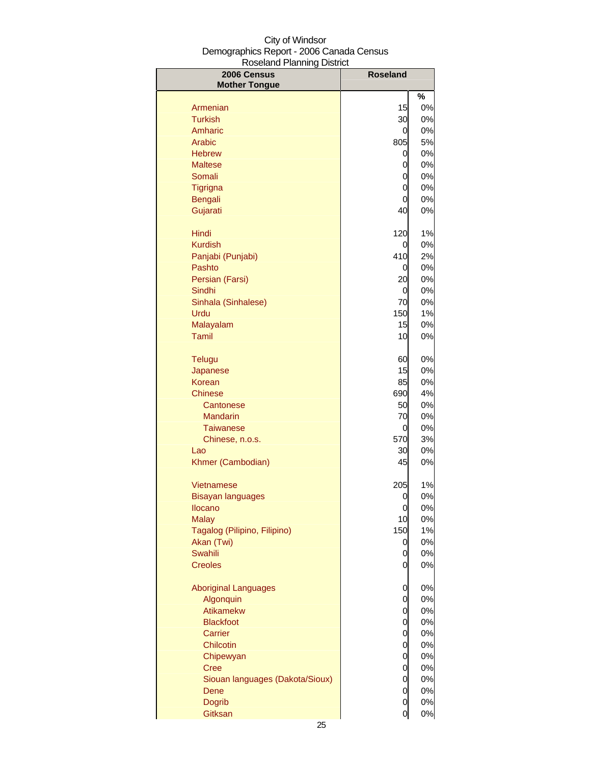City of Windsor
Demographics Report - 2006 Canada Census
Roseland Planning District

| 2006 Census Mother Tongue | Roseland | |
|---|---|---|
| | | % |
| Armenian | 15 | 0% |
| Turkish | 30 | 0% |
| Amharic | 0 | 0% |
| Arabic | 805 | 5% |
| Hebrew | 0 | 0% |
| Maltese | 0 | 0% |
| Somali | 0 | 0% |
| Tigrigna | 0 | 0% |
| Bengali | 0 | 0% |
| Gujarati | 40 | 0% |
| Hindi | 120 | 1% |
| Kurdish | 0 | 0% |
| Panjabi (Punjabi) | 410 | 2% |
| Pashto | 0 | 0% |
| Persian (Farsi) | 20 | 0% |
| Sindhi | 0 | 0% |
| Sinhala (Sinhalese) | 70 | 0% |
| Urdu | 150 | 1% |
| Malayalam | 15 | 0% |
| Tamil | 10 | 0% |
| Telugu | 60 | 0% |
| Japanese | 15 | 0% |
| Korean | 85 | 0% |
| Chinese | 690 | 4% |
| Cantonese | 50 | 0% |
| Mandarin | 70 | 0% |
| Taiwanese | 0 | 0% |
| Chinese, n.o.s. | 570 | 3% |
| Lao | 30 | 0% |
| Khmer (Cambodian) | 45 | 0% |
| Vietnamese | 205 | 1% |
| Bisayan languages | 0 | 0% |
| Ilocano | 0 | 0% |
| Malay | 10 | 0% |
| Tagalog (Pilipino, Filipino) | 150 | 1% |
| Akan (Twi) | 0 | 0% |
| Swahili | 0 | 0% |
| Creoles | 0 | 0% |
| Aboriginal Languages | 0 | 0% |
| Algonquin | 0 | 0% |
| Atikamekw | 0 | 0% |
| Blackfoot | 0 | 0% |
| Carrier | 0 | 0% |
| Chilcotin | 0 | 0% |
| Chipewyan | 0 | 0% |
| Cree | 0 | 0% |
| Siouan languages (Dakota/Sioux) | 0 | 0% |
| Dene | 0 | 0% |
| Dogrib | 0 | 0% |
| Gitksan | 0 | 0% |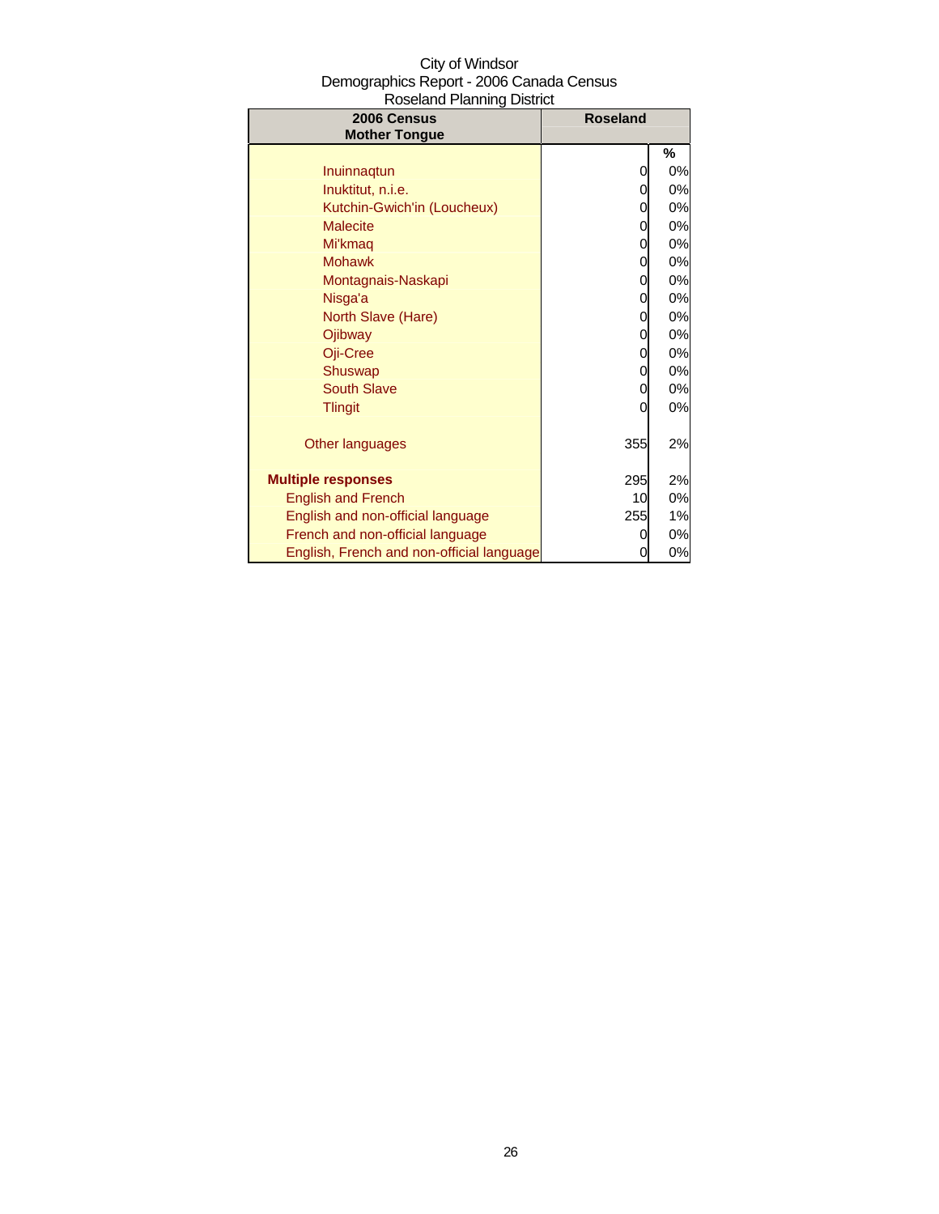City of Windsor
Demographics Report - 2006 Canada Census
Roseland Planning District

| 2006 Census Mother Tongue | Roseland | |
|---|---|---|
| | | % |
| Inuinnaqtun | 0 | 0% |
| Inuktitut, n.i.e. | 0 | 0% |
| Kutchin-Gwich'in (Loucheux) | 0 | 0% |
| Malecite | 0 | 0% |
| Mi'kmaq | 0 | 0% |
| Mohawk | 0 | 0% |
| Montagnais-Naskapi | 0 | 0% |
| Nisga'a | 0 | 0% |
| North Slave (Hare) | 0 | 0% |
| Ojibway | 0 | 0% |
| Oji-Cree | 0 | 0% |
| Shuswap | 0 | 0% |
| South Slave | 0 | 0% |
| Tlingit | 0 | 0% |
| Other languages | 355 | 2% |
| **Multiple responses** | 295 | 2% |
| English and French | 10 | 0% |
| English and non-official language | 255 | 1% |
| French and non-official language | 0 | 0% |
| English, French and non-official language | 0 | 0% |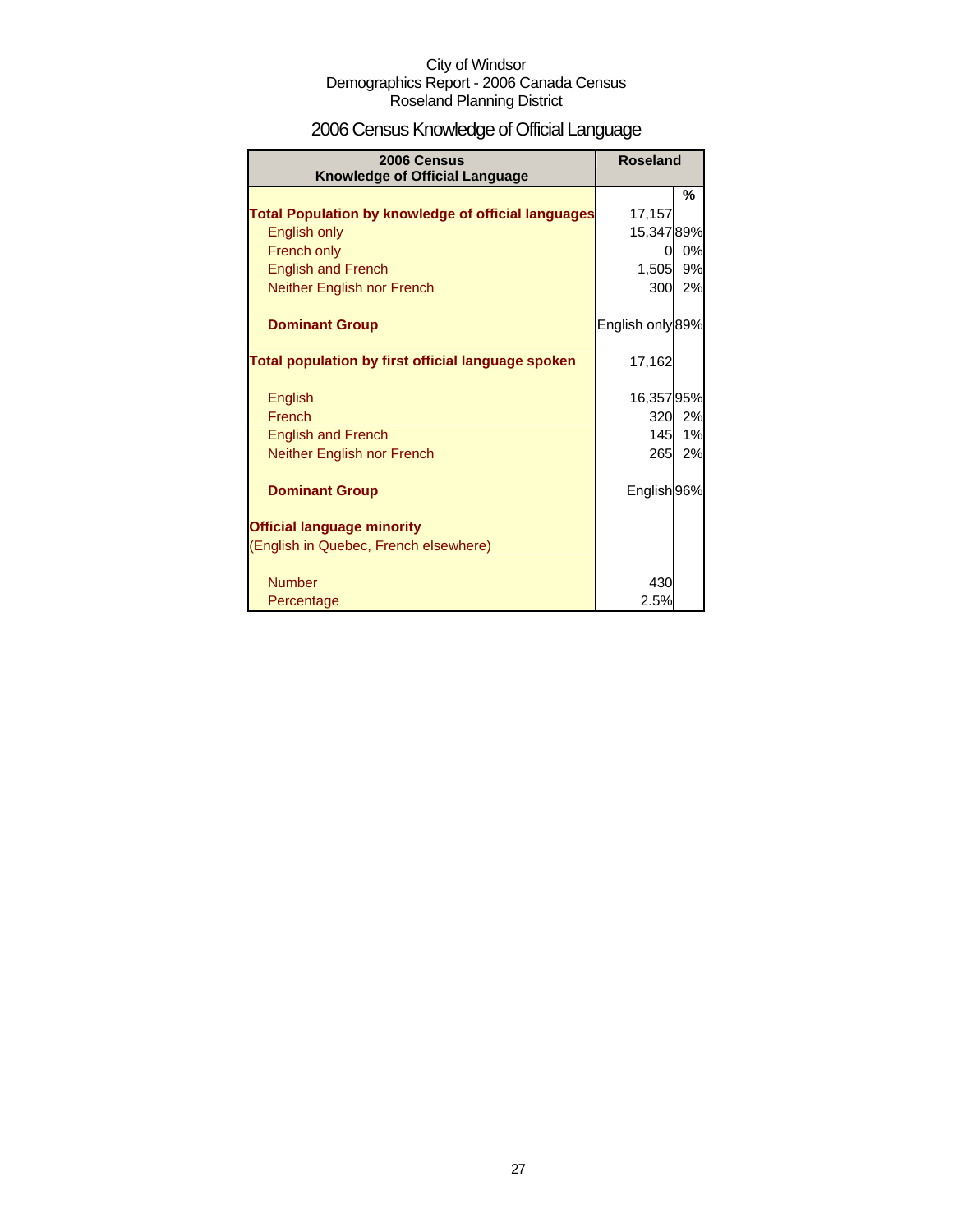City of Windsor
Demographics Report - 2006 Canada Census
Roseland Planning District

# 2006 Census Knowledge of Official Language

| 2006 Census Knowledge of Official Language | Roseland | |
|---|---|---|
| | | % |
| **Total Population by knowledge of official languages** | 17,157 | |
| English only | 15,347 | 89% |
| French only | 0 | 0% |
| English and French | 1,505 | 9% |
| Neither English nor French | 300 | 2% |
| **Dominant Group** | English only | 89% |
| **Total population by first official language spoken** | 17,162 | |
| English | 16,357 | 95% |
| French | 320 | 2% |
| English and French | 145 | 1% |
| Neither English nor French | 265 | 2% |
| **Dominant Group** | English | 96% |
| **Official language minority** (English in Quebec, French elsewhere) | | |
| Number | 430 | |
| Percentage | 2.5% | |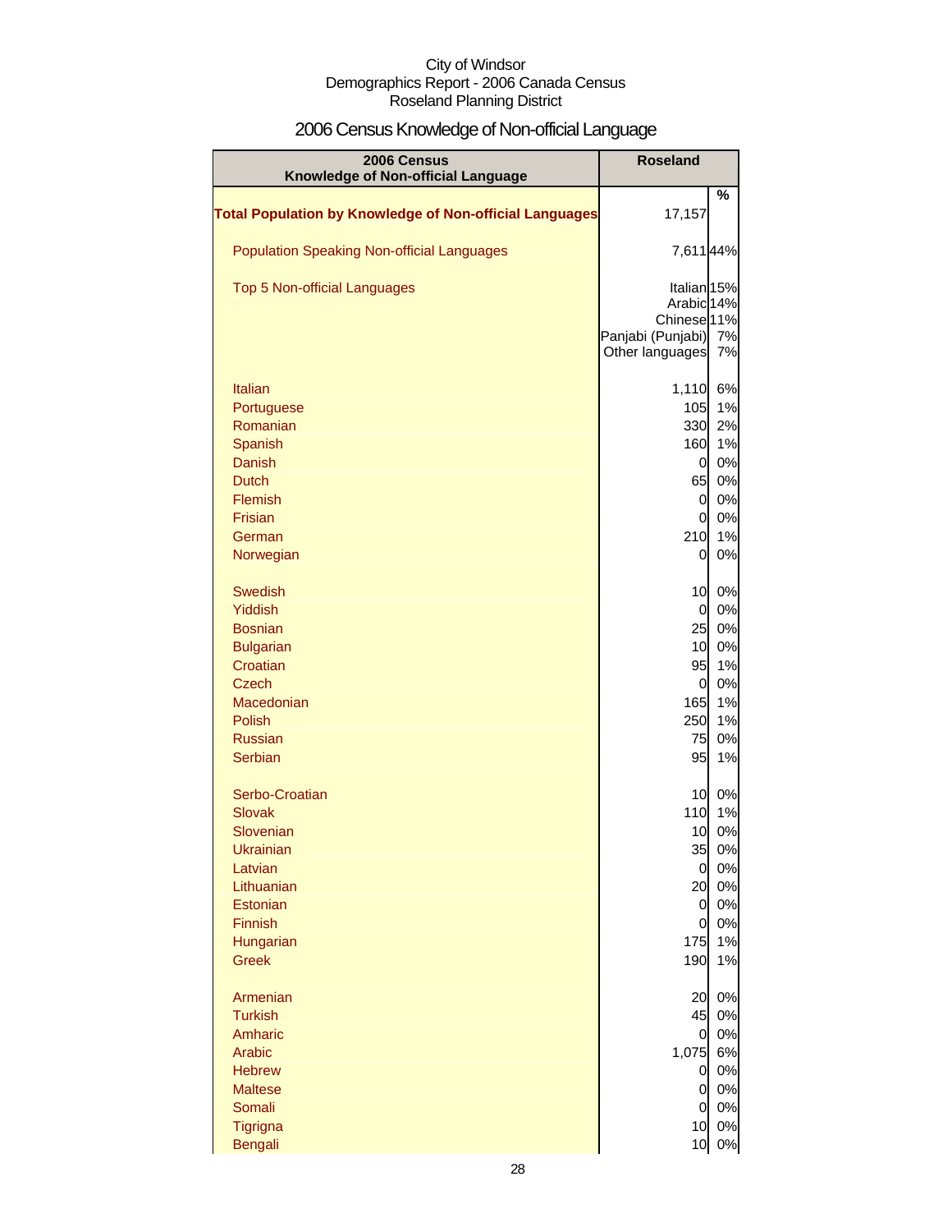City of Windsor
Demographics Report - 2006 Canada Census
Roseland Planning District

# 2006 Census Knowledge of Non-official Language

| 2006 Census Knowledge of Non-official Language | Roseland | |
|---|---|---|
| | | % |
| **Total Population by Knowledge of Non-official Languages** | 17,157 | |
| Population Speaking Non-official Languages | 7,611 | 44% |
| Top 5 Non-official Languages | Italian | 15% |
| | Arabic | 14% |
| | Chinese | 11% |
| | Panjabi (Punjabi) | 7% |
| | Other languages | 7% |
| Italian | 1,110 | 6% |
| Portuguese | 105 | 1% |
| Romanian | 330 | 2% |
| Spanish | 160 | 1% |
| Danish | 0 | 0% |
| Dutch | 65 | 0% |
| Flemish | 0 | 0% |
| Frisian | 0 | 0% |
| German | 210 | 1% |
| Norwegian | 0 | 0% |
| Swedish | 10 | 0% |
| Yiddish | 0 | 0% |
| Bosnian | 25 | 0% |
| Bulgarian | 10 | 0% |
| Croatian | 95 | 1% |
| Czech | 0 | 0% |
| Macedonian | 165 | 1% |
| Polish | 250 | 1% |
| Russian | 75 | 0% |
| Serbian | 95 | 1% |
| Serbo-Croatian | 10 | 0% |
| Slovak | 110 | 1% |
| Slovenian | 10 | 0% |
| Ukrainian | 35 | 0% |
| Latvian | 0 | 0% |
| Lithuanian | 20 | 0% |
| Estonian | 0 | 0% |
| Finnish | 0 | 0% |
| Hungarian | 175 | 1% |
| Greek | 190 | 1% |
| Armenian | 20 | 0% |
| Turkish | 45 | 0% |
| Amharic | 0 | 0% |
| Arabic | 1,075 | 6% |
| Hebrew | 0 | 0% |
| Maltese | 0 | 0% |
| Somali | 0 | 0% |
| Tigrigna | 10 | 0% |
| Bengali | 10 | 0% |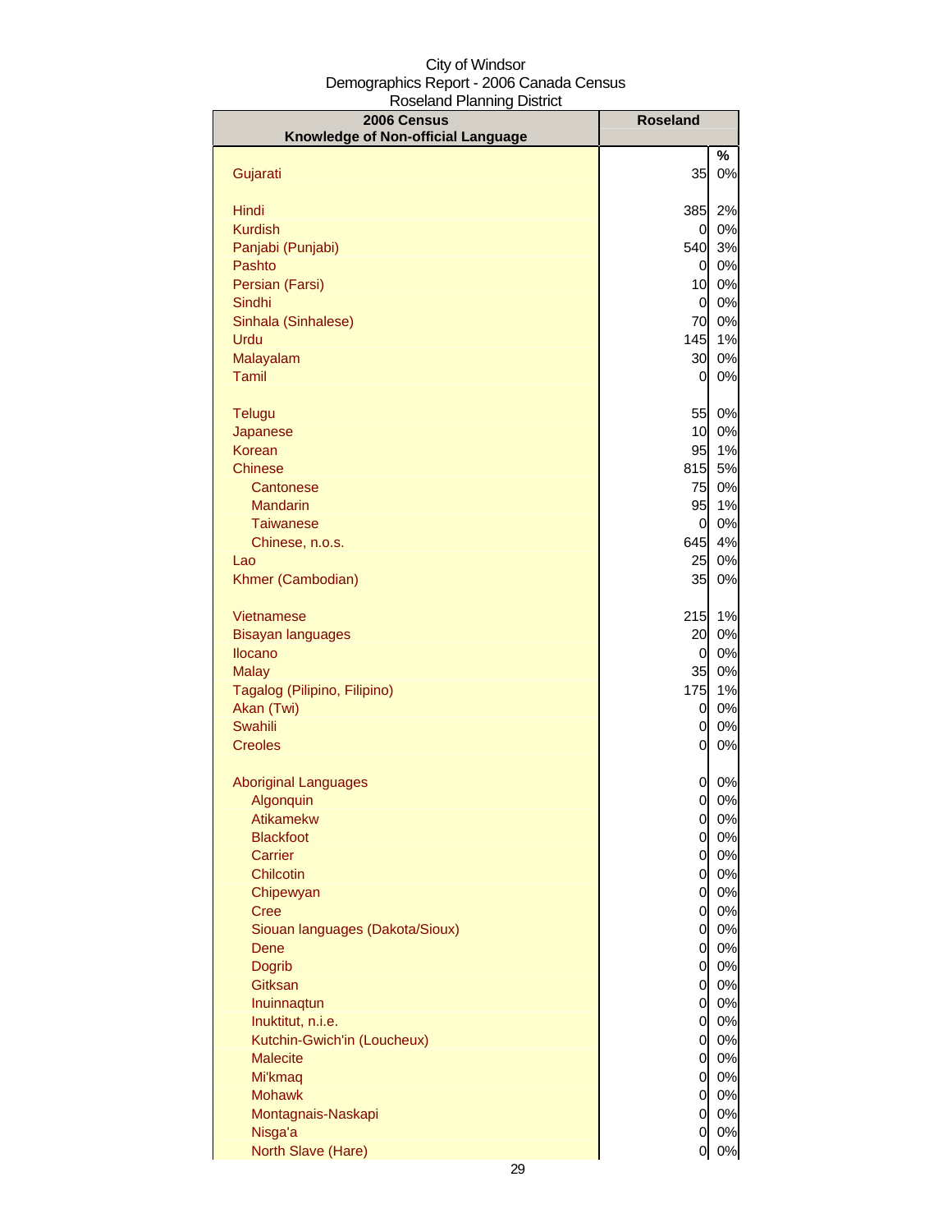City of Windsor
Demographics Report - 2006 Canada Census
Roseland Planning District

| 2006 Census Knowledge of Non-official Language | Roseland | |
|---|---|---|
| | | % |
| Gujarati | 35 | 0% |
| Hindi | 385 | 2% |
| Kurdish | 0 | 0% |
| Panjabi (Punjabi) | 540 | 3% |
| Pashto | 0 | 0% |
| Persian (Farsi) | 10 | 0% |
| Sindhi | 0 | 0% |
| Sinhala (Sinhalese) | 70 | 0% |
| Urdu | 145 | 1% |
| Malayalam | 30 | 0% |
| Tamil | 0 | 0% |
| Telugu | 55 | 0% |
| Japanese | 10 | 0% |
| Korean | 95 | 1% |
| Chinese | 815 | 5% |
| Cantonese | 75 | 0% |
| Mandarin | 95 | 1% |
| Taiwanese | 0 | 0% |
| Chinese, n.o.s. | 645 | 4% |
| Lao | 25 | 0% |
| Khmer (Cambodian) | 35 | 0% |
| Vietnamese | 215 | 1% |
| Bisayan languages | 20 | 0% |
| Ilocano | 0 | 0% |
| Malay | 35 | 0% |
| Tagalog (Pilipino, Filipino) | 175 | 1% |
| Akan (Twi) | 0 | 0% |
| Swahili | 0 | 0% |
| Creoles | 0 | 0% |
| Aboriginal Languages | 0 | 0% |
| Algonquin | 0 | 0% |
| Atikamekw | 0 | 0% |
| Blackfoot | 0 | 0% |
| Carrier | 0 | 0% |
| Chilcotin | 0 | 0% |
| Chipewyan | 0 | 0% |
| Cree | 0 | 0% |
| Siouan languages (Dakota/Sioux) | 0 | 0% |
| Dene | 0 | 0% |
| Dogrib | 0 | 0% |
| Gitksan | 0 | 0% |
| Inuinnaqtun | 0 | 0% |
| Inuktitut, n.i.e. | 0 | 0% |
| Kutchin-Gwich'in (Loucheux) | 0 | 0% |
| Malecite | 0 | 0% |
| Mi'kmaq | 0 | 0% |
| Mohawk | 0 | 0% |
| Montagnais-Naskapi | 0 | 0% |
| Nisga'a | 0 | 0% |
| North Slave (Hare) | 0 | 0% |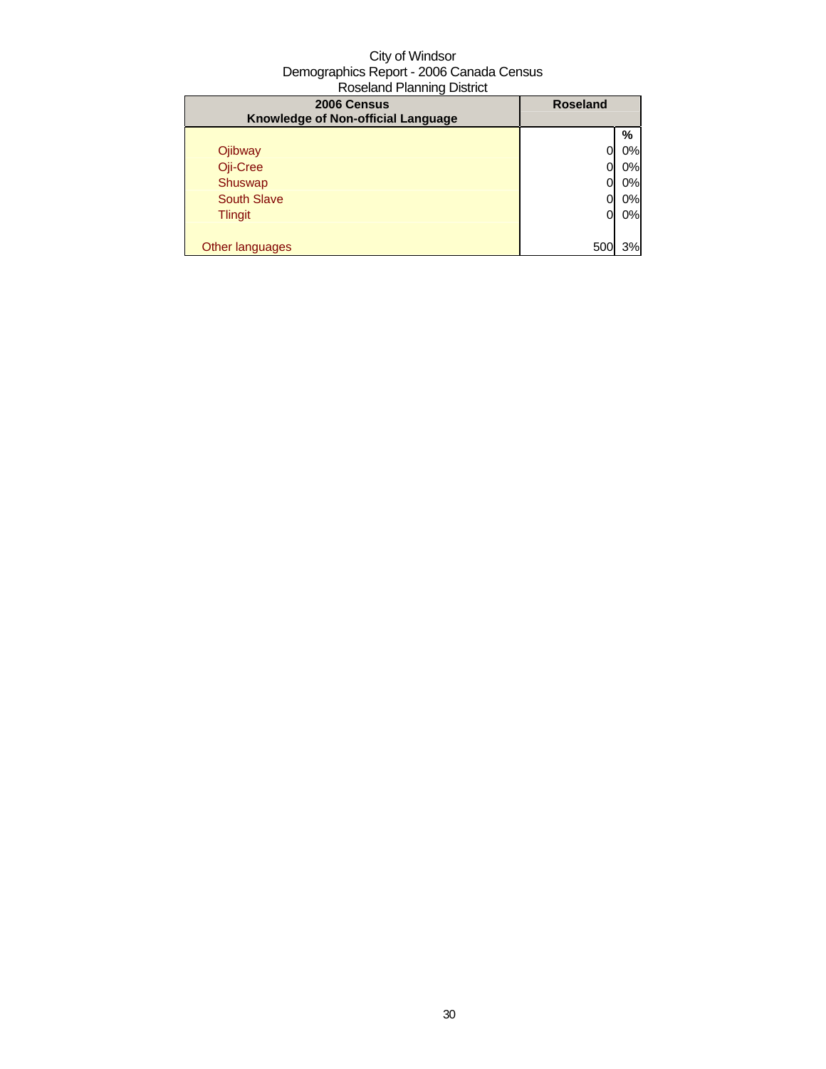City of Windsor
Demographics Report - 2006 Canada Census
Roseland Planning District

| 2006 Census<br>Knowledge of Non-official Language | Roseland | |
|---|---|---|
| | | % |
| Ojibway | 0 | 0% |
| Oji-Cree | 0 | 0% |
| Shuswap | 0 | 0% |
| South Slave | 0 | 0% |
| Tlingit | 0 | 0% |
| | | |
| Other languages | 500 | 3% |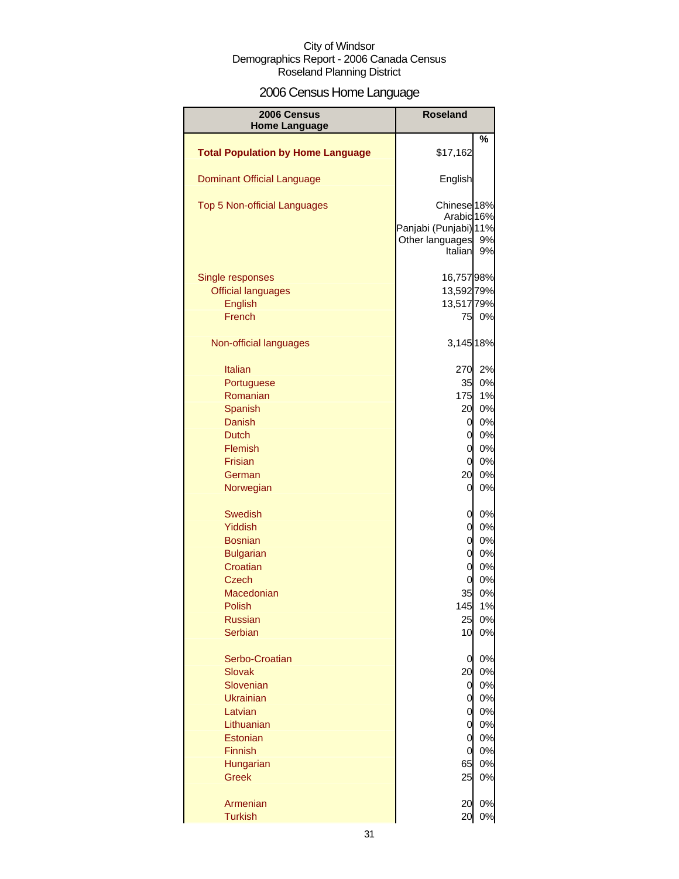City of Windsor
Demographics Report - 2006 Canada Census
Roseland Planning District

# 2006 Census Home Language

| 2006 Census Home Language | Roseland | |
|---|---|---|
| | | % |
| **Total Population by Home Language** | $17,162 | |
| Dominant Official Language | English | |
| Top 5 Non-official Languages | Chinese | 18% |
| | Arabic | 16% |
| | Panjabi (Punjabi) | 11% |
| | Other languages | 9% |
| | Italian | 9% |
| Single responses | 16,757 | 98% |
| Official languages | 13,592 | 79% |
| English | 13,517 | 79% |
| French | 75 | 0% |
| Non-official languages | 3,145 | 18% |
| Italian | 270 | 2% |
| Portuguese | 35 | 0% |
| Romanian | 175 | 1% |
| Spanish | 20 | 0% |
| Danish | 0 | 0% |
| Dutch | 0 | 0% |
| Flemish | 0 | 0% |
| Frisian | 0 | 0% |
| German | 20 | 0% |
| Norwegian | 0 | 0% |
| Swedish | 0 | 0% |
| Yiddish | 0 | 0% |
| Bosnian | 0 | 0% |
| Bulgarian | 0 | 0% |
| Croatian | 0 | 0% |
| Czech | 0 | 0% |
| Macedonian | 35 | 0% |
| Polish | 145 | 1% |
| Russian | 25 | 0% |
| Serbian | 10 | 0% |
| Serbo-Croatian | 0 | 0% |
| Slovak | 20 | 0% |
| Slovenian | 0 | 0% |
| Ukrainian | 0 | 0% |
| Latvian | 0 | 0% |
| Lithuanian | 0 | 0% |
| Estonian | 0 | 0% |
| Finnish | 0 | 0% |
| Hungarian | 65 | 0% |
| Greek | 25 | 0% |
| Armenian | 20 | 0% |
| Turkish | 20 | 0% |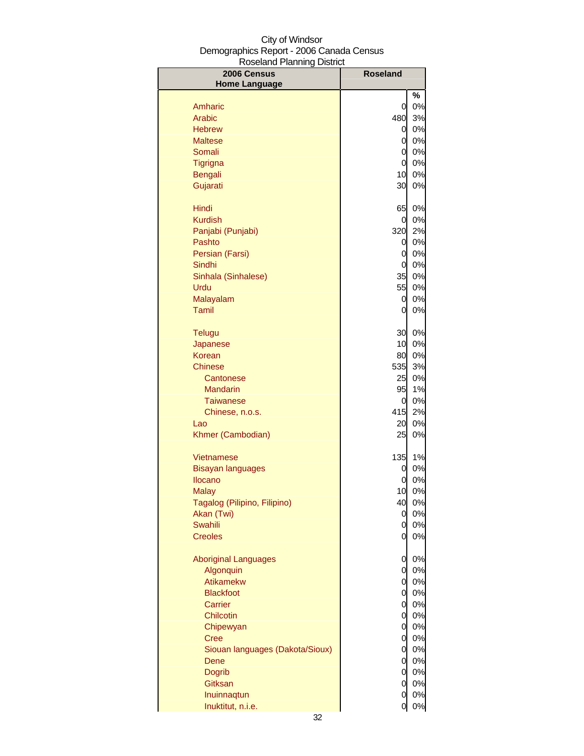City of Windsor
Demographics Report - 2006 Canada Census
Roseland Planning District

| 2006 Census Home Language | Roseland | |
|---|---|---|
| | | % |
| Amharic | 0 | 0% |
| Arabic | 480 | 3% |
| Hebrew | 0 | 0% |
| Maltese | 0 | 0% |
| Somali | 0 | 0% |
| Tigrigna | 0 | 0% |
| Bengali | 10 | 0% |
| Gujarati | 30 | 0% |
| | | |
| Hindi | 65 | 0% |
| Kurdish | 0 | 0% |
| Panjabi (Punjabi) | 320 | 2% |
| Pashto | 0 | 0% |
| Persian (Farsi) | 0 | 0% |
| Sindhi | 0 | 0% |
| Sinhala (Sinhalese) | 35 | 0% |
| Urdu | 55 | 0% |
| Malayalam | 0 | 0% |
| Tamil | 0 | 0% |
| | | |
| Telugu | 30 | 0% |
| Japanese | 10 | 0% |
| Korean | 80 | 0% |
| Chinese | 535 | 3% |
| Cantonese | 25 | 0% |
| Mandarin | 95 | 1% |
| Taiwanese | 0 | 0% |
| Chinese, n.o.s. | 415 | 2% |
| Lao | 20 | 0% |
| Khmer (Cambodian) | 25 | 0% |
| | | |
| Vietnamese | 135 | 1% |
| Bisayan languages | 0 | 0% |
| Ilocano | 0 | 0% |
| Malay | 10 | 0% |
| Tagalog (Pilipino, Filipino) | 40 | 0% |
| Akan (Twi) | 0 | 0% |
| Swahili | 0 | 0% |
| Creoles | 0 | 0% |
| | | |
| Aboriginal Languages | 0 | 0% |
| Algonquin | 0 | 0% |
| Atikamekw | 0 | 0% |
| Blackfoot | 0 | 0% |
| Carrier | 0 | 0% |
| Chilcotin | 0 | 0% |
| Chipewyan | 0 | 0% |
| Cree | 0 | 0% |
| Siouan languages (Dakota/Sioux) | 0 | 0% |
| Dene | 0 | 0% |
| Dogrib | 0 | 0% |
| Gitksan | 0 | 0% |
| Inuinnaqtun | 0 | 0% |
| Inuktitut, n.i.e. | 0 | 0% |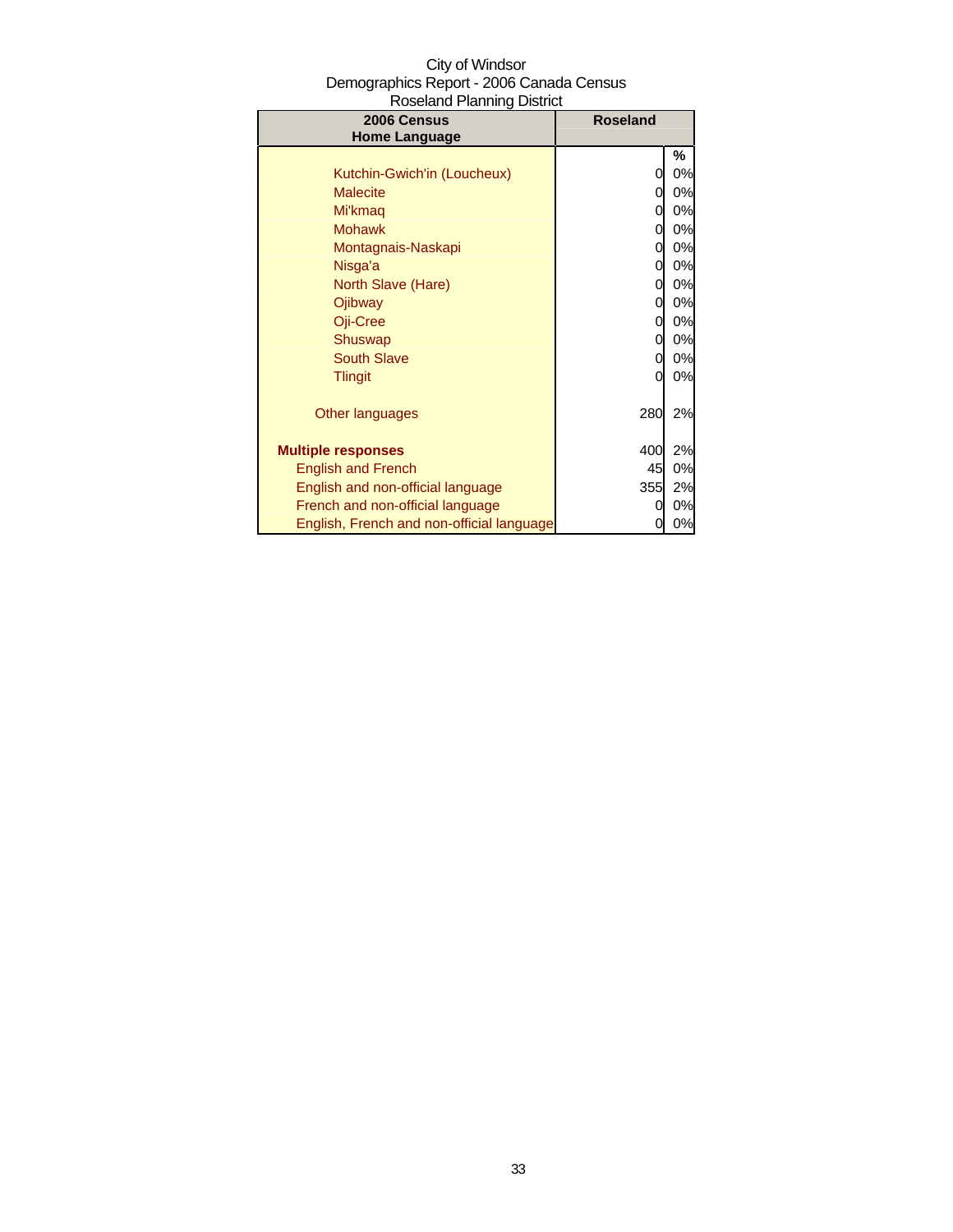City of Windsor
Demographics Report - 2006 Canada Census
Roseland Planning District

| 2006 Census Home Language | Roseland | |
|---|---|---|
| | | % |
| Kutchin-Gwich'in (Loucheux) | 0 | 0% |
| Malecite | 0 | 0% |
| Mi'kmaq | 0 | 0% |
| Mohawk | 0 | 0% |
| Montagnais-Naskapi | 0 | 0% |
| Nisga'a | 0 | 0% |
| North Slave (Hare) | 0 | 0% |
| Ojibway | 0 | 0% |
| Oji-Cree | 0 | 0% |
| Shuswap | 0 | 0% |
| South Slave | 0 | 0% |
| Tlingit | 0 | 0% |
| Other languages | 280 | 2% |
| **Multiple responses** | 400 | 2% |
| English and French | 45 | 0% |
| English and non-official language | 355 | 2% |
| French and non-official language | 0 | 0% |
| English, French and non-official language | 0 | 0% |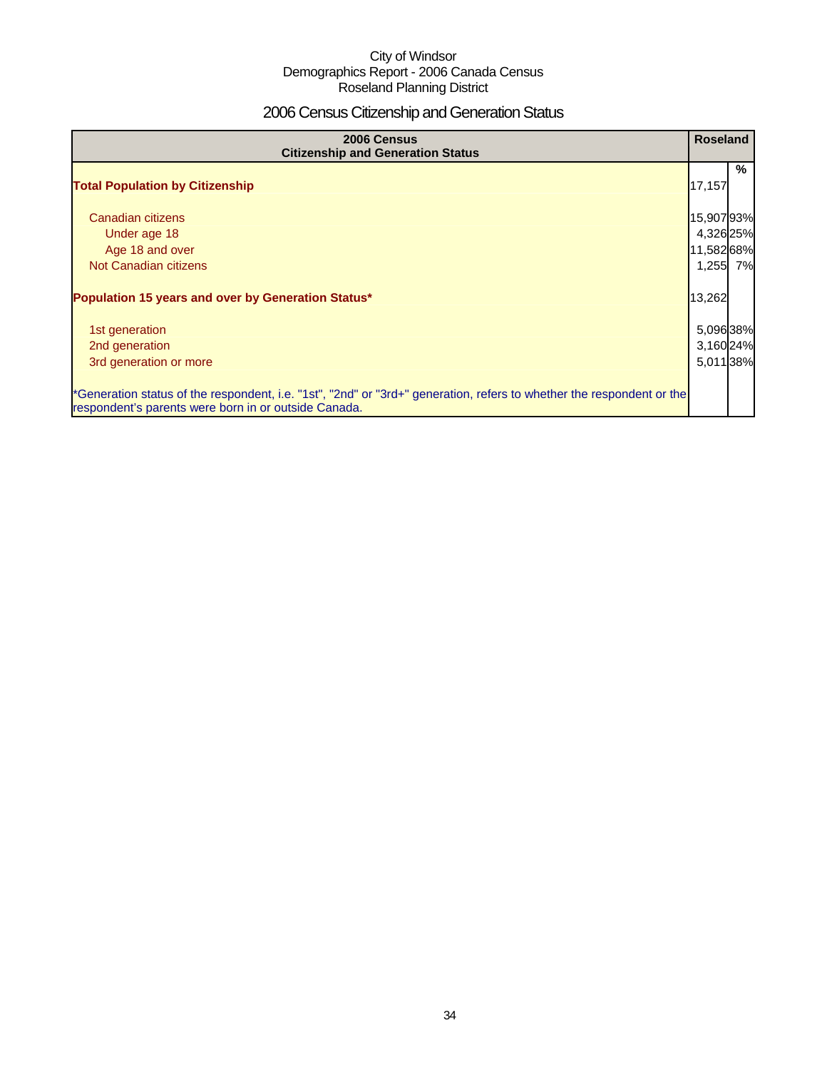City of Windsor
Demographics Report - 2006 Canada Census
Roseland Planning District

# 2006 Census Citizenship and Generation Status

| 2006 Census Citizenship and Generation Status | Roseland | |
|---|---|---|
| | | % |
| **Total Population by Citizenship** | 17,157 | |
| Canadian citizens | 15,907 | 93% |
| Under age 18 | 4,326 | 25% |
| Age 18 and over | 11,582 | 68% |
| Not Canadian citizens | 1,255 | 7% |
| **Population 15 years and over by Generation Status*** | 13,262 | |
| 1st generation | 5,096 | 38% |
| 2nd generation | 3,160 | 24% |
| 3rd generation or more | 5,011 | 38% |
| *Generation status of the respondent, i.e. "1st", "2nd" or "3rd+" generation, refers to whether the respondent or the respondent's parents were born in or outside Canada. | | |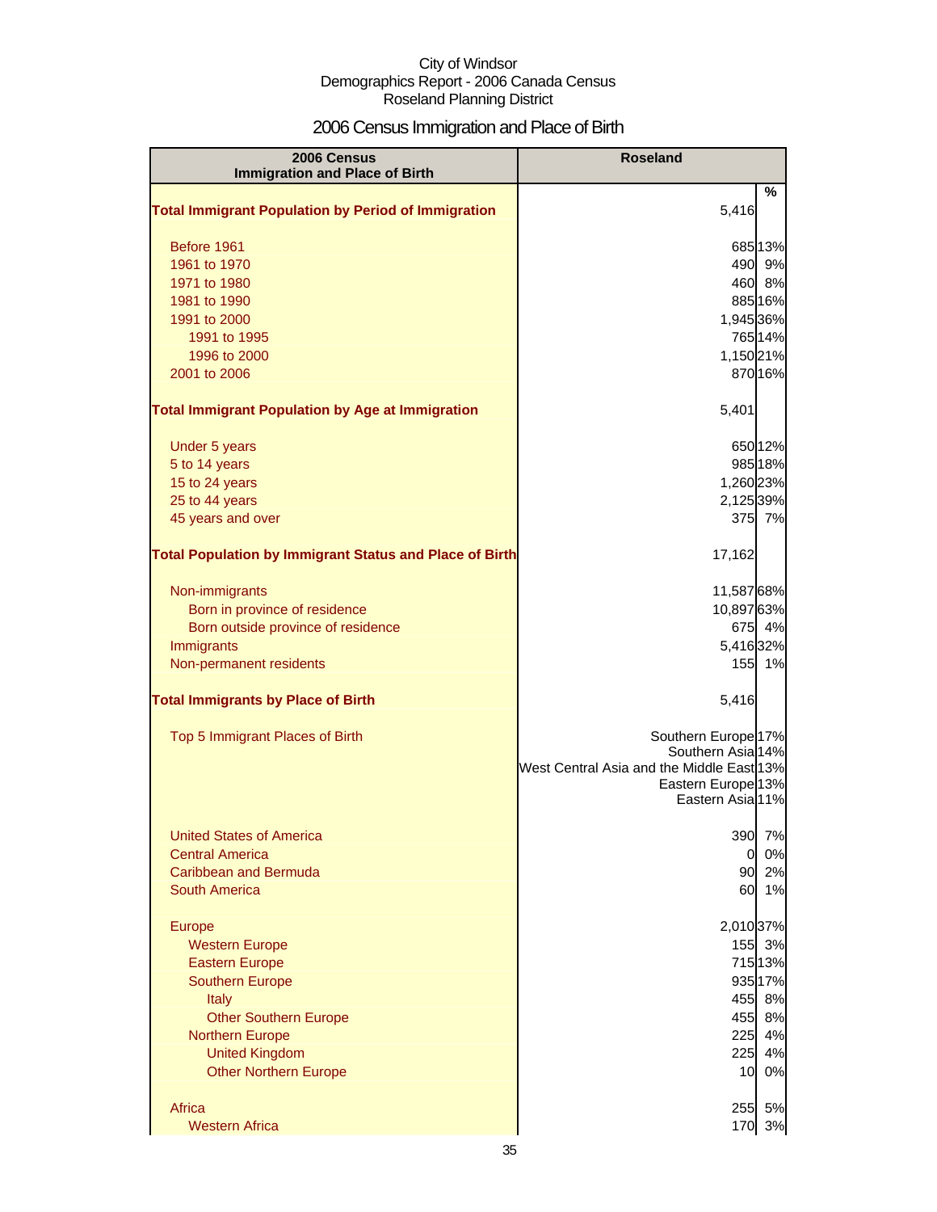City of Windsor
Demographics Report - 2006 Canada Census
Roseland Planning District

# 2006 Census Immigration and Place of Birth

| 2006 Census Immigration and Place of Birth | Roseland | % |
|---|---|---|
| **Total Immigrant Population by Period of Immigration** | 5,416 | |
| Before 1961 | 685 | 13% |
| 1961 to 1970 | 490 | 9% |
| 1971 to 1980 | 460 | 8% |
| 1981 to 1990 | 885 | 16% |
| 1991 to 2000 | 1,945 | 36% |
| 1991 to 1995 | 765 | 14% |
| 1996 to 2000 | 1,150 | 21% |
| 2001 to 2006 | 870 | 16% |
| **Total Immigrant Population by Age at Immigration** | 5,401 | |
| Under 5 years | 650 | 12% |
| 5 to 14 years | 985 | 18% |
| 15 to 24 years | 1,260 | 23% |
| 25 to 44 years | 2,125 | 39% |
| 45 years and over | 375 | 7% |
| **Total Population by Immigrant Status and Place of Birth** | 17,162 | |
| Non-immigrants | 11,587 | 68% |
| Born in province of residence | 10,897 | 63% |
| Born outside province of residence | 675 | 4% |
| Immigrants | 5,416 | 32% |
| Non-permanent residents | 155 | 1% |
| **Total Immigrants by Place of Birth** | 5,416 | |
| Top 5 Immigrant Places of Birth | Southern Europe | 17% |
| | Southern Asia | 14% |
| | West Central Asia and the Middle East | 13% |
| | Eastern Europe | 13% |
| | Eastern Asia | 11% |
| United States of America | 390 | 7% |
| Central America | 0 | 0% |
| Caribbean and Bermuda | 90 | 2% |
| South America | 60 | 1% |
| Europe | 2,010 | 37% |
| Western Europe | 155 | 3% |
| Eastern Europe | 715 | 13% |
| Southern Europe | 935 | 17% |
| Italy | 455 | 8% |
| Other Southern Europe | 455 | 8% |
| Northern Europe | 225 | 4% |
| United Kingdom | 225 | 4% |
| Other Northern Europe | 10 | 0% |
| Africa | 255 | 5% |
| Western Africa | 170 | 3% |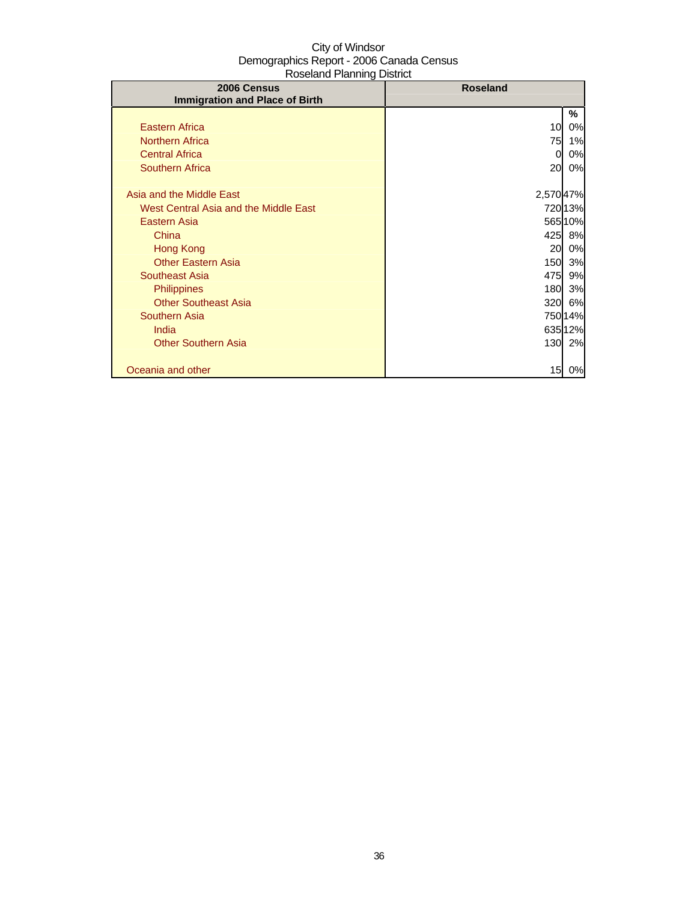City of Windsor
Demographics Report - 2006 Canada Census
Roseland Planning District

| 2006 Census<br>Immigration and Place of Birth | Roseland | |
|---|---|---|
| | | % |
| Eastern Africa | 10 | 0% |
| Northern Africa | 75 | 1% |
| Central Africa | 0 | 0% |
| Southern Africa | 20 | 0% |
| | | |
| Asia and the Middle East | 2,570 | 47% |
| West Central Asia and the Middle East | 720 | 13% |
| Eastern Asia | 565 | 10% |
| China | 425 | 8% |
| Hong Kong | 20 | 0% |
| Other Eastern Asia | 150 | 3% |
| Southeast Asia | 475 | 9% |
| Philippines | 180 | 3% |
| Other Southeast Asia | 320 | 6% |
| Southern Asia | 750 | 14% |
| India | 635 | 12% |
| Other Southern Asia | 130 | 2% |
| | | |
| Oceania and other | 15 | 0% |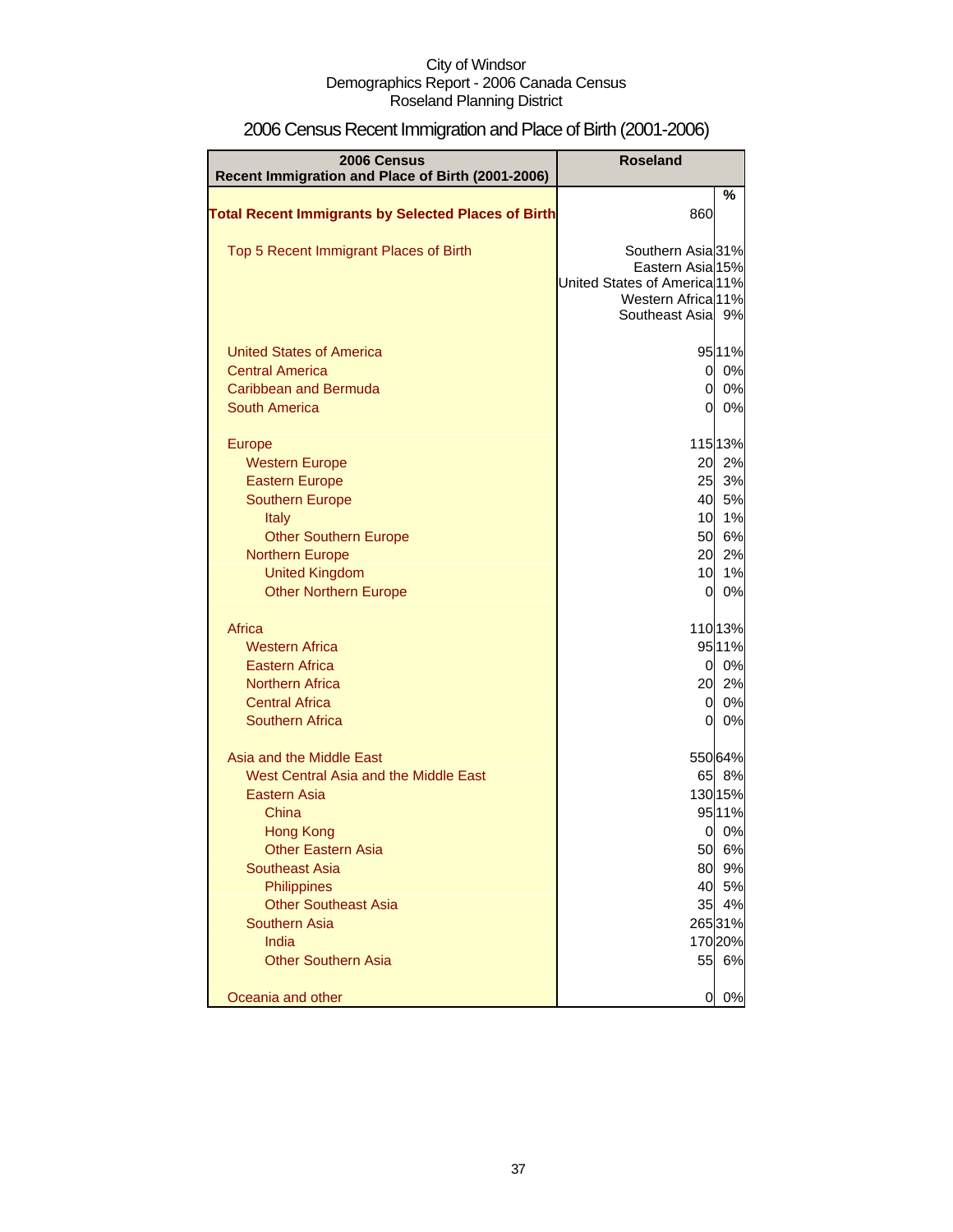City of Windsor
Demographics Report - 2006 Canada Census
Roseland Planning District

# 2006 Census Recent Immigration and Place of Birth (2001-2006)

| 2006 Census<br>Recent Immigration and Place of Birth (2001-2006) | Roseland | |
|---|---|---|
| | | % |
| **Total Recent Immigrants by Selected Places of Birth** | 860 | |
| Top 5 Recent Immigrant Places of Birth | Southern Asia | 31% |
| | Eastern Asia | 15% |
| | United States of America | 11% |
| | Western Africa | 11% |
| | Southeast Asia | 9% |
| United States of America | 95 | 11% |
| Central America | 0 | 0% |
| Caribbean and Bermuda | 0 | 0% |
| South America | 0 | 0% |
| Europe | 115 | 13% |
| Western Europe | 20 | 2% |
| Eastern Europe | 25 | 3% |
| Southern Europe | 40 | 5% |
| Italy | 10 | 1% |
| Other Southern Europe | 50 | 6% |
| Northern Europe | 20 | 2% |
| United Kingdom | 10 | 1% |
| Other Northern Europe | 0 | 0% |
| Africa | 110 | 13% |
| Western Africa | 95 | 11% |
| Eastern Africa | 0 | 0% |
| Northern Africa | 20 | 2% |
| Central Africa | 0 | 0% |
| Southern Africa | 0 | 0% |
| Asia and the Middle East | 550 | 64% |
| West Central Asia and the Middle East | 65 | 8% |
| Eastern Asia | 130 | 15% |
| China | 95 | 11% |
| Hong Kong | 0 | 0% |
| Other Eastern Asia | 50 | 6% |
| Southeast Asia | 80 | 9% |
| Philippines | 40 | 5% |
| Other Southeast Asia | 35 | 4% |
| Southern Asia | 265 | 31% |
| India | 170 | 20% |
| Other Southern Asia | 55 | 6% |
| Oceania and other | 0 | 0% |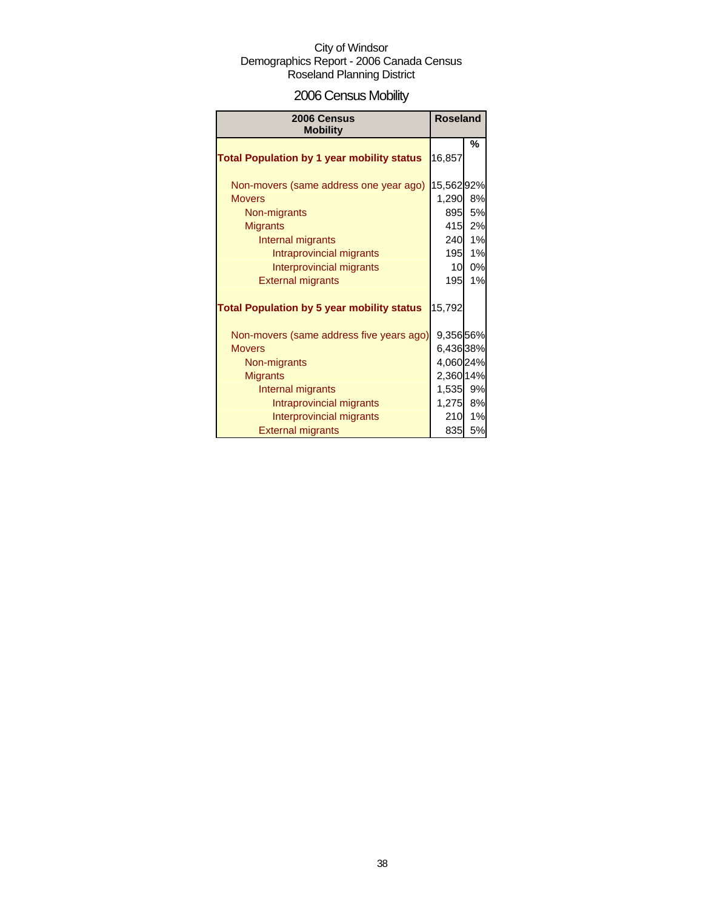City of Windsor
Demographics Report - 2006 Canada Census
Roseland Planning District

# 2006 Census Mobility

| 2006 Census Mobility | Roseland | |
|---|---|---|
| | | % |
| **Total Population by 1 year mobility status** | 16,857 | |
| Non-movers (same address one year ago) | 15,562 | 92% |
| Movers | 1,290 | 8% |
| Non-migrants | 895 | 5% |
| Migrants | 415 | 2% |
| Internal migrants | 240 | 1% |
| Intraprovincial migrants | 195 | 1% |
| Interprovincial migrants | 10 | 0% |
| External migrants | 195 | 1% |
| **Total Population by 5 year mobility status** | 15,792 | |
| Non-movers (same address five years ago) | 9,356 | 56% |
| Movers | 6,436 | 38% |
| Non-migrants | 4,060 | 24% |
| Migrants | 2,360 | 14% |
| Internal migrants | 1,535 | 9% |
| Intraprovincial migrants | 1,275 | 8% |
| Interprovincial migrants | 210 | 1% |
| External migrants | 835 | 5% |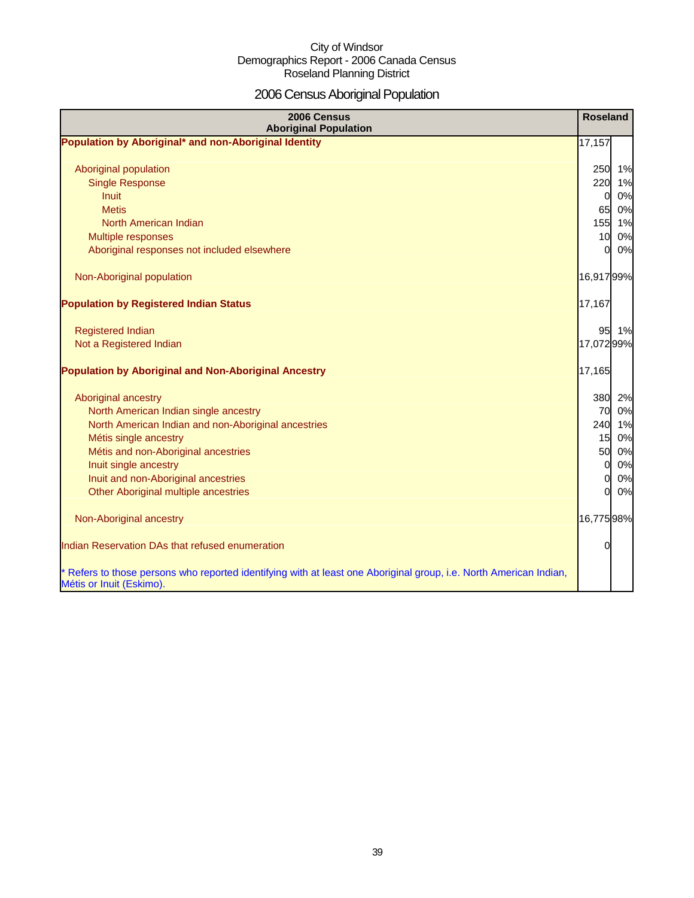City of Windsor
Demographics Report - 2006 Canada Census
Roseland Planning District

# 2006 Census Aboriginal Population

| 2006 Census Aboriginal Population | Roseland | |
|---|---|---|
| **Population by Aboriginal* and non-Aboriginal Identity** | 17,157 | |
| Aboriginal population | 250 | 1% |
| Single Response | 220 | 1% |
| Inuit | 0 | 0% |
| Metis | 65 | 0% |
| North American Indian | 155 | 1% |
| Multiple responses | 10 | 0% |
| Aboriginal responses not included elsewhere | 0 | 0% |
| Non-Aboriginal population | 16,917 | 99% |
| **Population by Registered Indian Status** | 17,167 | |
| Registered Indian | 95 | 1% |
| Not a Registered Indian | 17,072 | 99% |
| **Population by Aboriginal and Non-Aboriginal Ancestry** | 17,165 | |
| Aboriginal ancestry | 380 | 2% |
| North American Indian single ancestry | 70 | 0% |
| North American Indian and non-Aboriginal ancestries | 240 | 1% |
| Métis single ancestry | 15 | 0% |
| Métis and non-Aboriginal ancestries | 50 | 0% |
| Inuit single ancestry | 0 | 0% |
| Inuit and non-Aboriginal ancestries | 0 | 0% |
| Other Aboriginal multiple ancestries | 0 | 0% |
| Non-Aboriginal ancestry | 16,775 | 98% |
| Indian Reservation DAs that refused enumeration | 0 | |

* Refers to those persons who reported identifying with at least one Aboriginal group, i.e. North American Indian, Métis or Inuit (Eskimo).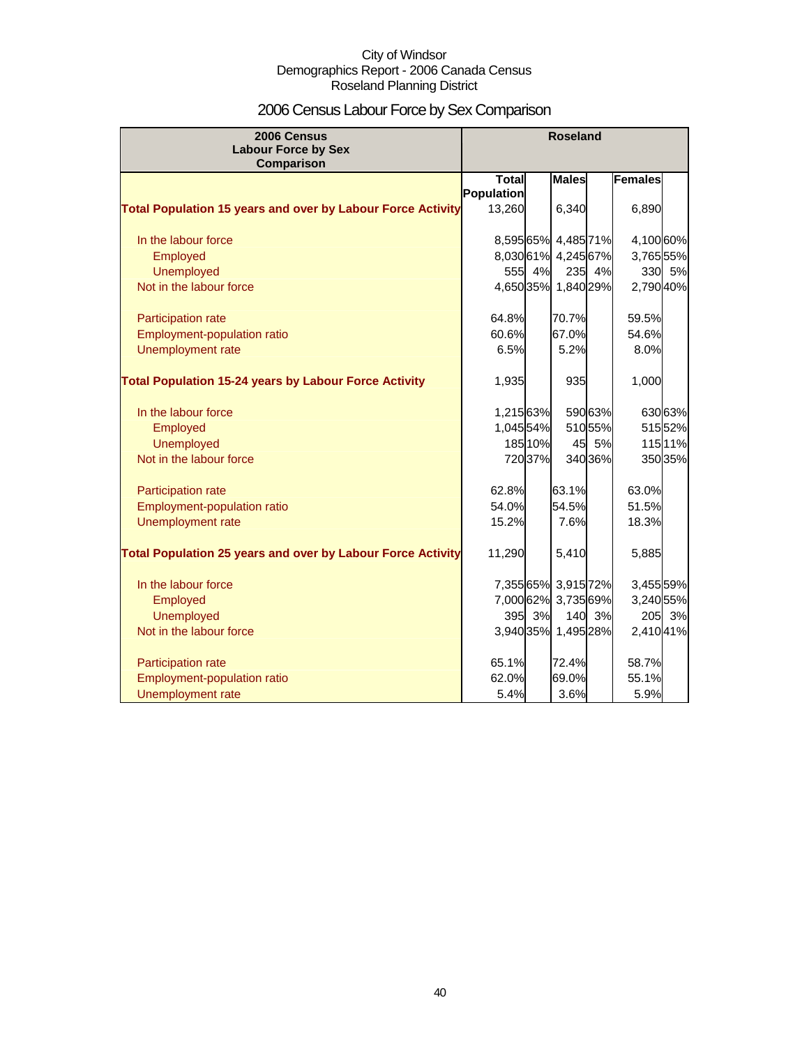City of Windsor
Demographics Report - 2006 Canada Census
Roseland Planning District

# 2006 Census Labour Force by Sex Comparison

| 2006 Census Labour Force by Sex Comparison | Roseland | | | | | |
|---|---|---|---|---|---|---|
| | Total Population | | Males | | Females | |
| **Total Population 15 years and over by Labour Force Activity** | 13,260 | | 6,340 | | 6,890 | |
| In the labour force | 8,595 | 65% | 4,485 | 71% | 4,100 | 60% |
| Employed | 8,030 | 61% | 4,245 | 67% | 3,765 | 55% |
| Unemployed | 555 | 4% | 235 | 4% | 330 | 5% |
| Not in the labour force | 4,650 | 35% | 1,840 | 29% | 2,790 | 40% |
| Participation rate | 64.8% | | 70.7% | | 59.5% | |
| Employment-population ratio | 60.6% | | 67.0% | | 54.6% | |
| Unemployment rate | 6.5% | | 5.2% | | 8.0% | |
| **Total Population 15-24 years by Labour Force Activity** | 1,935 | | 935 | | 1,000 | |
| In the labour force | 1,215 | 63% | 590 | 63% | 630 | 63% |
| Employed | 1,045 | 54% | 510 | 55% | 515 | 52% |
| Unemployed | 185 | 10% | 45 | 5% | 115 | 11% |
| Not in the labour force | 720 | 37% | 340 | 36% | 350 | 35% |
| Participation rate | 62.8% | | 63.1% | | 63.0% | |
| Employment-population ratio | 54.0% | | 54.5% | | 51.5% | |
| Unemployment rate | 15.2% | | 7.6% | | 18.3% | |
| **Total Population 25 years and over by Labour Force Activity** | 11,290 | | 5,410 | | 5,885 | |
| In the labour force | 7,355 | 65% | 3,915 | 72% | 3,455 | 59% |
| Employed | 7,000 | 62% | 3,735 | 69% | 3,240 | 55% |
| Unemployed | 395 | 3% | 140 | 3% | 205 | 3% |
| Not in the labour force | 3,940 | 35% | 1,495 | 28% | 2,410 | 41% |
| Participation rate | 65.1% | | 72.4% | | 58.7% | |
| Employment-population ratio | 62.0% | | 69.0% | | 55.1% | |
| Unemployment rate | 5.4% | | 3.6% | | 5.9% | |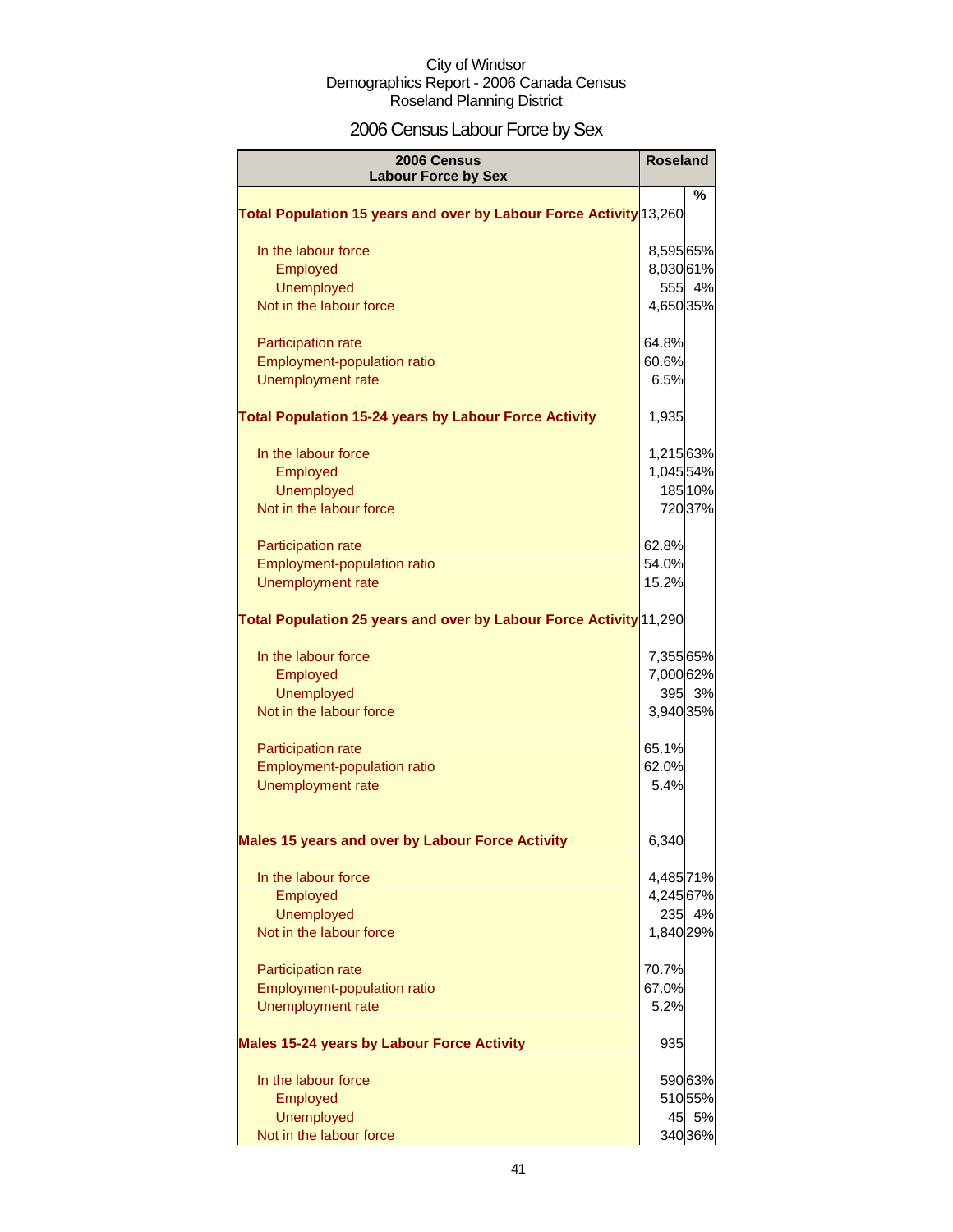City of Windsor
Demographics Report - 2006 Canada Census
Roseland Planning District

# 2006 Census Labour Force by Sex

| 2006 Census Labour Force by Sex | Roseland | |
|---|---|---|
| | | % |
| **Total Population 15 years and over by Labour Force Activity** | 13,260 | |
| In the labour force | 8,595 | 65% |
| Employed | 8,030 | 61% |
| Unemployed | 555 | 4% |
| Not in the labour force | 4,650 | 35% |
| Participation rate | 64.8% | |
| Employment-population ratio | 60.6% | |
| Unemployment rate | 6.5% | |
| **Total Population 15-24 years by Labour Force Activity** | 1,935 | |
| In the labour force | 1,215 | 63% |
| Employed | 1,045 | 54% |
| Unemployed | 185 | 10% |
| Not in the labour force | 720 | 37% |
| Participation rate | 62.8% | |
| Employment-population ratio | 54.0% | |
| Unemployment rate | 15.2% | |
| **Total Population 25 years and over by Labour Force Activity** | 11,290 | |
| In the labour force | 7,355 | 65% |
| Employed | 7,000 | 62% |
| Unemployed | 395 | 3% |
| Not in the labour force | 3,940 | 35% |
| Participation rate | 65.1% | |
| Employment-population ratio | 62.0% | |
| Unemployment rate | 5.4% | |
| **Males 15 years and over by Labour Force Activity** | 6,340 | |
| In the labour force | 4,485 | 71% |
| Employed | 4,245 | 67% |
| Unemployed | 235 | 4% |
| Not in the labour force | 1,840 | 29% |
| Participation rate | 70.7% | |
| Employment-population ratio | 67.0% | |
| Unemployment rate | 5.2% | |
| **Males 15-24 years by Labour Force Activity** | 935 | |
| In the labour force | 590 | 63% |
| Employed | 510 | 55% |
| Unemployed | 45 | 5% |
| Not in the labour force | 340 | 36% |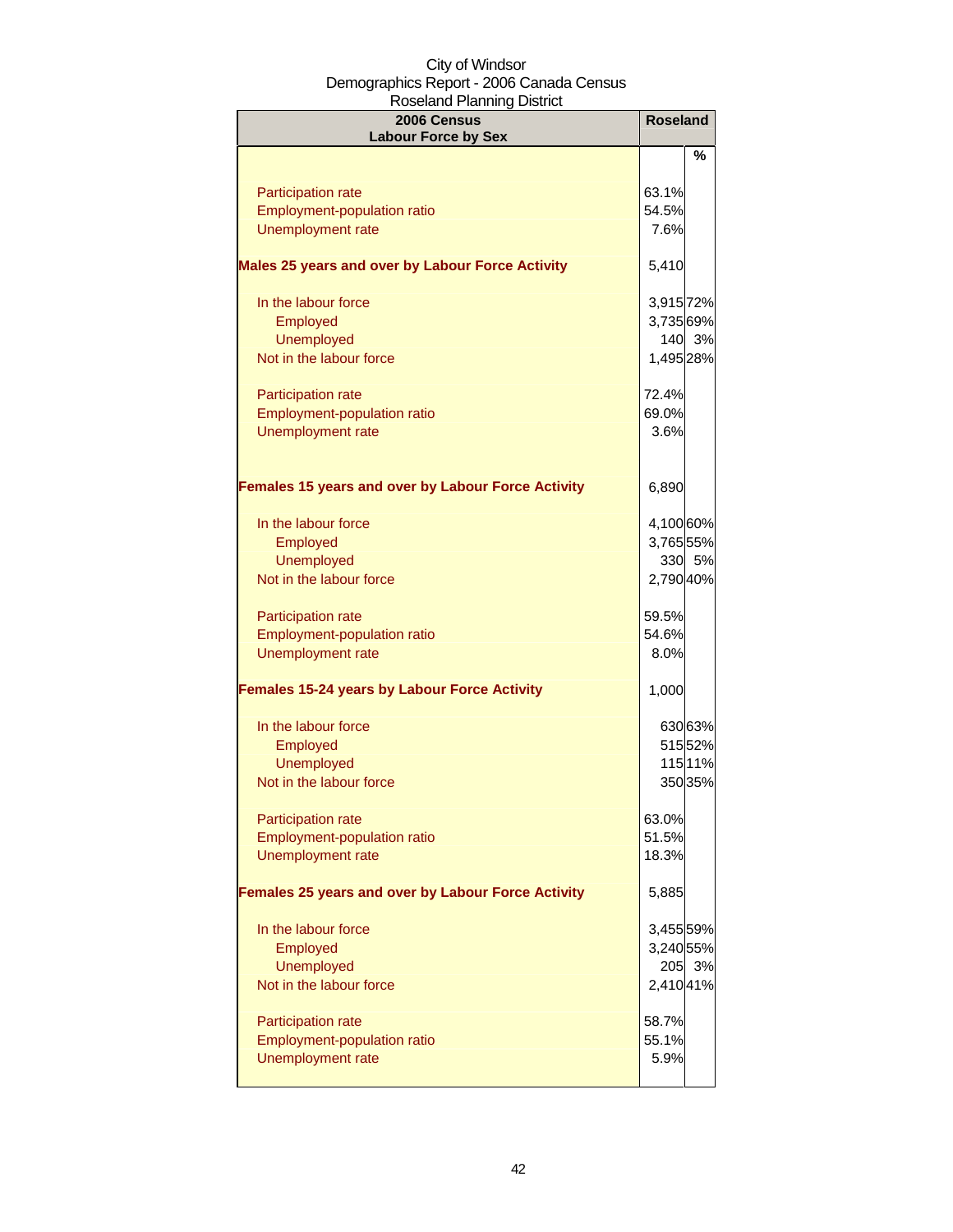City of Windsor
Demographics Report - 2006 Canada Census
Roseland Planning District

| 2006 Census Labour Force by Sex | Roseland | |
|---|---|---|
| | | % |
| Participation rate | 63.1% | |
| Employment-population ratio | 54.5% | |
| Unemployment rate | 7.6% | |
| **Males 25 years and over by Labour Force Activity** | 5,410 | |
| In the labour force | 3,915 | 72% |
| Employed | 3,735 | 69% |
| Unemployed | 140 | 3% |
| Not in the labour force | 1,495 | 28% |
| Participation rate | 72.4% | |
| Employment-population ratio | 69.0% | |
| Unemployment rate | 3.6% | |
| **Females 15 years and over by Labour Force Activity** | 6,890 | |
| In the labour force | 4,100 | 60% |
| Employed | 3,765 | 55% |
| Unemployed | 330 | 5% |
| Not in the labour force | 2,790 | 40% |
| Participation rate | 59.5% | |
| Employment-population ratio | 54.6% | |
| Unemployment rate | 8.0% | |
| **Females 15-24 years by Labour Force Activity** | 1,000 | |
| In the labour force | 630 | 63% |
| Employed | 515 | 52% |
| Unemployed | 115 | 11% |
| Not in the labour force | 350 | 35% |
| Participation rate | 63.0% | |
| Employment-population ratio | 51.5% | |
| Unemployment rate | 18.3% | |
| **Females 25 years and over by Labour Force Activity** | 5,885 | |
| In the labour force | 3,455 | 59% |
| Employed | 3,240 | 55% |
| Unemployed | 205 | 3% |
| Not in the labour force | 2,410 | 41% |
| Participation rate | 58.7% | |
| Employment-population ratio | 55.1% | |
| Unemployment rate | 5.9% | |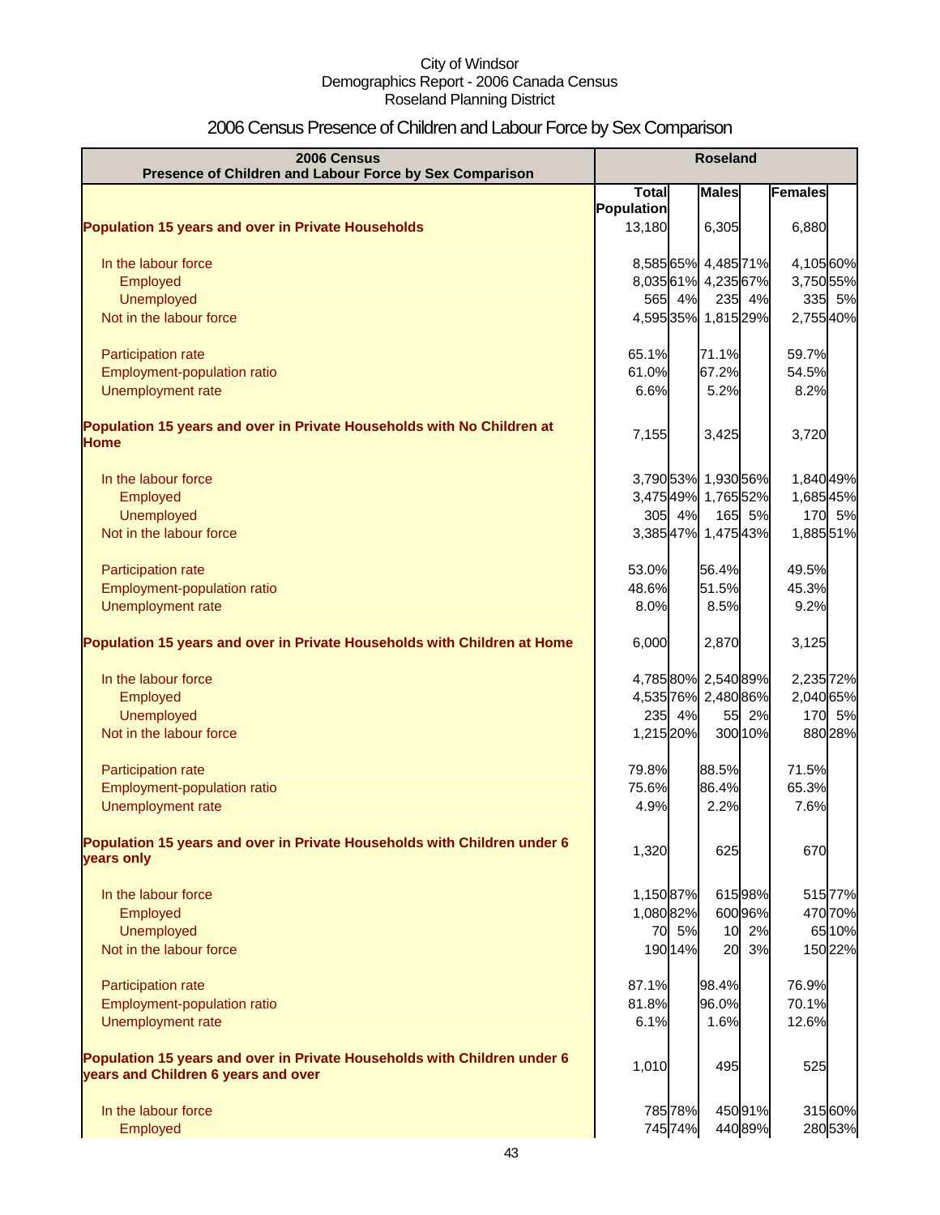City of Windsor
Demographics Report - 2006 Canada Census
Roseland Planning District

# 2006 Census Presence of Children and Labour Force by Sex Comparison

| 2006 Census Presence of Children and Labour Force by Sex Comparison | Roseland | | | | | |
|---|---|---|---|---|---|---|
| | Total Population | | Males | | Females | |
| **Population 15 years and over in Private Households** | 13,180 | | 6,305 | | 6,880 | |
| In the labour force | 8,585 | 65% | 4,485 | 71% | 4,105 | 60% |
| Employed | 8,035 | 61% | 4,235 | 67% | 3,750 | 55% |
| Unemployed | 565 | 4% | 235 | 4% | 335 | 5% |
| Not in the labour force | 4,595 | 35% | 1,815 | 29% | 2,755 | 40% |
| Participation rate | 65.1% | | 71.1% | | 59.7% | |
| Employment-population ratio | 61.0% | | 67.2% | | 54.5% | |
| Unemployment rate | 6.6% | | 5.2% | | 8.2% | |
| **Population 15 years and over in Private Households with No Children at Home** | 7,155 | | 3,425 | | 3,720 | |
| In the labour force | 3,790 | 53% | 1,930 | 56% | 1,840 | 49% |
| Employed | 3,475 | 49% | 1,765 | 52% | 1,685 | 45% |
| Unemployed | 305 | 4% | 165 | 5% | 170 | 5% |
| Not in the labour force | 3,385 | 47% | 1,475 | 43% | 1,885 | 51% |
| Participation rate | 53.0% | | 56.4% | | 49.5% | |
| Employment-population ratio | 48.6% | | 51.5% | | 45.3% | |
| Unemployment rate | 8.0% | | 8.5% | | 9.2% | |
| **Population 15 years and over in Private Households with Children at Home** | 6,000 | | 2,870 | | 3,125 | |
| In the labour force | 4,785 | 80% | 2,540 | 89% | 2,235 | 72% |
| Employed | 4,535 | 76% | 2,480 | 86% | 2,040 | 65% |
| Unemployed | 235 | 4% | 55 | 2% | 170 | 5% |
| Not in the labour force | 1,215 | 20% | 300 | 10% | 880 | 28% |
| Participation rate | 79.8% | | 88.5% | | 71.5% | |
| Employment-population ratio | 75.6% | | 86.4% | | 65.3% | |
| Unemployment rate | 4.9% | | 2.2% | | 7.6% | |
| **Population 15 years and over in Private Households with Children under 6 years only** | 1,320 | | 625 | | 670 | |
| In the labour force | 1,150 | 87% | 615 | 98% | 515 | 77% |
| Employed | 1,080 | 82% | 600 | 96% | 470 | 70% |
| Unemployed | 70 | 5% | 10 | 2% | 65 | 10% |
| Not in the labour force | 190 | 14% | 20 | 3% | 150 | 22% |
| Participation rate | 87.1% | | 98.4% | | 76.9% | |
| Employment-population ratio | 81.8% | | 96.0% | | 70.1% | |
| Unemployment rate | 6.1% | | 1.6% | | 12.6% | |
| **Population 15 years and over in Private Households with Children under 6 years and Children 6 years and over** | 1,010 | | 495 | | 525 | |
| In the labour force | 785 | 78% | 450 | 91% | 315 | 60% |
| Employed | 745 | 74% | 440 | 89% | 280 | 53% |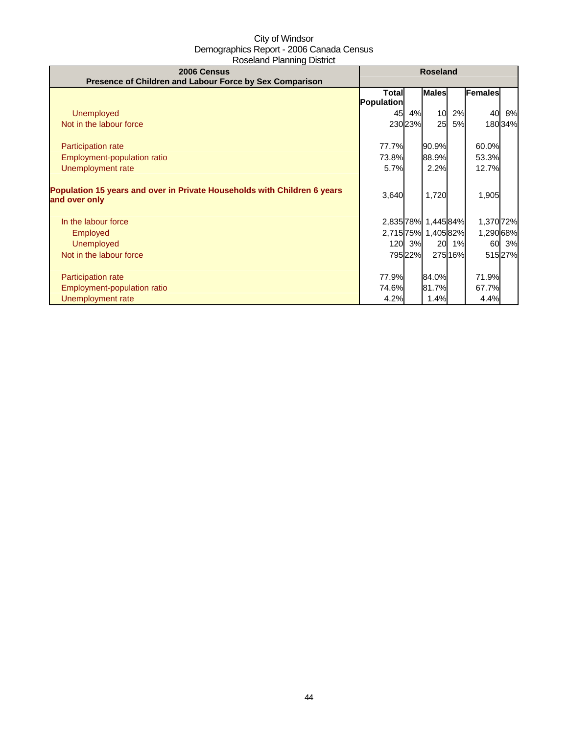City of Windsor
Demographics Report - 2006 Canada Census
Roseland Planning District

| 2006 Census<br>Presence of Children and Labour Force by Sex Comparison | Roseland | | | | | |
|---|---|---|---|---|---|---|
| | Total Population | | Males | | Females | |
| Unemployed | 45 | 4% | 10 | 2% | 40 | 8% |
| Not in the labour force | 230 | 23% | 25 | 5% | 180 | 34% |
| | | | | | | |
| Participation rate | 77.7% | | 90.9% | | 60.0% | |
| Employment-population ratio | 73.8% | | 88.9% | | 53.3% | |
| Unemployment rate | 5.7% | | 2.2% | | 12.7% | |
| | | | | | | |
| **Population 15 years and over in Private Households with Children 6 years and over only** | 3,640 | | 1,720 | | 1,905 | |
| | | | | | | |
| In the labour force | 2,835 | 78% | 1,445 | 84% | 1,370 | 72% |
| Employed | 2,715 | 75% | 1,405 | 82% | 1,290 | 68% |
| Unemployed | 120 | 3% | 20 | 1% | 60 | 3% |
| Not in the labour force | 795 | 22% | 275 | 16% | 515 | 27% |
| | | | | | | |
| Participation rate | 77.9% | | 84.0% | | 71.9% | |
| Employment-population ratio | 74.6% | | 81.7% | | 67.7% | |
| Unemployment rate | 4.2% | | 1.4% | | 4.4% | |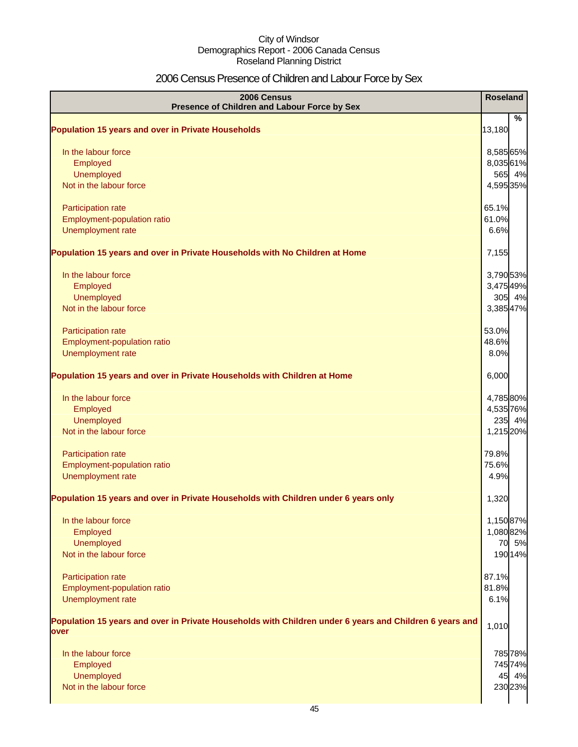City of Windsor
Demographics Report - 2006 Canada Census
Roseland Planning District

# 2006 Census Presence of Children and Labour Force by Sex

| 2006 Census Presence of Children and Labour Force by Sex | Roseland | |
|---|---|---|
| | | % |
| **Population 15 years and over in Private Households** | 13,180 | |
| In the labour force | 8,585 | 65% |
| Employed | 8,035 | 61% |
| Unemployed | 565 | 4% |
| Not in the labour force | 4,595 | 35% |
| Participation rate | 65.1% | |
| Employment-population ratio | 61.0% | |
| Unemployment rate | 6.6% | |
| **Population 15 years and over in Private Households with No Children at Home** | 7,155 | |
| In the labour force | 3,790 | 53% |
| Employed | 3,475 | 49% |
| Unemployed | 305 | 4% |
| Not in the labour force | 3,385 | 47% |
| Participation rate | 53.0% | |
| Employment-population ratio | 48.6% | |
| Unemployment rate | 8.0% | |
| **Population 15 years and over in Private Households with Children at Home** | 6,000 | |
| In the labour force | 4,785 | 80% |
| Employed | 4,535 | 76% |
| Unemployed | 235 | 4% |
| Not in the labour force | 1,215 | 20% |
| Participation rate | 79.8% | |
| Employment-population ratio | 75.6% | |
| Unemployment rate | 4.9% | |
| **Population 15 years and over in Private Households with Children under 6 years only** | 1,320 | |
| In the labour force | 1,150 | 87% |
| Employed | 1,080 | 82% |
| Unemployed | 70 | 5% |
| Not in the labour force | 190 | 14% |
| Participation rate | 87.1% | |
| Employment-population ratio | 81.8% | |
| Unemployment rate | 6.1% | |
| **Population 15 years and over in Private Households with Children under 6 years and Children 6 years and over** | 1,010 | |
| In the labour force | 785 | 78% |
| Employed | 745 | 74% |
| Unemployed | 45 | 4% |
| Not in the labour force | 230 | 23% |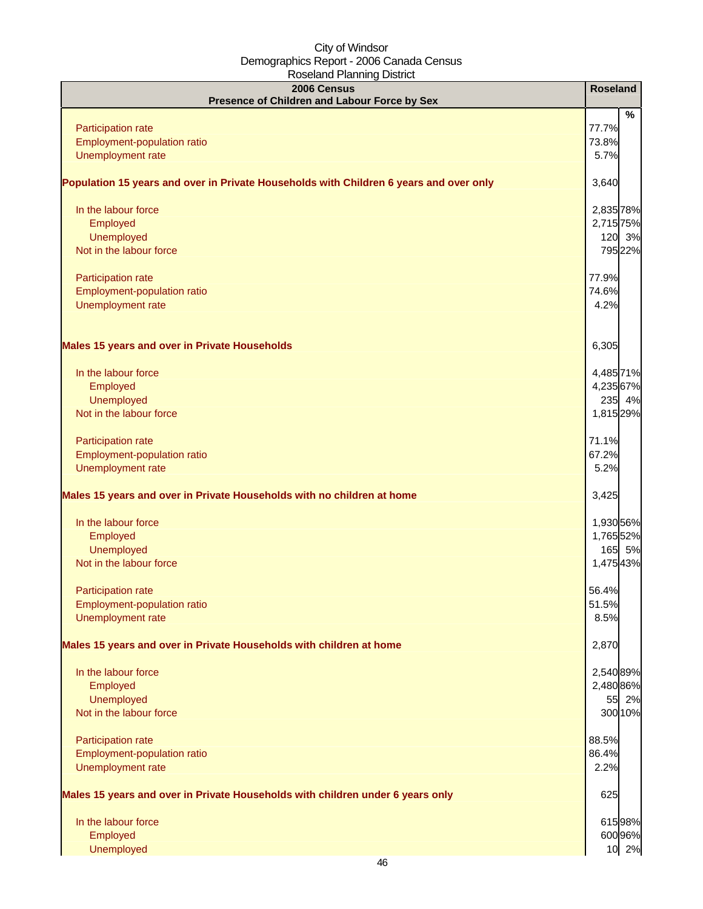City of Windsor
Demographics Report - 2006 Canada Census
Roseland Planning District

| 2006 Census<br>Presence of Children and Labour Force by Sex | Roseland | |
|---|---|---|
| | | % |
| Participation rate | 77.7% | |
| Employment-population ratio | 73.8% | |
| Unemployment rate | 5.7% | |
| **Population 15 years and over in Private Households with Children 6 years and over only** | 3,640 | |
| In the labour force | 2,835 | 78% |
| Employed | 2,715 | 75% |
| Unemployed | 120 | 3% |
| Not in the labour force | 795 | 22% |
| Participation rate | 77.9% | |
| Employment-population ratio | 74.6% | |
| Unemployment rate | 4.2% | |
| **Males 15 years and over in Private Households** | 6,305 | |
| In the labour force | 4,485 | 71% |
| Employed | 4,235 | 67% |
| Unemployed | 235 | 4% |
| Not in the labour force | 1,815 | 29% |
| Participation rate | 71.1% | |
| Employment-population ratio | 67.2% | |
| Unemployment rate | 5.2% | |
| **Males 15 years and over in Private Households with no children at home** | 3,425 | |
| In the labour force | 1,930 | 56% |
| Employed | 1,765 | 52% |
| Unemployed | 165 | 5% |
| Not in the labour force | 1,475 | 43% |
| Participation rate | 56.4% | |
| Employment-population ratio | 51.5% | |
| Unemployment rate | 8.5% | |
| **Males 15 years and over in Private Households with children at home** | 2,870 | |
| In the labour force | 2,540 | 89% |
| Employed | 2,480 | 86% |
| Unemployed | 55 | 2% |
| Not in the labour force | 300 | 10% |
| Participation rate | 88.5% | |
| Employment-population ratio | 86.4% | |
| Unemployment rate | 2.2% | |
| **Males 15 years and over in Private Households with children under 6 years only** | 625 | |
| In the labour force | 615 | 98% |
| Employed | 600 | 96% |
| Unemployed | 10 | 2% |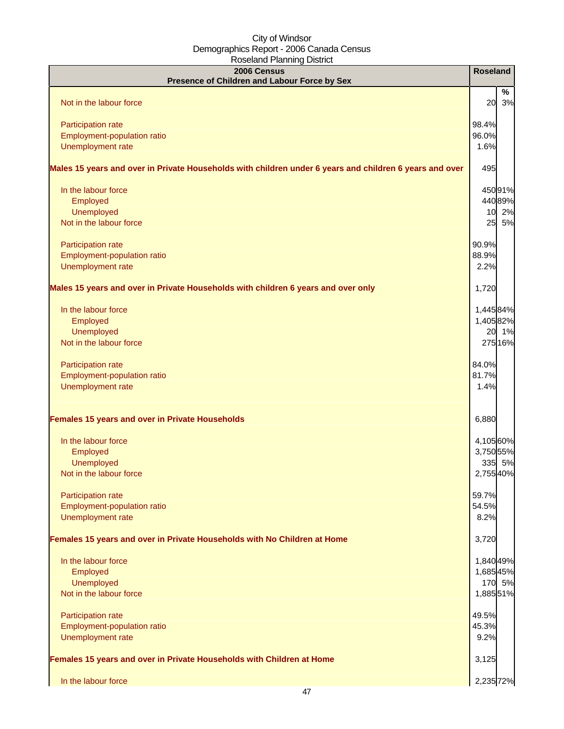City of Windsor
Demographics Report - 2006 Canada Census
Roseland Planning District

| 2006 Census<br>Presence of Children and Labour Force by Sex | Roseland | |
|---|---|---|
| | | % |
| Not in the labour force | 20 | 3% |
| | | |
| Participation rate | 98.4% | |
| Employment-population ratio | 96.0% | |
| Unemployment rate | 1.6% | |
| | | |
| **Males 15 years and over in Private Households with children under 6 years and children 6 years and over** | 495 | |
| | | |
| In the labour force | 450 | 91% |
| Employed | 440 | 89% |
| Unemployed | 10 | 2% |
| Not in the labour force | 25 | 5% |
| | | |
| Participation rate | 90.9% | |
| Employment-population ratio | 88.9% | |
| Unemployment rate | 2.2% | |
| | | |
| **Males 15 years and over in Private Households with children 6 years and over only** | 1,720 | |
| | | |
| In the labour force | 1,445 | 84% |
| Employed | 1,405 | 82% |
| Unemployed | 20 | 1% |
| Not in the labour force | 275 | 16% |
| | | |
| Participation rate | 84.0% | |
| Employment-population ratio | 81.7% | |
| Unemployment rate | 1.4% | |
| | | |
| **Females 15 years and over in Private Households** | 6,880 | |
| | | |
| In the labour force | 4,105 | 60% |
| Employed | 3,750 | 55% |
| Unemployed | 335 | 5% |
| Not in the labour force | 2,755 | 40% |
| | | |
| Participation rate | 59.7% | |
| Employment-population ratio | 54.5% | |
| Unemployment rate | 8.2% | |
| | | |
| **Females 15 years and over in Private Households with No Children at Home** | 3,720 | |
| | | |
| In the labour force | 1,840 | 49% |
| Employed | 1,685 | 45% |
| Unemployed | 170 | 5% |
| Not in the labour force | 1,885 | 51% |
| | | |
| Participation rate | 49.5% | |
| Employment-population ratio | 45.3% | |
| Unemployment rate | 9.2% | |
| | | |
| **Females 15 years and over in Private Households with Children at Home** | 3,125 | |
| | | |
| In the labour force | 2,235 | 72% |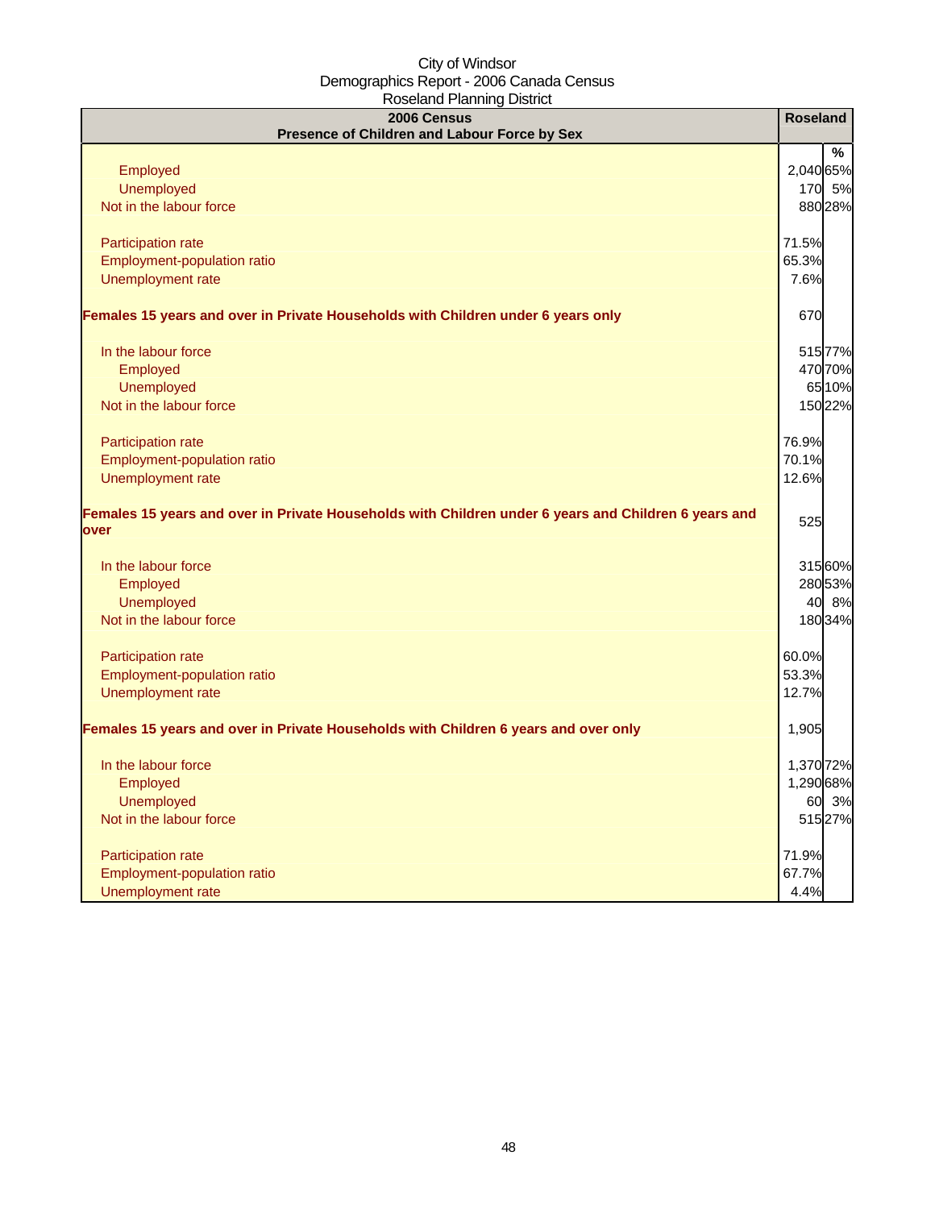City of Windsor
Demographics Report - 2006 Canada Census
Roseland Planning District

| 2006 Census<br>Presence of Children and Labour Force by Sex | Roseland | |
|---|---|---|
| | | % |
| Employed | 2,040 | 65% |
| Unemployed | 170 | 5% |
| Not in the labour force | 880 | 28% |
| | | |
| Participation rate | 71.5% | |
| Employment-population ratio | 65.3% | |
| Unemployment rate | 7.6% | |
| | | |
| **Females 15 years and over in Private Households with Children under 6 years only** | 670 | |
| | | |
| In the labour force | 515 | 77% |
| Employed | 470 | 70% |
| Unemployed | 65 | 10% |
| Not in the labour force | 150 | 22% |
| | | |
| Participation rate | 76.9% | |
| Employment-population ratio | 70.1% | |
| Unemployment rate | 12.6% | |
| | | |
| **Females 15 years and over in Private Households with Children under 6 years and Children 6 years and over** | 525 | |
| | | |
| In the labour force | 315 | 60% |
| Employed | 280 | 53% |
| Unemployed | 40 | 8% |
| Not in the labour force | 180 | 34% |
| | | |
| Participation rate | 60.0% | |
| Employment-population ratio | 53.3% | |
| Unemployment rate | 12.7% | |
| | | |
| **Females 15 years and over in Private Households with Children 6 years and over only** | 1,905 | |
| | | |
| In the labour force | 1,370 | 72% |
| Employed | 1,290 | 68% |
| Unemployed | 60 | 3% |
| Not in the labour force | 515 | 27% |
| | | |
| Participation rate | 71.9% | |
| Employment-population ratio | 67.7% | |
| Unemployment rate | 4.4% | |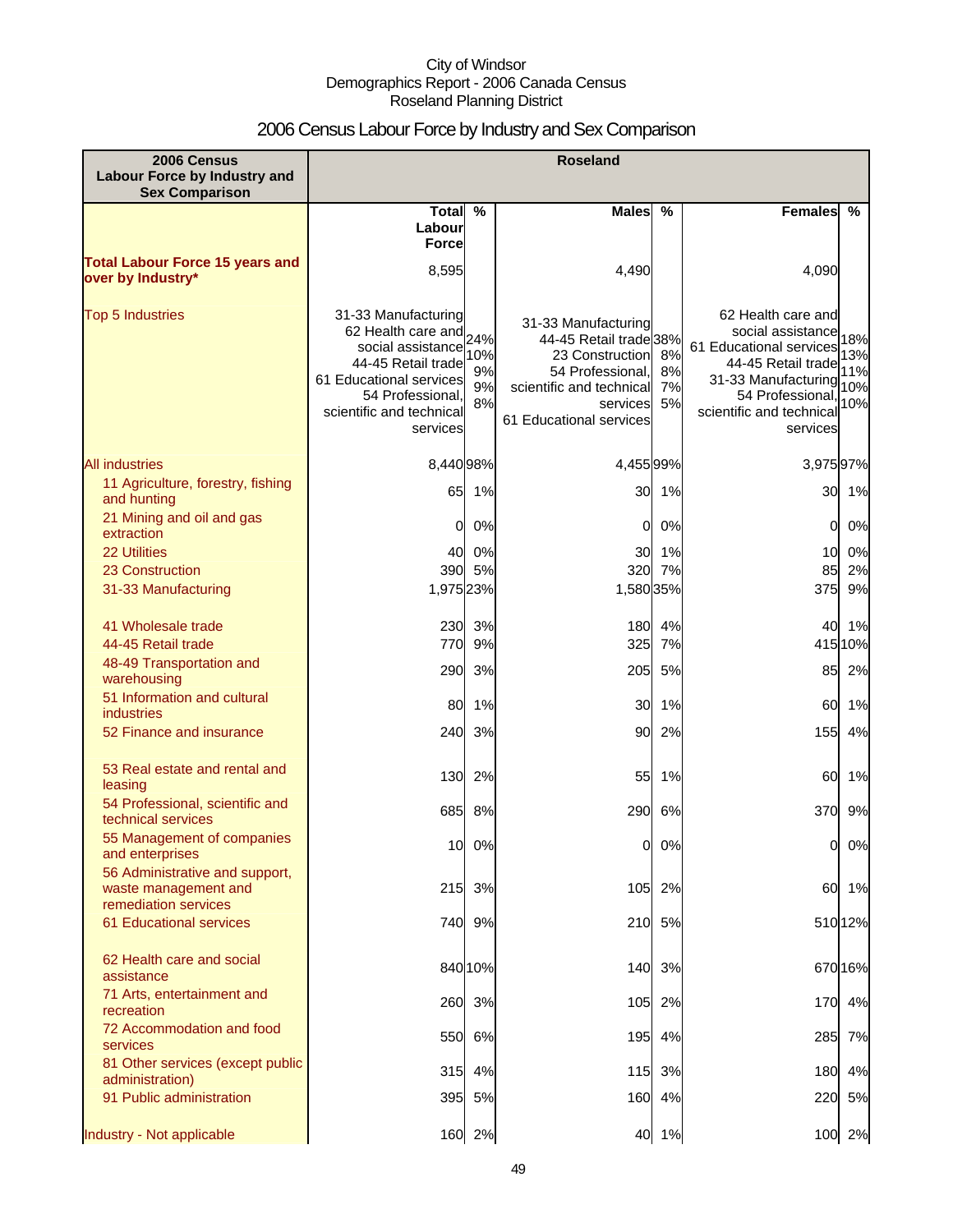City of Windsor
Demographics Report - 2006 Canada Census
Roseland Planning District

# 2006 Census Labour Force by Industry and Sex Comparison

| 2006 Census Labour Force by Industry and Sex Comparison | Roseland | | | | | |
|---|---|---|---|---|---|---|
| | Total Labour Force | % | Males | % | Females | % |
| Total Labour Force 15 years and over by Industry* | 8,595 | | 4,490 | | 4,090 | |
| Top 5 Industries | 31-33 Manufacturing<br>62 Health care and social assistance<br>44-45 Retail trade<br>61 Educational services<br>54 Professional, scientific and technical services | 24%<br>10%<br>9%<br>9%<br>8% | 31-33 Manufacturing<br>44-45 Retail trade<br>23 Construction<br>54 Professional, scientific and technical services<br>61 Educational services | 38%<br>8%<br>8%<br>7%<br>5% | 62 Health care and social assistance<br>61 Educational services<br>44-45 Retail trade<br>31-33 Manufacturing<br>54 Professional, scientific and technical services | 18%<br>13%<br>11%<br>10%<br>10% |
| All industries | 8,440 | 98% | 4,455 | 99% | 3,975 | 97% |
| 11 Agriculture, forestry, fishing and hunting | 65 | 1% | 30 | 1% | 30 | 1% |
| 21 Mining and oil and gas extraction | 0 | 0% | 0 | 0% | 0 | 0% |
| 22 Utilities | 40 | 0% | 30 | 1% | 10 | 0% |
| 23 Construction | 390 | 5% | 320 | 7% | 85 | 2% |
| 31-33 Manufacturing | 1,975 | 23% | 1,580 | 35% | 375 | 9% |
| 41 Wholesale trade | 230 | 3% | 180 | 4% | 40 | 1% |
| 44-45 Retail trade | 770 | 9% | 325 | 7% | 415 | 10% |
| 48-49 Transportation and warehousing | 290 | 3% | 205 | 5% | 85 | 2% |
| 51 Information and cultural industries | 80 | 1% | 30 | 1% | 60 | 1% |
| 52 Finance and insurance | 240 | 3% | 90 | 2% | 155 | 4% |
| 53 Real estate and rental and leasing | 130 | 2% | 55 | 1% | 60 | 1% |
| 54 Professional, scientific and technical services | 685 | 8% | 290 | 6% | 370 | 9% |
| 55 Management of companies and enterprises | 10 | 0% | 0 | 0% | 0 | 0% |
| 56 Administrative and support, waste management and remediation services | 215 | 3% | 105 | 2% | 60 | 1% |
| 61 Educational services | 740 | 9% | 210 | 5% | 510 | 12% |
| 62 Health care and social assistance | 840 | 10% | 140 | 3% | 670 | 16% |
| 71 Arts, entertainment and recreation | 260 | 3% | 105 | 2% | 170 | 4% |
| 72 Accommodation and food services | 550 | 6% | 195 | 4% | 285 | 7% |
| 81 Other services (except public administration) | 315 | 4% | 115 | 3% | 180 | 4% |
| 91 Public administration | 395 | 5% | 160 | 4% | 220 | 5% |
| Industry - Not applicable | 160 | 2% | 40 | 1% | 100 | 2% |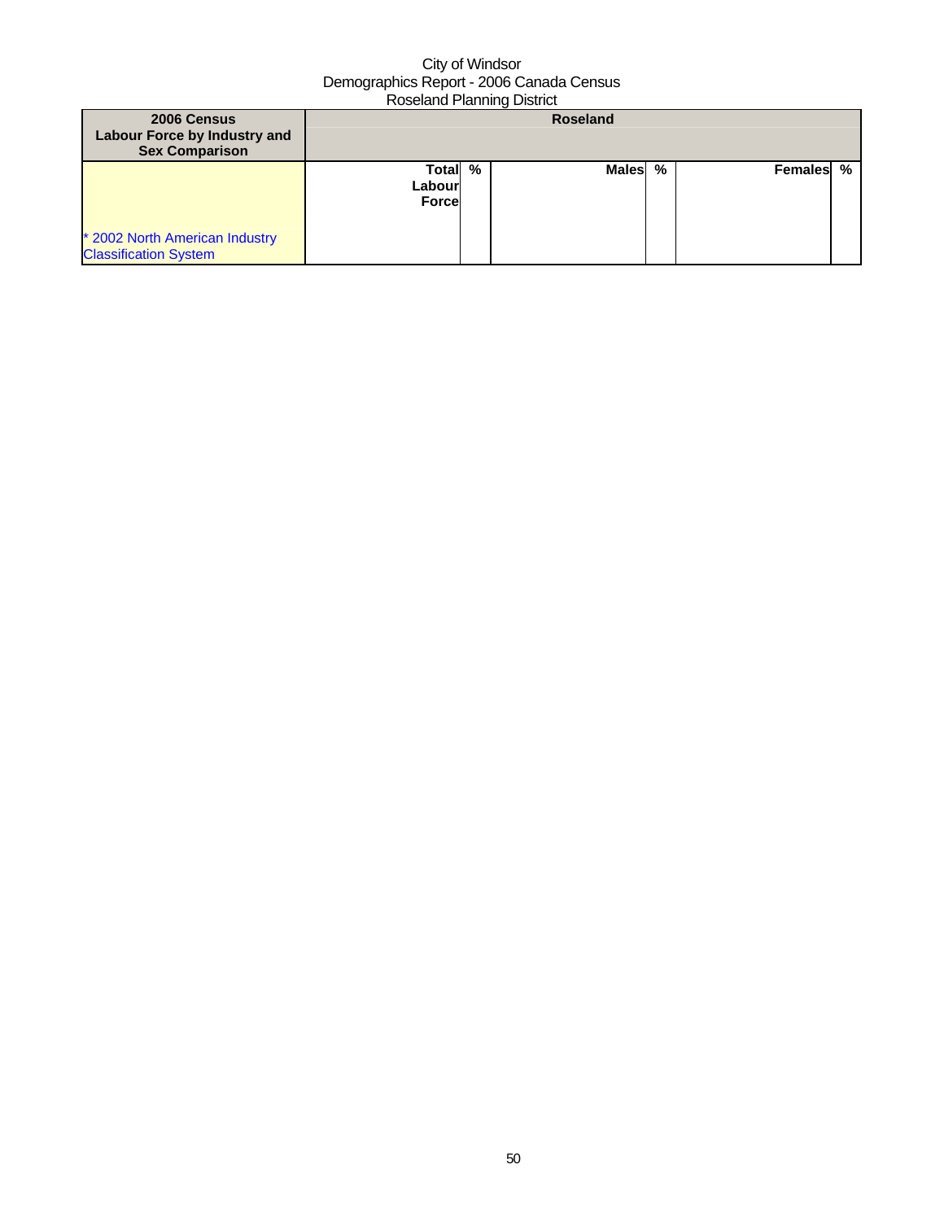City of Windsor
Demographics Report - 2006 Canada Census
Roseland Planning District

| 2006 Census Labour Force by Industry and Sex Comparison | Roseland | | | | | |
|---|---|---|---|---|---|---|
| * 2002 North American Industry Classification System | Total Labour Force | % | Males | % | Females | % |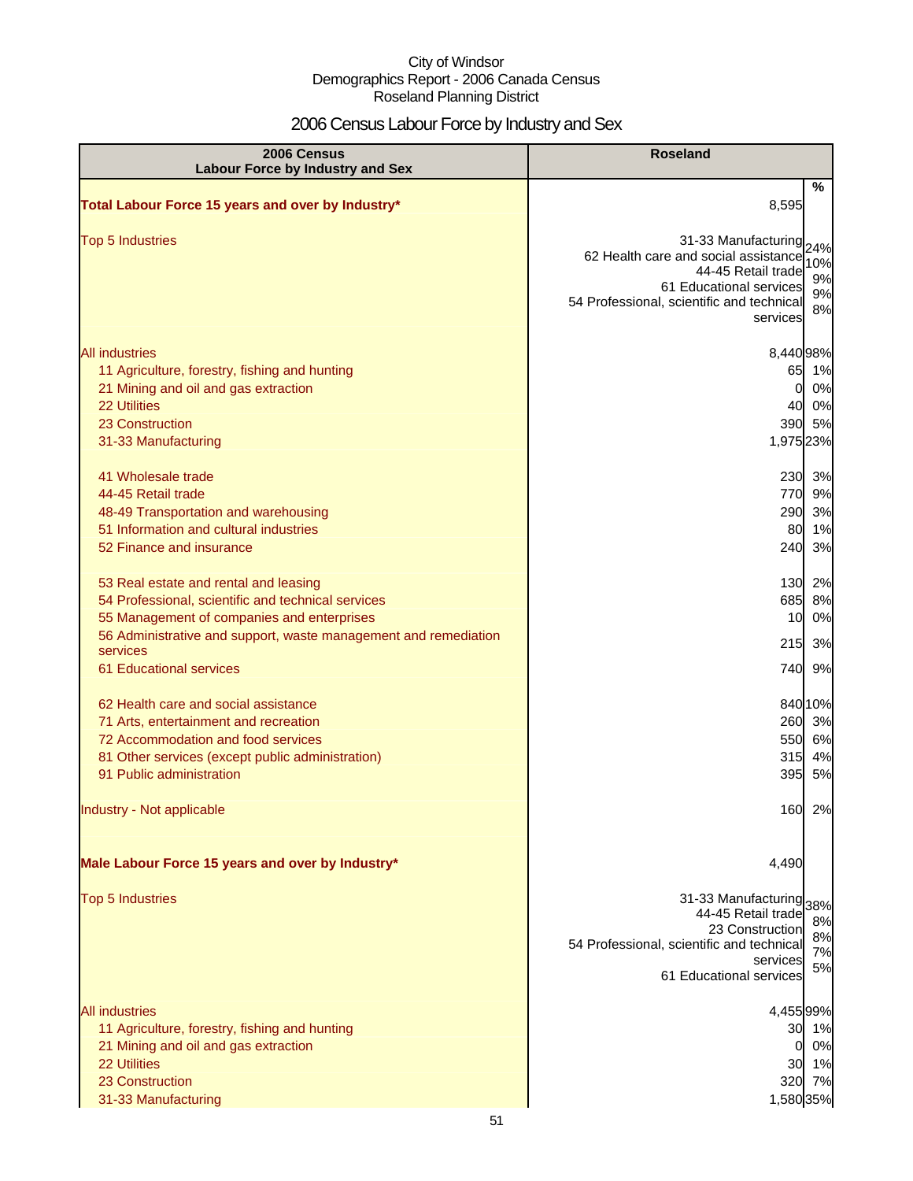City of Windsor
Demographics Report - 2006 Canada Census
Roseland Planning District

# 2006 Census Labour Force by Industry and Sex

| 2006 Census Labour Force by Industry and Sex | Roseland | % |
|---|---|---|
| **Total Labour Force 15 years and over by Industry*** | 8,595 | |
| Top 5 Industries | 31-33 Manufacturing<br>62 Health care and social assistance<br>44-45 Retail trade<br>61 Educational services<br>54 Professional, scientific and technical services | 24%<br>10%<br>9%<br>9%<br>8% |
| All industries | 8,440 | 98% |
| 11 Agriculture, forestry, fishing and hunting | 65 | 1% |
| 21 Mining and oil and gas extraction | 0 | 0% |
| 22 Utilities | 40 | 0% |
| 23 Construction | 390 | 5% |
| 31-33 Manufacturing | 1,975 | 23% |
| 41 Wholesale trade | 230 | 3% |
| 44-45 Retail trade | 770 | 9% |
| 48-49 Transportation and warehousing | 290 | 3% |
| 51 Information and cultural industries | 80 | 1% |
| 52 Finance and insurance | 240 | 3% |
| 53 Real estate and rental and leasing | 130 | 2% |
| 54 Professional, scientific and technical services | 685 | 8% |
| 55 Management of companies and enterprises | 10 | 0% |
| 56 Administrative and support, waste management and remediation services | 215 | 3% |
| 61 Educational services | 740 | 9% |
| 62 Health care and social assistance | 840 | 10% |
| 71 Arts, entertainment and recreation | 260 | 3% |
| 72 Accommodation and food services | 550 | 6% |
| 81 Other services (except public administration) | 315 | 4% |
| 91 Public administration | 395 | 5% |
| Industry - Not applicable | 160 | 2% |
| **Male Labour Force 15 years and over by Industry*** | 4,490 | |
| Top 5 Industries | 31-33 Manufacturing<br>44-45 Retail trade<br>23 Construction<br>54 Professional, scientific and technical services<br>61 Educational services | 38%<br>8%<br>8%<br>7%<br>5% |
| All industries | 4,455 | 99% |
| 11 Agriculture, forestry, fishing and hunting | 30 | 1% |
| 21 Mining and oil and gas extraction | 0 | 0% |
| 22 Utilities | 30 | 1% |
| 23 Construction | 320 | 7% |
| 31-33 Manufacturing | 1,580 | 35% |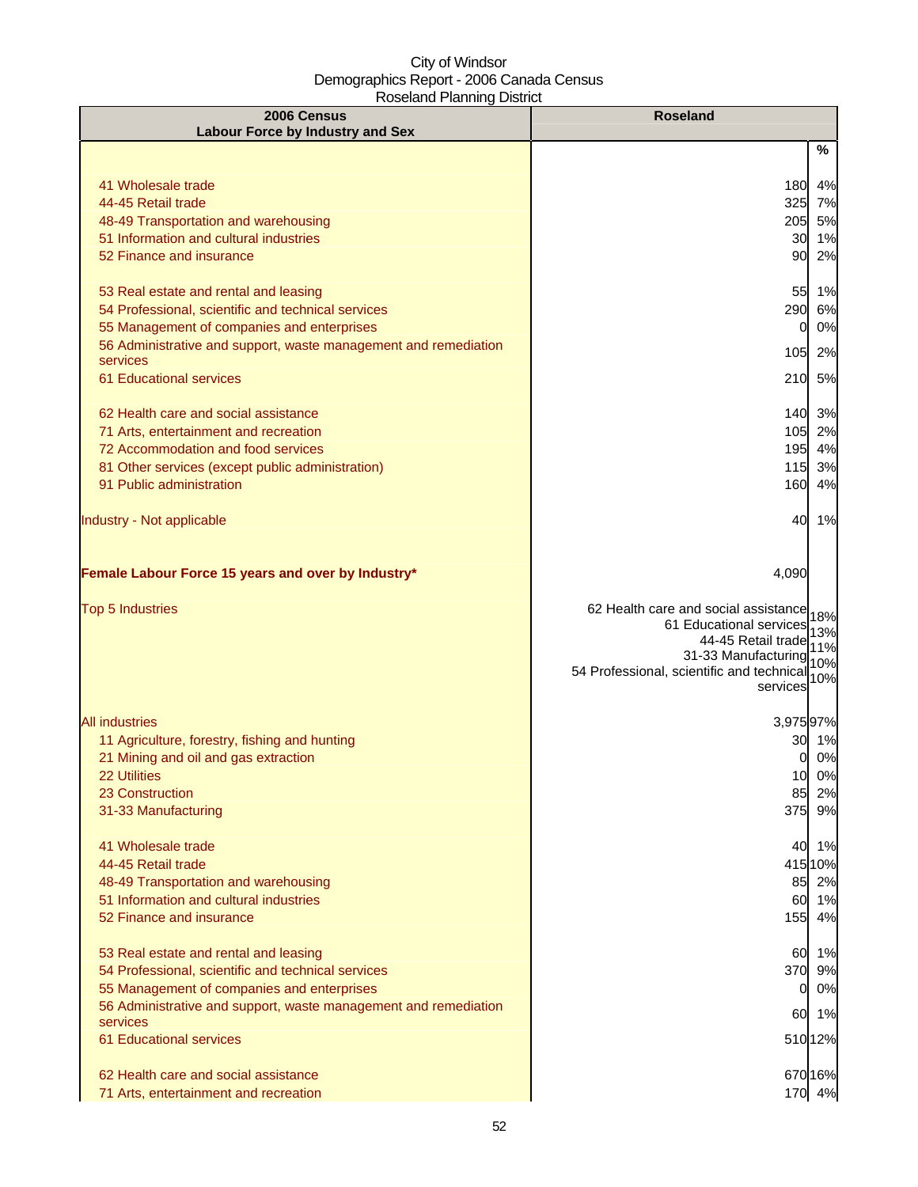City of Windsor
Demographics Report - 2006 Canada Census
Roseland Planning District

| 2006 Census<br>Labour Force by Industry and Sex | Roseland | |
|---|---|---|
| | | % |
| 41 Wholesale trade | 180 | 4% |
| 44-45 Retail trade | 325 | 7% |
| 48-49 Transportation and warehousing | 205 | 5% |
| 51 Information and cultural industries | 30 | 1% |
| 52 Finance and insurance | 90 | 2% |
| 53 Real estate and rental and leasing | 55 | 1% |
| 54 Professional, scientific and technical services | 290 | 6% |
| 55 Management of companies and enterprises | 0 | 0% |
| 56 Administrative and support, waste management and remediation services | 105 | 2% |
| 61 Educational services | 210 | 5% |
| 62 Health care and social assistance | 140 | 3% |
| 71 Arts, entertainment and recreation | 105 | 2% |
| 72 Accommodation and food services | 195 | 4% |
| 81 Other services (except public administration) | 115 | 3% |
| 91 Public administration | 160 | 4% |
| Industry - Not applicable | 40 | 1% |
| **Female Labour Force 15 years and over by Industry*** | 4,090 | |
| Top 5 Industries | 62 Health care and social assistance | 18% |
| | 61 Educational services | 13% |
| | 44-45 Retail trade | 11% |
| | 31-33 Manufacturing | 10% |
| | 54 Professional, scientific and technical services | 10% |
| All industries | 3,975 | 97% |
| 11 Agriculture, forestry, fishing and hunting | 30 | 1% |
| 21 Mining and oil and gas extraction | 0 | 0% |
| 22 Utilities | 10 | 0% |
| 23 Construction | 85 | 2% |
| 31-33 Manufacturing | 375 | 9% |
| 41 Wholesale trade | 40 | 1% |
| 44-45 Retail trade | 415 | 10% |
| 48-49 Transportation and warehousing | 85 | 2% |
| 51 Information and cultural industries | 60 | 1% |
| 52 Finance and insurance | 155 | 4% |
| 53 Real estate and rental and leasing | 60 | 1% |
| 54 Professional, scientific and technical services | 370 | 9% |
| 55 Management of companies and enterprises | 0 | 0% |
| 56 Administrative and support, waste management and remediation services | 60 | 1% |
| 61 Educational services | 510 | 12% |
| 62 Health care and social assistance | 670 | 16% |
| 71 Arts, entertainment and recreation | 170 | 4% |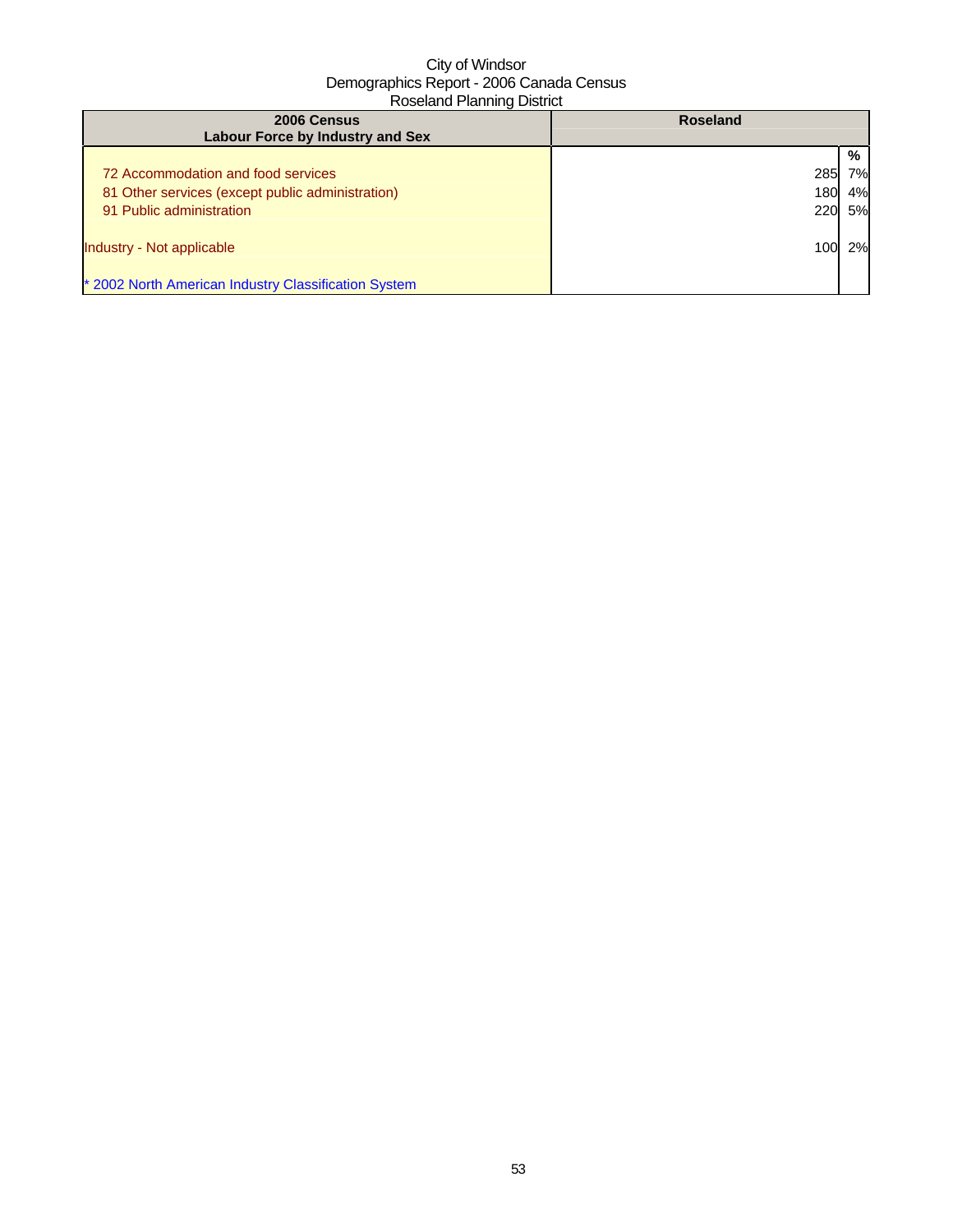City of Windsor
Demographics Report - 2006 Canada Census
Roseland Planning District

| 2006 Census<br>Labour Force by Industry and Sex | Roseland | |
|---|---|---|
| | | % |
| 72 Accommodation and food services | 285 | 7% |
| 81 Other services (except public administration) | 180 | 4% |
| 91 Public administration | 220 | 5% |
| Industry - Not applicable | 100 | 2% |
| * 2002 North American Industry Classification System | | |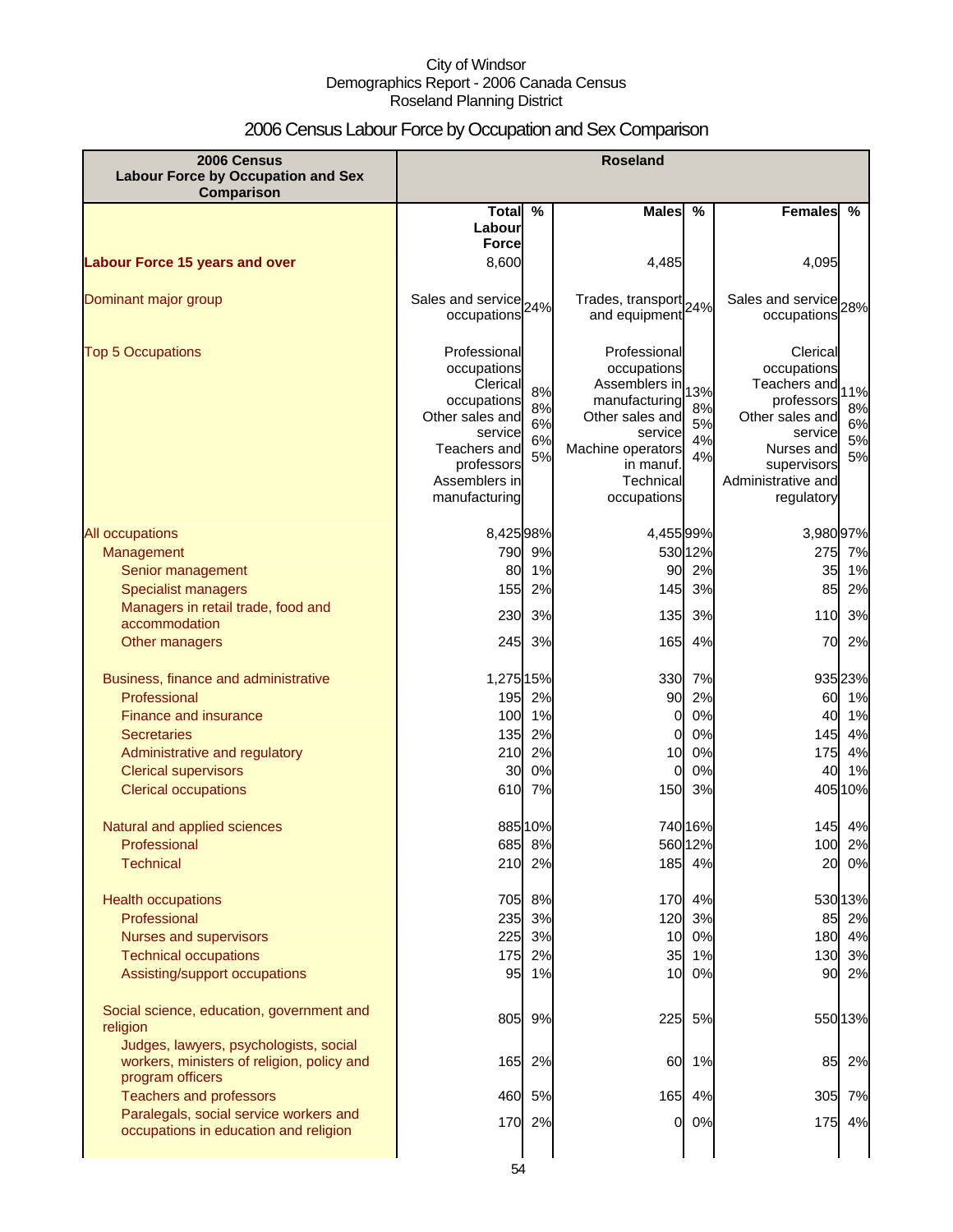City of Windsor
Demographics Report - 2006 Canada Census
Roseland Planning District

# 2006 Census Labour Force by Occupation and Sex Comparison

| 2006 Census Labour Force by Occupation and Sex Comparison | Roseland | | | | | |
|---|---|---|---|---|---|---|
| | Total Labour Force | % | Males | % | Females | % |
| **Labour Force 15 years and over** | 8,600 | | 4,485 | | 4,095 | |
| Dominant major group | Sales and service occupations | 24% | Trades, transport and equipment | 24% | Sales and service occupations | 28% |
| Top 5 Occupations | Professional occupations<br>Clerical occupations<br>Other sales and service<br>Teachers and professors<br>Assemblers in manufacturing | 8%<br>8%<br>6%<br>6%<br>5% | Professional occupations<br>Assemblers in manufacturing<br>Other sales and service<br>Machine operators in manuf.<br>Technical occupations | 13%<br>8%<br>5%<br>4%<br>4% | Clerical occupations<br>Teachers and professors<br>Other sales and service<br>Nurses and supervisors<br>Administrative and regulatory | 11%<br>8%<br>6%<br>5%<br>5% |
| All occupations | 8,425 | 98% | 4,455 | 99% | 3,980 | 97% |
| Management | 790 | 9% | 530 | 12% | 275 | 7% |
| Senior management | 80 | 1% | 90 | 2% | 35 | 1% |
| Specialist managers | 155 | 2% | 145 | 3% | 85 | 2% |
| Managers in retail trade, food and accommodation | 230 | 3% | 135 | 3% | 110 | 3% |
| Other managers | 245 | 3% | 165 | 4% | 70 | 2% |
| Business, finance and administrative | 1,275 | 15% | 330 | 7% | 935 | 23% |
| Professional | 195 | 2% | 90 | 2% | 60 | 1% |
| Finance and insurance | 100 | 1% | 0 | 0% | 40 | 1% |
| Secretaries | 135 | 2% | 0 | 0% | 145 | 4% |
| Administrative and regulatory | 210 | 2% | 10 | 0% | 175 | 4% |
| Clerical supervisors | 30 | 0% | 0 | 0% | 40 | 1% |
| Clerical occupations | 610 | 7% | 150 | 3% | 405 | 10% |
| Natural and applied sciences | 885 | 10% | 740 | 16% | 145 | 4% |
| Professional | 685 | 8% | 560 | 12% | 100 | 2% |
| Technical | 210 | 2% | 185 | 4% | 20 | 0% |
| Health occupations | 705 | 8% | 170 | 4% | 530 | 13% |
| Professional | 235 | 3% | 120 | 3% | 85 | 2% |
| Nurses and supervisors | 225 | 3% | 10 | 0% | 180 | 4% |
| Technical occupations | 175 | 2% | 35 | 1% | 130 | 3% |
| Assisting/support occupations | 95 | 1% | 10 | 0% | 90 | 2% |
| Social science, education, government and religion | 805 | 9% | 225 | 5% | 550 | 13% |
| Judges, lawyers, psychologists, social workers, ministers of religion, policy and program officers | 165 | 2% | 60 | 1% | 85 | 2% |
| Teachers and professors | 460 | 5% | 165 | 4% | 305 | 7% |
| Paralegals, social service workers and occupations in education and religion | 170 | 2% | 0 | 0% | 175 | 4% |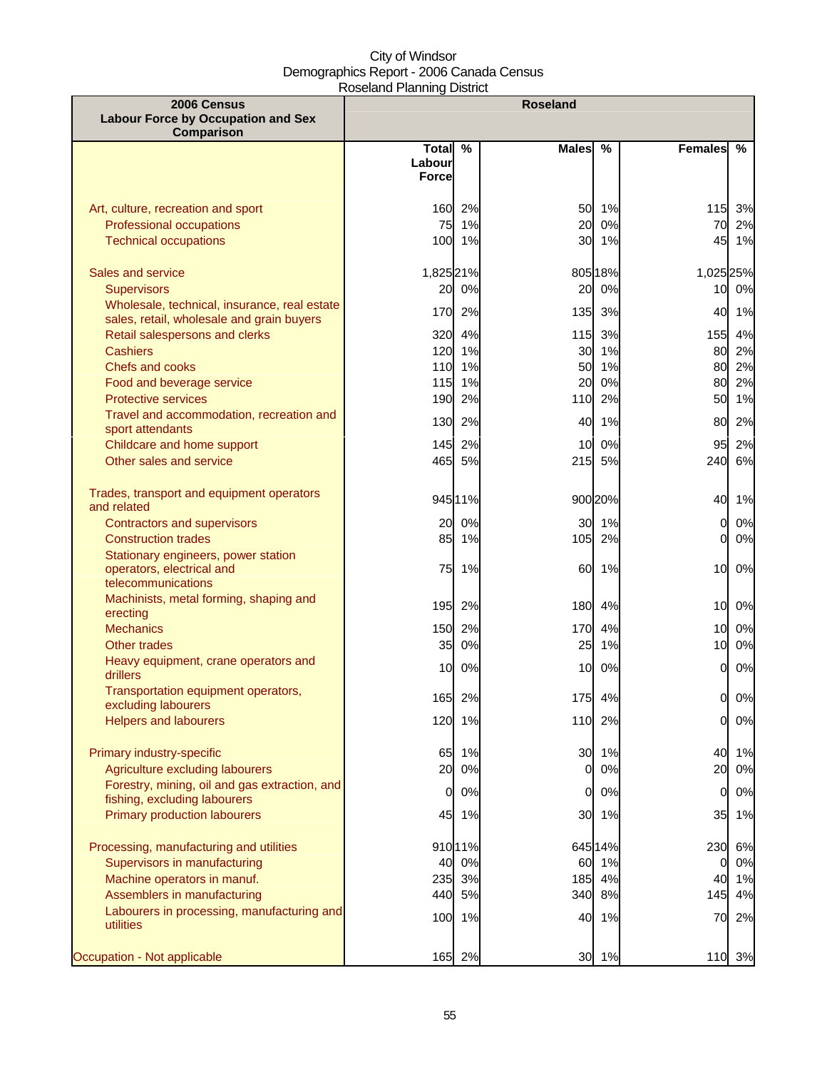City of Windsor
Demographics Report - 2006 Canada Census
Roseland Planning District

| 2006 Census<br>Labour Force by Occupation and Sex Comparison | Roseland | | | | | |
|---|---|---|---|---|---|---|
| | Total Labour Force | % | Males | % | Females | % |
| Art, culture, recreation and sport | 160 | 2% | 50 | 1% | 115 | 3% |
| Professional occupations | 75 | 1% | 20 | 0% | 70 | 2% |
| Technical occupations | 100 | 1% | 30 | 1% | 45 | 1% |
| Sales and service | 1,825 | 21% | 805 | 18% | 1,025 | 25% |
| Supervisors | 20 | 0% | 20 | 0% | 10 | 0% |
| Wholesale, technical, insurance, real estate sales, retail, wholesale and grain buyers | 170 | 2% | 135 | 3% | 40 | 1% |
| Retail salespersons and clerks | 320 | 4% | 115 | 3% | 155 | 4% |
| Cashiers | 120 | 1% | 30 | 1% | 80 | 2% |
| Chefs and cooks | 110 | 1% | 50 | 1% | 80 | 2% |
| Food and beverage service | 115 | 1% | 20 | 0% | 80 | 2% |
| Protective services | 190 | 2% | 110 | 2% | 50 | 1% |
| Travel and accommodation, recreation and sport attendants | 130 | 2% | 40 | 1% | 80 | 2% |
| Childcare and home support | 145 | 2% | 10 | 0% | 95 | 2% |
| Other sales and service | 465 | 5% | 215 | 5% | 240 | 6% |
| Trades, transport and equipment operators and related | 945 | 11% | 900 | 20% | 40 | 1% |
| Contractors and supervisors | 20 | 0% | 30 | 1% | 0 | 0% |
| Construction trades | 85 | 1% | 105 | 2% | 0 | 0% |
| Stationary engineers, power station operators, electrical and telecommunications | 75 | 1% | 60 | 1% | 10 | 0% |
| Machinists, metal forming, shaping and erecting | 195 | 2% | 180 | 4% | 10 | 0% |
| Mechanics | 150 | 2% | 170 | 4% | 10 | 0% |
| Other trades | 35 | 0% | 25 | 1% | 10 | 0% |
| Heavy equipment, crane operators and drillers | 10 | 0% | 10 | 0% | 0 | 0% |
| Transportation equipment operators, excluding labourers | 165 | 2% | 175 | 4% | 0 | 0% |
| Helpers and labourers | 120 | 1% | 110 | 2% | 0 | 0% |
| Primary industry-specific | 65 | 1% | 30 | 1% | 40 | 1% |
| Agriculture excluding labourers | 20 | 0% | 0 | 0% | 20 | 0% |
| Forestry, mining, oil and gas extraction, and fishing, excluding labourers | 0 | 0% | 0 | 0% | 0 | 0% |
| Primary production labourers | 45 | 1% | 30 | 1% | 35 | 1% |
| Processing, manufacturing and utilities | 910 | 11% | 645 | 14% | 230 | 6% |
| Supervisors in manufacturing | 40 | 0% | 60 | 1% | 0 | 0% |
| Machine operators in manuf. | 235 | 3% | 185 | 4% | 40 | 1% |
| Assemblers in manufacturing | 440 | 5% | 340 | 8% | 145 | 4% |
| Labourers in processing, manufacturing and utilities | 100 | 1% | 40 | 1% | 70 | 2% |
| Occupation - Not applicable | 165 | 2% | 30 | 1% | 110 | 3% |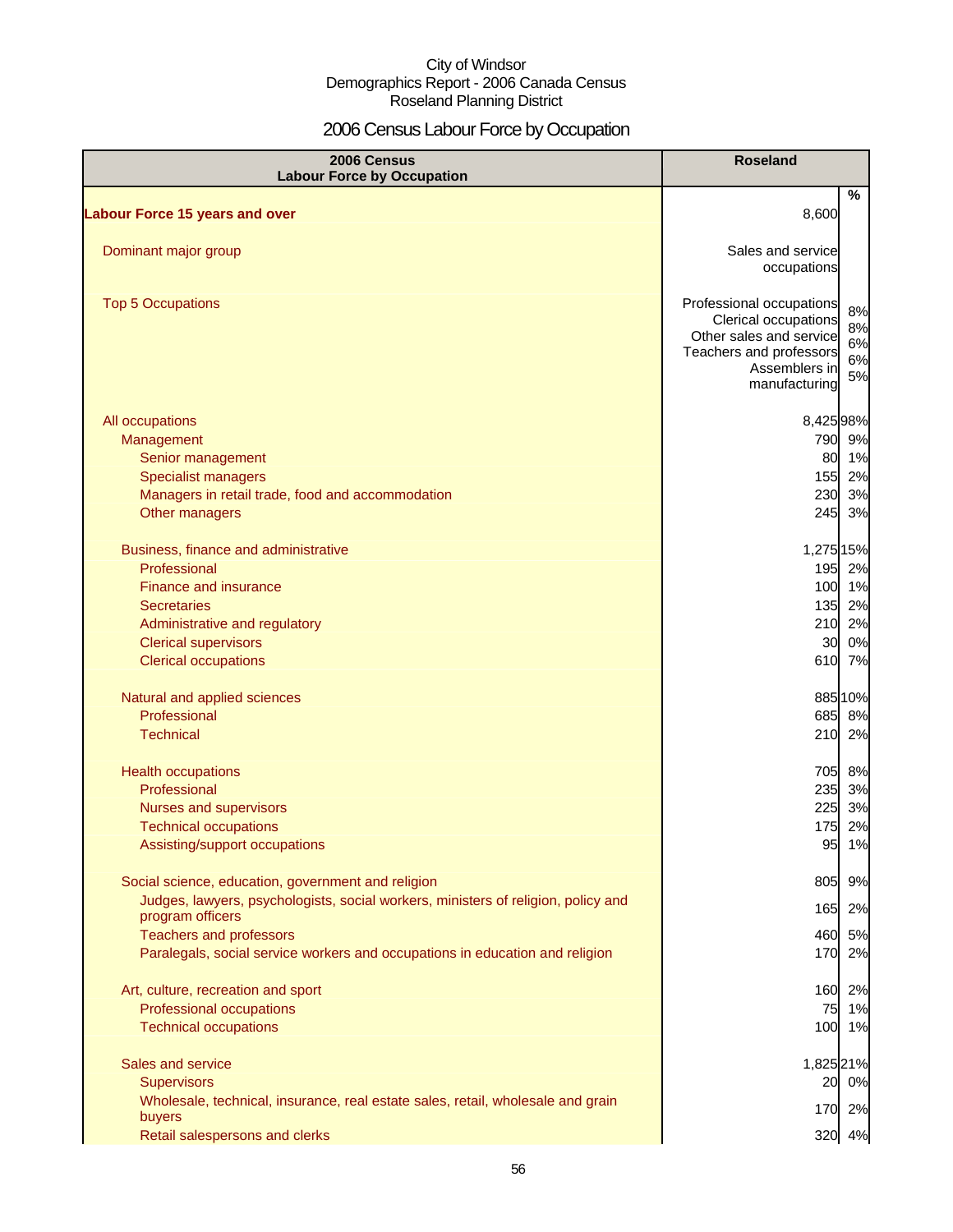City of Windsor
Demographics Report - 2006 Canada Census
Roseland Planning District

# 2006 Census Labour Force by Occupation

| 2006 Census Labour Force by Occupation | Roseland | % |
|---|---|---|
| **Labour Force 15 years and over** | 8,600 | |
| Dominant major group | Sales and service occupations | |
| Top 5 Occupations | Professional occupations | 8% |
| | Clerical occupations | 8% |
| | Other sales and service | 6% |
| | Teachers and professors | 6% |
| | Assemblers in manufacturing | 5% |
| All occupations | 8,425 | 98% |
| Management | 790 | 9% |
| Senior management | 80 | 1% |
| Specialist managers | 155 | 2% |
| Managers in retail trade, food and accommodation | 230 | 3% |
| Other managers | 245 | 3% |
| Business, finance and administrative | 1,275 | 15% |
| Professional | 195 | 2% |
| Finance and insurance | 100 | 1% |
| Secretaries | 135 | 2% |
| Administrative and regulatory | 210 | 2% |
| Clerical supervisors | 30 | 0% |
| Clerical occupations | 610 | 7% |
| Natural and applied sciences | 885 | 10% |
| Professional | 685 | 8% |
| Technical | 210 | 2% |
| Health occupations | 705 | 8% |
| Professional | 235 | 3% |
| Nurses and supervisors | 225 | 3% |
| Technical occupations | 175 | 2% |
| Assisting/support occupations | 95 | 1% |
| Social science, education, government and religion | 805 | 9% |
| Judges, lawyers, psychologists, social workers, ministers of religion, policy and program officers | 165 | 2% |
| Teachers and professors | 460 | 5% |
| Paralegals, social service workers and occupations in education and religion | 170 | 2% |
| Art, culture, recreation and sport | 160 | 2% |
| Professional occupations | 75 | 1% |
| Technical occupations | 100 | 1% |
| Sales and service | 1,825 | 21% |
| Supervisors | 20 | 0% |
| Wholesale, technical, insurance, real estate sales, retail, wholesale and grain buyers | 170 | 2% |
| Retail salespersons and clerks | 320 | 4% |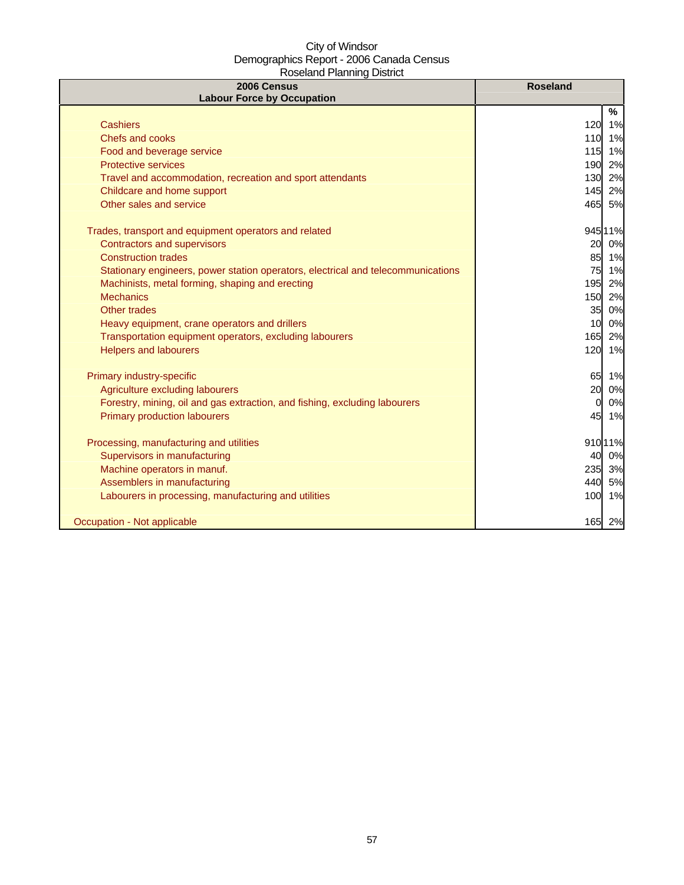City of Windsor
Demographics Report - 2006 Canada Census
Roseland Planning District

| 2006 Census<br>Labour Force by Occupation | Roseland | |
|---|---|---|
| | | % |
| Cashiers | 120 | 1% |
| Chefs and cooks | 110 | 1% |
| Food and beverage service | 115 | 1% |
| Protective services | 190 | 2% |
| Travel and accommodation, recreation and sport attendants | 130 | 2% |
| Childcare and home support | 145 | 2% |
| Other sales and service | 465 | 5% |
| | | |
| Trades, transport and equipment operators and related | 945 | 11% |
| Contractors and supervisors | 20 | 0% |
| Construction trades | 85 | 1% |
| Stationary engineers, power station operators, electrical and telecommunications | 75 | 1% |
| Machinists, metal forming, shaping and erecting | 195 | 2% |
| Mechanics | 150 | 2% |
| Other trades | 35 | 0% |
| Heavy equipment, crane operators and drillers | 10 | 0% |
| Transportation equipment operators, excluding labourers | 165 | 2% |
| Helpers and labourers | 120 | 1% |
| | | |
| Primary industry-specific | 65 | 1% |
| Agriculture excluding labourers | 20 | 0% |
| Forestry, mining, oil and gas extraction, and fishing, excluding labourers | 0 | 0% |
| Primary production labourers | 45 | 1% |
| | | |
| Processing, manufacturing and utilities | 910 | 11% |
| Supervisors in manufacturing | 40 | 0% |
| Machine operators in manuf. | 235 | 3% |
| Assemblers in manufacturing | 440 | 5% |
| Labourers in processing, manufacturing and utilities | 100 | 1% |
| | | |
| Occupation - Not applicable | 165 | 2% |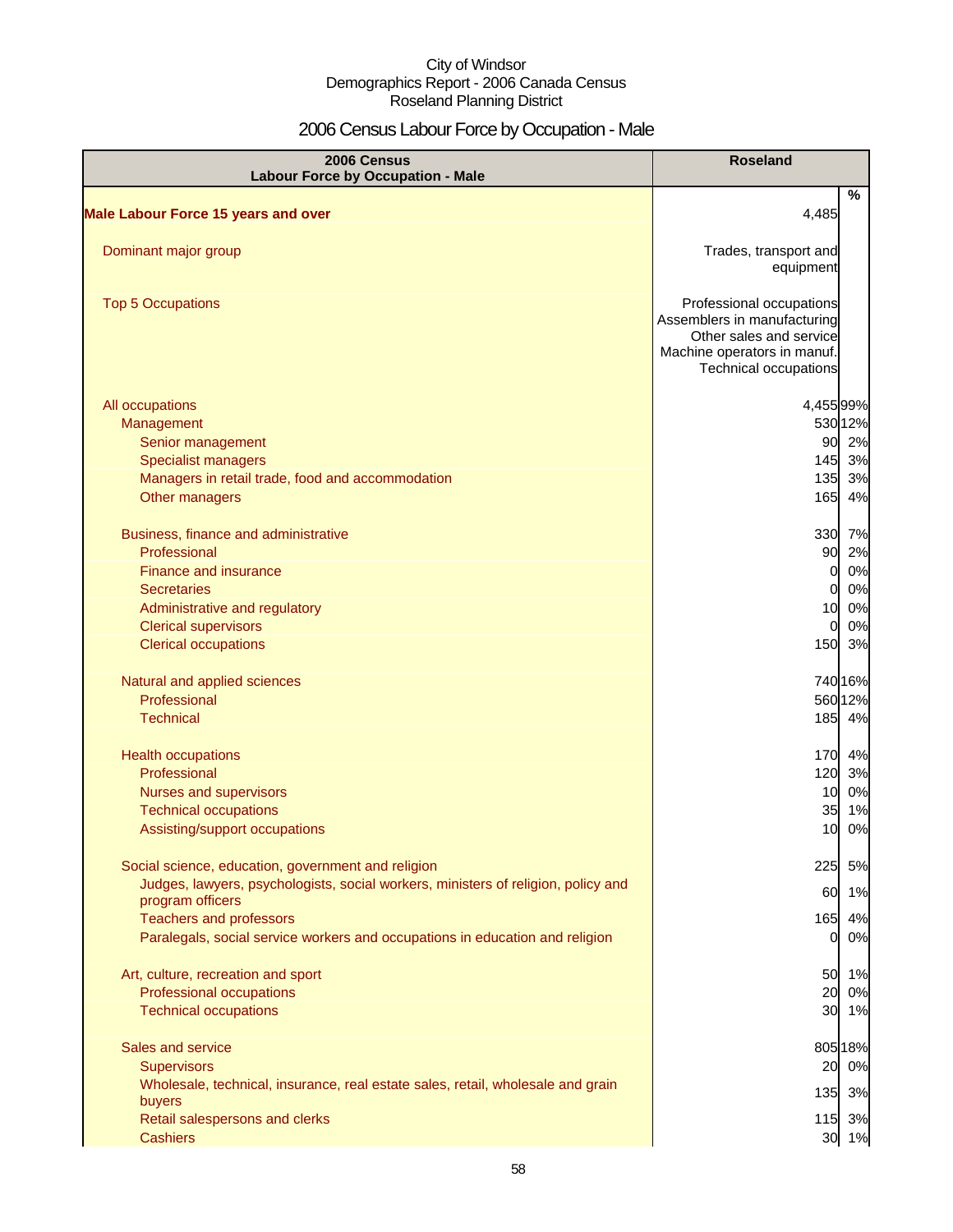City of Windsor
Demographics Report - 2006 Canada Census
Roseland Planning District

# 2006 Census Labour Force by Occupation - Male

| 2006 Census<br>Labour Force by Occupation - Male | Roseland | |
|---|---|---|
| | | % |
| **Male Labour Force 15 years and over** | 4,485 | |
| Dominant major group | Trades, transport and equipment | |
| Top 5 Occupations | Professional occupations<br>Assemblers in manufacturing<br>Other sales and service<br>Machine operators in manuf.<br>Technical occupations | |
| All occupations | 4,455 | 99% |
| Management | 530 | 12% |
| Senior management | 90 | 2% |
| Specialist managers | 145 | 3% |
| Managers in retail trade, food and accommodation | 135 | 3% |
| Other managers | 165 | 4% |
| Business, finance and administrative | 330 | 7% |
| Professional | 90 | 2% |
| Finance and insurance | 0 | 0% |
| Secretaries | 0 | 0% |
| Administrative and regulatory | 10 | 0% |
| Clerical supervisors | 0 | 0% |
| Clerical occupations | 150 | 3% |
| Natural and applied sciences | 740 | 16% |
| Professional | 560 | 12% |
| Technical | 185 | 4% |
| Health occupations | 170 | 4% |
| Professional | 120 | 3% |
| Nurses and supervisors | 10 | 0% |
| Technical occupations | 35 | 1% |
| Assisting/support occupations | 10 | 0% |
| Social science, education, government and religion | 225 | 5% |
| Judges, lawyers, psychologists, social workers, ministers of religion, policy and program officers | 60 | 1% |
| Teachers and professors | 165 | 4% |
| Paralegals, social service workers and occupations in education and religion | 0 | 0% |
| Art, culture, recreation and sport | 50 | 1% |
| Professional occupations | 20 | 0% |
| Technical occupations | 30 | 1% |
| Sales and service | 805 | 18% |
| Supervisors | 20 | 0% |
| Wholesale, technical, insurance, real estate sales, retail, wholesale and grain buyers | 135 | 3% |
| Retail salespersons and clerks | 115 | 3% |
| Cashiers | 30 | 1% |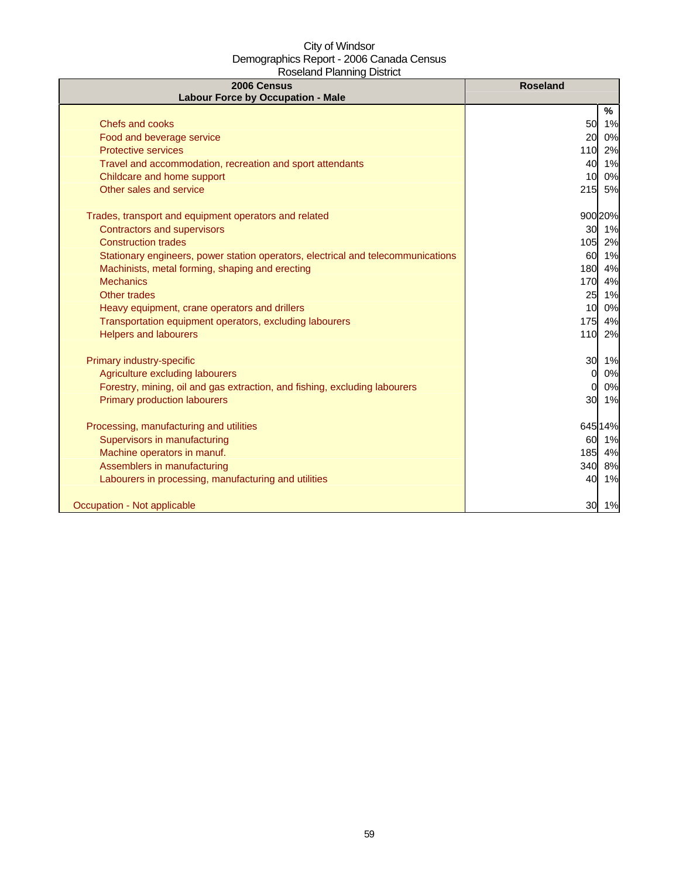City of Windsor
Demographics Report - 2006 Canada Census
Roseland Planning District

| 2006 Census<br>Labour Force by Occupation - Male | Roseland | |
|---|---|---|
| | | % |
| Chefs and cooks | 50 | 1% |
| Food and beverage service | 20 | 0% |
| Protective services | 110 | 2% |
| Travel and accommodation, recreation and sport attendants | 40 | 1% |
| Childcare and home support | 10 | 0% |
| Other sales and service | 215 | 5% |
| | | |
| Trades, transport and equipment operators and related | 900 | 20% |
| Contractors and supervisors | 30 | 1% |
| Construction trades | 105 | 2% |
| Stationary engineers, power station operators, electrical and telecommunications | 60 | 1% |
| Machinists, metal forming, shaping and erecting | 180 | 4% |
| Mechanics | 170 | 4% |
| Other trades | 25 | 1% |
| Heavy equipment, crane operators and drillers | 10 | 0% |
| Transportation equipment operators, excluding labourers | 175 | 4% |
| Helpers and labourers | 110 | 2% |
| | | |
| Primary industry-specific | 30 | 1% |
| Agriculture excluding labourers | 0 | 0% |
| Forestry, mining, oil and gas extraction, and fishing, excluding labourers | 0 | 0% |
| Primary production labourers | 30 | 1% |
| | | |
| Processing, manufacturing and utilities | 645 | 14% |
| Supervisors in manufacturing | 60 | 1% |
| Machine operators in manuf. | 185 | 4% |
| Assemblers in manufacturing | 340 | 8% |
| Labourers in processing, manufacturing and utilities | 40 | 1% |
| | | |
| Occupation - Not applicable | 30 | 1% |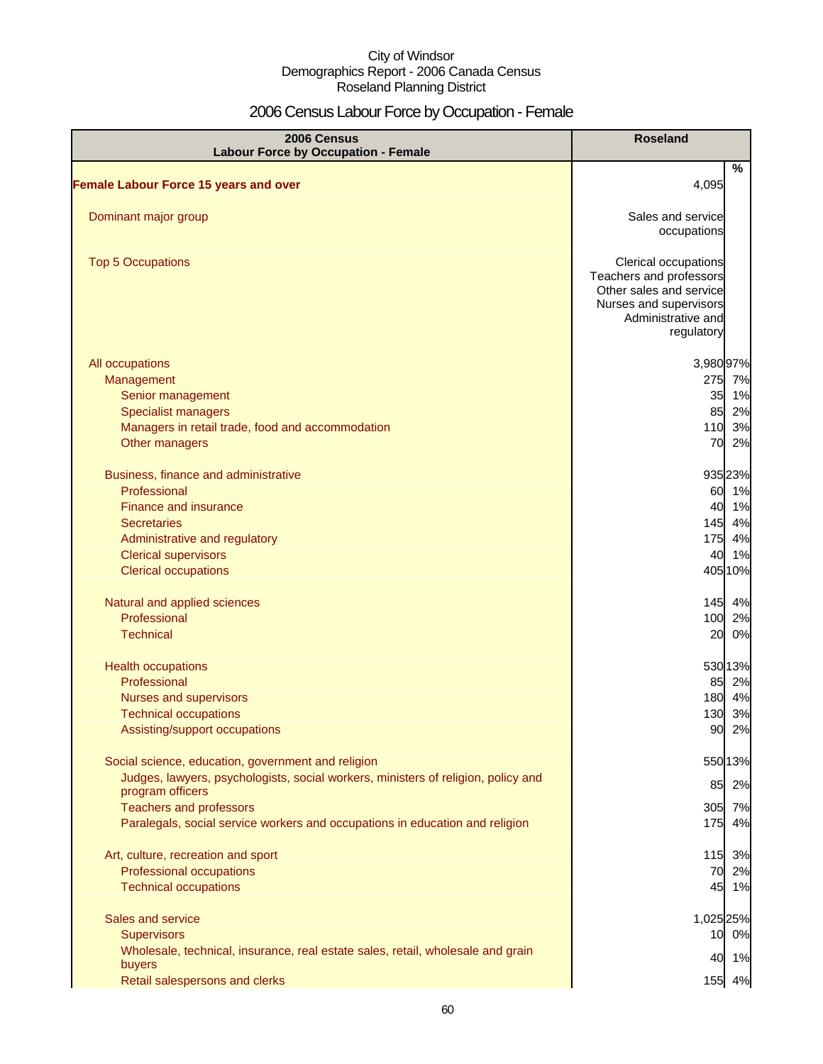City of Windsor
Demographics Report - 2006 Canada Census
Roseland Planning District

# 2006 Census Labour Force by Occupation - Female

| 2006 Census<br>Labour Force by Occupation - Female | Roseland | % |
|---|---|---|
| **Female Labour Force 15 years and over** | 4,095 | |
| Dominant major group | Sales and service occupations | |
| Top 5 Occupations | Clerical occupations<br>Teachers and professors<br>Other sales and service<br>Nurses and supervisors<br>Administrative and regulatory | |
| All occupations | 3,980 | 97% |
| Management | 275 | 7% |
| Senior management | 35 | 1% |
| Specialist managers | 85 | 2% |
| Managers in retail trade, food and accommodation | 110 | 3% |
| Other managers | 70 | 2% |
| Business, finance and administrative | 935 | 23% |
| Professional | 60 | 1% |
| Finance and insurance | 40 | 1% |
| Secretaries | 145 | 4% |
| Administrative and regulatory | 175 | 4% |
| Clerical supervisors | 40 | 1% |
| Clerical occupations | 405 | 10% |
| Natural and applied sciences | 145 | 4% |
| Professional | 100 | 2% |
| Technical | 20 | 0% |
| Health occupations | 530 | 13% |
| Professional | 85 | 2% |
| Nurses and supervisors | 180 | 4% |
| Technical occupations | 130 | 3% |
| Assisting/support occupations | 90 | 2% |
| Social science, education, government and religion | 550 | 13% |
| Judges, lawyers, psychologists, social workers, ministers of religion, policy and program officers | 85 | 2% |
| Teachers and professors | 305 | 7% |
| Paralegals, social service workers and occupations in education and religion | 175 | 4% |
| Art, culture, recreation and sport | 115 | 3% |
| Professional occupations | 70 | 2% |
| Technical occupations | 45 | 1% |
| Sales and service | 1,025 | 25% |
| Supervisors | 10 | 0% |
| Wholesale, technical, insurance, real estate sales, retail, wholesale and grain buyers | 40 | 1% |
| Retail salespersons and clerks | 155 | 4% |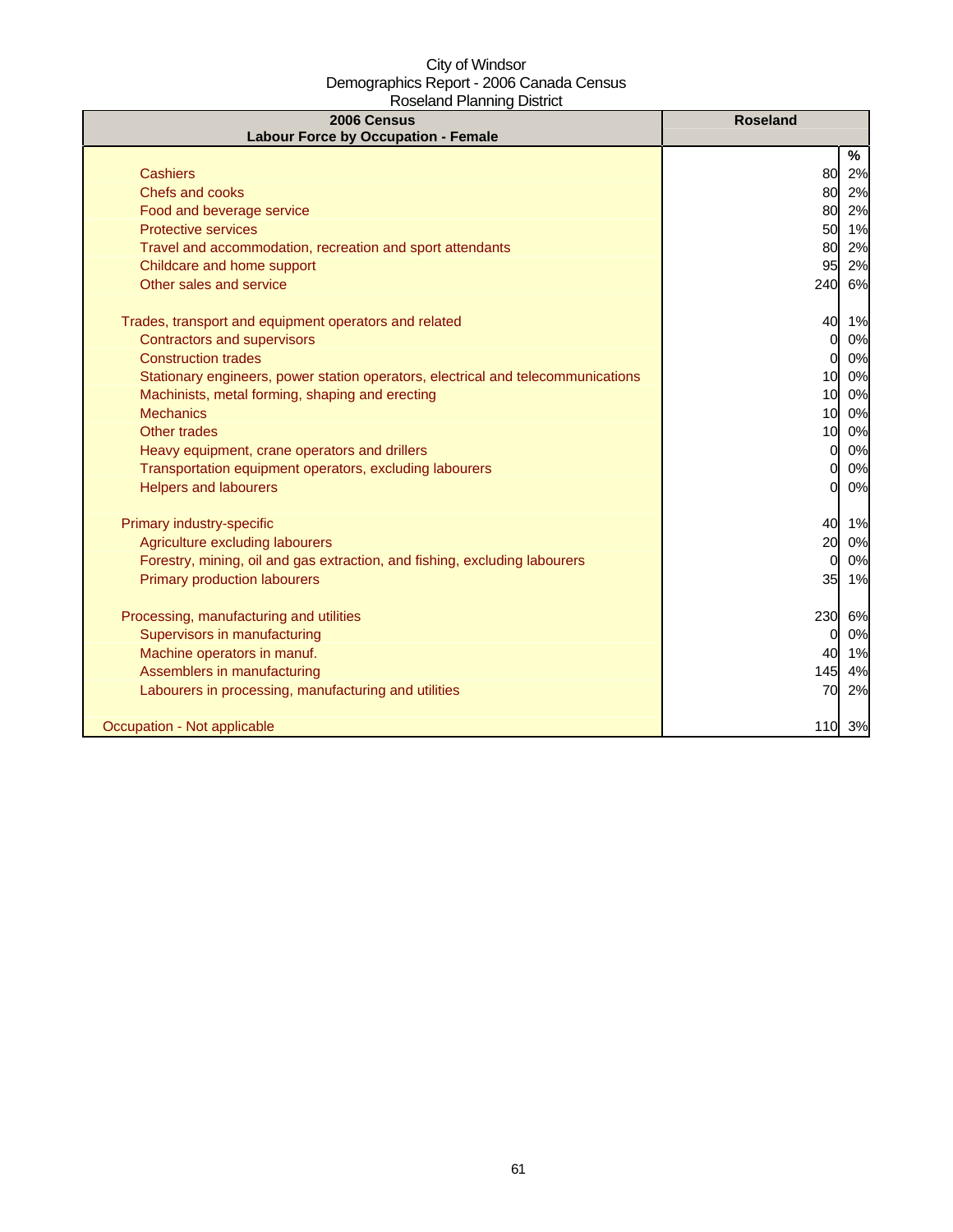City of Windsor
Demographics Report - 2006 Canada Census
Roseland Planning District

| 2006 Census<br>Labour Force by Occupation - Female | Roseland | |
|---|---|---|
| | | % |
| Cashiers | 80 | 2% |
| Chefs and cooks | 80 | 2% |
| Food and beverage service | 80 | 2% |
| Protective services | 50 | 1% |
| Travel and accommodation, recreation and sport attendants | 80 | 2% |
| Childcare and home support | 95 | 2% |
| Other sales and service | 240 | 6% |
| | | |
| Trades, transport and equipment operators and related | 40 | 1% |
| Contractors and supervisors | 0 | 0% |
| Construction trades | 0 | 0% |
| Stationary engineers, power station operators, electrical and telecommunications | 10 | 0% |
| Machinists, metal forming, shaping and erecting | 10 | 0% |
| Mechanics | 10 | 0% |
| Other trades | 10 | 0% |
| Heavy equipment, crane operators and drillers | 0 | 0% |
| Transportation equipment operators, excluding labourers | 0 | 0% |
| Helpers and labourers | 0 | 0% |
| | | |
| Primary industry-specific | 40 | 1% |
| Agriculture excluding labourers | 20 | 0% |
| Forestry, mining, oil and gas extraction, and fishing, excluding labourers | 0 | 0% |
| Primary production labourers | 35 | 1% |
| | | |
| Processing, manufacturing and utilities | 230 | 6% |
| Supervisors in manufacturing | 0 | 0% |
| Machine operators in manuf. | 40 | 1% |
| Assemblers in manufacturing | 145 | 4% |
| Labourers in processing, manufacturing and utilities | 70 | 2% |
| | | |
| Occupation - Not applicable | 110 | 3% |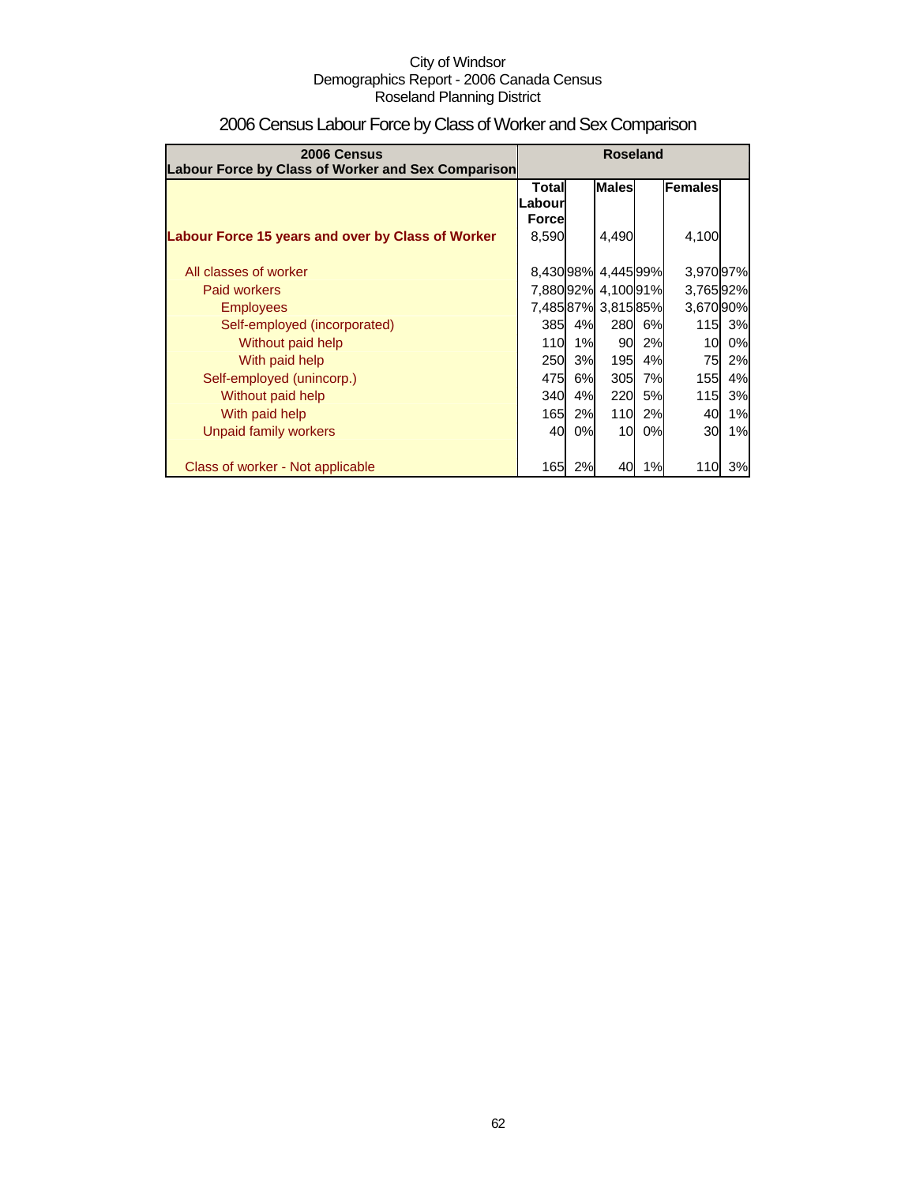City of Windsor
Demographics Report - 2006 Canada Census
Roseland Planning District

# 2006 Census Labour Force by Class of Worker and Sex Comparison

| 2006 Census Labour Force by Class of Worker and Sex Comparison | Roseland | | | | | |
|---|---|---|---|---|---|---|
| | Total Labour Force | | Males | | Females | |
| **Labour Force 15 years and over by Class of Worker** | 8,590 | | 4,490 | | 4,100 | |
| All classes of worker | 8,430 | 98% | 4,445 | 99% | 3,970 | 97% |
| Paid workers | 7,880 | 92% | 4,100 | 91% | 3,765 | 92% |
| Employees | 7,485 | 87% | 3,815 | 85% | 3,670 | 90% |
| Self-employed (incorporated) | 385 | 4% | 280 | 6% | 115 | 3% |
| Without paid help | 110 | 1% | 90 | 2% | 10 | 0% |
| With paid help | 250 | 3% | 195 | 4% | 75 | 2% |
| Self-employed (unincorp.) | 475 | 6% | 305 | 7% | 155 | 4% |
| Without paid help | 340 | 4% | 220 | 5% | 115 | 3% |
| With paid help | 165 | 2% | 110 | 2% | 40 | 1% |
| Unpaid family workers | 40 | 0% | 10 | 0% | 30 | 1% |
| Class of worker - Not applicable | 165 | 2% | 40 | 1% | 110 | 3% |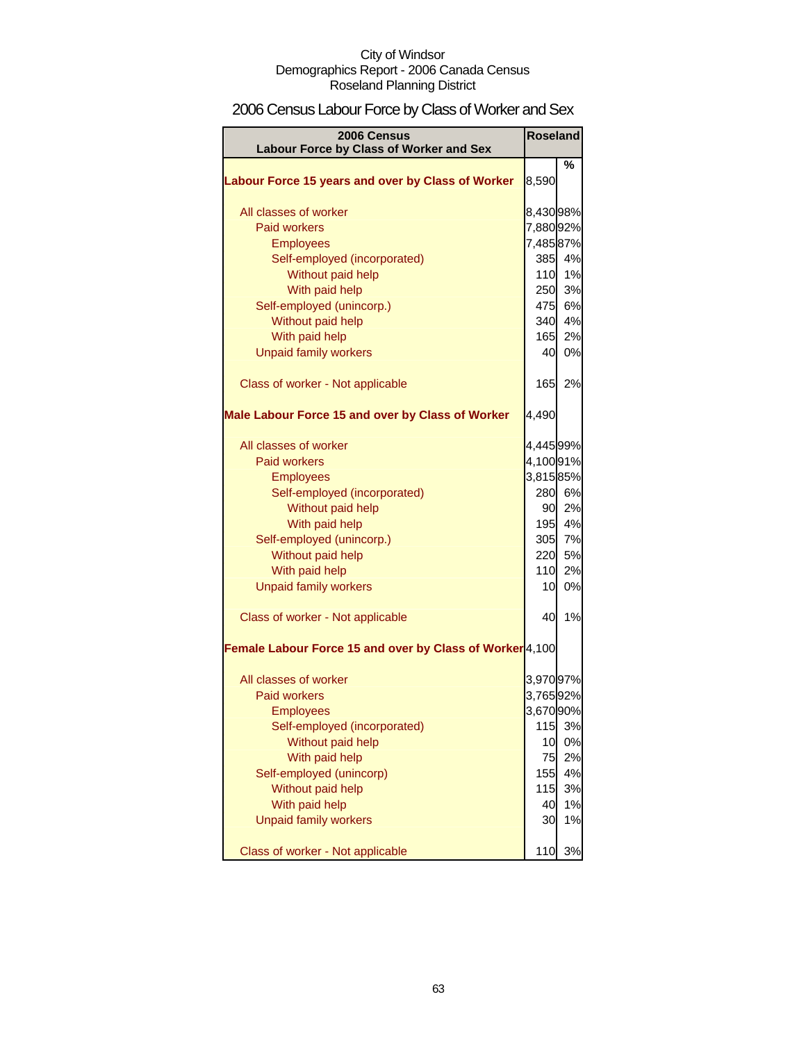City of Windsor
Demographics Report - 2006 Canada Census
Roseland Planning District

# 2006 Census Labour Force by Class of Worker and Sex

| 2006 Census Labour Force by Class of Worker and Sex | Roseland | |
|---|---|---|
| | | % |
| **Labour Force 15 years and over by Class of Worker** | 8,590 | |
| All classes of worker | 8,430 | 98% |
| Paid workers | 7,880 | 92% |
| Employees | 7,485 | 87% |
| Self-employed (incorporated) | 385 | 4% |
| Without paid help | 110 | 1% |
| With paid help | 250 | 3% |
| Self-employed (unincorp.) | 475 | 6% |
| Without paid help | 340 | 4% |
| With paid help | 165 | 2% |
| Unpaid family workers | 40 | 0% |
| Class of worker - Not applicable | 165 | 2% |
| **Male Labour Force 15 and over by Class of Worker** | 4,490 | |
| All classes of worker | 4,445 | 99% |
| Paid workers | 4,100 | 91% |
| Employees | 3,815 | 85% |
| Self-employed (incorporated) | 280 | 6% |
| Without paid help | 90 | 2% |
| With paid help | 195 | 4% |
| Self-employed (unincorp.) | 305 | 7% |
| Without paid help | 220 | 5% |
| With paid help | 110 | 2% |
| Unpaid family workers | 10 | 0% |
| Class of worker - Not applicable | 40 | 1% |
| **Female Labour Force 15 and over by Class of Worker** | 4,100 | |
| All classes of worker | 3,970 | 97% |
| Paid workers | 3,765 | 92% |
| Employees | 3,670 | 90% |
| Self-employed (incorporated) | 115 | 3% |
| Without paid help | 10 | 0% |
| With paid help | 75 | 2% |
| Self-employed (unincorp) | 155 | 4% |
| Without paid help | 115 | 3% |
| With paid help | 40 | 1% |
| Unpaid family workers | 30 | 1% |
| Class of worker - Not applicable | 110 | 3% |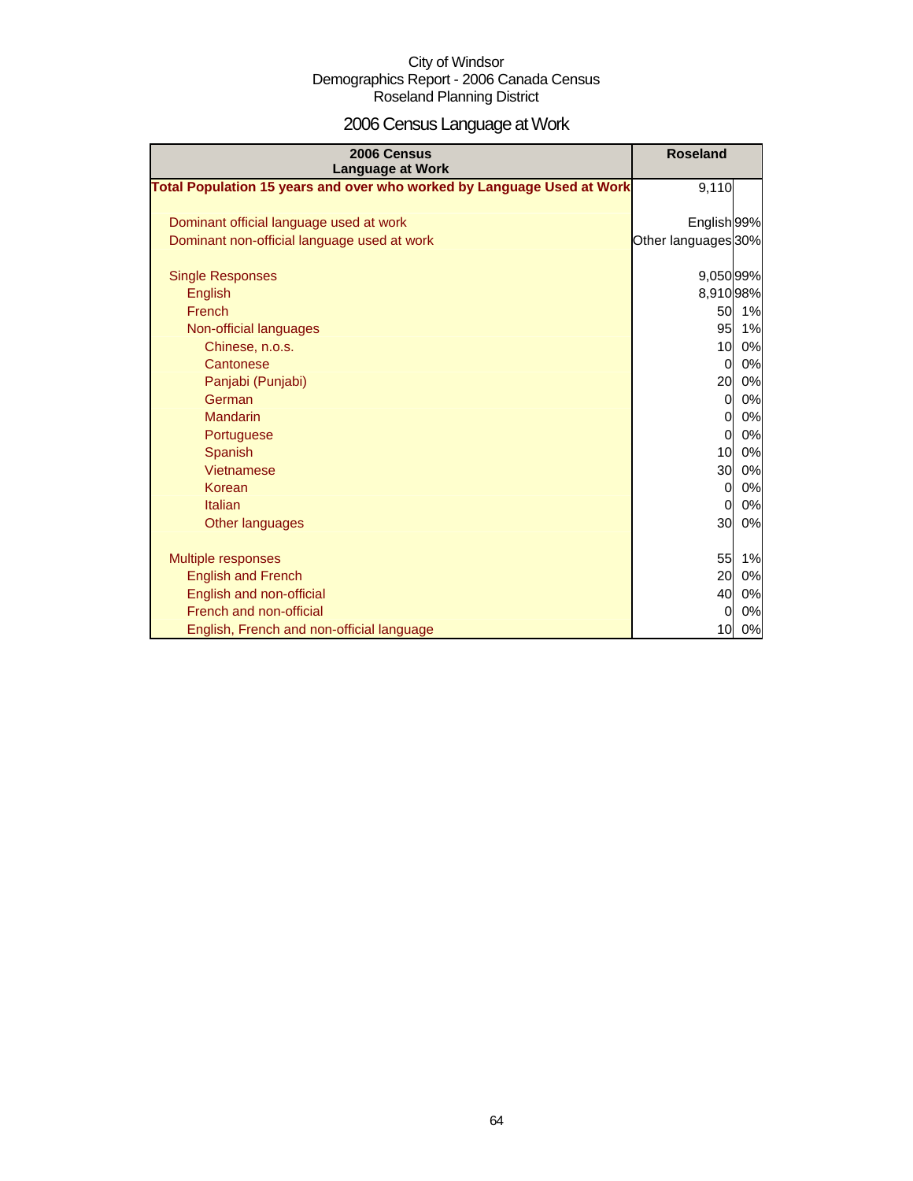City of Windsor
Demographics Report - 2006 Canada Census
Roseland Planning District

# 2006 Census Language at Work

| 2006 Census Language at Work | Roseland | |
|---|---|---|
| **Total Population 15 years and over who worked by Language Used at Work** | 9,110 | |
| | | |
| Dominant official language used at work | English | 99% |
| Dominant non-official language used at work | Other languages | 30% |
| | | |
| Single Responses | 9,050 | 99% |
| English | 8,910 | 98% |
| French | 50 | 1% |
| Non-official languages | 95 | 1% |
| Chinese, n.o.s. | 10 | 0% |
| Cantonese | 0 | 0% |
| Panjabi (Punjabi) | 20 | 0% |
| German | 0 | 0% |
| Mandarin | 0 | 0% |
| Portuguese | 0 | 0% |
| Spanish | 10 | 0% |
| Vietnamese | 30 | 0% |
| Korean | 0 | 0% |
| Italian | 0 | 0% |
| Other languages | 30 | 0% |
| | | |
| Multiple responses | 55 | 1% |
| English and French | 20 | 0% |
| English and non-official | 40 | 0% |
| French and non-official | 0 | 0% |
| English, French and non-official language | 10 | 0% |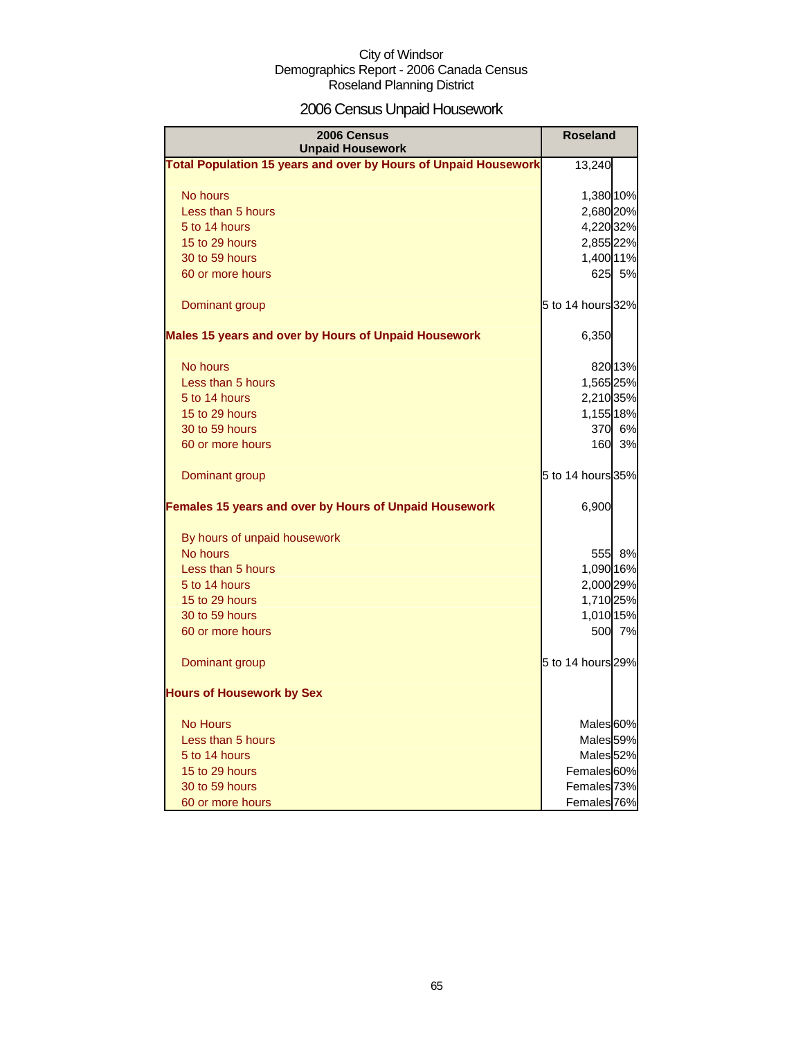City of Windsor
Demographics Report - 2006 Canada Census
Roseland Planning District

# 2006 Census Unpaid Housework

| 2006 Census Unpaid Housework | Roseland | |
|---|---|---|
| **Total Population 15 years and over by Hours of Unpaid Housework** | 13,240 | |
| No hours | 1,380 | 10% |
| Less than 5 hours | 2,680 | 20% |
| 5 to 14 hours | 4,220 | 32% |
| 15 to 29 hours | 2,855 | 22% |
| 30 to 59 hours | 1,400 | 11% |
| 60 or more hours | 625 | 5% |
| Dominant group | 5 to 14 hours | 32% |
| **Males 15 years and over by Hours of Unpaid Housework** | 6,350 | |
| No hours | 820 | 13% |
| Less than 5 hours | 1,565 | 25% |
| 5 to 14 hours | 2,210 | 35% |
| 15 to 29 hours | 1,155 | 18% |
| 30 to 59 hours | 370 | 6% |
| 60 or more hours | 160 | 3% |
| Dominant group | 5 to 14 hours | 35% |
| **Females 15 years and over by Hours of Unpaid Housework** | 6,900 | |
| By hours of unpaid housework | | |
| No hours | 555 | 8% |
| Less than 5 hours | 1,090 | 16% |
| 5 to 14 hours | 2,000 | 29% |
| 15 to 29 hours | 1,710 | 25% |
| 30 to 59 hours | 1,010 | 15% |
| 60 or more hours | 500 | 7% |
| Dominant group | 5 to 14 hours | 29% |
| **Hours of Housework by Sex** | | |
| No Hours | Males | 60% |
| Less than 5 hours | Males | 59% |
| 5 to 14 hours | Males | 52% |
| 15 to 29 hours | Females | 60% |
| 30 to 59 hours | Females | 73% |
| 60 or more hours | Females | 76% |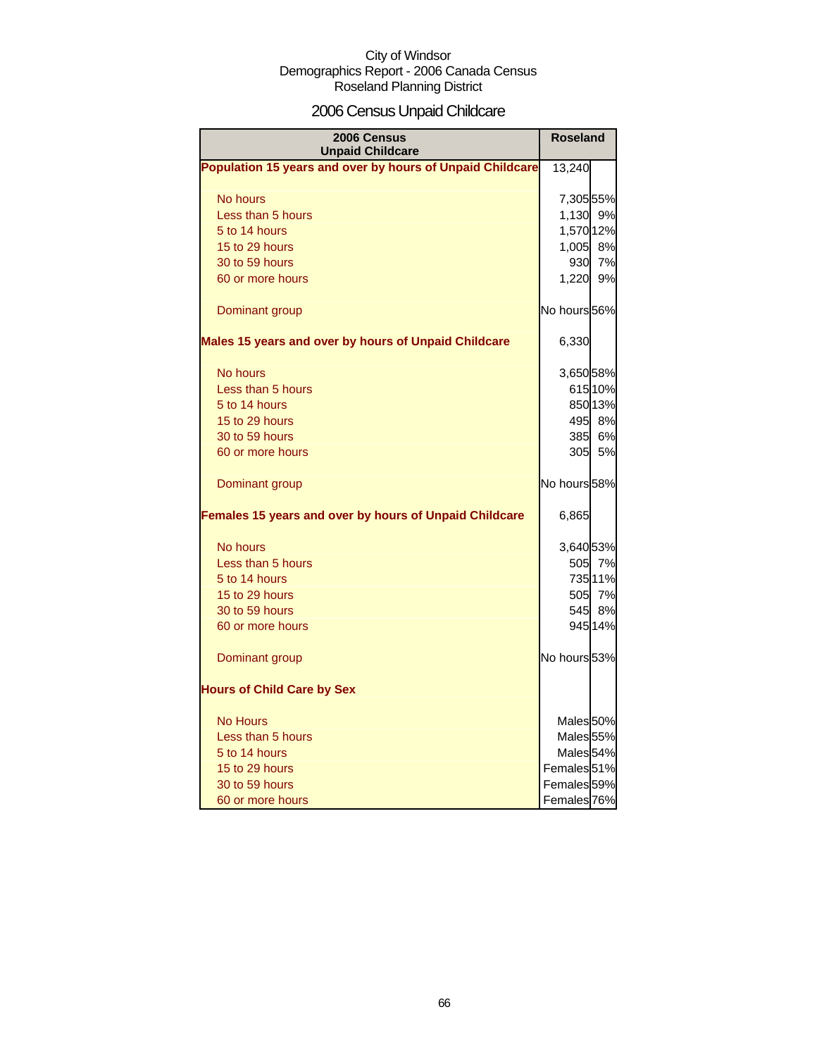City of Windsor
Demographics Report - 2006 Canada Census
Roseland Planning District

# 2006 Census Unpaid Childcare

| 2006 Census Unpaid Childcare | Roseland | |
|---|---|---|
| **Population 15 years and over by hours of Unpaid Childcare** | 13,240 | |
| No hours | 7,305 | 55% |
| Less than 5 hours | 1,130 | 9% |
| 5 to 14 hours | 1,570 | 12% |
| 15 to 29 hours | 1,005 | 8% |
| 30 to 59 hours | 930 | 7% |
| 60 or more hours | 1,220 | 9% |
| Dominant group | No hours | 56% |
| **Males 15 years and over by hours of Unpaid Childcare** | 6,330 | |
| No hours | 3,650 | 58% |
| Less than 5 hours | 615 | 10% |
| 5 to 14 hours | 850 | 13% |
| 15 to 29 hours | 495 | 8% |
| 30 to 59 hours | 385 | 6% |
| 60 or more hours | 305 | 5% |
| Dominant group | No hours | 58% |
| **Females 15 years and over by hours of Unpaid Childcare** | 6,865 | |
| No hours | 3,640 | 53% |
| Less than 5 hours | 505 | 7% |
| 5 to 14 hours | 735 | 11% |
| 15 to 29 hours | 505 | 7% |
| 30 to 59 hours | 545 | 8% |
| 60 or more hours | 945 | 14% |
| Dominant group | No hours | 53% |
| **Hours of Child Care by Sex** | | |
| No Hours | Males | 50% |
| Less than 5 hours | Males | 55% |
| 5 to 14 hours | Males | 54% |
| 15 to 29 hours | Females | 51% |
| 30 to 59 hours | Females | 59% |
| 60 or more hours | Females | 76% |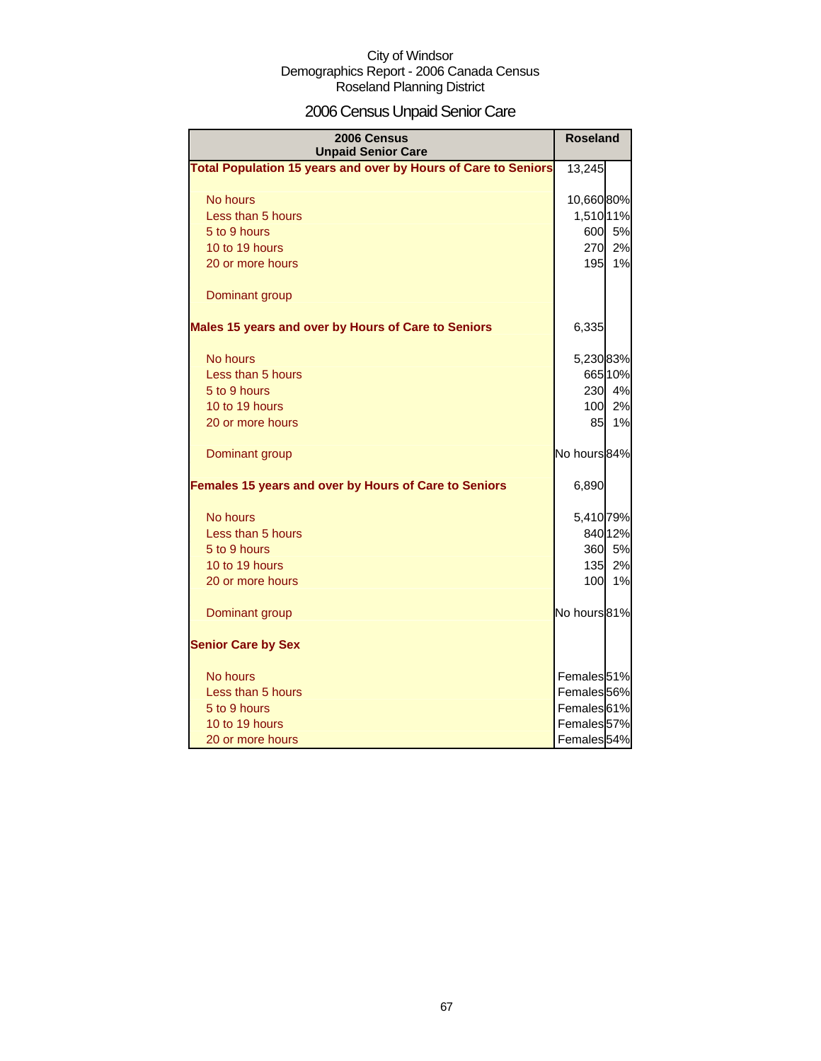City of Windsor
Demographics Report - 2006 Canada Census
Roseland Planning District

# 2006 Census Unpaid Senior Care

| 2006 Census Unpaid Senior Care | Roseland | |
|---|---|---|
| **Total Population 15 years and over by Hours of Care to Seniors** | 13,245 | |
| No hours | 10,660 | 80% |
| Less than 5 hours | 1,510 | 11% |
| 5 to 9 hours | 600 | 5% |
| 10 to 19 hours | 270 | 2% |
| 20 or more hours | 195 | 1% |
| Dominant group | | |
| **Males 15 years and over by Hours of Care to Seniors** | 6,335 | |
| No hours | 5,230 | 83% |
| Less than 5 hours | 665 | 10% |
| 5 to 9 hours | 230 | 4% |
| 10 to 19 hours | 100 | 2% |
| 20 or more hours | 85 | 1% |
| Dominant group | No hours | 84% |
| **Females 15 years and over by Hours of Care to Seniors** | 6,890 | |
| No hours | 5,410 | 79% |
| Less than 5 hours | 840 | 12% |
| 5 to 9 hours | 360 | 5% |
| 10 to 19 hours | 135 | 2% |
| 20 or more hours | 100 | 1% |
| Dominant group | No hours | 81% |
| **Senior Care by Sex** | | |
| No hours | Females | 51% |
| Less than 5 hours | Females | 56% |
| 5 to 9 hours | Females | 61% |
| 10 to 19 hours | Females | 57% |
| 20 or more hours | Females | 54% |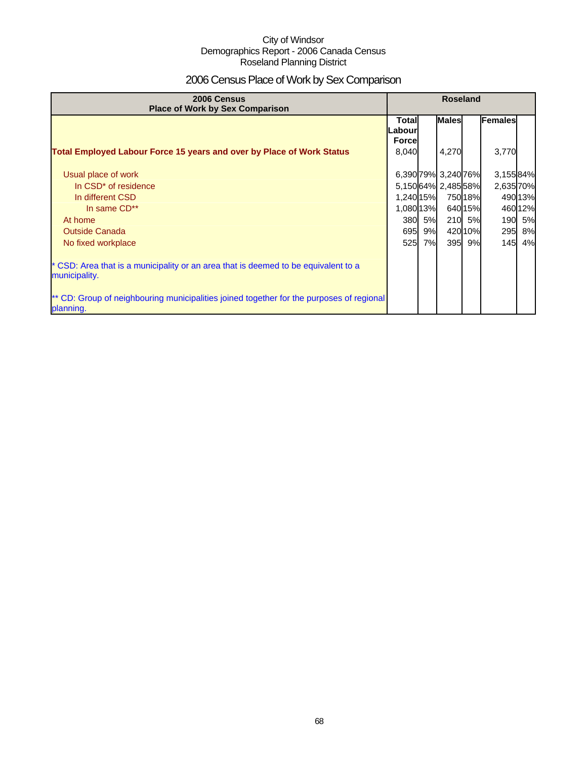City of Windsor
Demographics Report - 2006 Canada Census
Roseland Planning District

# 2006 Census Place of Work by Sex Comparison

| 2006 Census Place of Work by Sex Comparison | Roseland | | | | | |
|---|---|---|---|---|---|---|
| | Total Labour Force | | Males | | Females | |
| **Total Employed Labour Force 15 years and over by Place of Work Status** | 8,040 | | 4,270 | | 3,770 | |
| Usual place of work | 6,390 | 79% | 3,240 | 76% | 3,155 | 84% |
| In CSD* of residence | 5,150 | 64% | 2,485 | 58% | 2,635 | 70% |
| In different CSD | 1,240 | 15% | 750 | 18% | 490 | 13% |
| In same CD** | 1,080 | 13% | 640 | 15% | 460 | 12% |
| At home | 380 | 5% | 210 | 5% | 190 | 5% |
| Outside Canada | 695 | 9% | 420 | 10% | 295 | 8% |
| No fixed workplace | 525 | 7% | 395 | 9% | 145 | 4% |

* CSD: Area that is a municipality or an area that is deemed to be equivalent to a municipality.

** CD: Group of neighbouring municipalities joined together for the purposes of regional planning.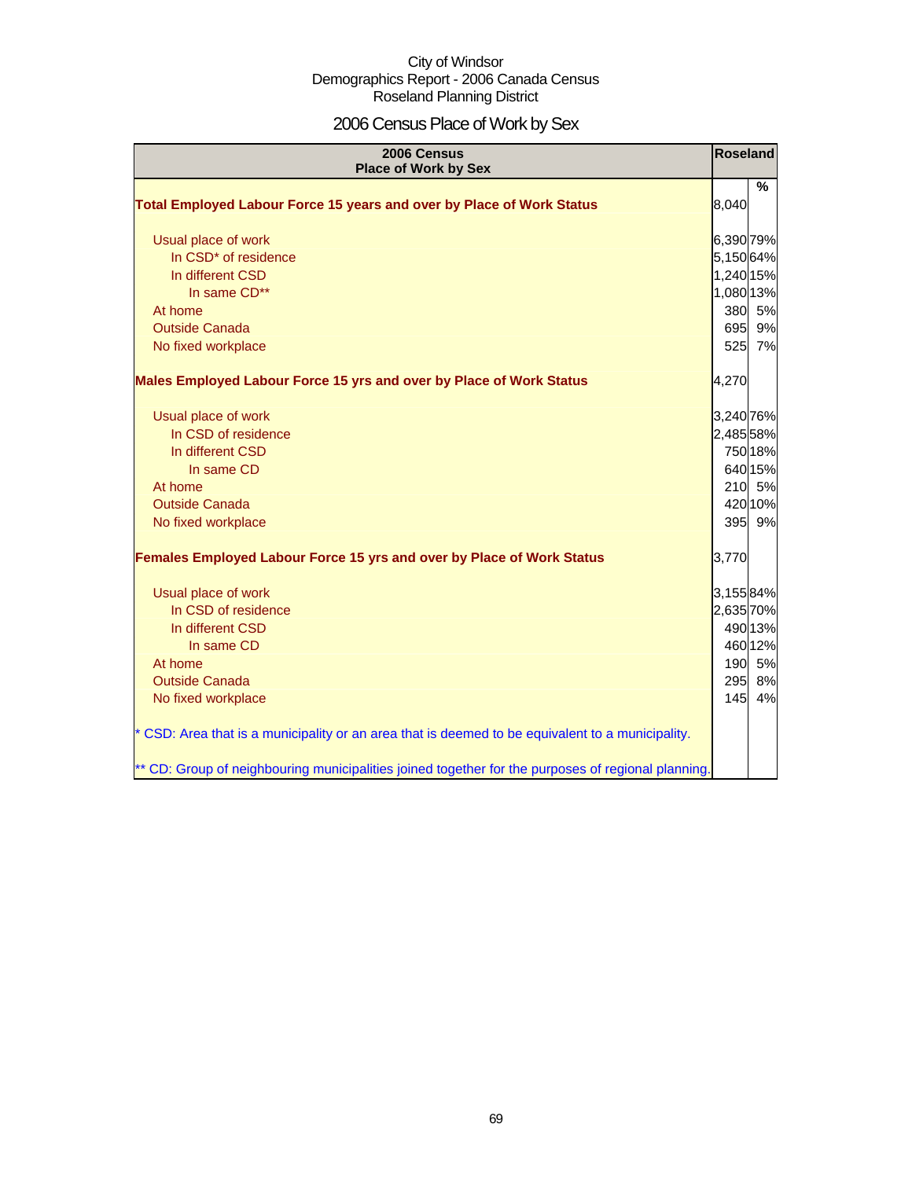City of Windsor
Demographics Report - 2006 Canada Census
Roseland Planning District

# 2006 Census Place of Work by Sex

| 2006 Census Place of Work by Sex | Roseland | |
|---|---|---|
| | | % |
| **Total Employed Labour Force 15 years and over by Place of Work Status** | 8,040 | |
| Usual place of work | 6,390 | 79% |
| In CSD* of residence | 5,150 | 64% |
| In different CSD | 1,240 | 15% |
| In same CD** | 1,080 | 13% |
| At home | 380 | 5% |
| Outside Canada | 695 | 9% |
| No fixed workplace | 525 | 7% |
| **Males Employed Labour Force 15 yrs and over by Place of Work Status** | 4,270 | |
| Usual place of work | 3,240 | 76% |
| In CSD of residence | 2,485 | 58% |
| In different CSD | 750 | 18% |
| In same CD | 640 | 15% |
| At home | 210 | 5% |
| Outside Canada | 420 | 10% |
| No fixed workplace | 395 | 9% |
| **Females Employed Labour Force 15 yrs and over by Place of Work Status** | 3,770 | |
| Usual place of work | 3,155 | 84% |
| In CSD of residence | 2,635 | 70% |
| In different CSD | 490 | 13% |
| In same CD | 460 | 12% |
| At home | 190 | 5% |
| Outside Canada | 295 | 8% |
| No fixed workplace | 145 | 4% |
| * CSD: Area that is a municipality or an area that is deemed to be equivalent to a municipality. | | |
| ** CD: Group of neighbouring municipalities joined together for the purposes of regional planning. | | |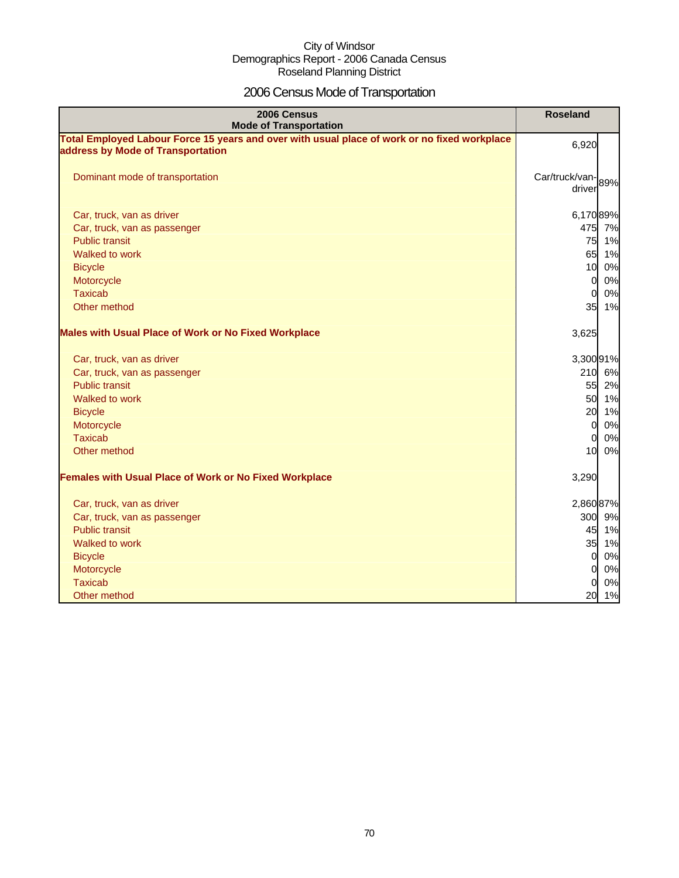City of Windsor
Demographics Report - 2006 Canada Census
Roseland Planning District

# 2006 Census Mode of Transportation

| 2006 Census Mode of Transportation | Roseland | |
|---|---|---|
| **Total Employed Labour Force 15 years and over with usual place of work or no fixed workplace address by Mode of Transportation** | 6,920 | |
| Dominant mode of transportation | Car/truck/van-driver | 89% |
| Car, truck, van as driver | 6,170 | 89% |
| Car, truck, van as passenger | 475 | 7% |
| Public transit | 75 | 1% |
| Walked to work | 65 | 1% |
| Bicycle | 10 | 0% |
| Motorcycle | 0 | 0% |
| Taxicab | 0 | 0% |
| Other method | 35 | 1% |
| **Males with Usual Place of Work or No Fixed Workplace** | 3,625 | |
| Car, truck, van as driver | 3,300 | 91% |
| Car, truck, van as passenger | 210 | 6% |
| Public transit | 55 | 2% |
| Walked to work | 50 | 1% |
| Bicycle | 20 | 1% |
| Motorcycle | 0 | 0% |
| Taxicab | 0 | 0% |
| Other method | 10 | 0% |
| **Females with Usual Place of Work or No Fixed Workplace** | 3,290 | |
| Car, truck, van as driver | 2,860 | 87% |
| Car, truck, van as passenger | 300 | 9% |
| Public transit | 45 | 1% |
| Walked to work | 35 | 1% |
| Bicycle | 0 | 0% |
| Motorcycle | 0 | 0% |
| Taxicab | 0 | 0% |
| Other method | 20 | 1% |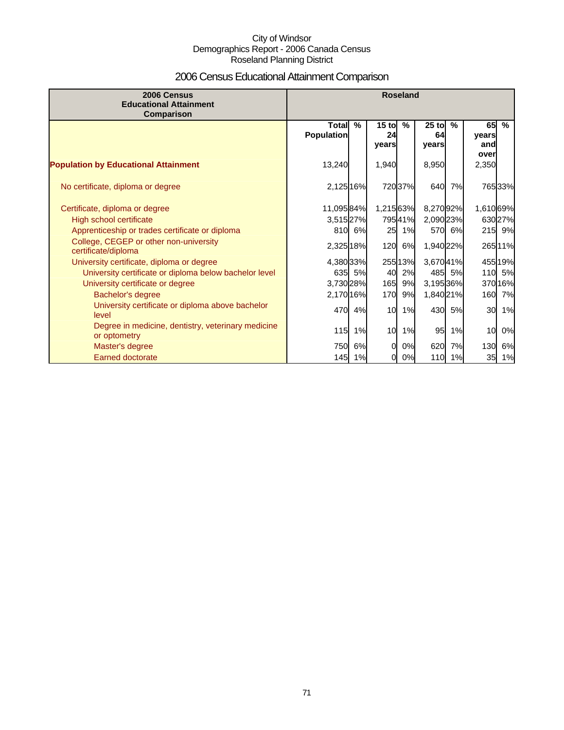City of Windsor
Demographics Report - 2006 Canada Census
Roseland Planning District

# 2006 Census Educational Attainment Comparison

| 2006 Census Educational Attainment Comparison | Roseland | | | | | | | |
|---|---|---|---|---|---|---|---|---|
| | Total Population | % | 15 to 24 years | % | 25 to 64 years | % | 65 years and over | % |
| **Population by Educational Attainment** | 13,240 | | 1,940 | | 8,950 | | 2,350 | |
| No certificate, diploma or degree | 2,125 | 16% | 720 | 37% | 640 | 7% | 765 | 33% |
| Certificate, diploma or degree | 11,095 | 84% | 1,215 | 63% | 8,270 | 92% | 1,610 | 69% |
| High school certificate | 3,515 | 27% | 795 | 41% | 2,090 | 23% | 630 | 27% |
| Apprenticeship or trades certificate or diploma | 810 | 6% | 25 | 1% | 570 | 6% | 215 | 9% |
| College, CEGEP or other non-university certificate/diploma | 2,325 | 18% | 120 | 6% | 1,940 | 22% | 265 | 11% |
| University certificate, diploma or degree | 4,380 | 33% | 255 | 13% | 3,670 | 41% | 455 | 19% |
| University certificate or diploma below bachelor level | 635 | 5% | 40 | 2% | 485 | 5% | 110 | 5% |
| University certificate or degree | 3,730 | 28% | 165 | 9% | 3,195 | 36% | 370 | 16% |
| Bachelor's degree | 2,170 | 16% | 170 | 9% | 1,840 | 21% | 160 | 7% |
| University certificate or diploma above bachelor level | 470 | 4% | 10 | 1% | 430 | 5% | 30 | 1% |
| Degree in medicine, dentistry, veterinary medicine or optometry | 115 | 1% | 10 | 1% | 95 | 1% | 10 | 0% |
| Master's degree | 750 | 6% | 0 | 0% | 620 | 7% | 130 | 6% |
| Earned doctorate | 145 | 1% | 0 | 0% | 110 | 1% | 35 | 1% |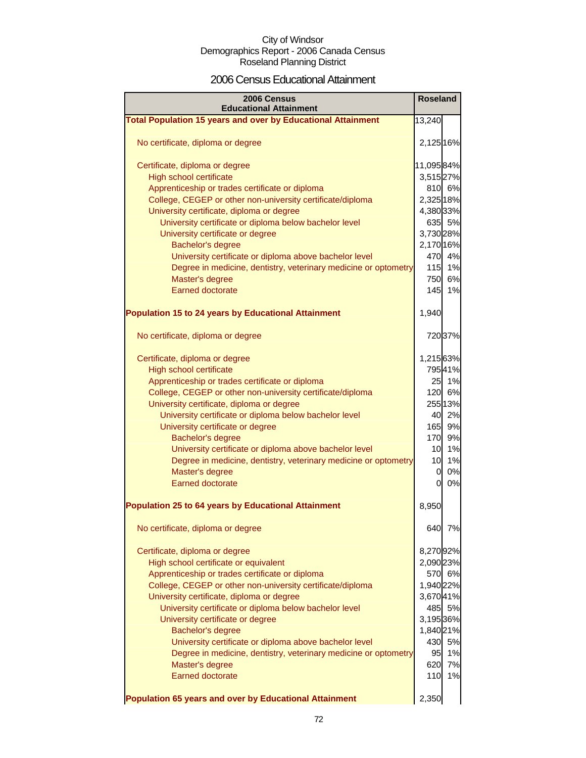City of Windsor
Demographics Report - 2006 Canada Census
Roseland Planning District

## 2006 Census Educational Attainment

| 2006 Census Educational Attainment | Roseland | |
|---|---|---|
| **Total Population 15 years and over by Educational Attainment** | 13,240 | |
| No certificate, diploma or degree | 2,125 | 16% |
| Certificate, diploma or degree | 11,095 | 84% |
| High school certificate | 3,515 | 27% |
| Apprenticeship or trades certificate or diploma | 810 | 6% |
| College, CEGEP or other non-university certificate/diploma | 2,325 | 18% |
| University certificate, diploma or degree | 4,380 | 33% |
| University certificate or diploma below bachelor level | 635 | 5% |
| University certificate or degree | 3,730 | 28% |
| Bachelor's degree | 2,170 | 16% |
| University certificate or diploma above bachelor level | 470 | 4% |
| Degree in medicine, dentistry, veterinary medicine or optometry | 115 | 1% |
| Master's degree | 750 | 6% |
| Earned doctorate | 145 | 1% |
| **Population 15 to 24 years by Educational Attainment** | 1,940 | |
| No certificate, diploma or degree | 720 | 37% |
| Certificate, diploma or degree | 1,215 | 63% |
| High school certificate | 795 | 41% |
| Apprenticeship or trades certificate or diploma | 25 | 1% |
| College, CEGEP or other non-university certificate/diploma | 120 | 6% |
| University certificate, diploma or degree | 255 | 13% |
| University certificate or diploma below bachelor level | 40 | 2% |
| University certificate or degree | 165 | 9% |
| Bachelor's degree | 170 | 9% |
| University certificate or diploma above bachelor level | 10 | 1% |
| Degree in medicine, dentistry, veterinary medicine or optometry | 10 | 1% |
| Master's degree | 0 | 0% |
| Earned doctorate | 0 | 0% |
| **Population 25 to 64 years by Educational Attainment** | 8,950 | |
| No certificate, diploma or degree | 640 | 7% |
| Certificate, diploma or degree | 8,270 | 92% |
| High school certificate or equivalent | 2,090 | 23% |
| Apprenticeship or trades certificate or diploma | 570 | 6% |
| College, CEGEP or other non-university certificate/diploma | 1,940 | 22% |
| University certificate, diploma or degree | 3,670 | 41% |
| University certificate or diploma below bachelor level | 485 | 5% |
| University certificate or degree | 3,195 | 36% |
| Bachelor's degree | 1,840 | 21% |
| University certificate or diploma above bachelor level | 430 | 5% |
| Degree in medicine, dentistry, veterinary medicine or optometry | 95 | 1% |
| Master's degree | 620 | 7% |
| Earned doctorate | 110 | 1% |
| **Population 65 years and over by Educational Attainment** | 2,350 | |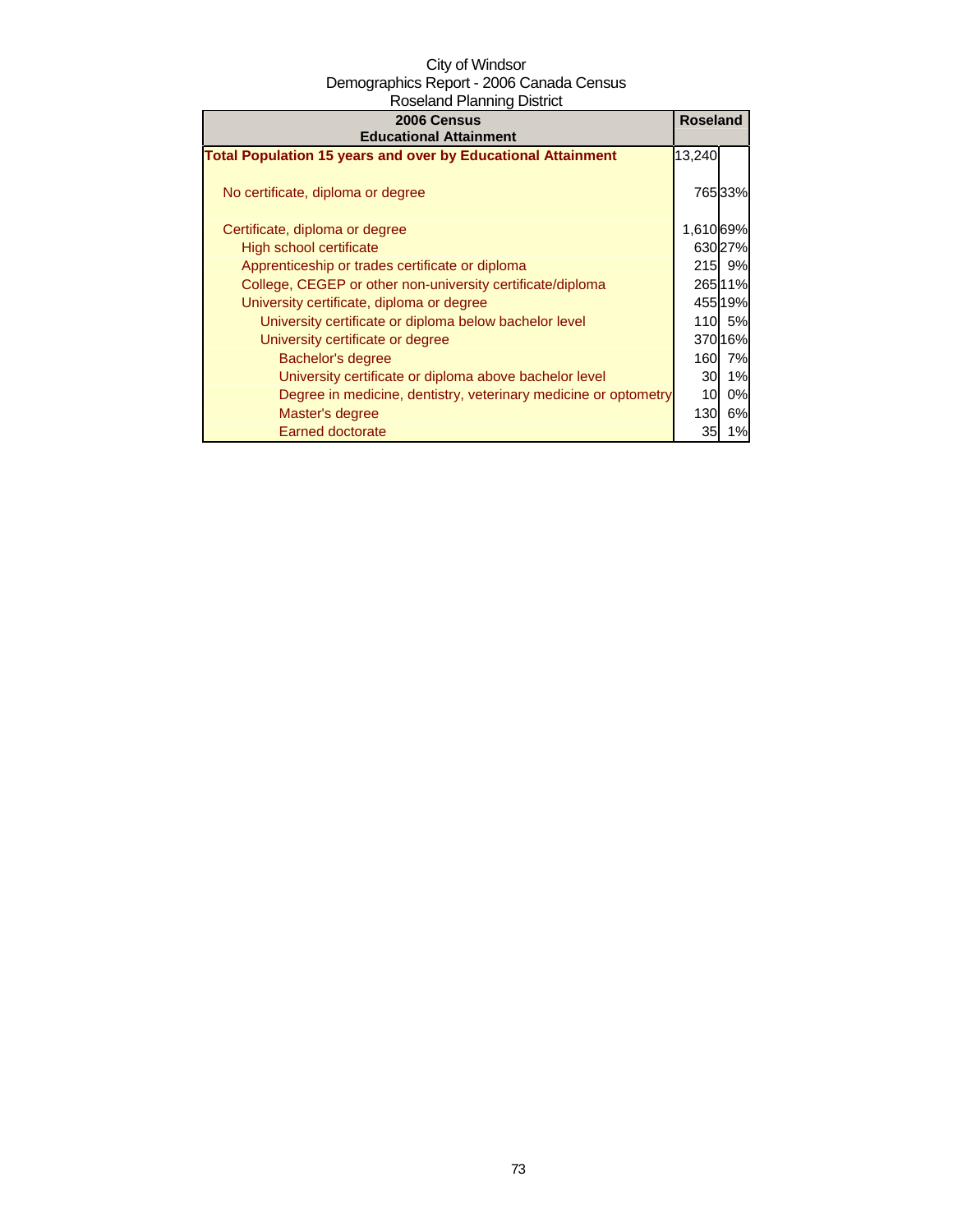City of Windsor
Demographics Report - 2006 Canada Census
Roseland Planning District

| 2006 Census<br>Educational Attainment | Roseland | |
|---|---|---|
| **Total Population 15 years and over by Educational Attainment** | 13,240 | |
| No certificate, diploma or degree | 765 | 33% |
| Certificate, diploma or degree | 1,610 | 69% |
| High school certificate | 630 | 27% |
| Apprenticeship or trades certificate or diploma | 215 | 9% |
| College, CEGEP or other non-university certificate/diploma | 265 | 11% |
| University certificate, diploma or degree | 455 | 19% |
| University certificate or diploma below bachelor level | 110 | 5% |
| University certificate or degree | 370 | 16% |
| Bachelor's degree | 160 | 7% |
| University certificate or diploma above bachelor level | 30 | 1% |
| Degree in medicine, dentistry, veterinary medicine or optometry | 10 | 0% |
| Master's degree | 130 | 6% |
| Earned doctorate | 35 | 1% |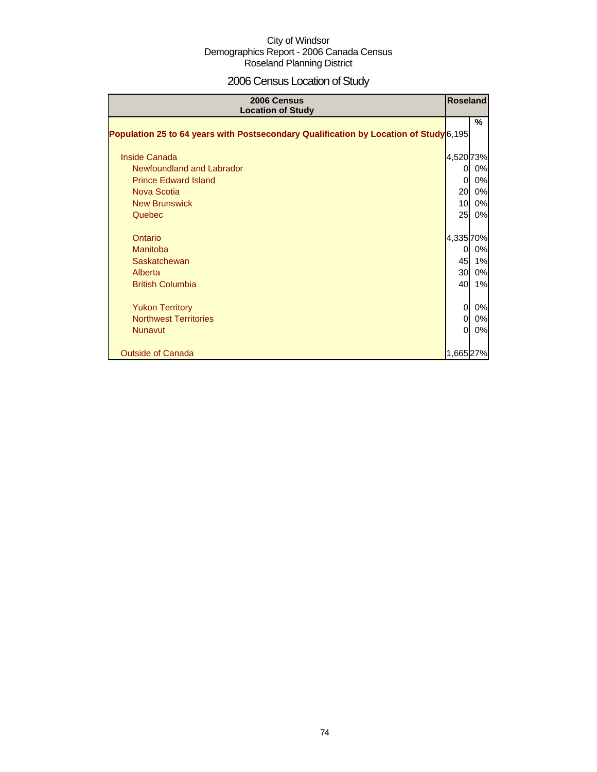City of Windsor
Demographics Report - 2006 Canada Census
Roseland Planning District

# 2006 Census Location of Study

| 2006 Census Location of Study | Roseland | |
|---|---|---|
| | | % |
| **Population 25 to 64 years with Postsecondary Qualification by Location of Study** | 6,195 | |
| Inside Canada | 4,520 | 73% |
| Newfoundland and Labrador | 0 | 0% |
| Prince Edward Island | 0 | 0% |
| Nova Scotia | 20 | 0% |
| New Brunswick | 10 | 0% |
| Quebec | 25 | 0% |
| Ontario | 4,335 | 70% |
| Manitoba | 0 | 0% |
| Saskatchewan | 45 | 1% |
| Alberta | 30 | 0% |
| British Columbia | 40 | 1% |
| Yukon Territory | 0 | 0% |
| Northwest Territories | 0 | 0% |
| Nunavut | 0 | 0% |
| Outside of Canada | 1,665 | 27% |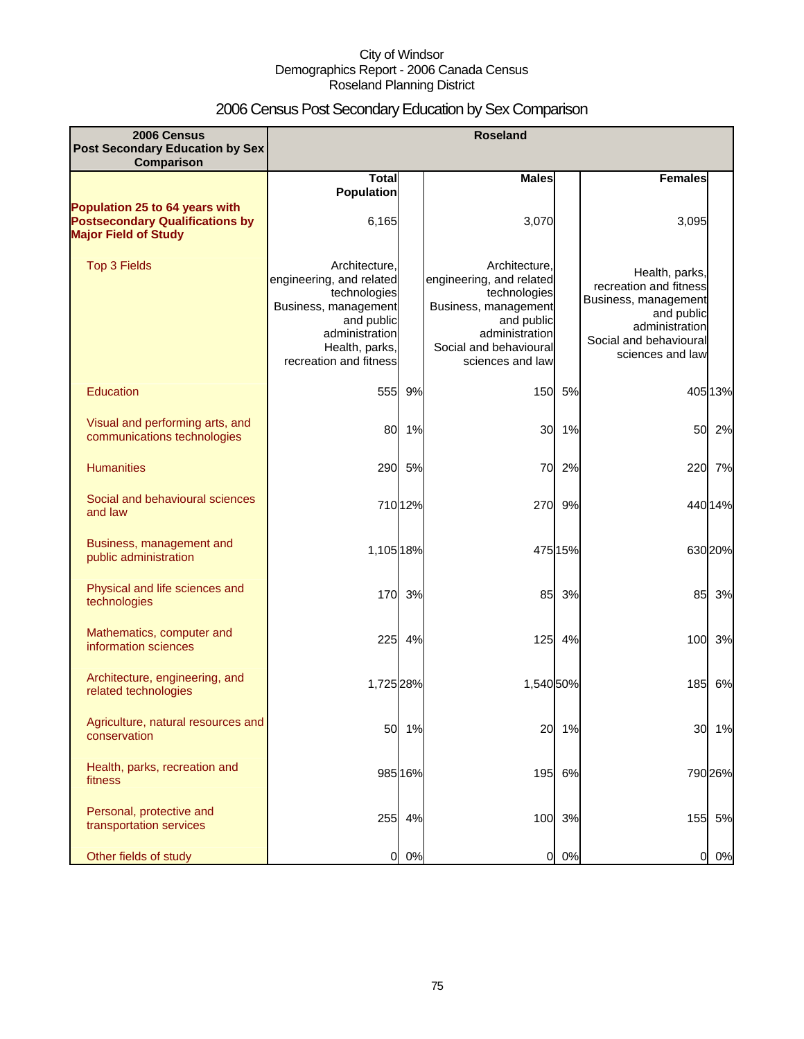City of Windsor
Demographics Report - 2006 Canada Census
Roseland Planning District

# 2006 Census Post Secondary Education by Sex Comparison

| 2006 Census Post Secondary Education by Sex Comparison | Roseland | | | | | |
|---|---|---|---|---|---|---|
| | Total Population | | Males | | Females | |
| **Population 25 to 64 years with Postsecondary Qualifications by Major Field of Study** | 6,165 | | 3,070 | | 3,095 | |
| Top 3 Fields | Architecture, engineering, and related technologies<br>Business, management and public administration<br>Health, parks, recreation and fitness | | Architecture, engineering, and related technologies<br>Business, management and public administration<br>Social and behavioural sciences and law | | Health, parks, recreation and fitness<br>Business, management and public administration<br>Social and behavioural sciences and law | |
| Education | 555 | 9% | 150 | 5% | 405 | 13% |
| Visual and performing arts, and communications technologies | 80 | 1% | 30 | 1% | 50 | 2% |
| Humanities | 290 | 5% | 70 | 2% | 220 | 7% |
| Social and behavioural sciences and law | 710 | 12% | 270 | 9% | 440 | 14% |
| Business, management and public administration | 1,105 | 18% | 475 | 15% | 630 | 20% |
| Physical and life sciences and technologies | 170 | 3% | 85 | 3% | 85 | 3% |
| Mathematics, computer and information sciences | 225 | 4% | 125 | 4% | 100 | 3% |
| Architecture, engineering, and related technologies | 1,725 | 28% | 1,540 | 50% | 185 | 6% |
| Agriculture, natural resources and conservation | 50 | 1% | 20 | 1% | 30 | 1% |
| Health, parks, recreation and fitness | 985 | 16% | 195 | 6% | 790 | 26% |
| Personal, protective and transportation services | 255 | 4% | 100 | 3% | 155 | 5% |
| Other fields of study | 0 | 0% | 0 | 0% | 0 | 0% |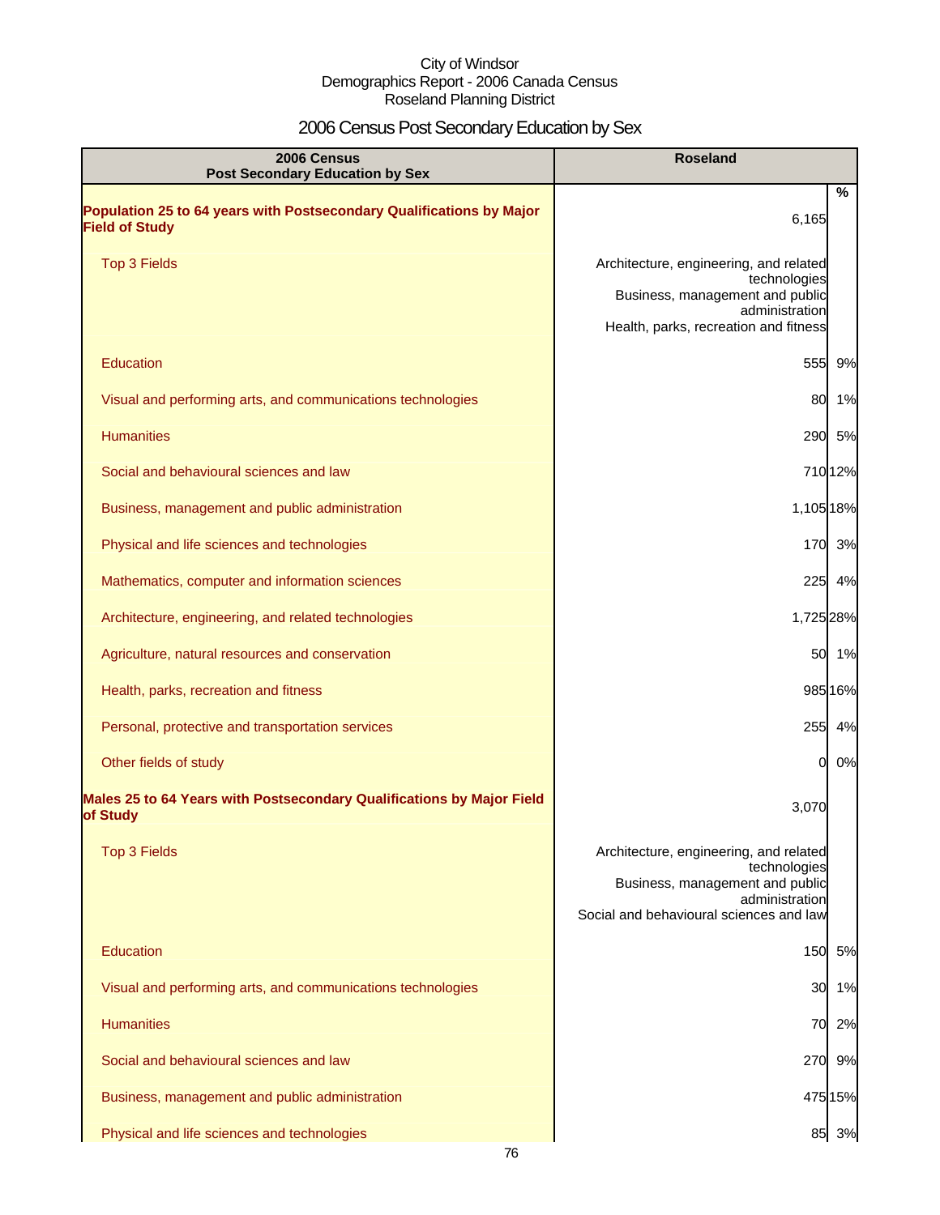City of Windsor
Demographics Report - 2006 Canada Census
Roseland Planning District

# 2006 Census Post Secondary Education by Sex

| 2006 Census Post Secondary Education by Sex | Roseland | |
|---|---|---|
| | | % |
| **Population 25 to 64 years with Postsecondary Qualifications by Major Field of Study** | 6,165 | |
| Top 3 Fields | Architecture, engineering, and related technologies<br>Business, management and public administration<br>Health, parks, recreation and fitness | |
| Education | 555 | 9% |
| Visual and performing arts, and communications technologies | 80 | 1% |
| Humanities | 290 | 5% |
| Social and behavioural sciences and law | 710 | 12% |
| Business, management and public administration | 1,105 | 18% |
| Physical and life sciences and technologies | 170 | 3% |
| Mathematics, computer and information sciences | 225 | 4% |
| Architecture, engineering, and related technologies | 1,725 | 28% |
| Agriculture, natural resources and conservation | 50 | 1% |
| Health, parks, recreation and fitness | 985 | 16% |
| Personal, protective and transportation services | 255 | 4% |
| Other fields of study | 0 | 0% |
| **Males 25 to 64 Years with Postsecondary Qualifications by Major Field of Study** | 3,070 | |
| Top 3 Fields | Architecture, engineering, and related technologies<br>Business, management and public administration<br>Social and behavioural sciences and law | |
| Education | 150 | 5% |
| Visual and performing arts, and communications technologies | 30 | 1% |
| Humanities | 70 | 2% |
| Social and behavioural sciences and law | 270 | 9% |
| Business, management and public administration | 475 | 15% |
| Physical and life sciences and technologies | 85 | 3% |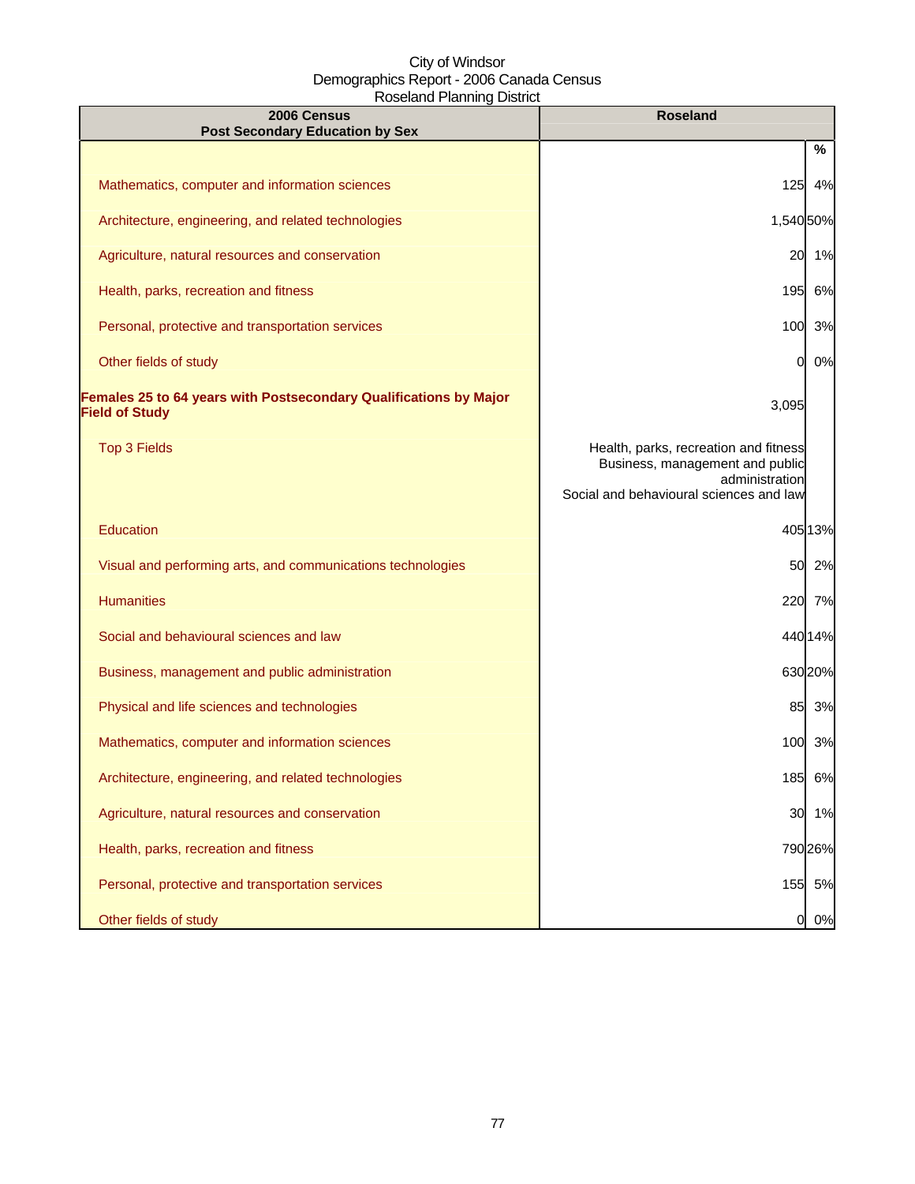City of Windsor
Demographics Report - 2006 Canada Census
Roseland Planning District

| 2006 Census<br>Post Secondary Education by Sex | Roseland | |
|---|---|---|
| | | % |
| Mathematics, computer and information sciences | 125 | 4% |
| Architecture, engineering, and related technologies | 1,540 | 50% |
| Agriculture, natural resources and conservation | 20 | 1% |
| Health, parks, recreation and fitness | 195 | 6% |
| Personal, protective and transportation services | 100 | 3% |
| Other fields of study | 0 | 0% |
| **Females 25 to 64 years with Postsecondary Qualifications by Major Field of Study** | 3,095 | |
| Top 3 Fields | Health, parks, recreation and fitness<br>Business, management and public administration<br>Social and behavioural sciences and law | |
| Education | 405 | 13% |
| Visual and performing arts, and communications technologies | 50 | 2% |
| Humanities | 220 | 7% |
| Social and behavioural sciences and law | 440 | 14% |
| Business, management and public administration | 630 | 20% |
| Physical and life sciences and technologies | 85 | 3% |
| Mathematics, computer and information sciences | 100 | 3% |
| Architecture, engineering, and related technologies | 185 | 6% |
| Agriculture, natural resources and conservation | 30 | 1% |
| Health, parks, recreation and fitness | 790 | 26% |
| Personal, protective and transportation services | 155 | 5% |
| Other fields of study | 0 | 0% |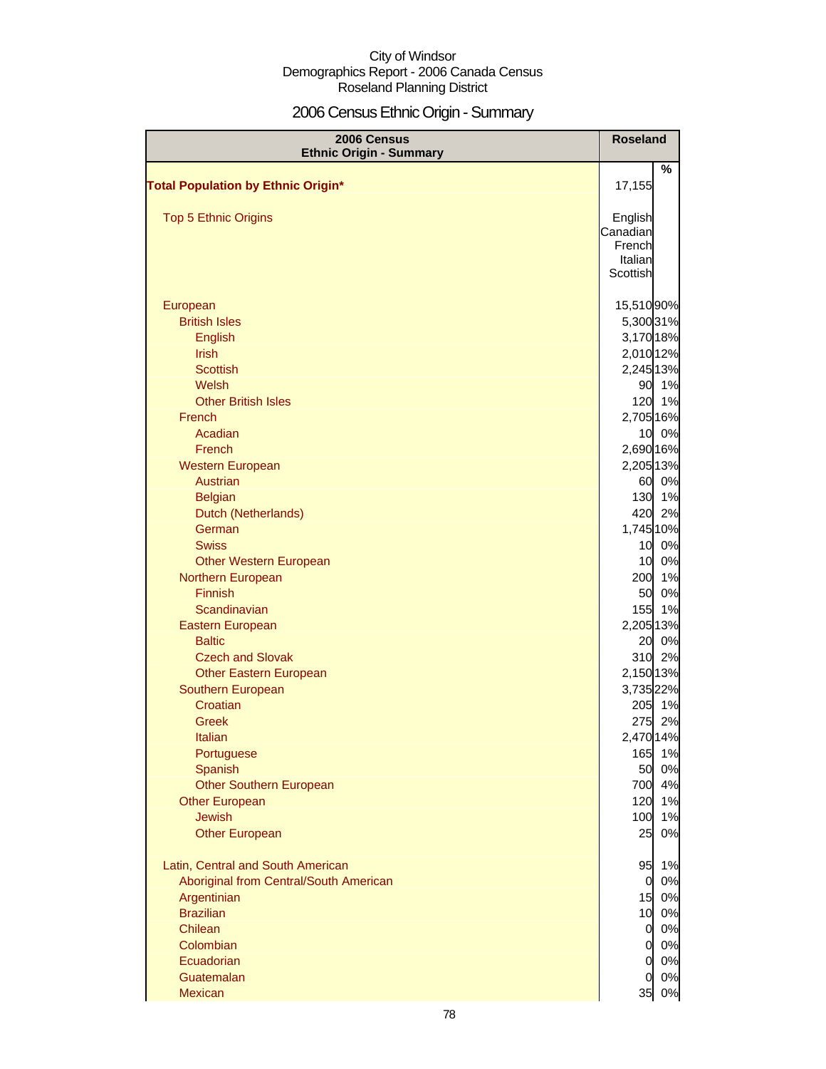City of Windsor
Demographics Report - 2006 Canada Census
Roseland Planning District

# 2006 Census Ethnic Origin - Summary

| 2006 Census Ethnic Origin - Summary | Roseland | |
|---|---|---|
| | | % |
| **Total Population by Ethnic Origin*** | 17,155 | |
| Top 5 Ethnic Origins | English<br>Canadian<br>French<br>Italian<br>Scottish | |
| European | 15,510 | 90% |
| British Isles | 5,300 | 31% |
| English | 3,170 | 18% |
| Irish | 2,010 | 12% |
| Scottish | 2,245 | 13% |
| Welsh | 90 | 1% |
| Other British Isles | 120 | 1% |
| French | 2,705 | 16% |
| Acadian | 10 | 0% |
| French | 2,690 | 16% |
| Western European | 2,205 | 13% |
| Austrian | 60 | 0% |
| Belgian | 130 | 1% |
| Dutch (Netherlands) | 420 | 2% |
| German | 1,745 | 10% |
| Swiss | 10 | 0% |
| Other Western European | 10 | 0% |
| Northern European | 200 | 1% |
| Finnish | 50 | 0% |
| Scandinavian | 155 | 1% |
| Eastern European | 2,205 | 13% |
| Baltic | 20 | 0% |
| Czech and Slovak | 310 | 2% |
| Other Eastern European | 2,150 | 13% |
| Southern European | 3,735 | 22% |
| Croatian | 205 | 1% |
| Greek | 275 | 2% |
| Italian | 2,470 | 14% |
| Portuguese | 165 | 1% |
| Spanish | 50 | 0% |
| Other Southern European | 700 | 4% |
| Other European | 120 | 1% |
| Jewish | 100 | 1% |
| Other European | 25 | 0% |
| Latin, Central and South American | 95 | 1% |
| Aboriginal from Central/South American | 0 | 0% |
| Argentinian | 15 | 0% |
| Brazilian | 10 | 0% |
| Chilean | 0 | 0% |
| Colombian | 0 | 0% |
| Ecuadorian | 0 | 0% |
| Guatemalan | 0 | 0% |
| Mexican | 35 | 0% |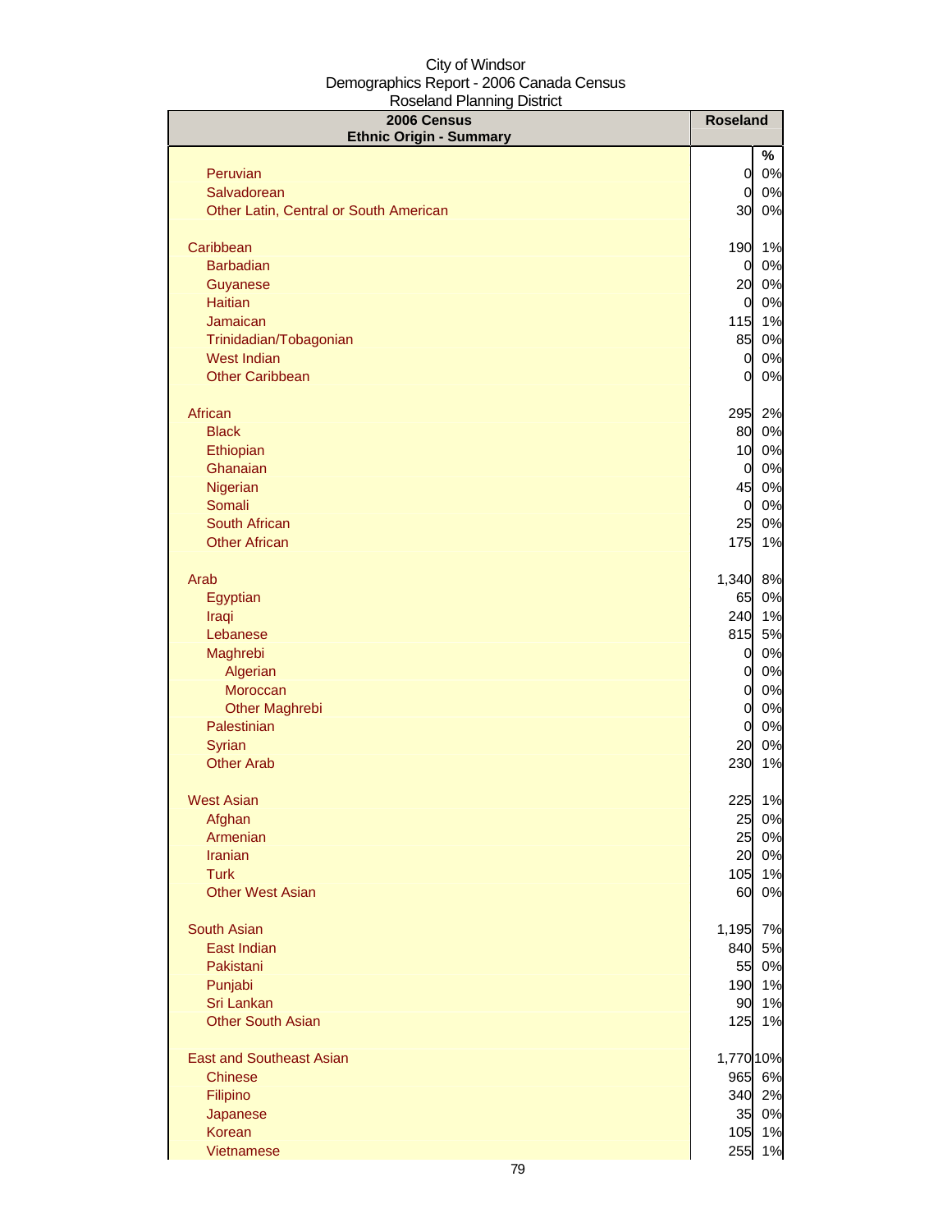City of Windsor
Demographics Report - 2006 Canada Census
Roseland Planning District

| 2006 Census<br>Ethnic Origin - Summary | Roseland | |
|---|---|---|
| | | % |
| Peruvian | 0 | 0% |
| Salvadorean | 0 | 0% |
| Other Latin, Central or South American | 30 | 0% |
| | | |
| Caribbean | 190 | 1% |
| Barbadian | 0 | 0% |
| Guyanese | 20 | 0% |
| Haitian | 0 | 0% |
| Jamaican | 115 | 1% |
| Trinidadian/Tobagonian | 85 | 0% |
| West Indian | 0 | 0% |
| Other Caribbean | 0 | 0% |
| | | |
| African | 295 | 2% |
| Black | 80 | 0% |
| Ethiopian | 10 | 0% |
| Ghanaian | 0 | 0% |
| Nigerian | 45 | 0% |
| Somali | 0 | 0% |
| South African | 25 | 0% |
| Other African | 175 | 1% |
| | | |
| Arab | 1,340 | 8% |
| Egyptian | 65 | 0% |
| Iraqi | 240 | 1% |
| Lebanese | 815 | 5% |
| Maghrebi | 0 | 0% |
| Algerian | 0 | 0% |
| Moroccan | 0 | 0% |
| Other Maghrebi | 0 | 0% |
| Palestinian | 0 | 0% |
| Syrian | 20 | 0% |
| Other Arab | 230 | 1% |
| | | |
| West Asian | 225 | 1% |
| Afghan | 25 | 0% |
| Armenian | 25 | 0% |
| Iranian | 20 | 0% |
| Turk | 105 | 1% |
| Other West Asian | 60 | 0% |
| | | |
| South Asian | 1,195 | 7% |
| East Indian | 840 | 5% |
| Pakistani | 55 | 0% |
| Punjabi | 190 | 1% |
| Sri Lankan | 90 | 1% |
| Other South Asian | 125 | 1% |
| | | |
| East and Southeast Asian | 1,770 | 10% |
| Chinese | 965 | 6% |
| Filipino | 340 | 2% |
| Japanese | 35 | 0% |
| Korean | 105 | 1% |
| Vietnamese | 255 | 1% |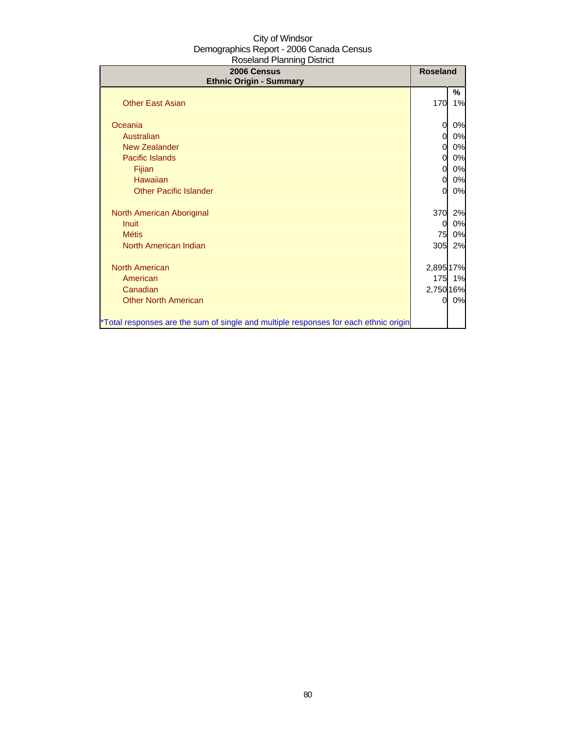City of Windsor
Demographics Report - 2006 Canada Census
Roseland Planning District

| 2006 Census<br>Ethnic Origin - Summary | Roseland | |
|---|---|---|
| | | % |
| Other East Asian | 170 | 1% |
| | | |
| Oceania | 0 | 0% |
| Australian | 0 | 0% |
| New Zealander | 0 | 0% |
| Pacific Islands | 0 | 0% |
| Fijian | 0 | 0% |
| Hawaiian | 0 | 0% |
| Other Pacific Islander | 0 | 0% |
| | | |
| North American Aboriginal | 370 | 2% |
| Inuit | 0 | 0% |
| Métis | 75 | 0% |
| North American Indian | 305 | 2% |
| | | |
| North American | 2,895 | 17% |
| American | 175 | 1% |
| Canadian | 2,750 | 16% |
| Other North American | 0 | 0% |
| | | |
| *Total responses are the sum of single and multiple responses for each ethnic origin | | |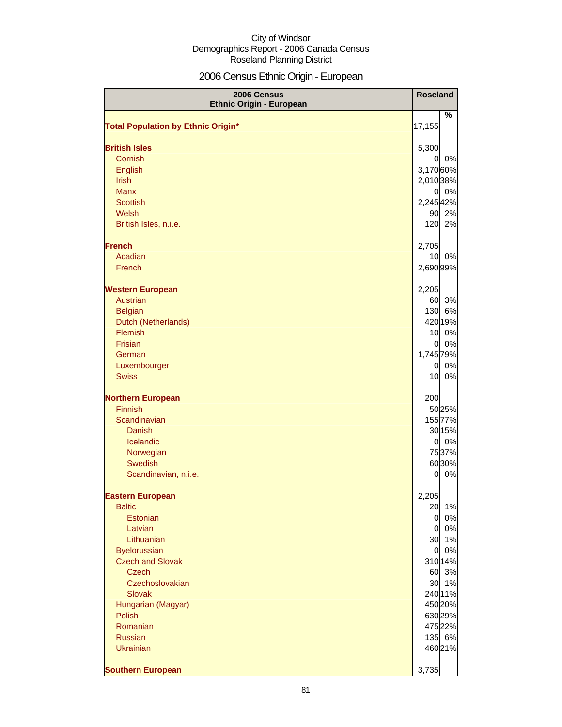City of Windsor
Demographics Report - 2006 Canada Census
Roseland Planning District

# 2006 Census Ethnic Origin - European

| 2006 Census Ethnic Origin - European | Roseland | |
|---|---|---|
| | | % |
| **Total Population by Ethnic Origin*** | 17,155 | |
| | | |
| **British Isles** | 5,300 | |
| Cornish | 0 | 0% |
| English | 3,170 | 60% |
| Irish | 2,010 | 38% |
| Manx | 0 | 0% |
| Scottish | 2,245 | 42% |
| Welsh | 90 | 2% |
| British Isles, n.i.e. | 120 | 2% |
| | | |
| **French** | 2,705 | |
| Acadian | 10 | 0% |
| French | 2,690 | 99% |
| | | |
| **Western European** | 2,205 | |
| Austrian | 60 | 3% |
| Belgian | 130 | 6% |
| Dutch (Netherlands) | 420 | 19% |
| Flemish | 10 | 0% |
| Frisian | 0 | 0% |
| German | 1,745 | 79% |
| Luxembourger | 0 | 0% |
| Swiss | 10 | 0% |
| | | |
| **Northern European** | 200 | |
| Finnish | 50 | 25% |
| Scandinavian | 155 | 77% |
| Danish | 30 | 15% |
| Icelandic | 0 | 0% |
| Norwegian | 75 | 37% |
| Swedish | 60 | 30% |
| Scandinavian, n.i.e. | 0 | 0% |
| | | |
| **Eastern European** | 2,205 | |
| Baltic | 20 | 1% |
| Estonian | 0 | 0% |
| Latvian | 0 | 0% |
| Lithuanian | 30 | 1% |
| Byelorussian | 0 | 0% |
| Czech and Slovak | 310 | 14% |
| Czech | 60 | 3% |
| Czechoslovakian | 30 | 1% |
| Slovak | 240 | 11% |
| Hungarian (Magyar) | 450 | 20% |
| Polish | 630 | 29% |
| Romanian | 475 | 22% |
| Russian | 135 | 6% |
| Ukrainian | 460 | 21% |
| | | |
| **Southern European** | 3,735 | |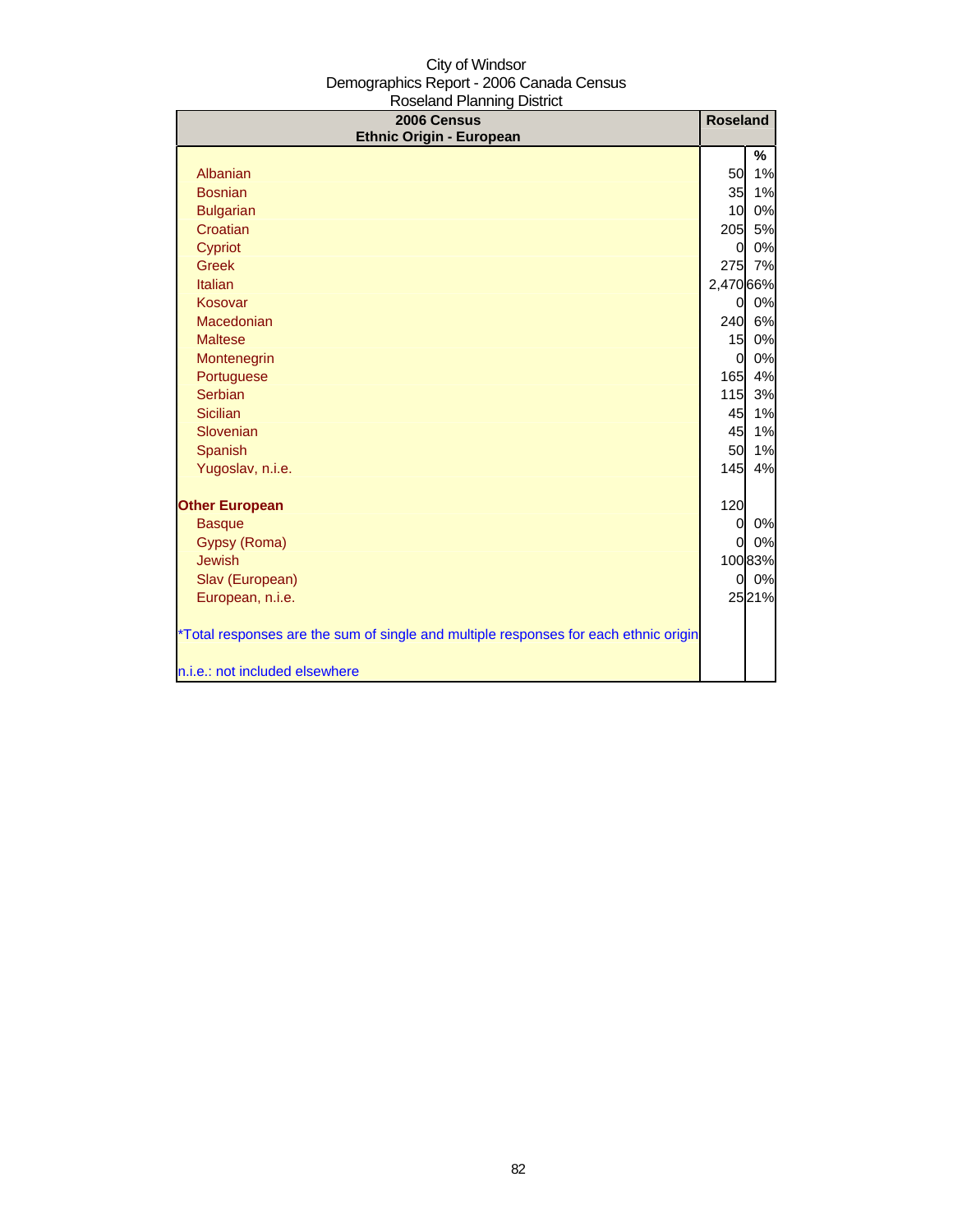City of Windsor
Demographics Report - 2006 Canada Census
Roseland Planning District

| 2006 Census<br>Ethnic Origin - European | Roseland | |
|---|---|---|
| | | % |
| Albanian | 50 | 1% |
| Bosnian | 35 | 1% |
| Bulgarian | 10 | 0% |
| Croatian | 205 | 5% |
| Cypriot | 0 | 0% |
| Greek | 275 | 7% |
| Italian | 2,470 | 66% |
| Kosovar | 0 | 0% |
| Macedonian | 240 | 6% |
| Maltese | 15 | 0% |
| Montenegrin | 0 | 0% |
| Portuguese | 165 | 4% |
| Serbian | 115 | 3% |
| Sicilian | 45 | 1% |
| Slovenian | 45 | 1% |
| Spanish | 50 | 1% |
| Yugoslav, n.i.e. | 145 | 4% |
| **Other European** | 120 | |
| Basque | 0 | 0% |
| Gypsy (Roma) | 0 | 0% |
| Jewish | 100 | 83% |
| Slav (European) | 0 | 0% |
| European, n.i.e. | 25 | 21% |

*Total responses are the sum of single and multiple responses for each ethnic origin

n.i.e.: not included elsewhere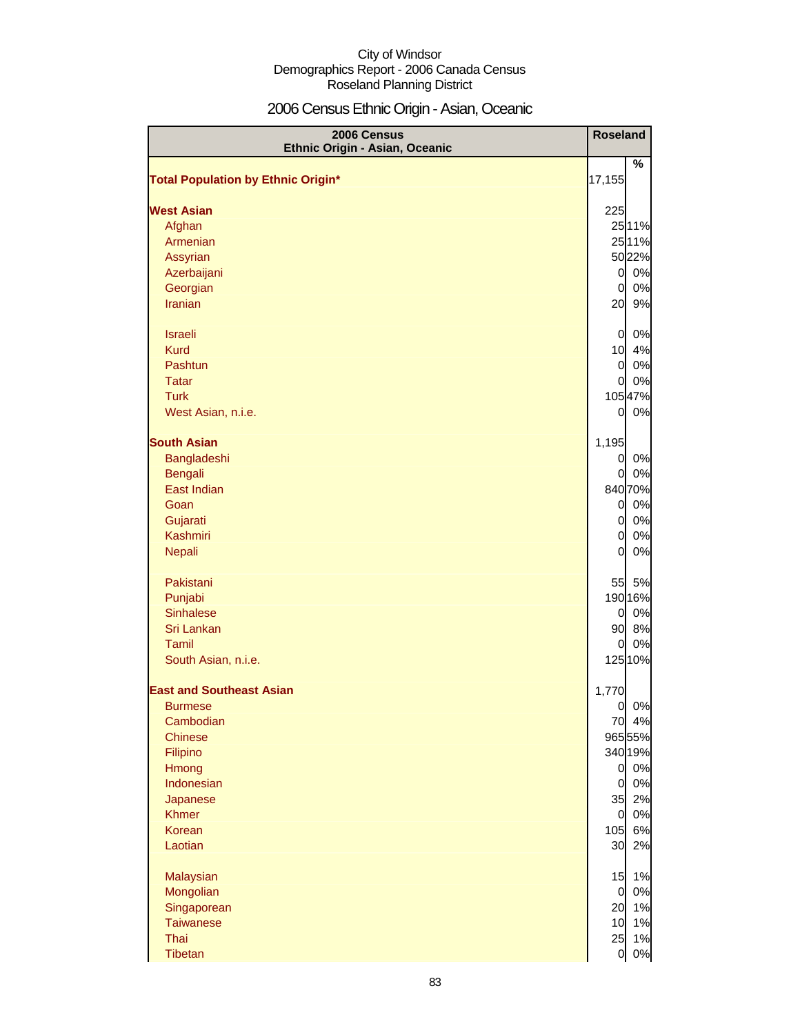City of Windsor
Demographics Report - 2006 Canada Census
Roseland Planning District

# 2006 Census Ethnic Origin - Asian, Oceanic

| 2006 Census Ethnic Origin - Asian, Oceanic | Roseland | |
|---|---|---|
| | | % |
| **Total Population by Ethnic Origin*** | 17,155 | |
| **West Asian** | 225 | |
| Afghan | 25 | 11% |
| Armenian | 25 | 11% |
| Assyrian | 50 | 22% |
| Azerbaijani | 0 | 0% |
| Georgian | 0 | 0% |
| Iranian | 20 | 9% |
| Israeli | 0 | 0% |
| Kurd | 10 | 4% |
| Pashtun | 0 | 0% |
| Tatar | 0 | 0% |
| Turk | 105 | 47% |
| West Asian, n.i.e. | 0 | 0% |
| **South Asian** | 1,195 | |
| Bangladeshi | 0 | 0% |
| Bengali | 0 | 0% |
| East Indian | 840 | 70% |
| Goan | 0 | 0% |
| Gujarati | 0 | 0% |
| Kashmiri | 0 | 0% |
| Nepali | 0 | 0% |
| Pakistani | 55 | 5% |
| Punjabi | 190 | 16% |
| Sinhalese | 0 | 0% |
| Sri Lankan | 90 | 8% |
| Tamil | 0 | 0% |
| South Asian, n.i.e. | 125 | 10% |
| **East and Southeast Asian** | 1,770 | |
| Burmese | 0 | 0% |
| Cambodian | 70 | 4% |
| Chinese | 965 | 55% |
| Filipino | 340 | 19% |
| Hmong | 0 | 0% |
| Indonesian | 0 | 0% |
| Japanese | 35 | 2% |
| Khmer | 0 | 0% |
| Korean | 105 | 6% |
| Laotian | 30 | 2% |
| Malaysian | 15 | 1% |
| Mongolian | 0 | 0% |
| Singaporean | 20 | 1% |
| Taiwanese | 10 | 1% |
| Thai | 25 | 1% |
| Tibetan | 0 | 0% |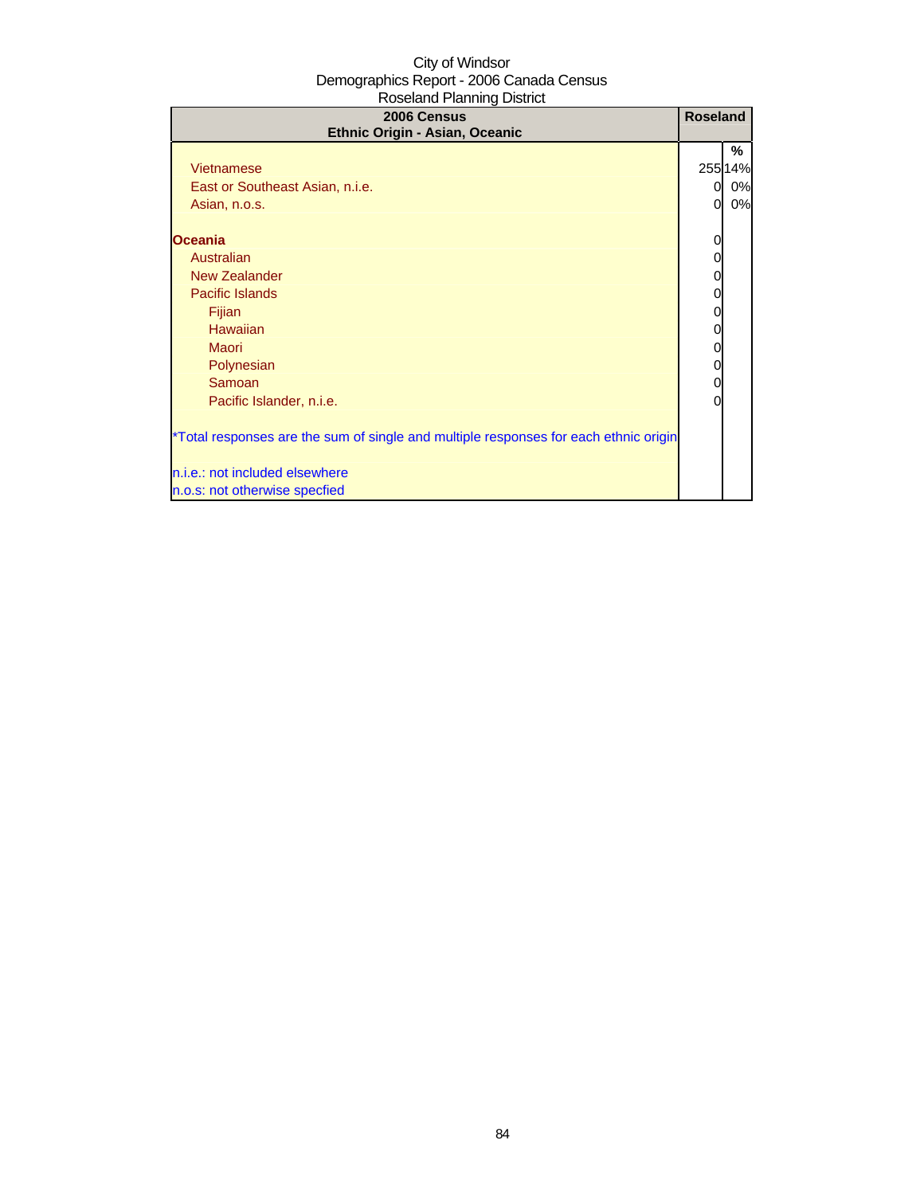City of Windsor
Demographics Report - 2006 Canada Census
Roseland Planning District

| 2006 Census<br>Ethnic Origin - Asian, Oceanic | Roseland | |
|---|---|---|
| | | % |
| Vietnamese | 255 | 14% |
| East or Southeast Asian, n.i.e. | 0 | 0% |
| Asian, n.o.s. | 0 | 0% |
| | | |
| **Oceania** | 0 | |
| Australian | 0 | |
| New Zealander | 0 | |
| Pacific Islands | 0 | |
| Fijian | 0 | |
| Hawaiian | 0 | |
| Maori | 0 | |
| Polynesian | 0 | |
| Samoan | 0 | |
| Pacific Islander, n.i.e. | 0 | |
| | | |
| *Total responses are the sum of single and multiple responses for each ethnic origin | | |
| | | |
| n.i.e.: not included elsewhere | | |
| n.o.s: not otherwise specfied | | |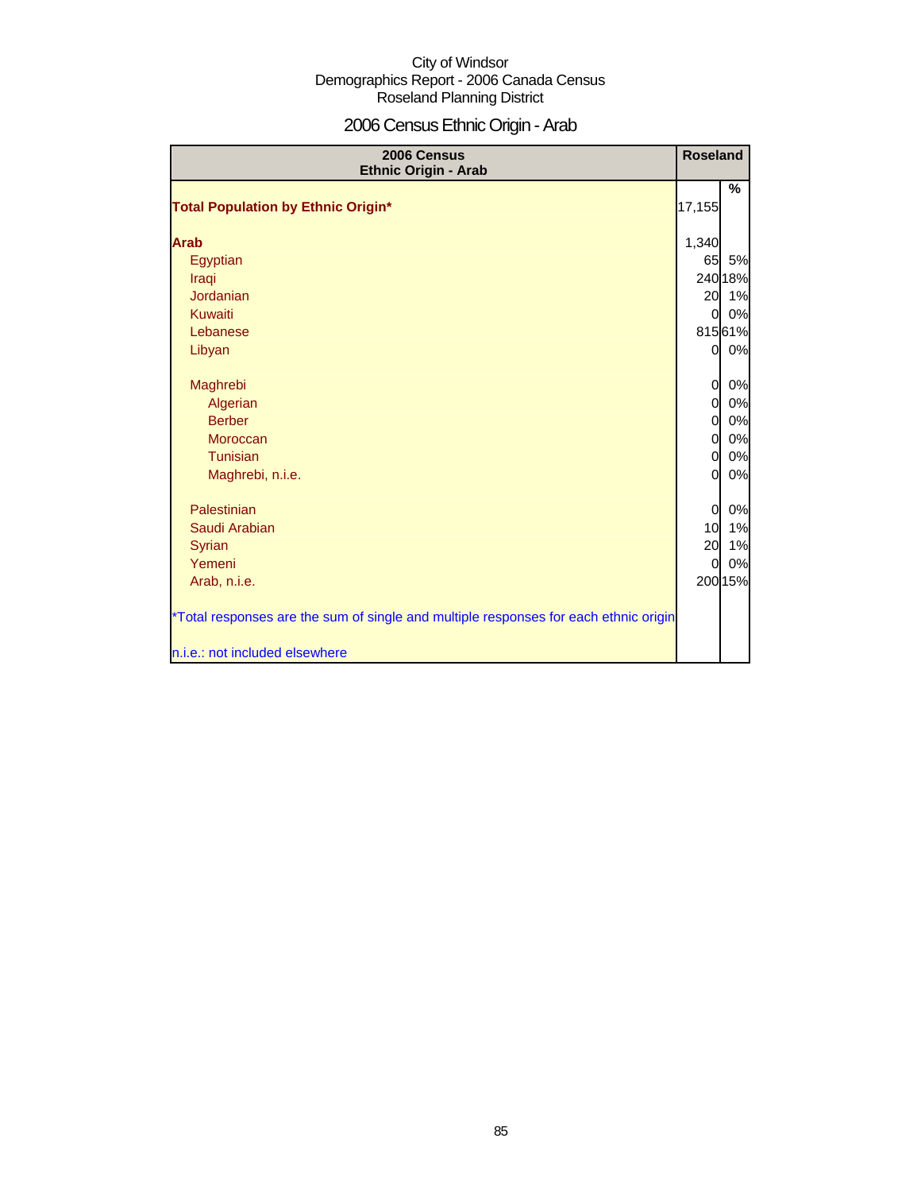City of Windsor
Demographics Report - 2006 Canada Census
Roseland Planning District

# 2006 Census Ethnic Origin - Arab

| 2006 Census Ethnic Origin - Arab | Roseland | |
|---|---|---|
| | | % |
| **Total Population by Ethnic Origin*** | 17,155 | |
| **Arab** | 1,340 | |
| Egyptian | 65 | 5% |
| Iraqi | 240 | 18% |
| Jordanian | 20 | 1% |
| Kuwaiti | 0 | 0% |
| Lebanese | 815 | 61% |
| Libyan | 0 | 0% |
| Maghrebi | 0 | 0% |
| Algerian | 0 | 0% |
| Berber | 0 | 0% |
| Moroccan | 0 | 0% |
| Tunisian | 0 | 0% |
| Maghrebi, n.i.e. | 0 | 0% |
| Palestinian | 0 | 0% |
| Saudi Arabian | 10 | 1% |
| Syrian | 20 | 1% |
| Yemeni | 0 | 0% |
| Arab, n.i.e. | 200 | 15% |

*Total responses are the sum of single and multiple responses for each ethnic origin

n.i.e.: not included elsewhere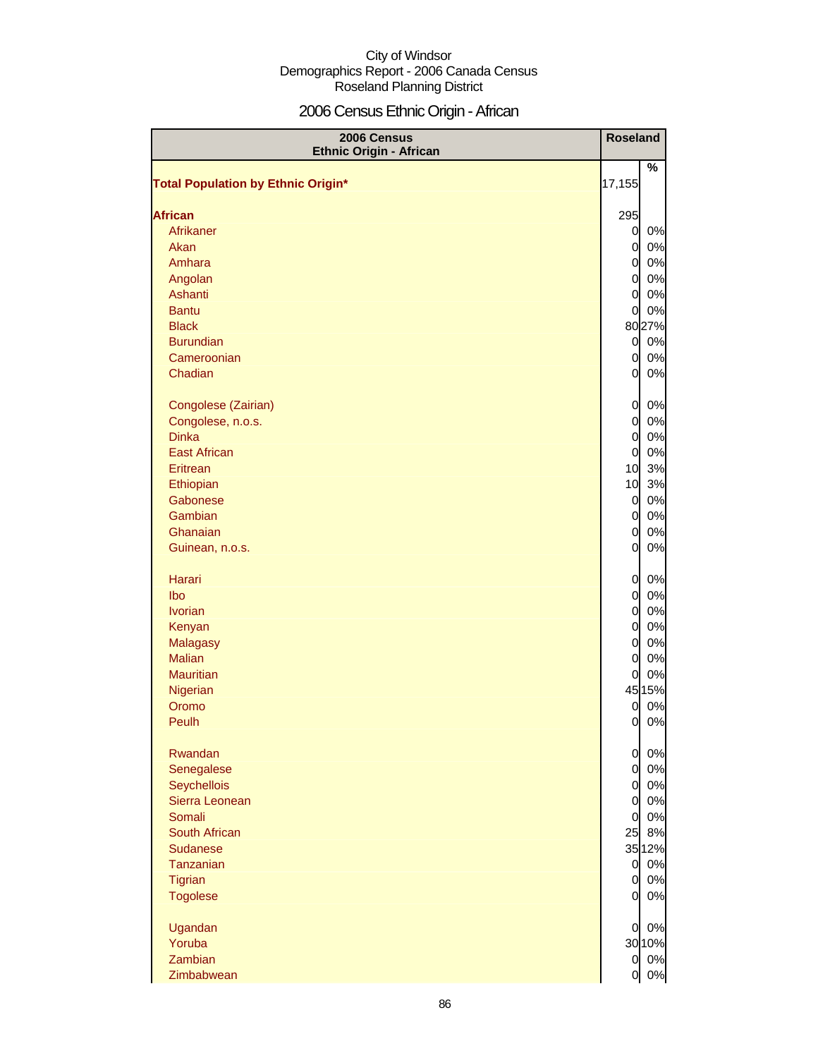City of Windsor
Demographics Report - 2006 Canada Census
Roseland Planning District

# 2006 Census Ethnic Origin - African

| 2006 Census Ethnic Origin - African | Roseland | |
|---|---|---|
| | | % |
| **Total Population by Ethnic Origin*** | 17,155 | |
| | | |
| **African** | 295 | |
| Afrikaner | 0 | 0% |
| Akan | 0 | 0% |
| Amhara | 0 | 0% |
| Angolan | 0 | 0% |
| Ashanti | 0 | 0% |
| Bantu | 0 | 0% |
| Black | 80 | 27% |
| Burundian | 0 | 0% |
| Cameroonian | 0 | 0% |
| Chadian | 0 | 0% |
| | | |
| Congolese (Zairian) | 0 | 0% |
| Congolese, n.o.s. | 0 | 0% |
| Dinka | 0 | 0% |
| East African | 0 | 0% |
| Eritrean | 10 | 3% |
| Ethiopian | 10 | 3% |
| Gabonese | 0 | 0% |
| Gambian | 0 | 0% |
| Ghanaian | 0 | 0% |
| Guinean, n.o.s. | 0 | 0% |
| | | |
| Harari | 0 | 0% |
| Ibo | 0 | 0% |
| Ivorian | 0 | 0% |
| Kenyan | 0 | 0% |
| Malagasy | 0 | 0% |
| Malian | 0 | 0% |
| Mauritian | 0 | 0% |
| Nigerian | 45 | 15% |
| Oromo | 0 | 0% |
| Peulh | 0 | 0% |
| | | |
| Rwandan | 0 | 0% |
| Senegalese | 0 | 0% |
| Seychellois | 0 | 0% |
| Sierra Leonean | 0 | 0% |
| Somali | 0 | 0% |
| South African | 25 | 8% |
| Sudanese | 35 | 12% |
| Tanzanian | 0 | 0% |
| Tigrian | 0 | 0% |
| Togolese | 0 | 0% |
| | | |
| Ugandan | 0 | 0% |
| Yoruba | 30 | 10% |
| Zambian | 0 | 0% |
| Zimbabwean | 0 | 0% |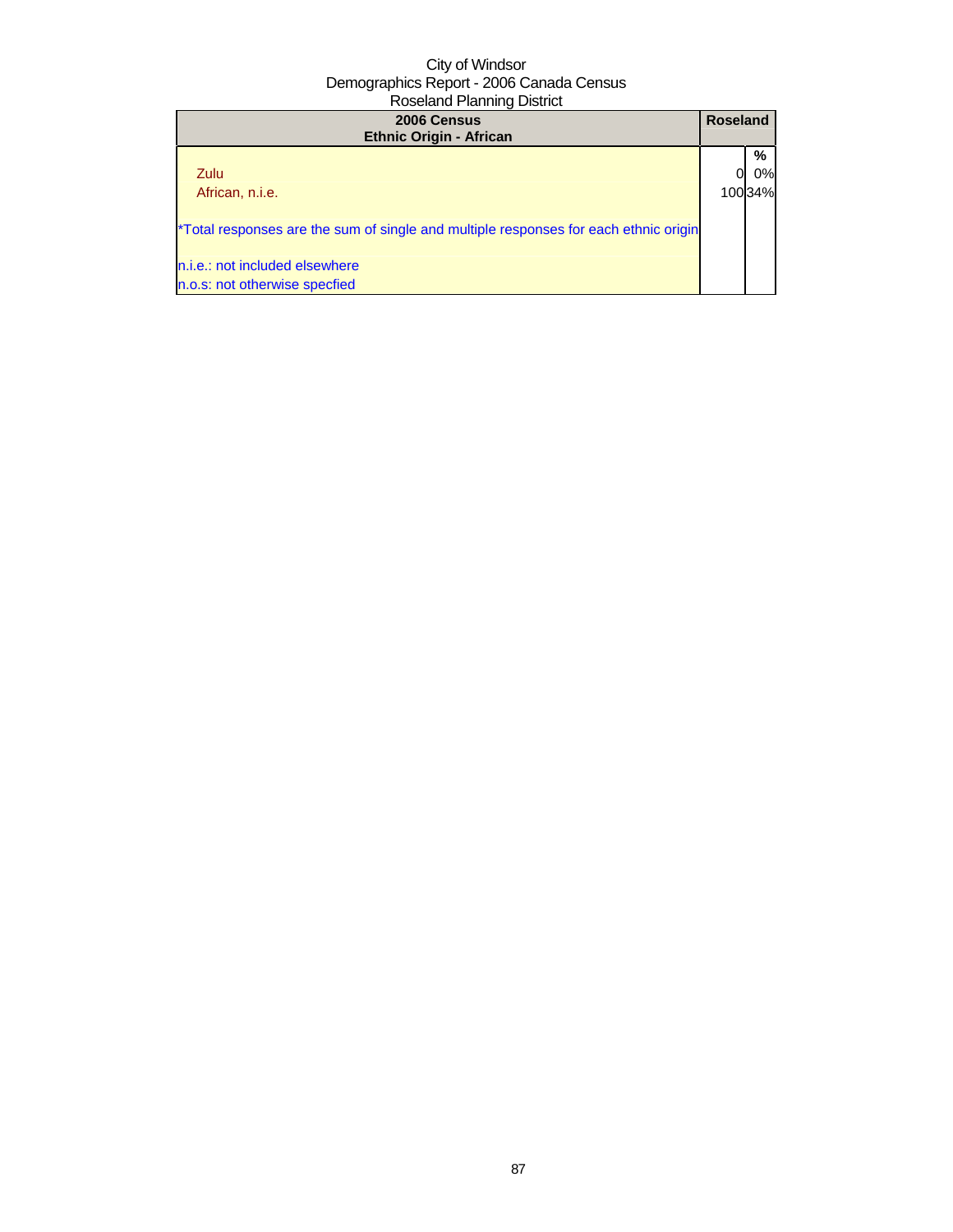City of Windsor
Demographics Report - 2006 Canada Census
Roseland Planning District

| 2006 Census<br>Ethnic Origin - African | Roseland | |
|---|---|---|
| | | % |
| Zulu | 0 | 0% |
| African, n.i.e. | 100 | 34% |
| *Total responses are the sum of single and multiple responses for each ethnic origin | | |
| n.i.e.: not included elsewhere | | |
| n.o.s: not otherwise specfied | | |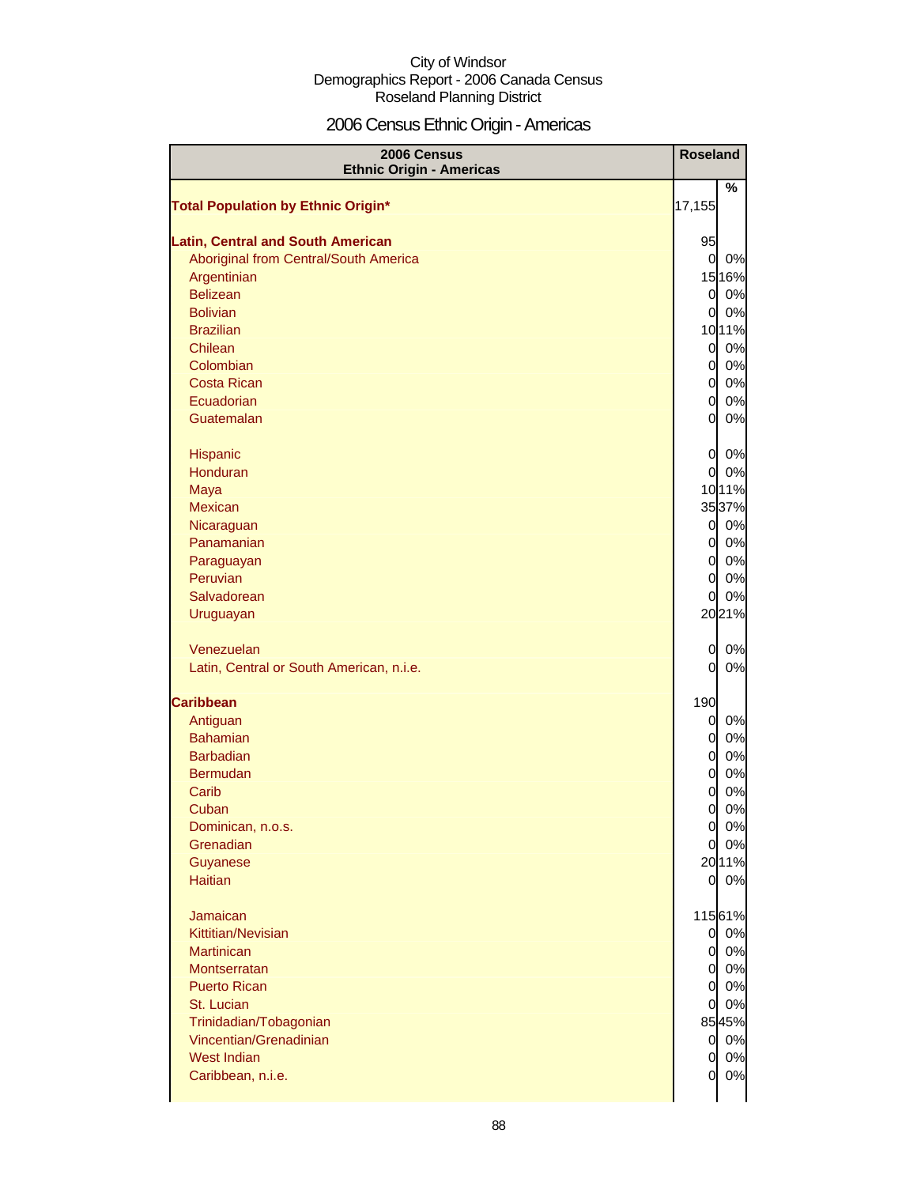City of Windsor
Demographics Report - 2006 Canada Census
Roseland Planning District

# 2006 Census Ethnic Origin - Americas

| 2006 Census Ethnic Origin - Americas | Roseland | |
|---|---|---|
| | | % |
| **Total Population by Ethnic Origin*** | 17,155 | |
| | | |
| **Latin, Central and South American** | 95 | |
| Aboriginal from Central/South America | 0 | 0% |
| Argentinian | 15 | 16% |
| Belizean | 0 | 0% |
| Bolivian | 0 | 0% |
| Brazilian | 10 | 11% |
| Chilean | 0 | 0% |
| Colombian | 0 | 0% |
| Costa Rican | 0 | 0% |
| Ecuadorian | 0 | 0% |
| Guatemalan | 0 | 0% |
| | | |
| Hispanic | 0 | 0% |
| Honduran | 0 | 0% |
| Maya | 10 | 11% |
| Mexican | 35 | 37% |
| Nicaraguan | 0 | 0% |
| Panamanian | 0 | 0% |
| Paraguayan | 0 | 0% |
| Peruvian | 0 | 0% |
| Salvadorean | 0 | 0% |
| Uruguayan | 20 | 21% |
| | | |
| Venezuelan | 0 | 0% |
| Latin, Central or South American, n.i.e. | 0 | 0% |
| | | |
| **Caribbean** | 190 | |
| Antiguan | 0 | 0% |
| Bahamian | 0 | 0% |
| Barbadian | 0 | 0% |
| Bermudan | 0 | 0% |
| Carib | 0 | 0% |
| Cuban | 0 | 0% |
| Dominican, n.o.s. | 0 | 0% |
| Grenadian | 0 | 0% |
| Guyanese | 20 | 11% |
| Haitian | 0 | 0% |
| | | |
| Jamaican | 115 | 61% |
| Kittitian/Nevisian | 0 | 0% |
| Martinican | 0 | 0% |
| Montserratan | 0 | 0% |
| Puerto Rican | 0 | 0% |
| St. Lucian | 0 | 0% |
| Trinidadian/Tobagonian | 85 | 45% |
| Vincentian/Grenadinian | 0 | 0% |
| West Indian | 0 | 0% |
| Caribbean, n.i.e. | 0 | 0% |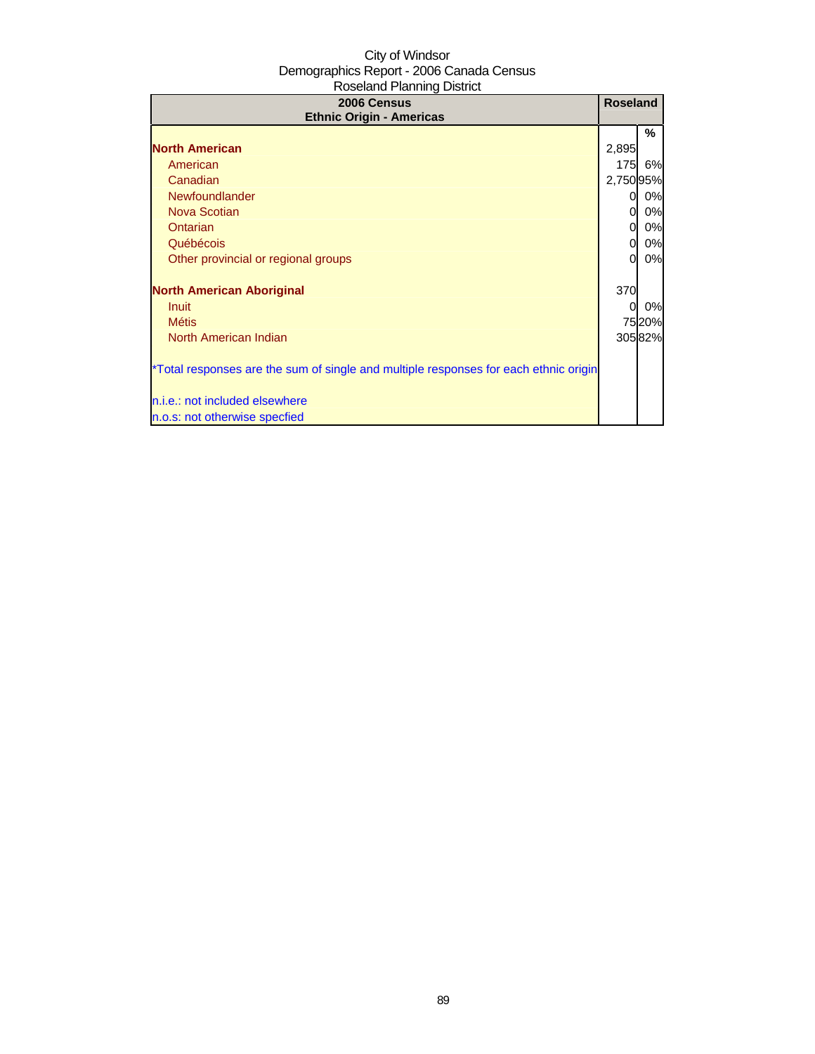City of Windsor
Demographics Report - 2006 Canada Census
Roseland Planning District

| 2006 Census<br>Ethnic Origin - Americas | Roseland | |
|---|---|---|
| | | % |
| **North American** | 2,895 | |
| American | 175 | 6% |
| Canadian | 2,750 | 95% |
| Newfoundlander | 0 | 0% |
| Nova Scotian | 0 | 0% |
| Ontarian | 0 | 0% |
| Québécois | 0 | 0% |
| Other provincial or regional groups | 0 | 0% |
| | | |
| **North American Aboriginal** | 370 | |
| Inuit | 0 | 0% |
| Métis | 75 | 20% |
| North American Indian | 305 | 82% |
| | | |
| *Total responses are the sum of single and multiple responses for each ethnic origin | | |
| | | |
| n.i.e.: not included elsewhere | | |
| n.o.s: not otherwise specfied | | |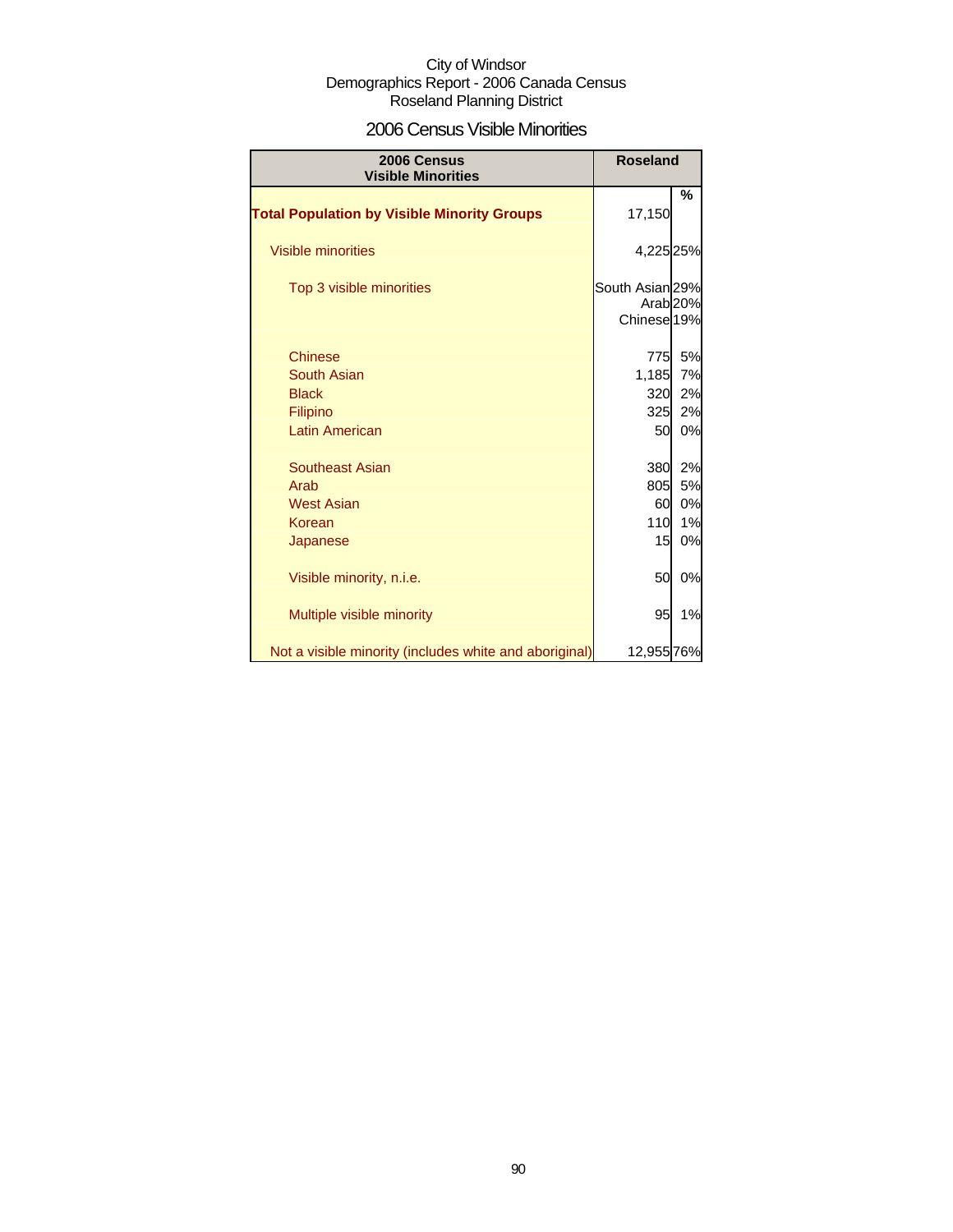City of Windsor
Demographics Report - 2006 Canada Census
Roseland Planning District

## 2006 Census Visible Minorities

| 2006 Census Visible Minorities | Roseland | |
|---|---|---|
| | | % |
| **Total Population by Visible Minority Groups** | 17,150 | |
| Visible minorities | 4,225 | 25% |
| Top 3 visible minorities | South Asian<br>Arab<br>Chinese | 29%<br>20%<br>19% |
| Chinese | 775 | 5% |
| South Asian | 1,185 | 7% |
| Black | 320 | 2% |
| Filipino | 325 | 2% |
| Latin American | 50 | 0% |
| Southeast Asian | 380 | 2% |
| Arab | 805 | 5% |
| West Asian | 60 | 0% |
| Korean | 110 | 1% |
| Japanese | 15 | 0% |
| Visible minority, n.i.e. | 50 | 0% |
| Multiple visible minority | 95 | 1% |
| Not a visible minority (includes white and aboriginal) | 12,955 | 76% |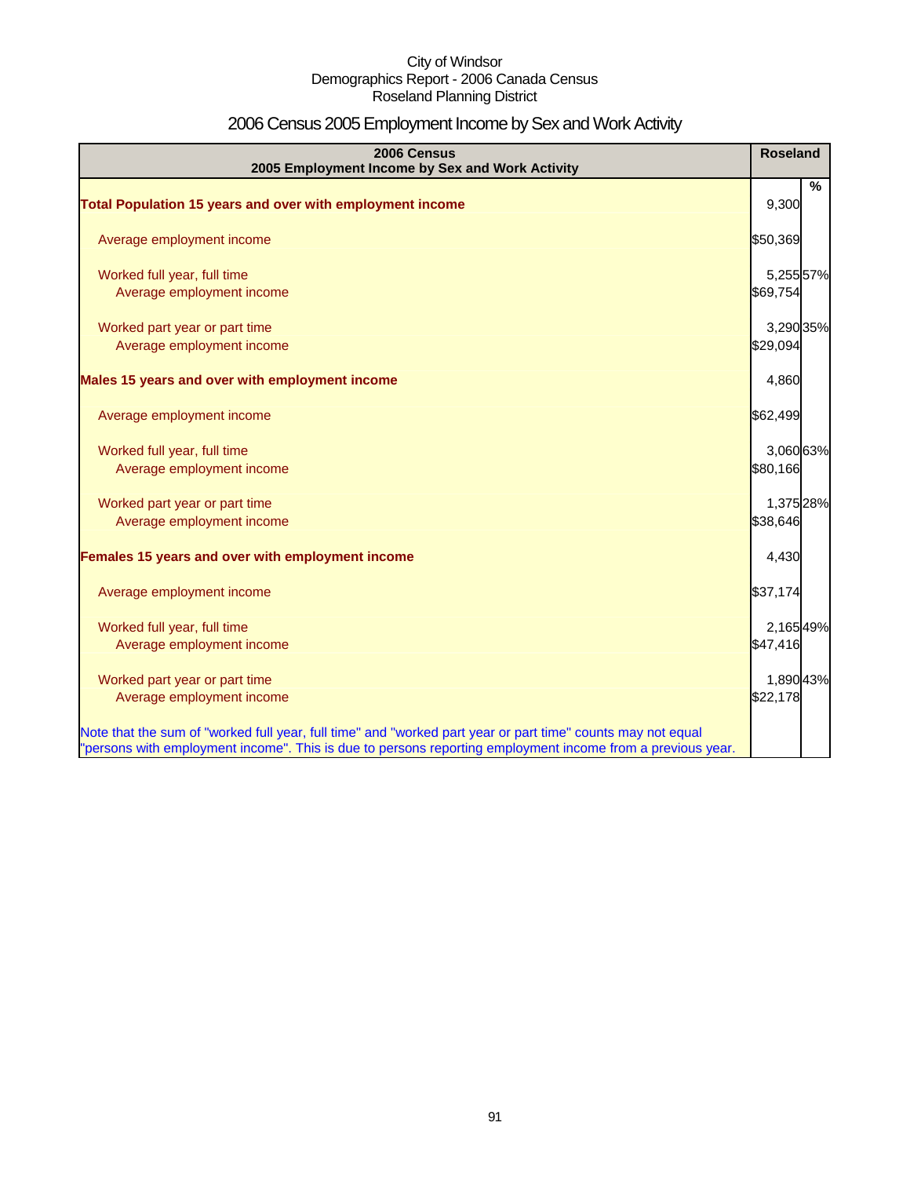City of Windsor
Demographics Report - 2006 Canada Census
Roseland Planning District

# 2006 Census 2005 Employment Income by Sex and Work Activity

| 2006 Census<br>2005 Employment Income by Sex and Work Activity | Roseland | |
|---|---|---|
| | | % |
| **Total Population 15 years and over with employment income** | 9,300 | |
| Average employment income | $50,369 | |
| Worked full year, full time | 5,255 | 57% |
| Average employment income | $69,754 | |
| Worked part year or part time | 3,290 | 35% |
| Average employment income | $29,094 | |
| **Males 15 years and over with employment income** | 4,860 | |
| Average employment income | $62,499 | |
| Worked full year, full time | 3,060 | 63% |
| Average employment income | $80,166 | |
| Worked part year or part time | 1,375 | 28% |
| Average employment income | $38,646 | |
| **Females 15 years and over with employment income** | 4,430 | |
| Average employment income | $37,174 | |
| Worked full year, full time | 2,165 | 49% |
| Average employment income | $47,416 | |
| Worked part year or part time | 1,890 | 43% |
| Average employment income | $22,178 | |
| Note that the sum of "worked full year, full time" and "worked part year or part time" counts may not equal "persons with employment income". This is due to persons reporting employment income from a previous year. | | |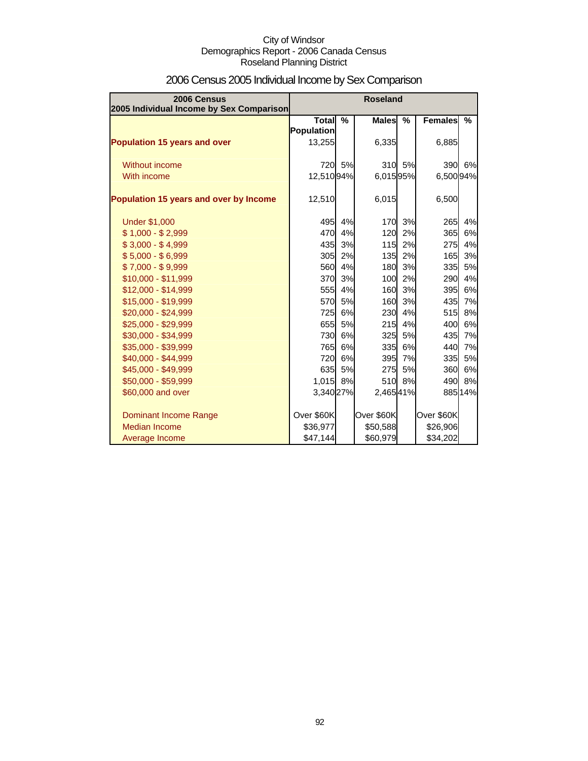City of Windsor
Demographics Report - 2006 Canada Census
Roseland Planning District

# 2006 Census 2005 Individual Income by Sex Comparison

| 2006 Census 2005 Individual Income by Sex Comparison | Roseland | | | | | |
|---|---|---|---|---|---|---|
| | Total Population | % | Males | % | Females | % |
| **Population 15 years and over** | 13,255 | | 6,335 | | 6,885 | |
| Without income | 720 | 5% | 310 | 5% | 390 | 6% |
| With income | 12,510 | 94% | 6,015 | 95% | 6,500 | 94% |
| **Population 15 years and over by Income** | 12,510 | | 6,015 | | 6,500 | |
| Under $1,000 | 495 | 4% | 170 | 3% | 265 | 4% |
| $ 1,000 - $ 2,999 | 470 | 4% | 120 | 2% | 365 | 6% |
| $ 3,000 - $ 4,999 | 435 | 3% | 115 | 2% | 275 | 4% |
| $ 5,000 - $ 6,999 | 305 | 2% | 135 | 2% | 165 | 3% |
| $ 7,000 - $ 9,999 | 560 | 4% | 180 | 3% | 335 | 5% |
| $10,000 - $11,999 | 370 | 3% | 100 | 2% | 290 | 4% |
| $12,000 - $14,999 | 555 | 4% | 160 | 3% | 395 | 6% |
| $15,000 - $19,999 | 570 | 5% | 160 | 3% | 435 | 7% |
| $20,000 - $24,999 | 725 | 6% | 230 | 4% | 515 | 8% |
| $25,000 - $29,999 | 655 | 5% | 215 | 4% | 400 | 6% |
| $30,000 - $34,999 | 730 | 6% | 325 | 5% | 435 | 7% |
| $35,000 - $39,999 | 765 | 6% | 335 | 6% | 440 | 7% |
| $40,000 - $44,999 | 720 | 6% | 395 | 7% | 335 | 5% |
| $45,000 - $49,999 | 635 | 5% | 275 | 5% | 360 | 6% |
| $50,000 - $59,999 | 1,015 | 8% | 510 | 8% | 490 | 8% |
| $60,000 and over | 3,340 | 27% | 2,465 | 41% | 885 | 14% |
| Dominant Income Range | Over $60K | | Over $60K | | Over $60K | |
| Median Income | $36,977 | | $50,588 | | $26,906 | |
| Average Income | $47,144 | | $60,979 | | $34,202 | |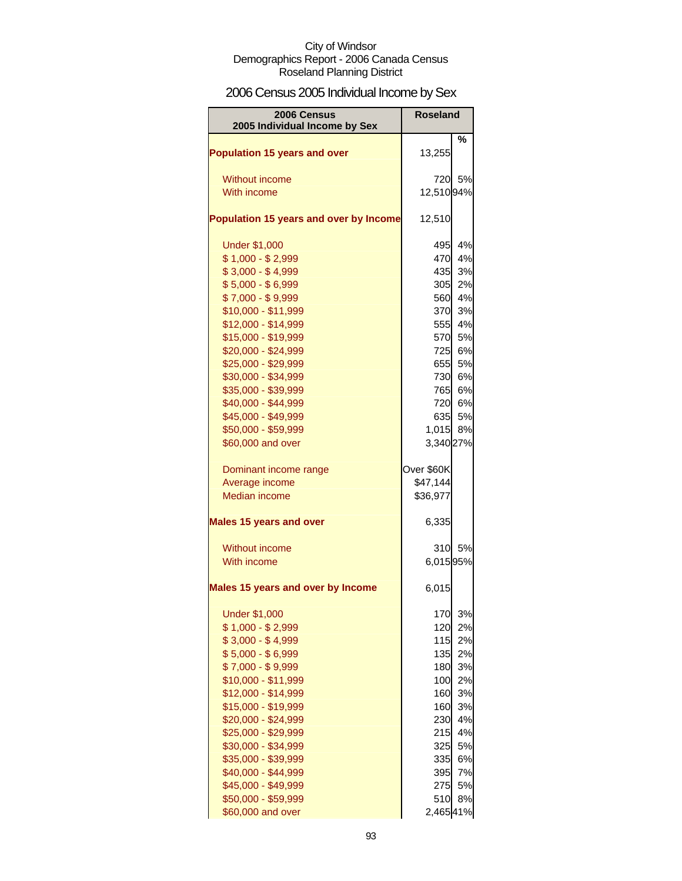City of Windsor
Demographics Report - 2006 Canada Census
Roseland Planning District

# 2006 Census 2005 Individual Income by Sex

| 2006 Census 2005 Individual Income by Sex | Roseland | |
|---|---|---|
| | | % |
| **Population 15 years and over** | 13,255 | |
| Without income | 720 | 5% |
| With income | 12,510 | 94% |
| **Population 15 years and over by Income** | 12,510 | |
| Under $1,000 | 495 | 4% |
| $ 1,000 - $ 2,999 | 470 | 4% |
| $ 3,000 - $ 4,999 | 435 | 3% |
| $ 5,000 - $ 6,999 | 305 | 2% |
| $ 7,000 - $ 9,999 | 560 | 4% |
| $10,000 - $11,999 | 370 | 3% |
| $12,000 - $14,999 | 555 | 4% |
| $15,000 - $19,999 | 570 | 5% |
| $20,000 - $24,999 | 725 | 6% |
| $25,000 - $29,999 | 655 | 5% |
| $30,000 - $34,999 | 730 | 6% |
| $35,000 - $39,999 | 765 | 6% |
| $40,000 - $44,999 | 720 | 6% |
| $45,000 - $49,999 | 635 | 5% |
| $50,000 - $59,999 | 1,015 | 8% |
| $60,000 and over | 3,340 | 27% |
| Dominant income range | Over $60K | |
| Average income | $47,144 | |
| Median income | $36,977 | |
| **Males 15 years and over** | 6,335 | |
| Without income | 310 | 5% |
| With income | 6,015 | 95% |
| **Males 15 years and over by Income** | 6,015 | |
| Under $1,000 | 170 | 3% |
| $ 1,000 - $ 2,999 | 120 | 2% |
| $ 3,000 - $ 4,999 | 115 | 2% |
| $ 5,000 - $ 6,999 | 135 | 2% |
| $ 7,000 - $ 9,999 | 180 | 3% |
| $10,000 - $11,999 | 100 | 2% |
| $12,000 - $14,999 | 160 | 3% |
| $15,000 - $19,999 | 160 | 3% |
| $20,000 - $24,999 | 230 | 4% |
| $25,000 - $29,999 | 215 | 4% |
| $30,000 - $34,999 | 325 | 5% |
| $35,000 - $39,999 | 335 | 6% |
| $40,000 - $44,999 | 395 | 7% |
| $45,000 - $49,999 | 275 | 5% |
| $50,000 - $59,999 | 510 | 8% |
| $60,000 and over | 2,465 | 41% |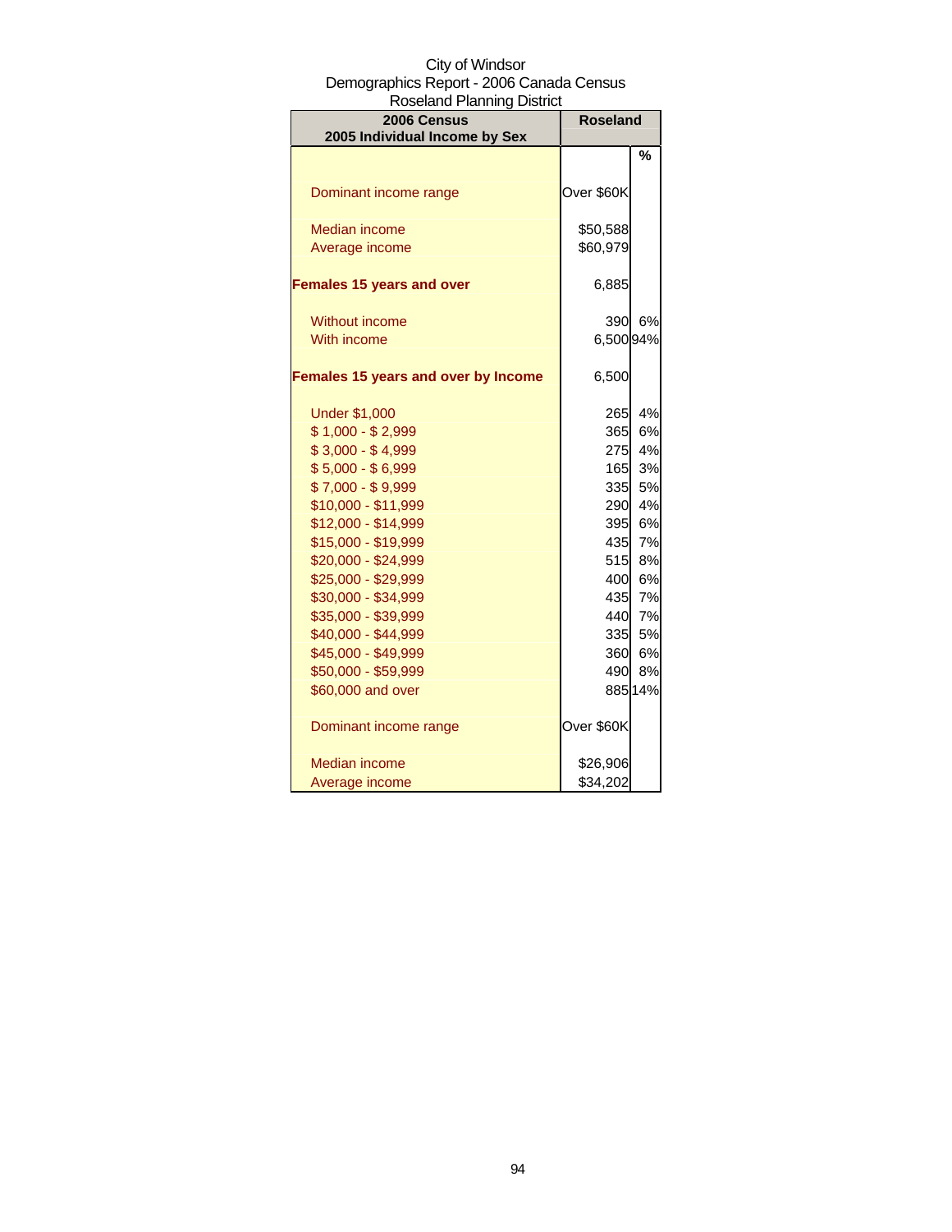City of Windsor
Demographics Report - 2006 Canada Census
Roseland Planning District

| 2006 Census<br>2005 Individual Income by Sex | Roseland | |
|---|---|---|
| | | % |
| Dominant income range | Over $60K | |
| Median income | $50,588 | |
| Average income | $60,979 | |
| **Females 15 years and over** | 6,885 | |
| Without income | 390 | 6% |
| With income | 6,500 | 94% |
| **Females 15 years and over by Income** | 6,500 | |
| Under $1,000 | 265 | 4% |
| $ 1,000 - $ 2,999 | 365 | 6% |
| $ 3,000 - $ 4,999 | 275 | 4% |
| $ 5,000 - $ 6,999 | 165 | 3% |
| $ 7,000 - $ 9,999 | 335 | 5% |
| $10,000 - $11,999 | 290 | 4% |
| $12,000 - $14,999 | 395 | 6% |
| $15,000 - $19,999 | 435 | 7% |
| $20,000 - $24,999 | 515 | 8% |
| $25,000 - $29,999 | 400 | 6% |
| $30,000 - $34,999 | 435 | 7% |
| $35,000 - $39,999 | 440 | 7% |
| $40,000 - $44,999 | 335 | 5% |
| $45,000 - $49,999 | 360 | 6% |
| $50,000 - $59,999 | 490 | 8% |
| $60,000 and over | 885 | 14% |
| Dominant income range | Over $60K | |
| Median income | $26,906 | |
| Average income | $34,202 | |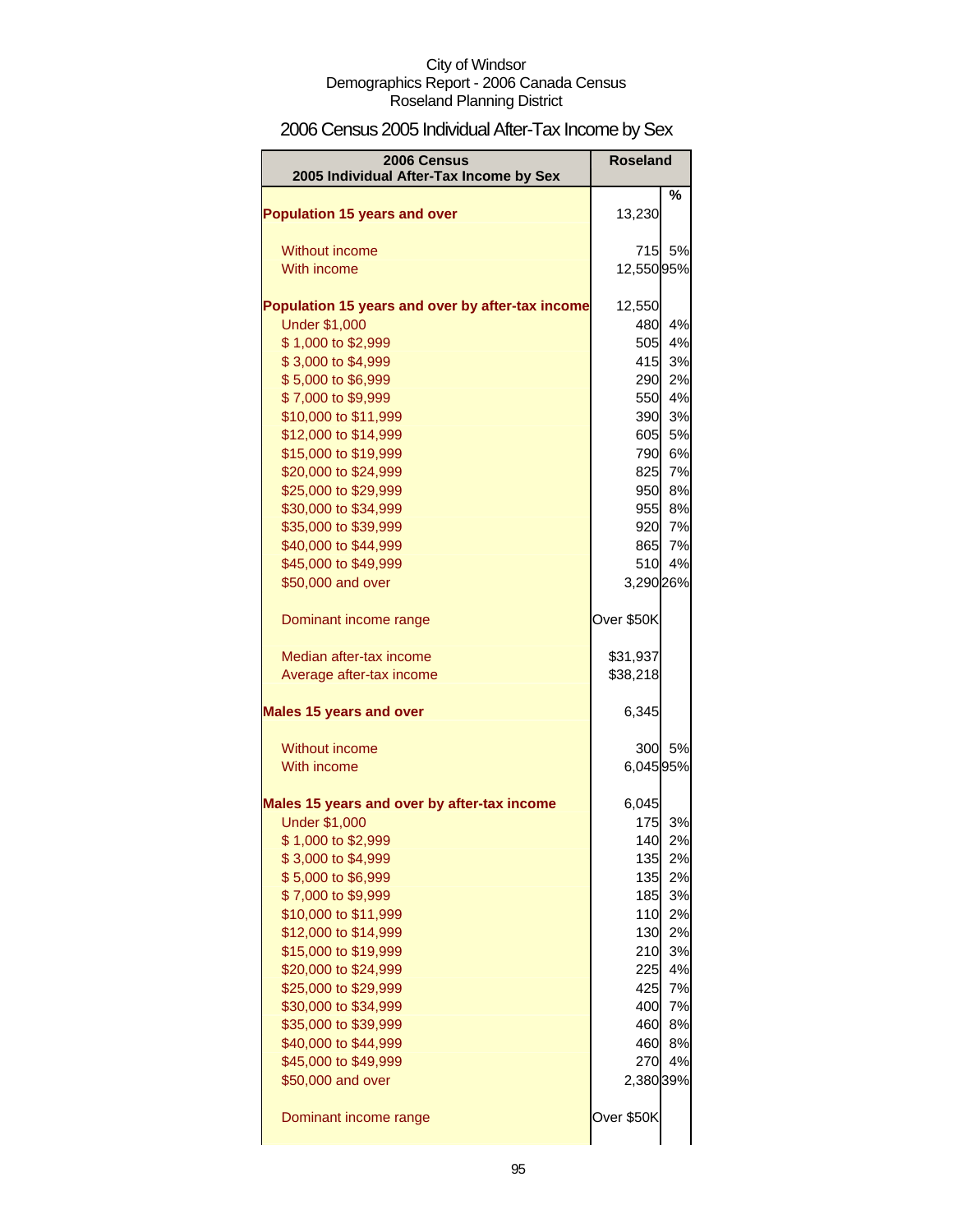City of Windsor
Demographics Report - 2006 Canada Census
Roseland Planning District

# 2006 Census 2005 Individual After-Tax Income by Sex

| 2006 Census 2005 Individual After-Tax Income by Sex | Roseland | |
|---|---|---|
| | | % |
| **Population 15 years and over** | 13,230 | |
| Without income | 715 | 5% |
| With income | 12,550 | 95% |
| **Population 15 years and over by after-tax income** | 12,550 | |
| Under $1,000 | 480 | 4% |
| $ 1,000 to $2,999 | 505 | 4% |
| $ 3,000 to $4,999 | 415 | 3% |
| $ 5,000 to $6,999 | 290 | 2% |
| $ 7,000 to $9,999 | 550 | 4% |
| $10,000 to $11,999 | 390 | 3% |
| $12,000 to $14,999 | 605 | 5% |
| $15,000 to $19,999 | 790 | 6% |
| $20,000 to $24,999 | 825 | 7% |
| $25,000 to $29,999 | 950 | 8% |
| $30,000 to $34,999 | 955 | 8% |
| $35,000 to $39,999 | 920 | 7% |
| $40,000 to $44,999 | 865 | 7% |
| $45,000 to $49,999 | 510 | 4% |
| $50,000 and over | 3,290 | 26% |
| Dominant income range | Over $50K | |
| Median after-tax income | $31,937 | |
| Average after-tax income | $38,218 | |
| **Males 15 years and over** | 6,345 | |
| Without income | 300 | 5% |
| With income | 6,045 | 95% |
| **Males 15 years and over by after-tax income** | 6,045 | |
| Under $1,000 | 175 | 3% |
| $ 1,000 to $2,999 | 140 | 2% |
| $ 3,000 to $4,999 | 135 | 2% |
| $ 5,000 to $6,999 | 135 | 2% |
| $ 7,000 to $9,999 | 185 | 3% |
| $10,000 to $11,999 | 110 | 2% |
| $12,000 to $14,999 | 130 | 2% |
| $15,000 to $19,999 | 210 | 3% |
| $20,000 to $24,999 | 225 | 4% |
| $25,000 to $29,999 | 425 | 7% |
| $30,000 to $34,999 | 400 | 7% |
| $35,000 to $39,999 | 460 | 8% |
| $40,000 to $44,999 | 460 | 8% |
| $45,000 to $49,999 | 270 | 4% |
| $50,000 and over | 2,380 | 39% |
| Dominant income range | Over $50K | |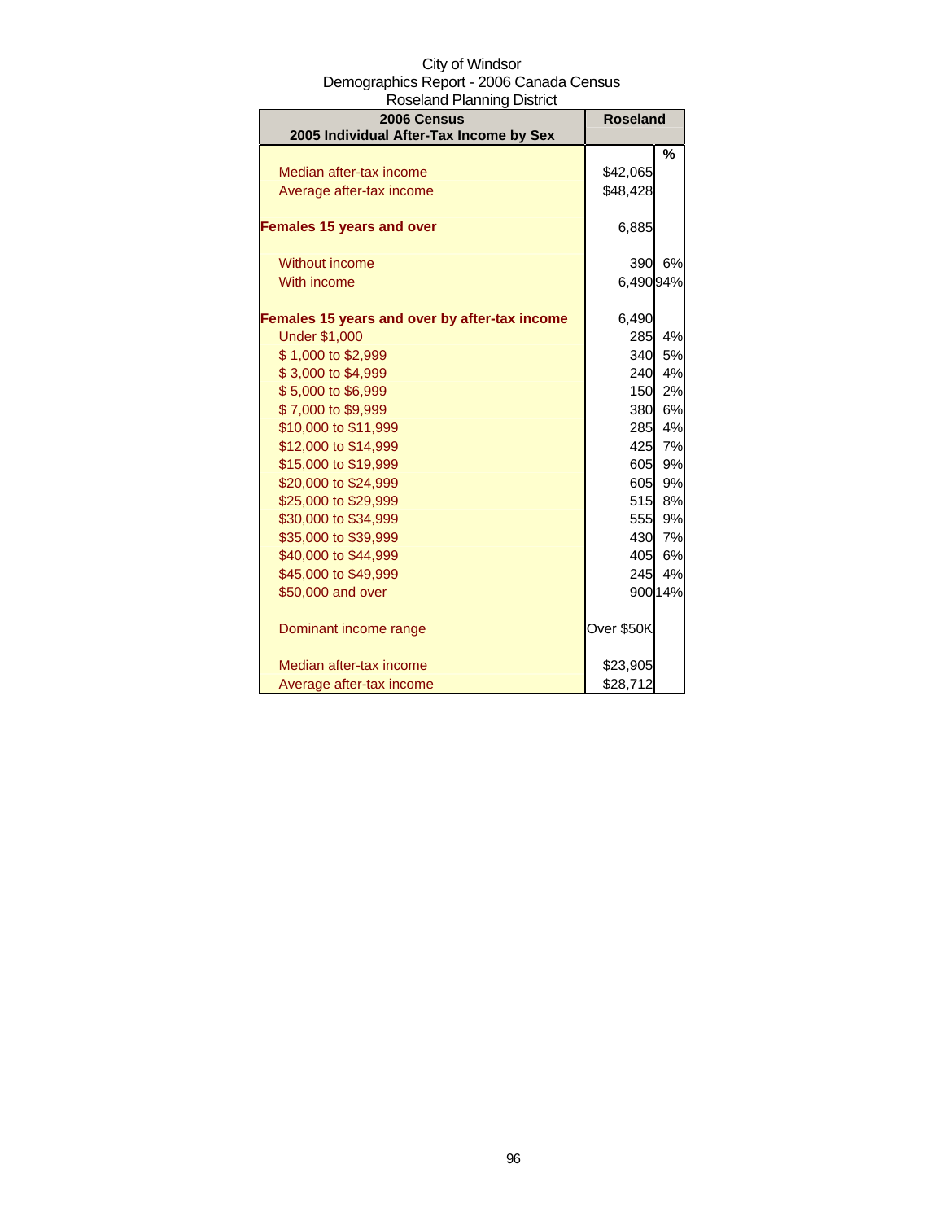City of Windsor
Demographics Report - 2006 Canada Census
Roseland Planning District

| 2006 Census<br>2005 Individual After-Tax Income by Sex | Roseland | |
|---|---|---|
| | | % |
| Median after-tax income | $42,065 | |
| Average after-tax income | $48,428 | |
| | | |
| **Females 15 years and over** | 6,885 | |
| | | |
| Without income | 390 | 6% |
| With income | 6,490 | 94% |
| | | |
| **Females 15 years and over by after-tax income** | 6,490 | |
| Under $1,000 | 285 | 4% |
| $ 1,000 to $2,999 | 340 | 5% |
| $ 3,000 to $4,999 | 240 | 4% |
| $ 5,000 to $6,999 | 150 | 2% |
| $ 7,000 to $9,999 | 380 | 6% |
| $10,000 to $11,999 | 285 | 4% |
| $12,000 to $14,999 | 425 | 7% |
| $15,000 to $19,999 | 605 | 9% |
| $20,000 to $24,999 | 605 | 9% |
| $25,000 to $29,999 | 515 | 8% |
| $30,000 to $34,999 | 555 | 9% |
| $35,000 to $39,999 | 430 | 7% |
| $40,000 to $44,999 | 405 | 6% |
| $45,000 to $49,999 | 245 | 4% |
| $50,000 and over | 900 | 14% |
| | | |
| Dominant income range | Over $50K | |
| | | |
| Median after-tax income | $23,905 | |
| Average after-tax income | $28,712 | |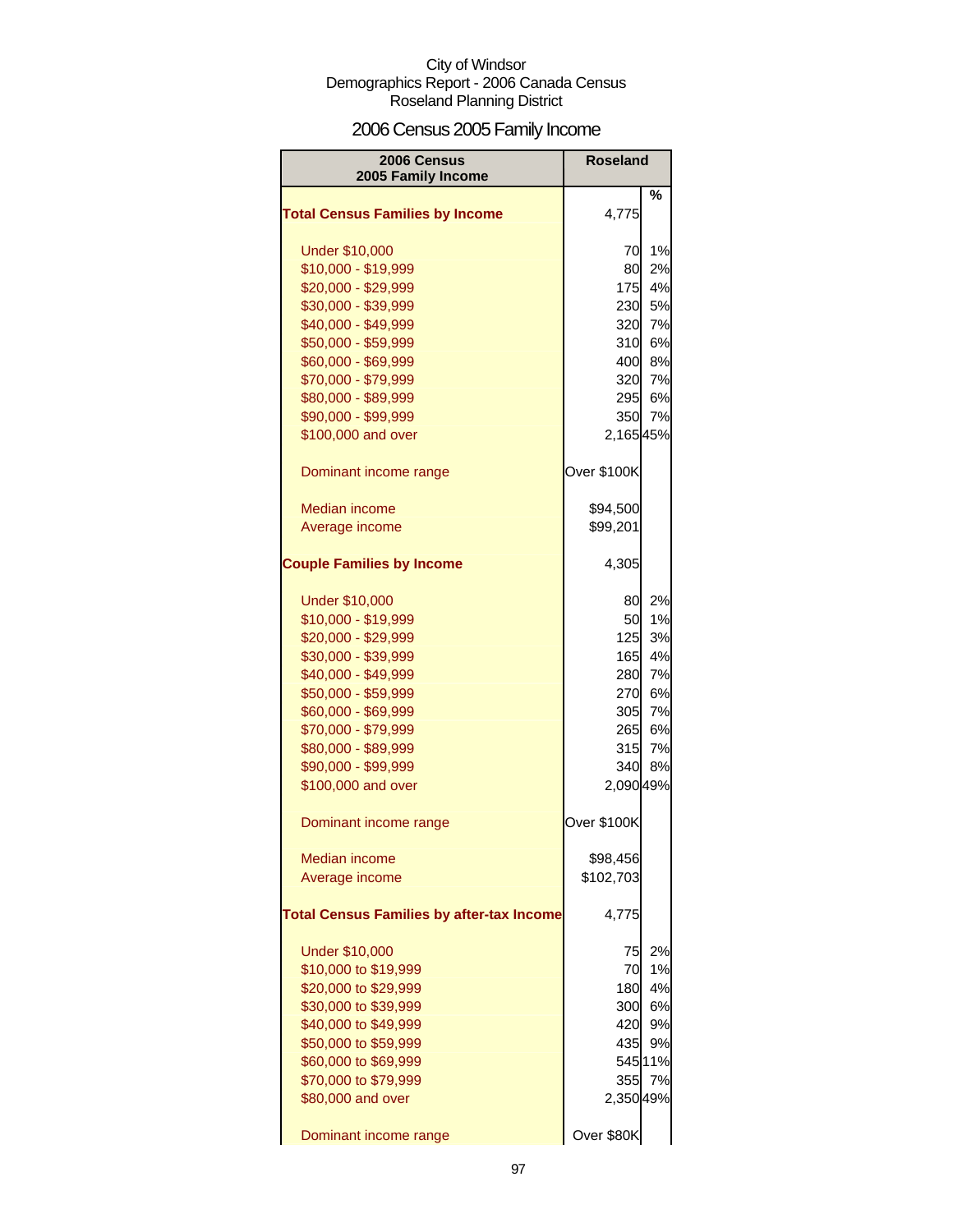City of Windsor
Demographics Report - 2006 Canada Census
Roseland Planning District

# 2006 Census 2005 Family Income

| 2006 Census 2005 Family Income | Roseland | % |
|---|---|---|
| **Total Census Families by Income** | 4,775 | |
| Under $10,000 | 70 | 1% |
| $10,000 - $19,999 | 80 | 2% |
| $20,000 - $29,999 | 175 | 4% |
| $30,000 - $39,999 | 230 | 5% |
| $40,000 - $49,999 | 320 | 7% |
| $50,000 - $59,999 | 310 | 6% |
| $60,000 - $69,999 | 400 | 8% |
| $70,000 - $79,999 | 320 | 7% |
| $80,000 - $89,999 | 295 | 6% |
| $90,000 - $99,999 | 350 | 7% |
| $100,000 and over | 2,165 | 45% |
| Dominant income range | Over $100K | |
| Median income | $94,500 | |
| Average income | $99,201 | |
| **Couple Families by Income** | 4,305 | |
| Under $10,000 | 80 | 2% |
| $10,000 - $19,999 | 50 | 1% |
| $20,000 - $29,999 | 125 | 3% |
| $30,000 - $39,999 | 165 | 4% |
| $40,000 - $49,999 | 280 | 7% |
| $50,000 - $59,999 | 270 | 6% |
| $60,000 - $69,999 | 305 | 7% |
| $70,000 - $79,999 | 265 | 6% |
| $80,000 - $89,999 | 315 | 7% |
| $90,000 - $99,999 | 340 | 8% |
| $100,000 and over | 2,090 | 49% |
| Dominant income range | Over $100K | |
| Median income | $98,456 | |
| Average income | $102,703 | |
| **Total Census Families by after-tax Income** | 4,775 | |
| Under $10,000 | 75 | 2% |
| $10,000 to $19,999 | 70 | 1% |
| $20,000 to $29,999 | 180 | 4% |
| $30,000 to $39,999 | 300 | 6% |
| $40,000 to $49,999 | 420 | 9% |
| $50,000 to $59,999 | 435 | 9% |
| $60,000 to $69,999 | 545 | 11% |
| $70,000 to $79,999 | 355 | 7% |
| $80,000 and over | 2,350 | 49% |
| Dominant income range | Over $80K | |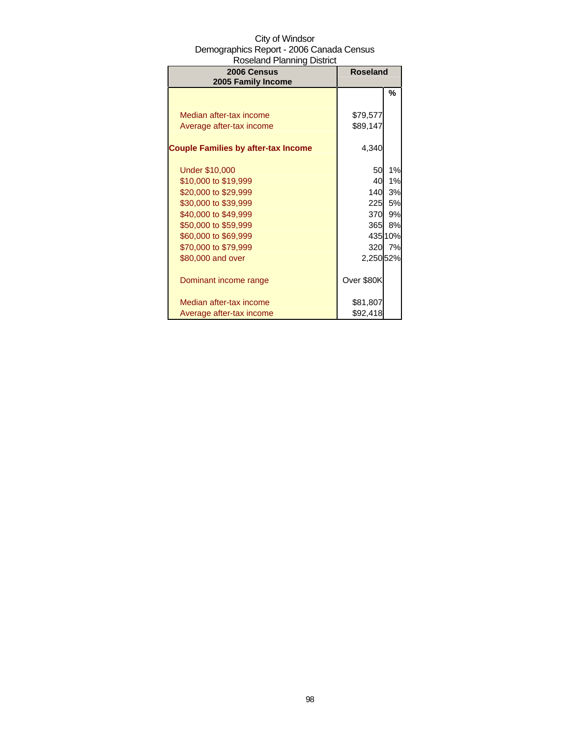City of Windsor
Demographics Report - 2006 Canada Census
Roseland Planning District

| 2006 Census<br>2005 Family Income | Roseland | |
|---|---|---|
| | | % |
| Median after-tax income | $79,577 | |
| Average after-tax income | $89,147 | |
| **Couple Families by after-tax Income** | 4,340 | |
| Under $10,000 | 50 | 1% |
| $10,000 to $19,999 | 40 | 1% |
| $20,000 to $29,999 | 140 | 3% |
| $30,000 to $39,999 | 225 | 5% |
| $40,000 to $49,999 | 370 | 9% |
| $50,000 to $59,999 | 365 | 8% |
| $60,000 to $69,999 | 435 | 10% |
| $70,000 to $79,999 | 320 | 7% |
| $80,000 and over | 2,250 | 52% |
| Dominant income range | Over $80K | |
| Median after-tax income | $81,807 | |
| Average after-tax income | $92,418 | |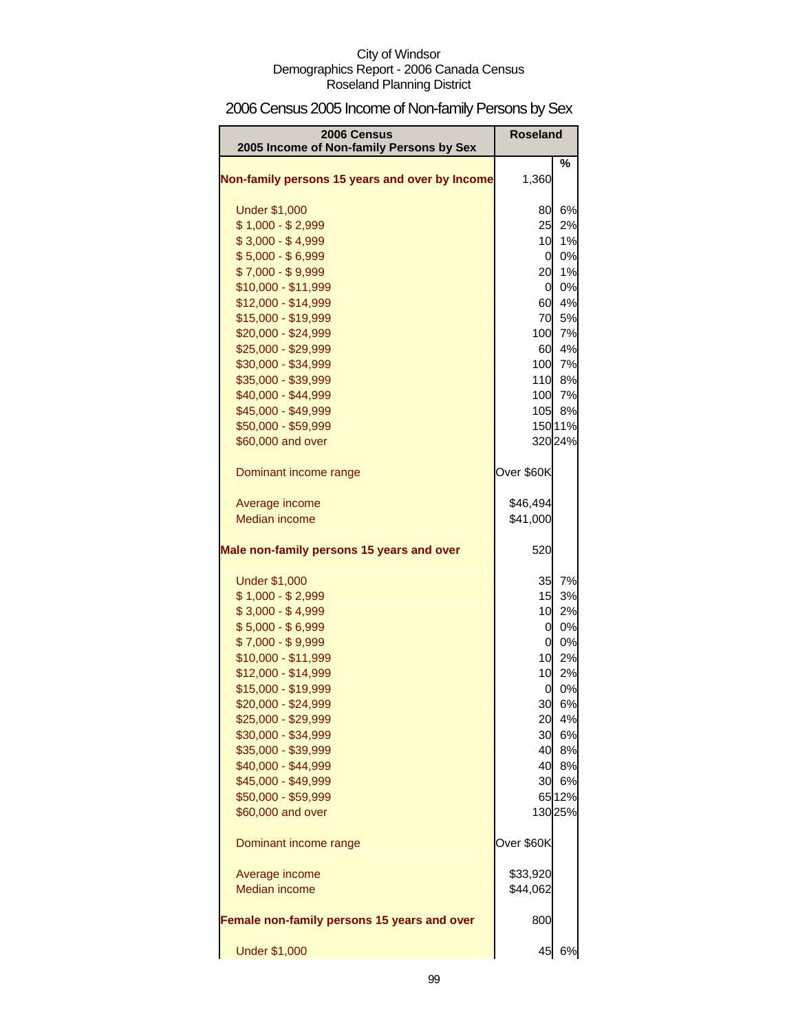City of Windsor
Demographics Report - 2006 Canada Census
Roseland Planning District

# 2006 Census 2005 Income of Non-family Persons by Sex

| 2006 Census 2005 Income of Non-family Persons by Sex | Roseland | |
|---|---|---|
| | | % |
| **Non-family persons 15 years and over by Income** | 1,360 | |
| Under $1,000 | 80 | 6% |
| $ 1,000 - $ 2,999 | 25 | 2% |
| $ 3,000 - $ 4,999 | 10 | 1% |
| $ 5,000 - $ 6,999 | 0 | 0% |
| $ 7,000 - $ 9,999 | 20 | 1% |
| $10,000 - $11,999 | 0 | 0% |
| $12,000 - $14,999 | 60 | 4% |
| $15,000 - $19,999 | 70 | 5% |
| $20,000 - $24,999 | 100 | 7% |
| $25,000 - $29,999 | 60 | 4% |
| $30,000 - $34,999 | 100 | 7% |
| $35,000 - $39,999 | 110 | 8% |
| $40,000 - $44,999 | 100 | 7% |
| $45,000 - $49,999 | 105 | 8% |
| $50,000 - $59,999 | 150 | 11% |
| $60,000 and over | 320 | 24% |
| Dominant income range | Over $60K | |
| Average income | $46,494 | |
| Median income | $41,000 | |
| **Male non-family persons 15 years and over** | 520 | |
| Under $1,000 | 35 | 7% |
| $ 1,000 - $ 2,999 | 15 | 3% |
| $ 3,000 - $ 4,999 | 10 | 2% |
| $ 5,000 - $ 6,999 | 0 | 0% |
| $ 7,000 - $ 9,999 | 0 | 0% |
| $10,000 - $11,999 | 10 | 2% |
| $12,000 - $14,999 | 10 | 2% |
| $15,000 - $19,999 | 0 | 0% |
| $20,000 - $24,999 | 30 | 6% |
| $25,000 - $29,999 | 20 | 4% |
| $30,000 - $34,999 | 30 | 6% |
| $35,000 - $39,999 | 40 | 8% |
| $40,000 - $44,999 | 40 | 8% |
| $45,000 - $49,999 | 30 | 6% |
| $50,000 - $59,999 | 65 | 12% |
| $60,000 and over | 130 | 25% |
| Dominant income range | Over $60K | |
| Average income | $33,920 | |
| Median income | $44,062 | |
| **Female non-family persons 15 years and over** | 800 | |
| Under $1,000 | 45 | 6% |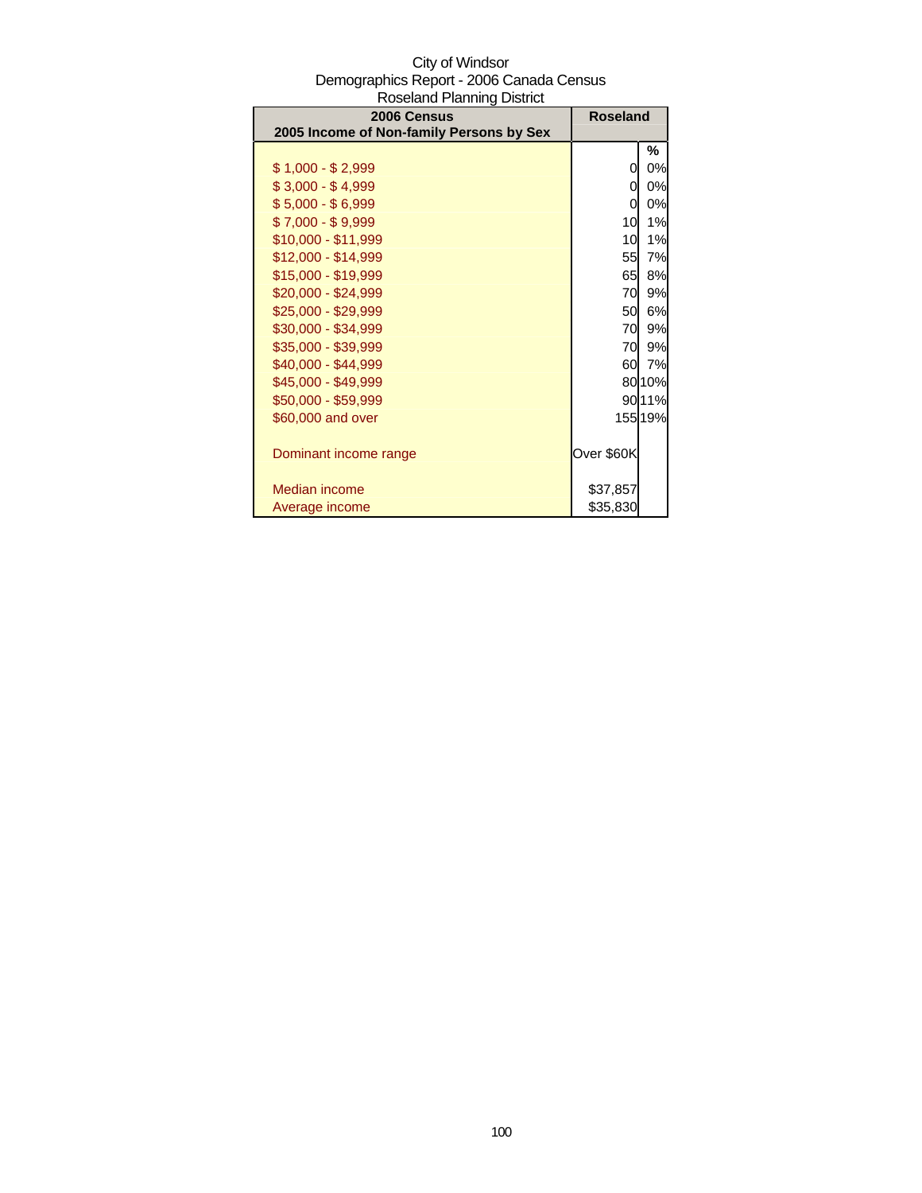City of Windsor
Demographics Report - 2006 Canada Census
Roseland Planning District

| 2006 Census<br>2005 Income of Non-family Persons by Sex | Roseland | |
|---|---|---|
| | | % |
| $ 1,000 - $ 2,999 | 0 | 0% |
| $ 3,000 - $ 4,999 | 0 | 0% |
| $ 5,000 - $ 6,999 | 0 | 0% |
| $ 7,000 - $ 9,999 | 10 | 1% |
| $10,000 - $11,999 | 10 | 1% |
| $12,000 - $14,999 | 55 | 7% |
| $15,000 - $19,999 | 65 | 8% |
| $20,000 - $24,999 | 70 | 9% |
| $25,000 - $29,999 | 50 | 6% |
| $30,000 - $34,999 | 70 | 9% |
| $35,000 - $39,999 | 70 | 9% |
| $40,000 - $44,999 | 60 | 7% |
| $45,000 - $49,999 | 80 | 10% |
| $50,000 - $59,999 | 90 | 11% |
| $60,000 and over | 155 | 19% |
| | | |
| Dominant income range | Over $60K | |
| | | |
| Median income | $37,857 | |
| Average income | $35,830 | |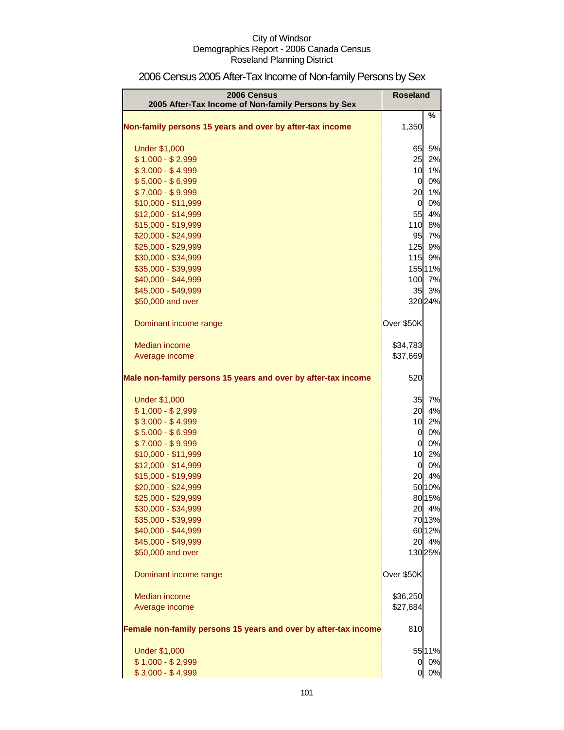City of Windsor
Demographics Report - 2006 Canada Census
Roseland Planning District

# 2006 Census 2005 After-Tax Income of Non-family Persons by Sex

| 2006 Census<br>2005 After-Tax Income of Non-family Persons by Sex | Roseland | |
|---|---|---|
| | | % |
| **Non-family persons 15 years and over by after-tax income** | 1,350 | |
| Under $1,000 | 65 | 5% |
| $ 1,000 - $ 2,999 | 25 | 2% |
| $ 3,000 - $ 4,999 | 10 | 1% |
| $ 5,000 - $ 6,999 | 0 | 0% |
| $ 7,000 - $ 9,999 | 20 | 1% |
| $10,000 - $11,999 | 0 | 0% |
| $12,000 - $14,999 | 55 | 4% |
| $15,000 - $19,999 | 110 | 8% |
| $20,000 - $24,999 | 95 | 7% |
| $25,000 - $29,999 | 125 | 9% |
| $30,000 - $34,999 | 115 | 9% |
| $35,000 - $39,999 | 155 | 11% |
| $40,000 - $44,999 | 100 | 7% |
| $45,000 - $49,999 | 35 | 3% |
| $50,000 and over | 320 | 24% |
| Dominant income range | Over $50K | |
| Median income | $34,783 | |
| Average income | $37,669 | |
| **Male non-family persons 15 years and over by after-tax income** | 520 | |
| Under $1,000 | 35 | 7% |
| $ 1,000 - $ 2,999 | 20 | 4% |
| $ 3,000 - $ 4,999 | 10 | 2% |
| $ 5,000 - $ 6,999 | 0 | 0% |
| $ 7,000 - $ 9,999 | 0 | 0% |
| $10,000 - $11,999 | 10 | 2% |
| $12,000 - $14,999 | 0 | 0% |
| $15,000 - $19,999 | 20 | 4% |
| $20,000 - $24,999 | 50 | 10% |
| $25,000 - $29,999 | 80 | 15% |
| $30,000 - $34,999 | 20 | 4% |
| $35,000 - $39,999 | 70 | 13% |
| $40,000 - $44,999 | 60 | 12% |
| $45,000 - $49,999 | 20 | 4% |
| $50,000 and over | 130 | 25% |
| Dominant income range | Over $50K | |
| Median income | $36,250 | |
| Average income | $27,884 | |
| **Female non-family persons 15 years and over by after-tax income** | 810 | |
| Under $1,000 | 55 | 11% |
| $ 1,000 - $ 2,999 | 0 | 0% |
| $ 3,000 - $ 4,999 | 0 | 0% |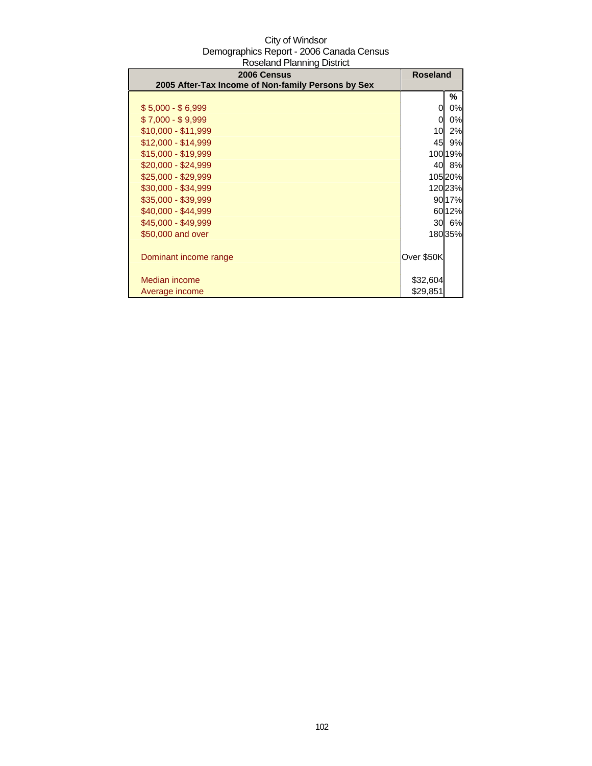City of Windsor
Demographics Report - 2006 Canada Census
Roseland Planning District

| 2006 Census<br>2005 After-Tax Income of Non-family Persons by Sex | Roseland | |
|---|---|---|
| | | % |
| $ 5,000 - $ 6,999 | 0 | 0% |
| $ 7,000 - $ 9,999 | 0 | 0% |
| $10,000 - $11,999 | 10 | 2% |
| $12,000 - $14,999 | 45 | 9% |
| $15,000 - $19,999 | 100 | 19% |
| $20,000 - $24,999 | 40 | 8% |
| $25,000 - $29,999 | 105 | 20% |
| $30,000 - $34,999 | 120 | 23% |
| $35,000 - $39,999 | 90 | 17% |
| $40,000 - $44,999 | 60 | 12% |
| $45,000 - $49,999 | 30 | 6% |
| $50,000 and over | 180 | 35% |
| Dominant income range | Over $50K | |
| Median income | $32,604 | |
| Average income | $29,851 | |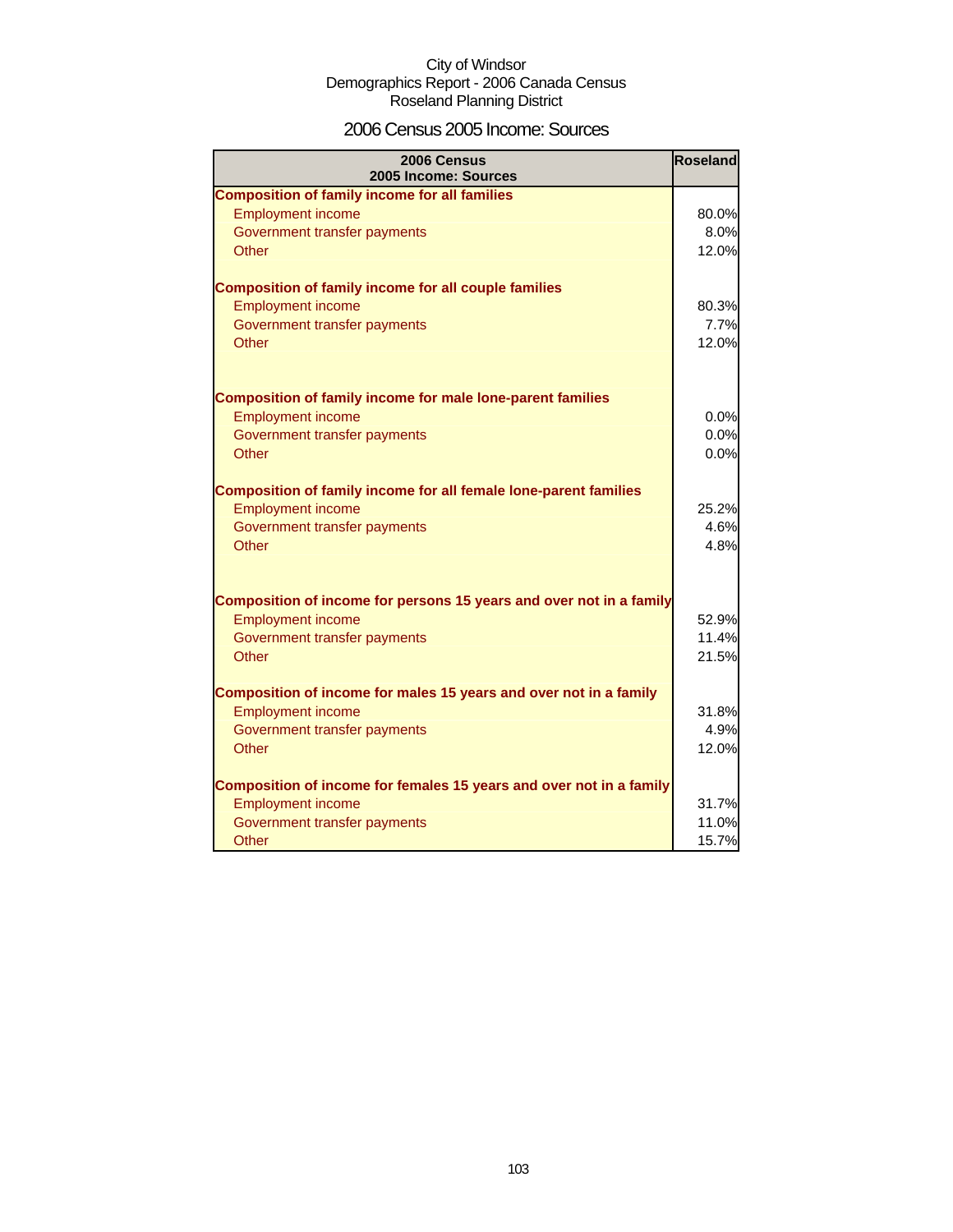City of Windsor
Demographics Report - 2006 Canada Census
Roseland Planning District

# 2006 Census 2005 Income: Sources

| 2006 Census 2005 Income: Sources | Roseland |
|---|---|
| **Composition of family income for all families** | |
| Employment income | 80.0% |
| Government transfer payments | 8.0% |
| Other | 12.0% |
| **Composition of family income for all couple families** | |
| Employment income | 80.3% |
| Government transfer payments | 7.7% |
| Other | 12.0% |
| **Composition of family income for male lone-parent families** | |
| Employment income | 0.0% |
| Government transfer payments | 0.0% |
| Other | 0.0% |
| **Composition of family income for all female lone-parent families** | |
| Employment income | 25.2% |
| Government transfer payments | 4.6% |
| Other | 4.8% |
| **Composition of income for persons 15 years and over not in a family** | |
| Employment income | 52.9% |
| Government transfer payments | 11.4% |
| Other | 21.5% |
| **Composition of income for males 15 years and over not in a family** | |
| Employment income | 31.8% |
| Government transfer payments | 4.9% |
| Other | 12.0% |
| **Composition of income for females 15 years and over not in a family** | |
| Employment income | 31.7% |
| Government transfer payments | 11.0% |
| Other | 15.7% |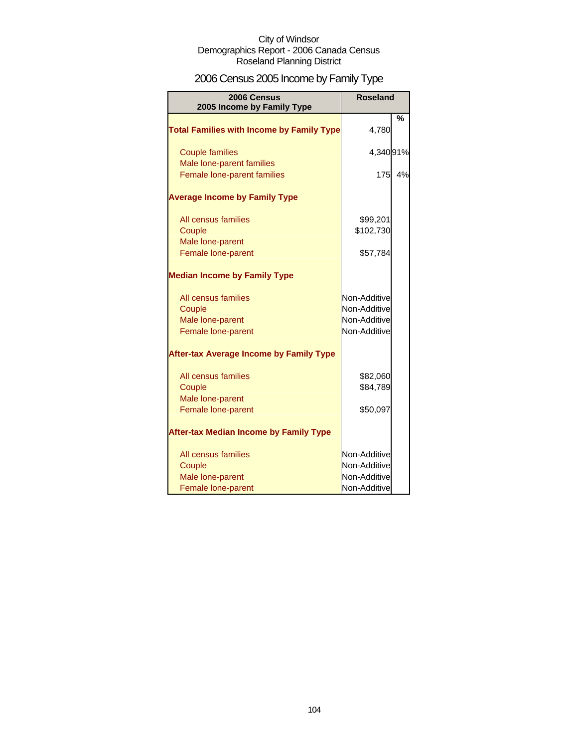City of Windsor
Demographics Report - 2006 Canada Census
Roseland Planning District

# 2006 Census 2005 Income by Family Type

| 2006 Census 2005 Income by Family Type | Roseland | |
|---|---|---|
| | | % |
| **Total Families with Income by Family Type** | 4,780 | |
| Couple families | 4,340 | 91% |
| Male lone-parent families | | |
| Female lone-parent families | 175 | 4% |
| **Average Income by Family Type** | | |
| All census families | $99,201 | |
| Couple | $102,730 | |
| Male lone-parent | | |
| Female lone-parent | $57,784 | |
| **Median Income by Family Type** | | |
| All census families | Non-Additive | |
| Couple | Non-Additive | |
| Male lone-parent | Non-Additive | |
| Female lone-parent | Non-Additive | |
| **After-tax Average Income by Family Type** | | |
| All census families | $82,060 | |
| Couple | $84,789 | |
| Male lone-parent | | |
| Female lone-parent | $50,097 | |
| **After-tax Median Income by Family Type** | | |
| All census families | Non-Additive | |
| Couple | Non-Additive | |
| Male lone-parent | Non-Additive | |
| Female lone-parent | Non-Additive | |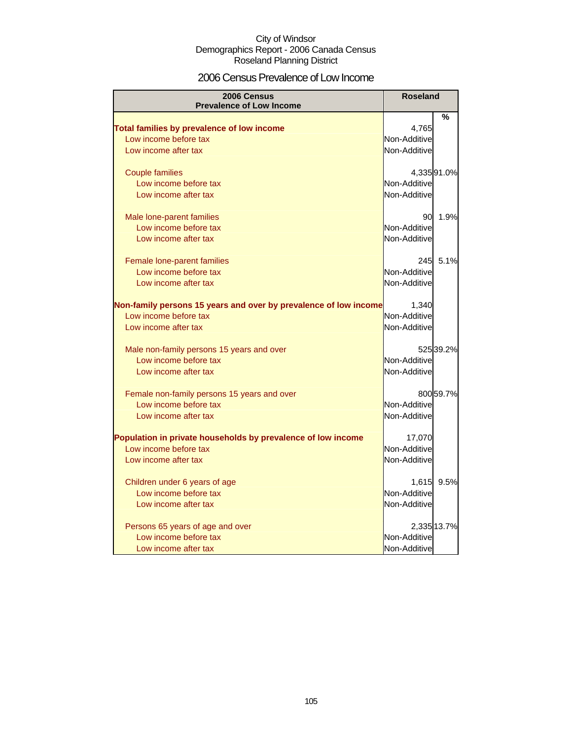City of Windsor
Demographics Report - 2006 Canada Census
Roseland Planning District

# 2006 Census Prevalence of Low Income

| 2006 Census<br>Prevalence of Low Income | Roseland | |
|---|---|---|
| | | % |
| **Total families by prevalence of low income** | 4,765 | |
| Low income before tax | Non-Additive | |
| Low income after tax | Non-Additive | |
| Couple families | 4,335 | 91.0% |
| Low income before tax | Non-Additive | |
| Low income after tax | Non-Additive | |
| Male lone-parent families | 90 | 1.9% |
| Low income before tax | Non-Additive | |
| Low income after tax | Non-Additive | |
| Female lone-parent families | 245 | 5.1% |
| Low income before tax | Non-Additive | |
| Low income after tax | Non-Additive | |
| **Non-family persons 15 years and over by prevalence of low income** | 1,340 | |
| Low income before tax | Non-Additive | |
| Low income after tax | Non-Additive | |
| Male non-family persons 15 years and over | 525 | 39.2% |
| Low income before tax | Non-Additive | |
| Low income after tax | Non-Additive | |
| Female non-family persons 15 years and over | 800 | 59.7% |
| Low income before tax | Non-Additive | |
| Low income after tax | Non-Additive | |
| **Population in private households by prevalence of low income** | 17,070 | |
| Low income before tax | Non-Additive | |
| Low income after tax | Non-Additive | |
| Children under 6 years of age | 1,615 | 9.5% |
| Low income before tax | Non-Additive | |
| Low income after tax | Non-Additive | |
| Persons 65 years of age and over | 2,335 | 13.7% |
| Low income before tax | Non-Additive | |
| Low income after tax | Non-Additive | |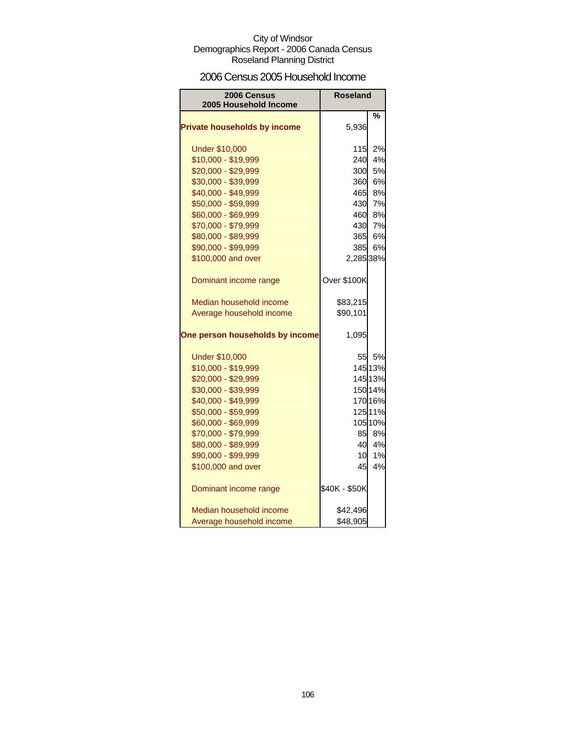City of Windsor
Demographics Report - 2006 Canada Census
Roseland Planning District

## 2006 Census 2005 Household Income

| 2006 Census 2005 Household Income | Roseland | |
|---|---|---|
| | | % |
| **Private households by income** | 5,936 | |
| Under $10,000 | 115 | 2% |
| $10,000 - $19,999 | 240 | 4% |
| $20,000 - $29,999 | 300 | 5% |
| $30,000 - $39,999 | 360 | 6% |
| $40,000 - $49,999 | 465 | 8% |
| $50,000 - $59,999 | 430 | 7% |
| $60,000 - $69,999 | 460 | 8% |
| $70,000 - $79,999 | 430 | 7% |
| $80,000 - $89,999 | 365 | 6% |
| $90,000 - $99,999 | 385 | 6% |
| $100,000 and over | 2,285 | 38% |
| Dominant income range | Over $100K | |
| Median household income | $83,215 | |
| Average household income | $90,101 | |
| **One person households by income** | 1,095 | |
| Under $10,000 | 55 | 5% |
| $10,000 - $19,999 | 145 | 13% |
| $20,000 - $29,999 | 145 | 13% |
| $30,000 - $39,999 | 150 | 14% |
| $40,000 - $49,999 | 170 | 16% |
| $50,000 - $59,999 | 125 | 11% |
| $60,000 - $69,999 | 105 | 10% |
| $70,000 - $79,999 | 85 | 8% |
| $80,000 - $89,999 | 40 | 4% |
| $90,000 - $99,999 | 10 | 1% |
| $100,000 and over | 45 | 4% |
| Dominant income range | $40K - $50K | |
| Median household income | $42,496 | |
| Average household income | $48,905 | |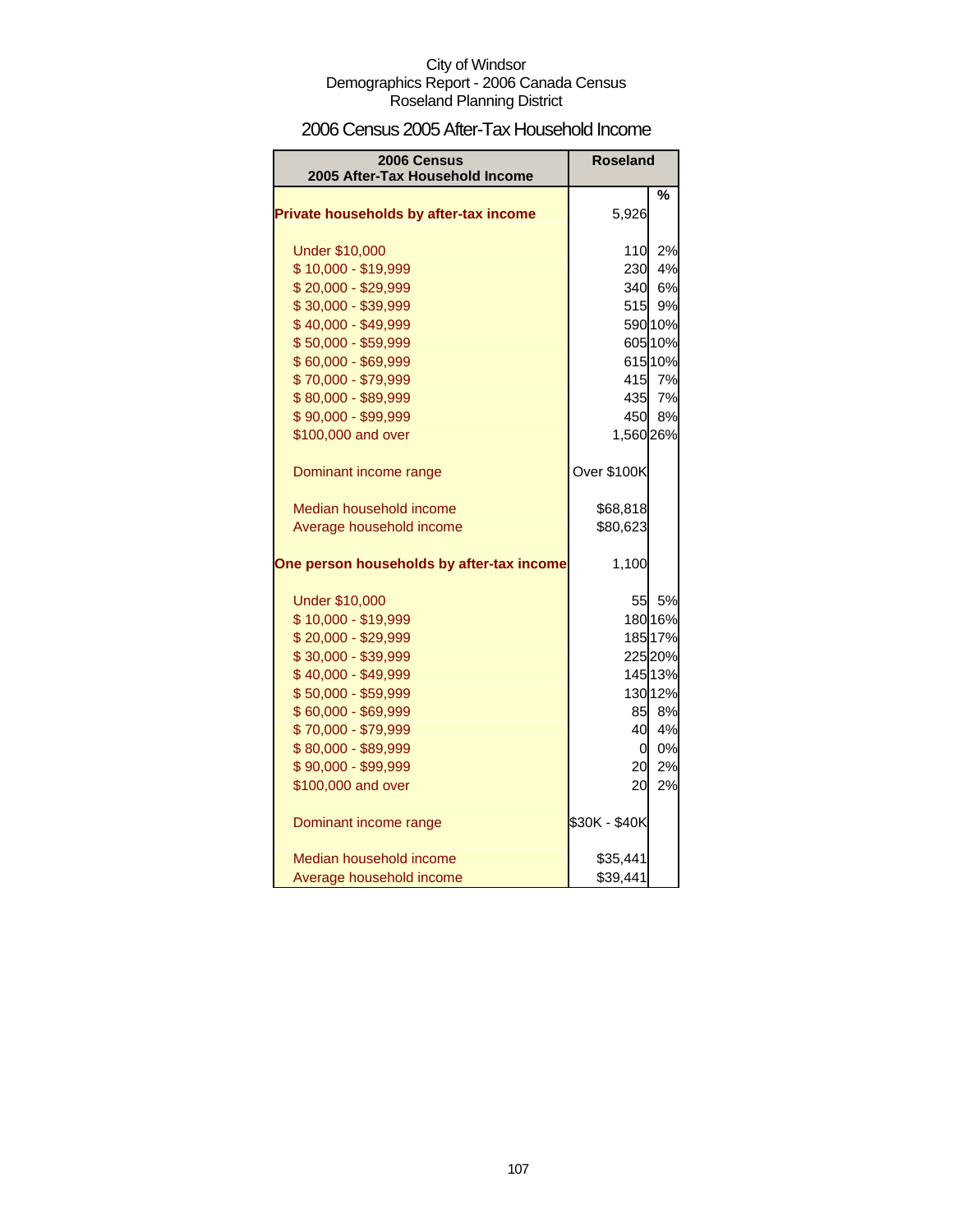City of Windsor
Demographics Report - 2006 Canada Census
Roseland Planning District

## 2006 Census 2005 After-Tax Household Income

| 2006 Census 2005 After-Tax Household Income | Roseland | |
|---|---|---|
| | | % |
| **Private households by after-tax income** | 5,926 | |
| Under $10,000 | 110 | 2% |
| $ 10,000 - $19,999 | 230 | 4% |
| $ 20,000 - $29,999 | 340 | 6% |
| $ 30,000 - $39,999 | 515 | 9% |
| $ 40,000 - $49,999 | 590 | 10% |
| $ 50,000 - $59,999 | 605 | 10% |
| $ 60,000 - $69,999 | 615 | 10% |
| $ 70,000 - $79,999 | 415 | 7% |
| $ 80,000 - $89,999 | 435 | 7% |
| $ 90,000 - $99,999 | 450 | 8% |
| $100,000 and over | 1,560 | 26% |
| Dominant income range | Over $100K | |
| Median household income | $68,818 | |
| Average household income | $80,623 | |
| **One person households by after-tax income** | 1,100 | |
| Under $10,000 | 55 | 5% |
| $ 10,000 - $19,999 | 180 | 16% |
| $ 20,000 - $29,999 | 185 | 17% |
| $ 30,000 - $39,999 | 225 | 20% |
| $ 40,000 - $49,999 | 145 | 13% |
| $ 50,000 - $59,999 | 130 | 12% |
| $ 60,000 - $69,999 | 85 | 8% |
| $ 70,000 - $79,999 | 40 | 4% |
| $ 80,000 - $89,999 | 0 | 0% |
| $ 90,000 - $99,999 | 20 | 2% |
| $100,000 and over | 20 | 2% |
| Dominant income range | $30K - $40K | |
| Median household income | $35,441 | |
| Average household income | $39,441 | |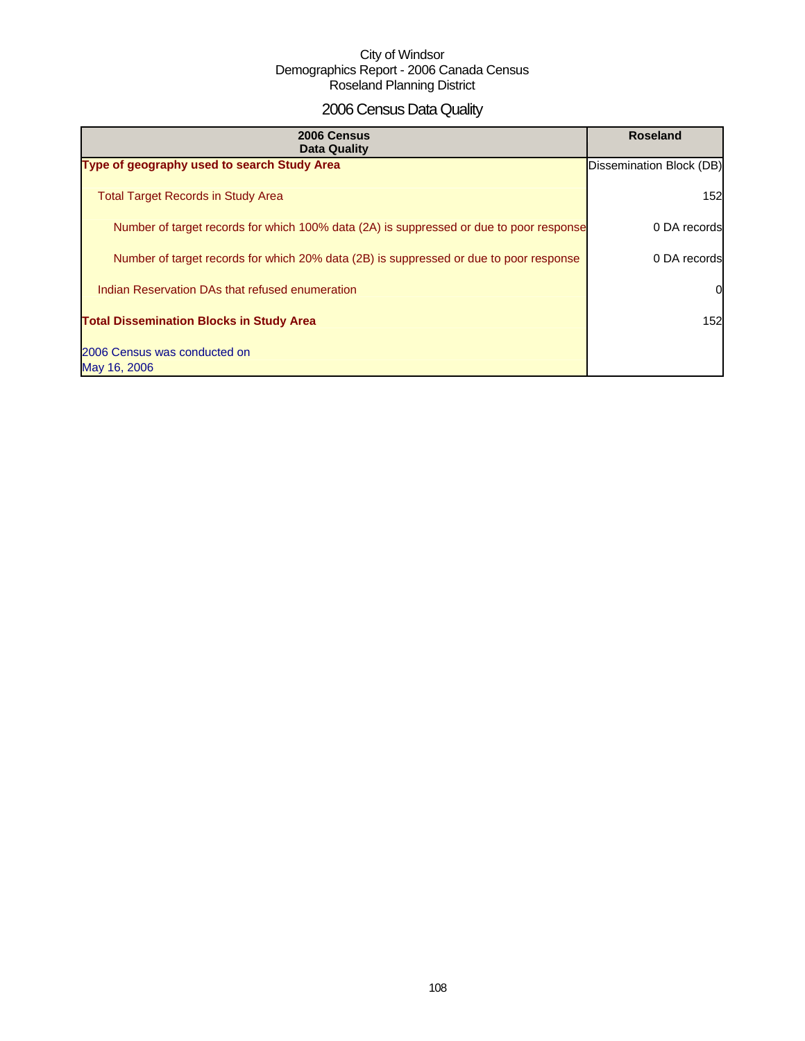City of Windsor
Demographics Report - 2006 Canada Census
Roseland Planning District

# 2006 Census Data Quality

| 2006 Census Data Quality | Roseland |
|---|---|
| **Type of geography used to search Study Area** | Dissemination Block (DB) |
| Total Target Records in Study Area | 152 |
| Number of target records for which 100% data (2A) is suppressed or due to poor response | 0 DA records |
| Number of target records for which 20% data (2B) is suppressed or due to poor response | 0 DA records |
| Indian Reservation DAs that refused enumeration | 0 |
| **Total Dissemination Blocks in Study Area** | 152 |
| 2006 Census was conducted on May 16, 2006 | |